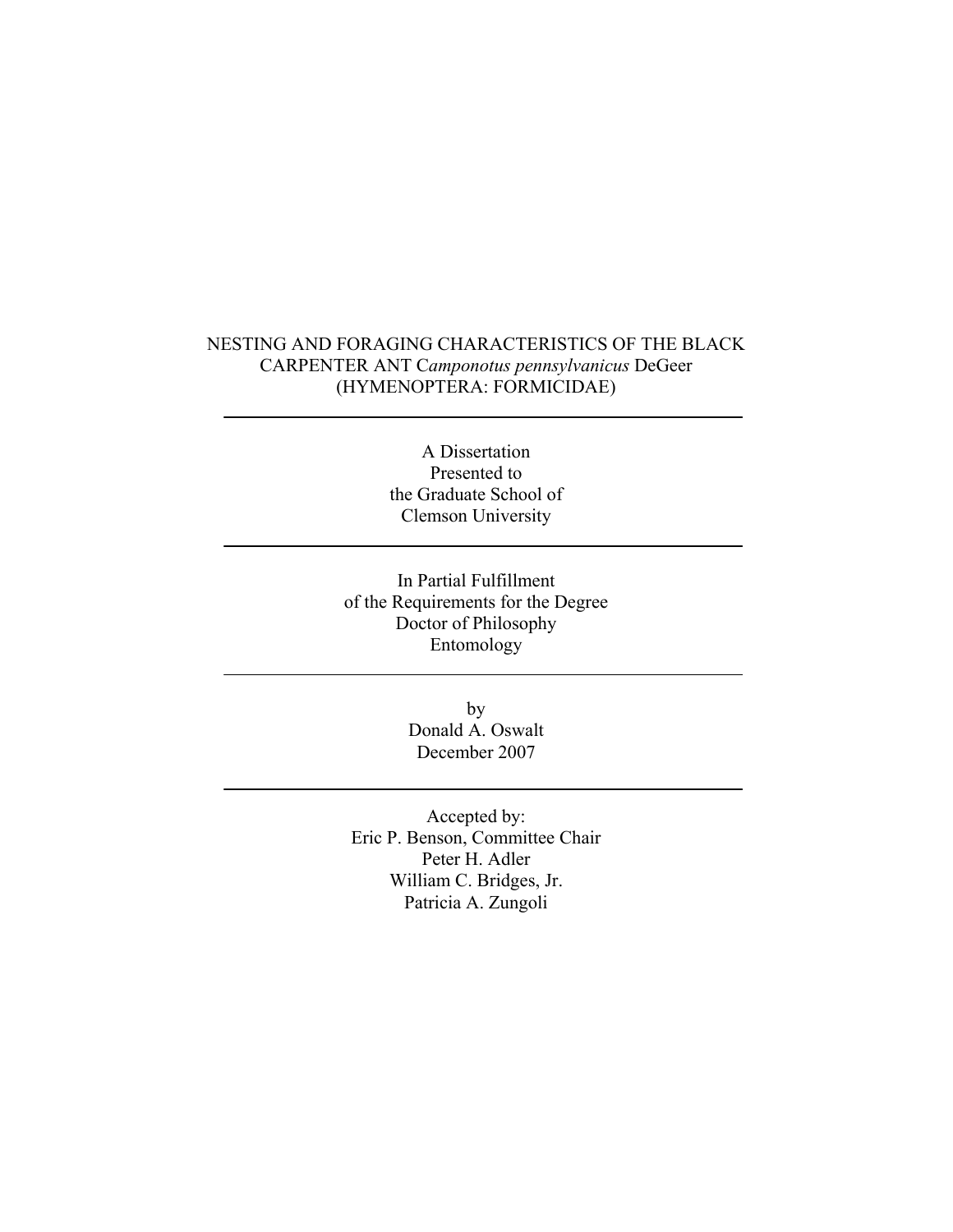# NESTING AND FORAGING CHARACTERISTICS OF THE BLACK CARPENTER ANT C*amponotus pennsylvanicus* DeGeer (HYMENOPTERA: FORMICIDAE)

---

A Dissertation
Presented to
the Graduate School of
Clemson University

---

In Partial Fulfillment
of the Requirements for the Degree
Doctor of Philosophy
Entomology

---

by
Donald A. Oswalt
December 2007

---

Accepted by:
Eric P. Benson, Committee Chair
Peter H. Adler
William C. Bridges, Jr.
Patricia A. Zungoli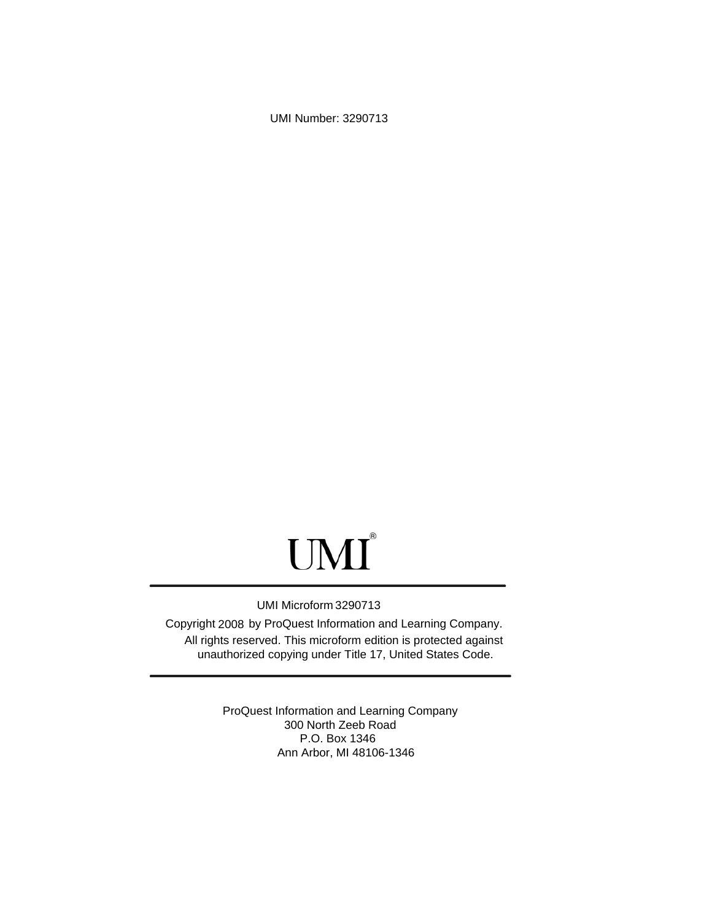UMI Number: 3290713

UMI®

UMI Microform 3290713

Copyright 2008 by ProQuest Information and Learning Company.
All rights reserved. This microform edition is protected against
unauthorized copying under Title 17, United States Code.

ProQuest Information and Learning Company
300 North Zeeb Road
P.O. Box 1346
Ann Arbor, MI 48106-1346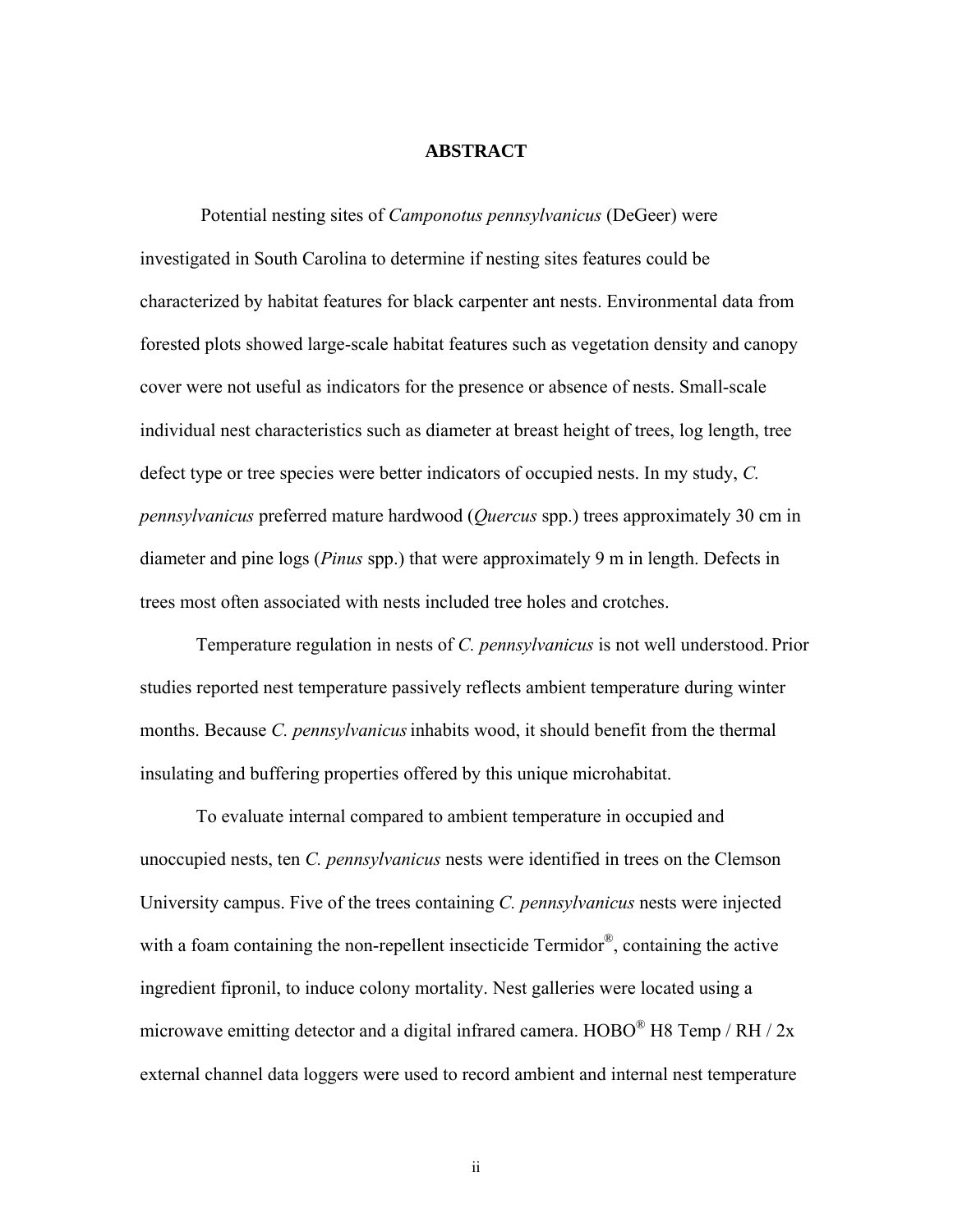# ABSTRACT

Potential nesting sites of *Camponotus pennsylvanicus* (DeGeer) were investigated in South Carolina to determine if nesting sites features could be characterized by habitat features for black carpenter ant nests. Environmental data from forested plots showed large-scale habitat features such as vegetation density and canopy cover were not useful as indicators for the presence or absence of nests. Small-scale individual nest characteristics such as diameter at breast height of trees, log length, tree defect type or tree species were better indicators of occupied nests. In my study, *C. pennsylvanicus* preferred mature hardwood (*Quercus* spp.) trees approximately 30 cm in diameter and pine logs (*Pinus* spp.) that were approximately 9 m in length. Defects in trees most often associated with nests included tree holes and crotches.

Temperature regulation in nests of *C. pennsylvanicus* is not well understood. Prior studies reported nest temperature passively reflects ambient temperature during winter months. Because *C. pennsylvanicus* inhabits wood, it should benefit from the thermal insulating and buffering properties offered by this unique microhabitat.

To evaluate internal compared to ambient temperature in occupied and unoccupied nests, ten *C. pennsylvanicus* nests were identified in trees on the Clemson University campus. Five of the trees containing *C. pennsylvanicus* nests were injected with a foam containing the non-repellent insecticide Termidor®, containing the active ingredient fipronil, to induce colony mortality. Nest galleries were located using a microwave emitting detector and a digital infrared camera. HOBO® H8 Temp / RH / 2x external channel data loggers were used to record ambient and internal nest temperature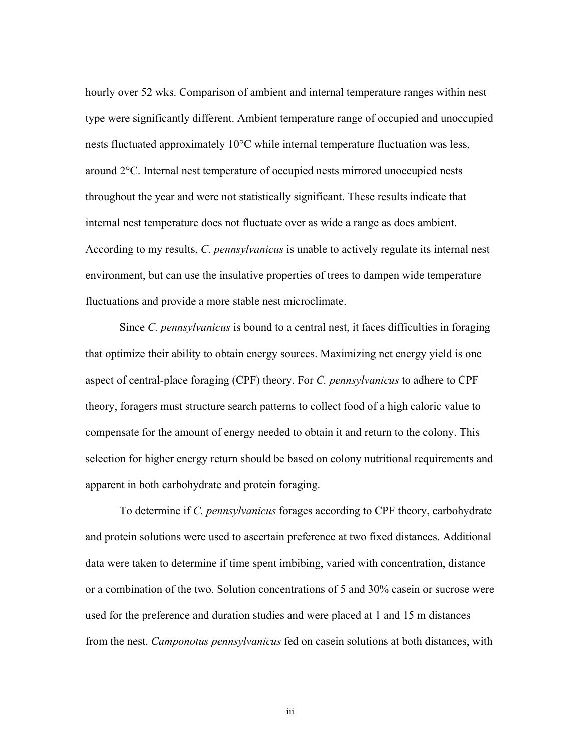hourly over 52 wks. Comparison of ambient and internal temperature ranges within nest type were significantly different. Ambient temperature range of occupied and unoccupied nests fluctuated approximately 10°C while internal temperature fluctuation was less, around 2°C. Internal nest temperature of occupied nests mirrored unoccupied nests throughout the year and were not statistically significant. These results indicate that internal nest temperature does not fluctuate over as wide a range as does ambient. According to my results, *C. pennsylvanicus* is unable to actively regulate its internal nest environment, but can use the insulative properties of trees to dampen wide temperature fluctuations and provide a more stable nest microclimate.

Since *C. pennsylvanicus* is bound to a central nest, it faces difficulties in foraging that optimize their ability to obtain energy sources. Maximizing net energy yield is one aspect of central-place foraging (CPF) theory. For *C. pennsylvanicus* to adhere to CPF theory, foragers must structure search patterns to collect food of a high caloric value to compensate for the amount of energy needed to obtain it and return to the colony. This selection for higher energy return should be based on colony nutritional requirements and apparent in both carbohydrate and protein foraging.

To determine if *C. pennsylvanicus* forages according to CPF theory, carbohydrate and protein solutions were used to ascertain preference at two fixed distances. Additional data were taken to determine if time spent imbibing, varied with concentration, distance or a combination of the two. Solution concentrations of 5 and 30% casein or sucrose were used for the preference and duration studies and were placed at 1 and 15 m distances from the nest. *Camponotus pennsylvanicus* fed on casein solutions at both distances, with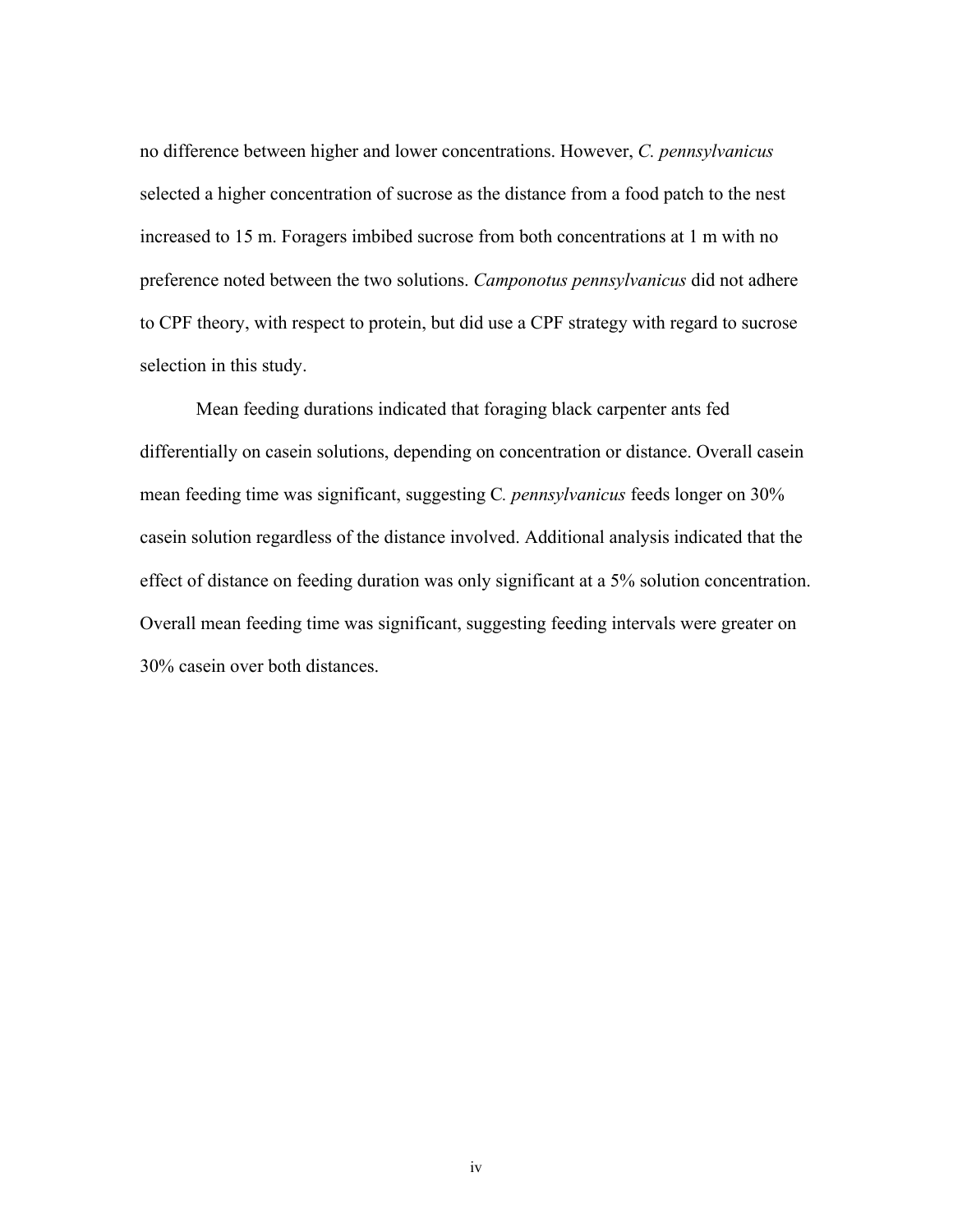no difference between higher and lower concentrations. However, *C. pennsylvanicus* selected a higher concentration of sucrose as the distance from a food patch to the nest increased to 15 m. Foragers imbibed sucrose from both concentrations at 1 m with no preference noted between the two solutions. *Camponotus pennsylvanicus* did not adhere to CPF theory, with respect to protein, but did use a CPF strategy with regard to sucrose selection in this study.

Mean feeding durations indicated that foraging black carpenter ants fed differentially on casein solutions, depending on concentration or distance. Overall casein mean feeding time was significant, suggesting C*. pennsylvanicus* feeds longer on 30% casein solution regardless of the distance involved. Additional analysis indicated that the effect of distance on feeding duration was only significant at a 5% solution concentration. Overall mean feeding time was significant, suggesting feeding intervals were greater on 30% casein over both distances.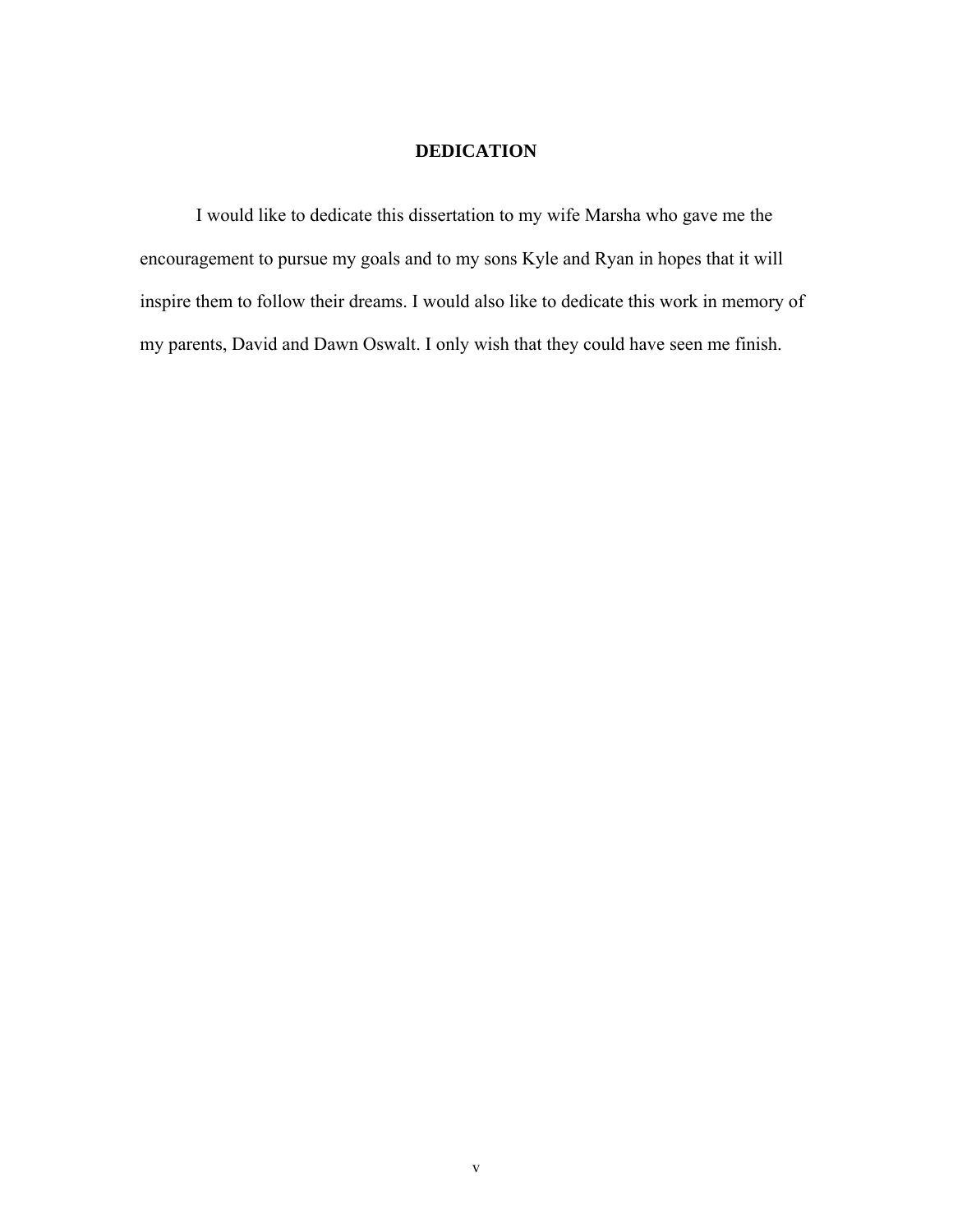# DEDICATION

I would like to dedicate this dissertation to my wife Marsha who gave me the encouragement to pursue my goals and to my sons Kyle and Ryan in hopes that it will inspire them to follow their dreams. I would also like to dedicate this work in memory of my parents, David and Dawn Oswalt. I only wish that they could have seen me finish.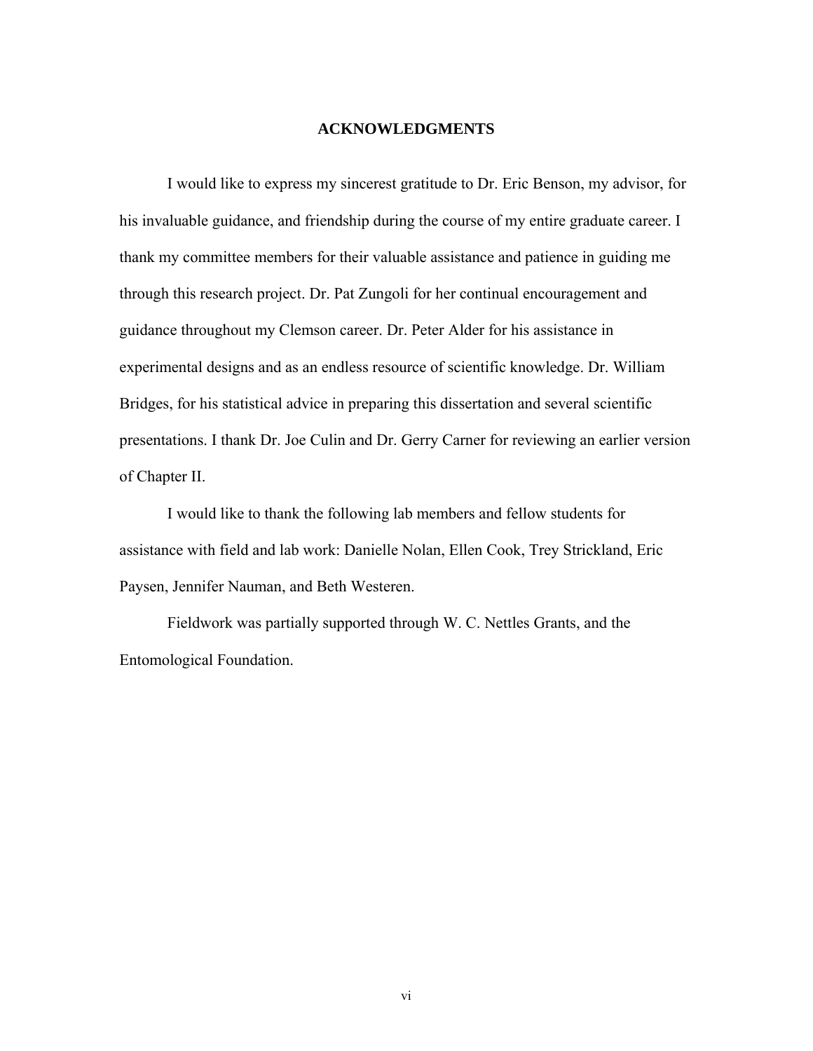# ACKNOWLEDGMENTS

I would like to express my sincerest gratitude to Dr. Eric Benson, my advisor, for his invaluable guidance, and friendship during the course of my entire graduate career. I thank my committee members for their valuable assistance and patience in guiding me through this research project. Dr. Pat Zungoli for her continual encouragement and guidance throughout my Clemson career. Dr. Peter Alder for his assistance in experimental designs and as an endless resource of scientific knowledge. Dr. William Bridges, for his statistical advice in preparing this dissertation and several scientific presentations. I thank Dr. Joe Culin and Dr. Gerry Carner for reviewing an earlier version of Chapter II.

I would like to thank the following lab members and fellow students for assistance with field and lab work: Danielle Nolan, Ellen Cook, Trey Strickland, Eric Paysen, Jennifer Nauman, and Beth Westeren.

Fieldwork was partially supported through W. C. Nettles Grants, and the Entomological Foundation.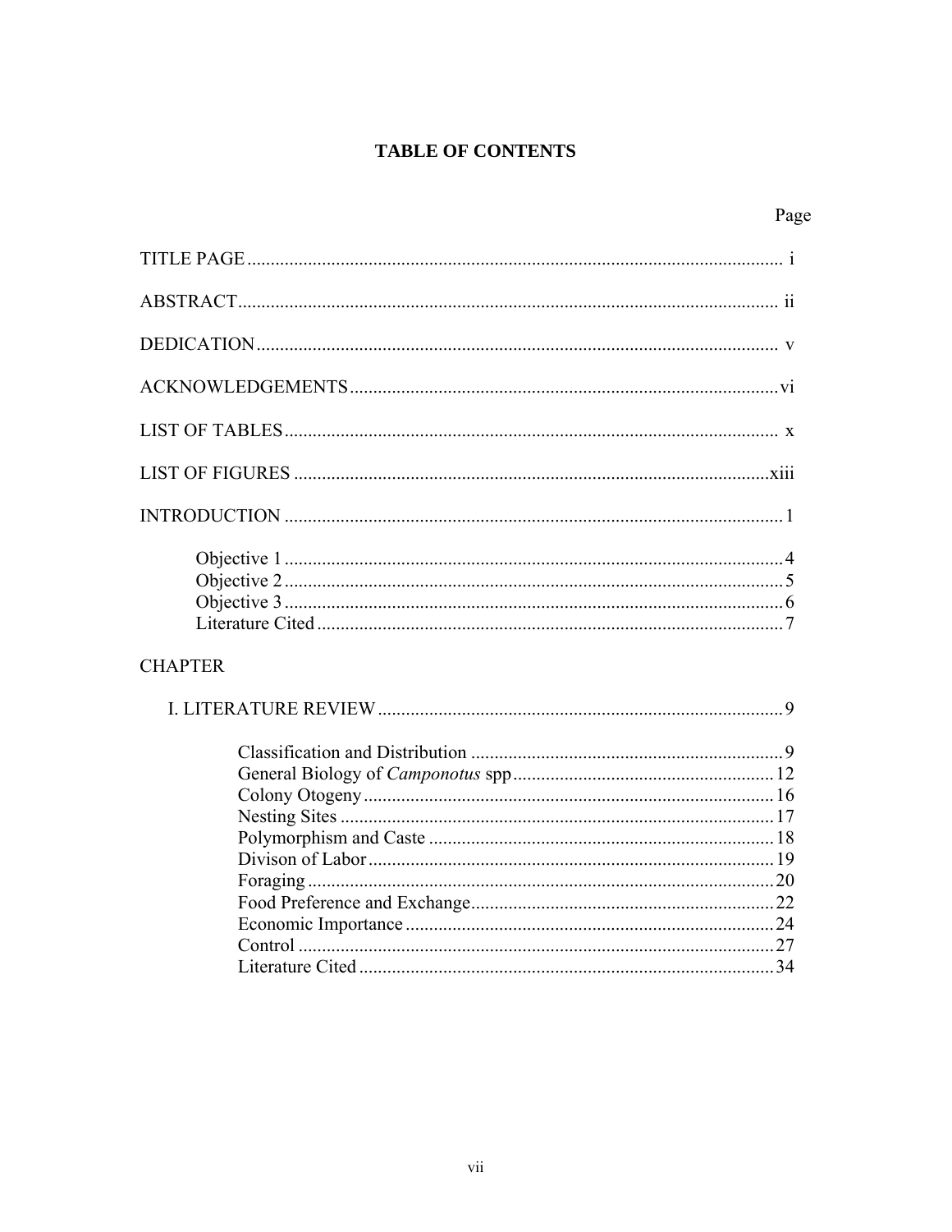# TABLE OF CONTENTS

| | Page |
|---|---|
| TITLE PAGE | i |
| ABSTRACT | ii |
| DEDICATION | v |
| ACKNOWLEDGEMENTS | vi |
| LIST OF TABLES | x |
| LIST OF FIGURES | xiii |
| INTRODUCTION | 1 |
| Objective 1 | 4 |
| Objective 2 | 5 |
| Objective 3 | 6 |
| Literature Cited | 7 |
| CHAPTER | |
| I. LITERATURE REVIEW | 9 |
| Classification and Distribution | 9 |
| General Biology of *Camponotus* spp | 12 |
| Colony Otogeny | 16 |
| Nesting Sites | 17 |
| Polymorphism and Caste | 18 |
| Divison of Labor | 19 |
| Foraging | 20 |
| Food Preference and Exchange | 22 |
| Economic Importance | 24 |
| Control | 27 |
| Literature Cited | 34 |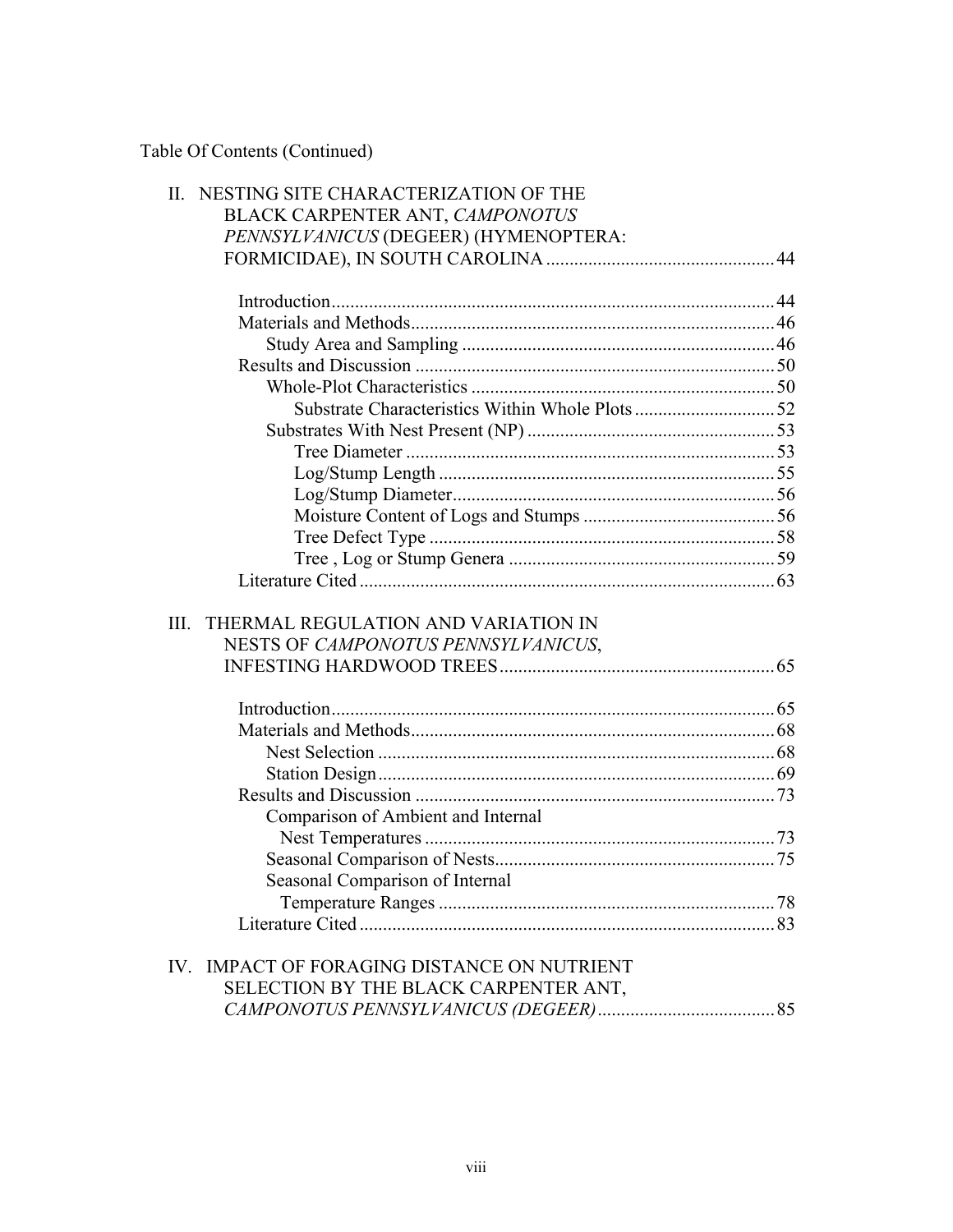Table Of Contents (Continued)

II. NESTING SITE CHARACTERIZATION OF THE BLACK CARPENTER ANT, *CAMPONOTUS PENNSYLVANICUS* (DEGEER) (HYMENOPTERA: FORMICIDAE), IN SOUTH CAROLINA ........ 44

- Introduction ........ 44
- Materials and Methods ........ 46
  - Study Area and Sampling ........ 46
- Results and Discussion ........ 50
  - Whole-Plot Characteristics ........ 50
    - Substrate Characteristics Within Whole Plots ........ 52
  - Substrates With Nest Present (NP) ........ 53
    - Tree Diameter ........ 53
    - Log/Stump Length ........ 55
    - Log/Stump Diameter ........ 56
    - Moisture Content of Logs and Stumps ........ 56
    - Tree Defect Type ........ 58
    - Tree , Log or Stump Genera ........ 59
- Literature Cited ........ 63

III. THERMAL REGULATION AND VARIATION IN NESTS OF *CAMPONOTUS PENNSYLVANICUS*, INFESTING HARDWOOD TREES ........ 65

- Introduction ........ 65
- Materials and Methods ........ 68
  - Nest Selection ........ 68
  - Station Design ........ 69
- Results and Discussion ........ 73
  - Comparison of Ambient and Internal Nest Temperatures ........ 73
  - Seasonal Comparison of Nests ........ 75
  - Seasonal Comparison of Internal Temperature Ranges ........ 78
- Literature Cited ........ 83

IV. IMPACT OF FORAGING DISTANCE ON NUTRIENT SELECTION BY THE BLACK CARPENTER ANT, *CAMPONOTUS PENNSYLVANICUS (DEGEER)* ........ 85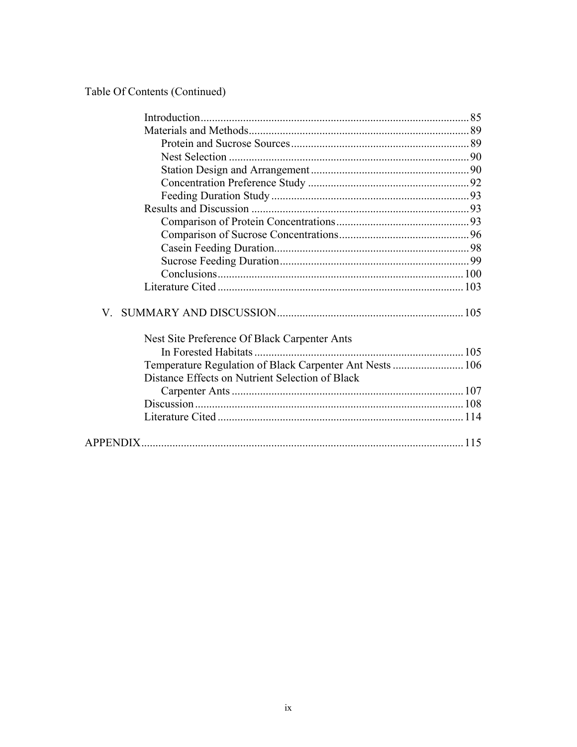Table Of Contents (Continued)

| | |
|---|---|
| Introduction | 85 |
| Materials and Methods | 89 |
| Protein and Sucrose Sources | 89 |
| Nest Selection | 90 |
| Station Design and Arrangement | 90 |
| Concentration Preference Study | 92 |
| Feeding Duration Study | 93 |
| Results and Discussion | 93 |
| Comparison of Protein Concentrations | 93 |
| Comparison of Sucrose Concentrations | 96 |
| Casein Feeding Duration | 98 |
| Sucrose Feeding Duration | 99 |
| Conclusions | 100 |
| Literature Cited | 103 |
| V. SUMMARY AND DISCUSSION | 105 |
| Nest Site Preference Of Black Carpenter Ants In Forested Habitats | 105 |
| Temperature Regulation of Black Carpenter Ant Nests | 106 |
| Distance Effects on Nutrient Selection of Black Carpenter Ants | 107 |
| Discussion | 108 |
| Literature Cited | 114 |
| APPENDIX | 115 |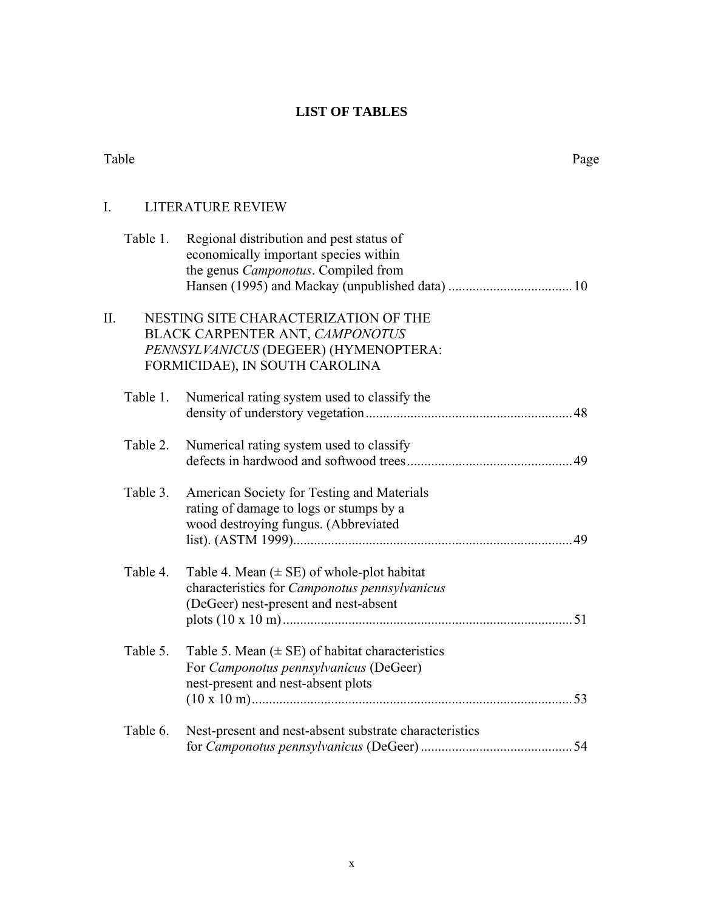# LIST OF TABLES

| Table | | Page |
|---|---|---|
| I. | LITERATURE REVIEW | |
| Table 1. | Regional distribution and pest status of economically important species within the genus *Camponotus*. Compiled from Hansen (1995) and Mackay (unpublished data) | 10 |
| II. | NESTING SITE CHARACTERIZATION OF THE BLACK CARPENTER ANT, *CAMPONOTUS PENNSYLVANICUS* (DEGEER) (HYMENOPTERA: FORMICIDAE), IN SOUTH CAROLINA | |
| Table 1. | Numerical rating system used to classify the density of understory vegetation | 48 |
| Table 2. | Numerical rating system used to classify defects in hardwood and softwood trees | 49 |
| Table 3. | American Society for Testing and Materials rating of damage to logs or stumps by a wood destroying fungus. (Abbreviated list). (ASTM 1999) | 49 |
| Table 4. | Table 4. Mean (± SE) of whole-plot habitat characteristics for *Camponotus pennsylvanicus* (DeGeer) nest-present and nest-absent plots (10 x 10 m) | 51 |
| Table 5. | Table 5. Mean (± SE) of habitat characteristics For *Camponotus pennsylvanicus* (DeGeer) nest-present and nest-absent plots (10 x 10 m) | 53 |
| Table 6. | Nest-present and nest-absent substrate characteristics for *Camponotus pennsylvanicus* (DeGeer) | 54 |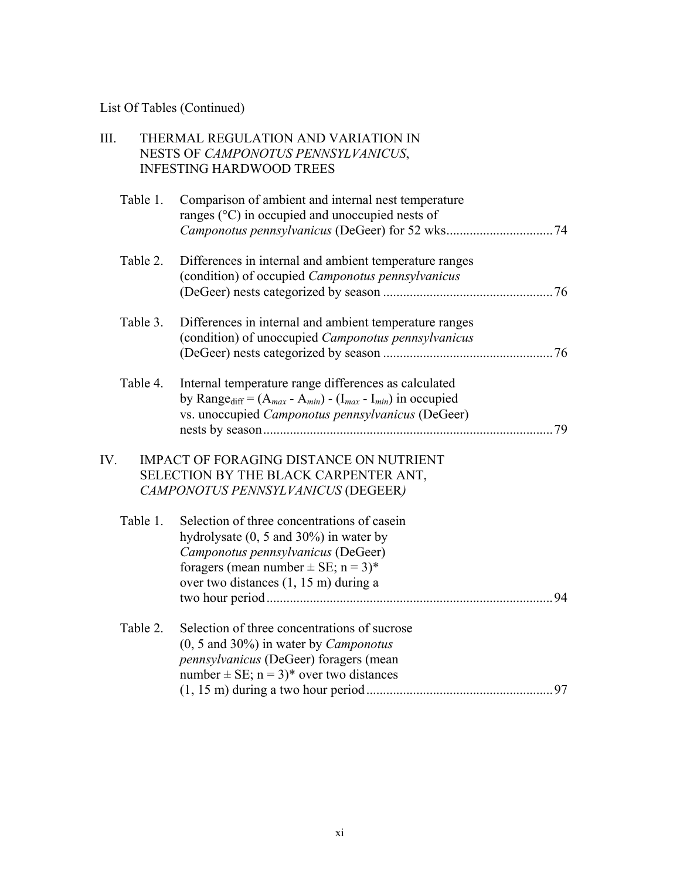List Of Tables (Continued)

III. THERMAL REGULATION AND VARIATION IN NESTS OF *CAMPONOTUS PENNSYLVANICUS*, INFESTING HARDWOOD TREES

Table 1. Comparison of ambient and internal nest temperature ranges (°C) in occupied and unoccupied nests of *Camponotus pennsylvanicus* (DeGeer) for 52 wks................................74

Table 2. Differences in internal and ambient temperature ranges (condition) of occupied *Camponotus pennsylvanicus* (DeGeer) nests categorized by season ..................................................76

Table 3. Differences in internal and ambient temperature ranges (condition) of unoccupied *Camponotus pennsylvanicus* (DeGeer) nests categorized by season ..................................................76

Table 4. Internal temperature range differences as calculated by $Range_{diff} = (A_{max} - A_{min}) - (I_{max} - I_{min})$ in occupied vs. unoccupied *Camponotus pennsylvanicus* (DeGeer) nests by season......................................................................................79

IV. IMPACT OF FORAGING DISTANCE ON NUTRIENT SELECTION BY THE BLACK CARPENTER ANT, *CAMPONOTUS PENNSYLVANICUS* (DEGEER)

Table 1. Selection of three concentrations of casein hydrolysate (0, 5 and 30%) in water by *Camponotus pennsylvanicus* (DeGeer) foragers (mean number ± SE; n = 3)* over two distances (1, 15 m) during a two hour period.....................................................................................94

Table 2. Selection of three concentrations of sucrose (0, 5 and 30%) in water by *Camponotus pennsylvanicus* (DeGeer) foragers (mean number ± SE; n = 3)* over two distances (1, 15 m) during a two hour period.......................................................97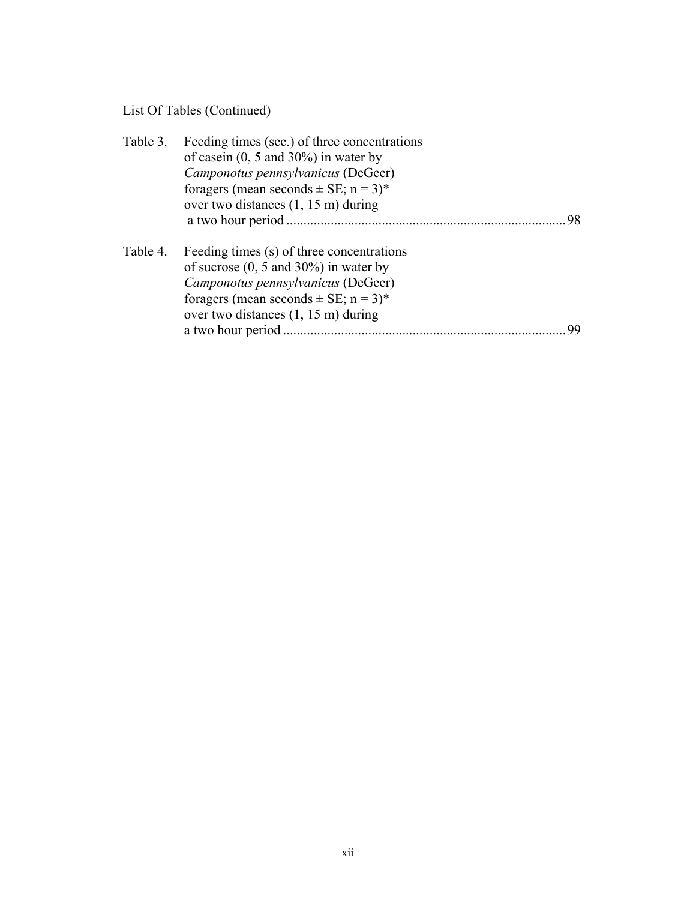List Of Tables (Continued)

Table 3. Feeding times (sec.) of three concentrations of casein (0, 5 and 30%) in water by *Camponotus pennsylvanicus* (DeGeer) foragers (mean seconds ± SE; n = 3)* over two distances (1, 15 m) during a two hour period .......... 98

Table 4. Feeding times (s) of three concentrations of sucrose (0, 5 and 30%) in water by *Camponotus pennsylvanicus* (DeGeer) foragers (mean seconds ± SE; n = 3)* over two distances (1, 15 m) during a two hour period .......... 99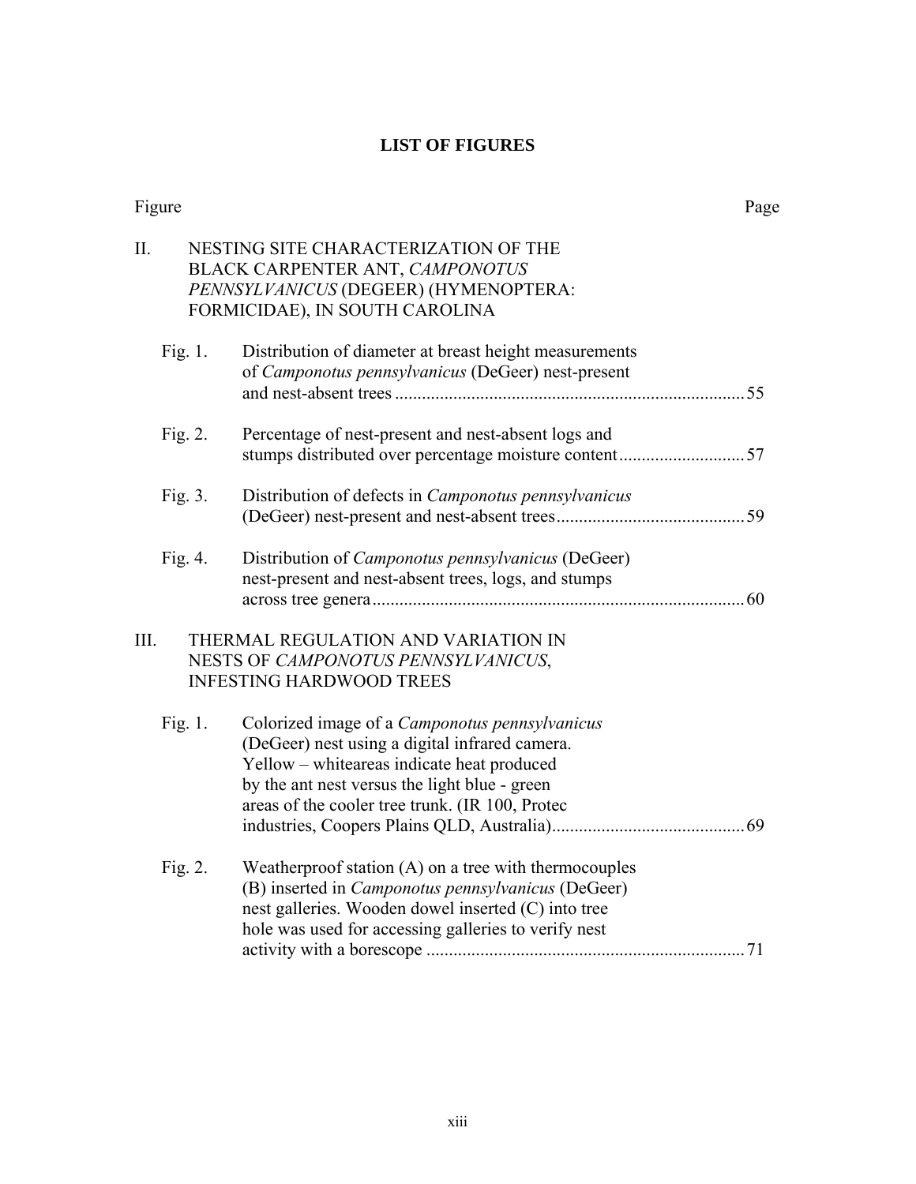## LIST OF FIGURES

Figure | Page
---|---

II. NESTING SITE CHARACTERIZATION OF THE BLACK CARPENTER ANT, *CAMPONOTUS PENNSYLVANICUS* (DEGEER) (HYMENOPTERA: FORMICIDAE), IN SOUTH CAROLINA

| Figure | Description | Page |
|---|---|---|
| Fig. 1. | Distribution of diameter at breast height measurements of *Camponotus pennsylvanicus* (DeGeer) nest-present and nest-absent trees | 55 |
| Fig. 2. | Percentage of nest-present and nest-absent logs and stumps distributed over percentage moisture content | 57 |
| Fig. 3. | Distribution of defects in *Camponotus pennsylvanicus* (DeGeer) nest-present and nest-absent trees | 59 |
| Fig. 4. | Distribution of *Camponotus pennsylvanicus* (DeGeer) nest-present and nest-absent trees, logs, and stumps across tree genera | 60 |

III. THERMAL REGULATION AND VARIATION IN NESTS OF *CAMPONOTUS PENNSYLVANICUS*, INFESTING HARDWOOD TREES

| Figure | Description | Page |
|---|---|---|
| Fig. 1. | Colorized image of a *Camponotus pennsylvanicus* (DeGeer) nest using a digital infrared camera. Yellow – whiteareas indicate heat produced by the ant nest versus the light blue - green areas of the cooler tree trunk. (IR 100, Protec industries, Coopers Plains QLD, Australia) | 69 |
| Fig. 2. | Weatherproof station (A) on a tree with thermocouples (B) inserted in *Camponotus pennsylvanicus* (DeGeer) nest galleries. Wooden dowel inserted (C) into tree hole was used for accessing galleries to verify nest activity with a borescope | 71 |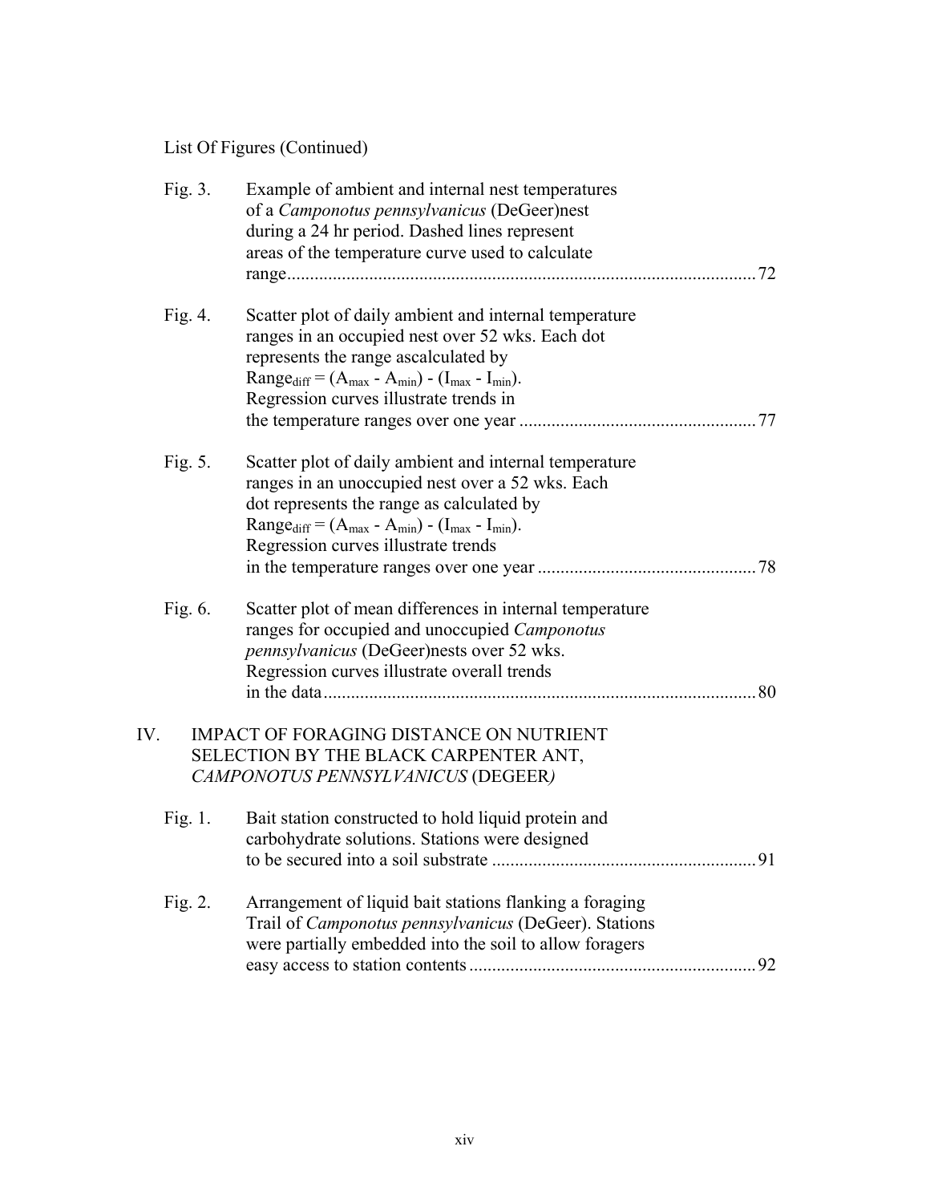List Of Figures (Continued)

Fig. 3. Example of ambient and internal nest temperatures of a *Camponotus pennsylvanicus* (DeGeer)nest during a 24 hr period. Dashed lines represent areas of the temperature curve used to calculate range....................................................................................................72

Fig. 4. Scatter plot of daily ambient and internal temperature ranges in an occupied nest over 52 wks. Each dot represents the range ascalculated by $Range_{diff} = (A_{max} - A_{min}) - (I_{max} - I_{min})$. Regression curves illustrate trends in the temperature ranges over one year ....................................................77

Fig. 5. Scatter plot of daily ambient and internal temperature ranges in an unoccupied nest over a 52 wks. Each dot represents the range as calculated by $Range_{diff} = (A_{max} - A_{min}) - (I_{max} - I_{min})$. Regression curves illustrate trends in the temperature ranges over one year ................................................78

Fig. 6. Scatter plot of mean differences in internal temperature ranges for occupied and unoccupied *Camponotus pennsylvanicus* (DeGeer)nests over 52 wks. Regression curves illustrate overall trends in the data..............................................................................................80

IV. IMPACT OF FORAGING DISTANCE ON NUTRIENT SELECTION BY THE BLACK CARPENTER ANT, *CAMPONOTUS PENNSYLVANICUS* (DEGEER)

Fig. 1. Bait station constructed to hold liquid protein and carbohydrate solutions. Stations were designed to be secured into a soil substrate ..........................................................91

Fig. 2. Arrangement of liquid bait stations flanking a foraging Trail of *Camponotus pennsylvanicus* (DeGeer). Stations were partially embedded into the soil to allow foragers easy access to station contents ..............................................................92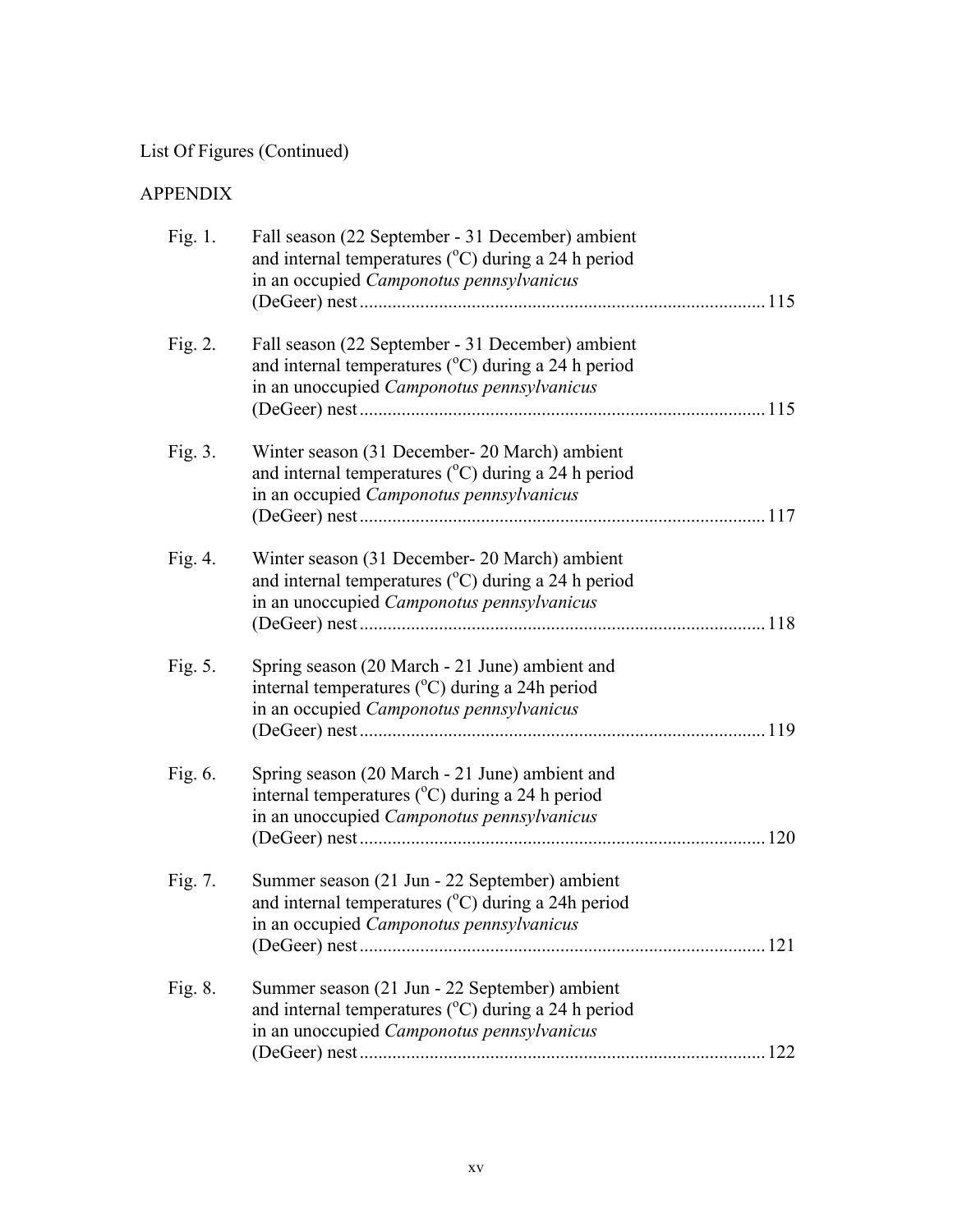List Of Figures (Continued)

APPENDIX

Fig. 1. Fall season (22 September - 31 December) ambient and internal temperatures ($^{o}$C) during a 24 h period in an occupied *Camponotus pennsylvanicus* (DeGeer) nest ........................................ 115

Fig. 2. Fall season (22 September - 31 December) ambient and internal temperatures ($^{o}$C) during a 24 h period in an unoccupied *Camponotus pennsylvanicus* (DeGeer) nest ........................................ 115

Fig. 3. Winter season (31 December- 20 March) ambient and internal temperatures ($^{o}$C) during a 24 h period in an occupied *Camponotus pennsylvanicus* (DeGeer) nest ........................................ 117

Fig. 4. Winter season (31 December- 20 March) ambient and internal temperatures ($^{o}$C) during a 24 h period in an unoccupied *Camponotus pennsylvanicus* (DeGeer) nest ........................................ 118

Fig. 5. Spring season (20 March - 21 June) ambient and internal temperatures ($^{o}$C) during a 24h period in an occupied *Camponotus pennsylvanicus* (DeGeer) nest ........................................ 119

Fig. 6. Spring season (20 March - 21 June) ambient and internal temperatures ($^{o}$C) during a 24 h period in an unoccupied *Camponotus pennsylvanicus* (DeGeer) nest ........................................ 120

Fig. 7. Summer season (21 Jun - 22 September) ambient and internal temperatures ($^{o}$C) during a 24h period in an occupied *Camponotus pennsylvanicus* (DeGeer) nest ........................................ 121

Fig. 8. Summer season (21 Jun - 22 September) ambient and internal temperatures ($^{o}$C) during a 24 h period in an unoccupied *Camponotus pennsylvanicus* (DeGeer) nest ........................................ 122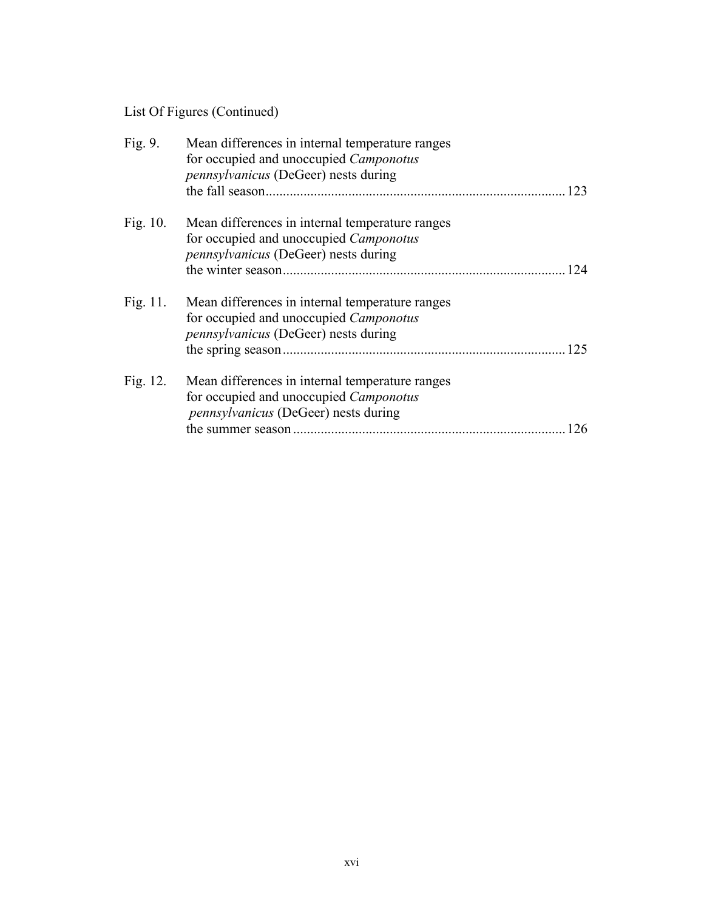List Of Figures (Continued)

Fig. 9. Mean differences in internal temperature ranges for occupied and unoccupied *Camponotus pennsylvanicus* (DeGeer) nests during the fall season ..... 123

Fig. 10. Mean differences in internal temperature ranges for occupied and unoccupied *Camponotus pennsylvanicus* (DeGeer) nests during the winter season ..... 124

Fig. 11. Mean differences in internal temperature ranges for occupied and unoccupied *Camponotus pennsylvanicus* (DeGeer) nests during the spring season ..... 125

Fig. 12. Mean differences in internal temperature ranges for occupied and unoccupied *Camponotus pennsylvanicus* (DeGeer) nests during the summer season ..... 126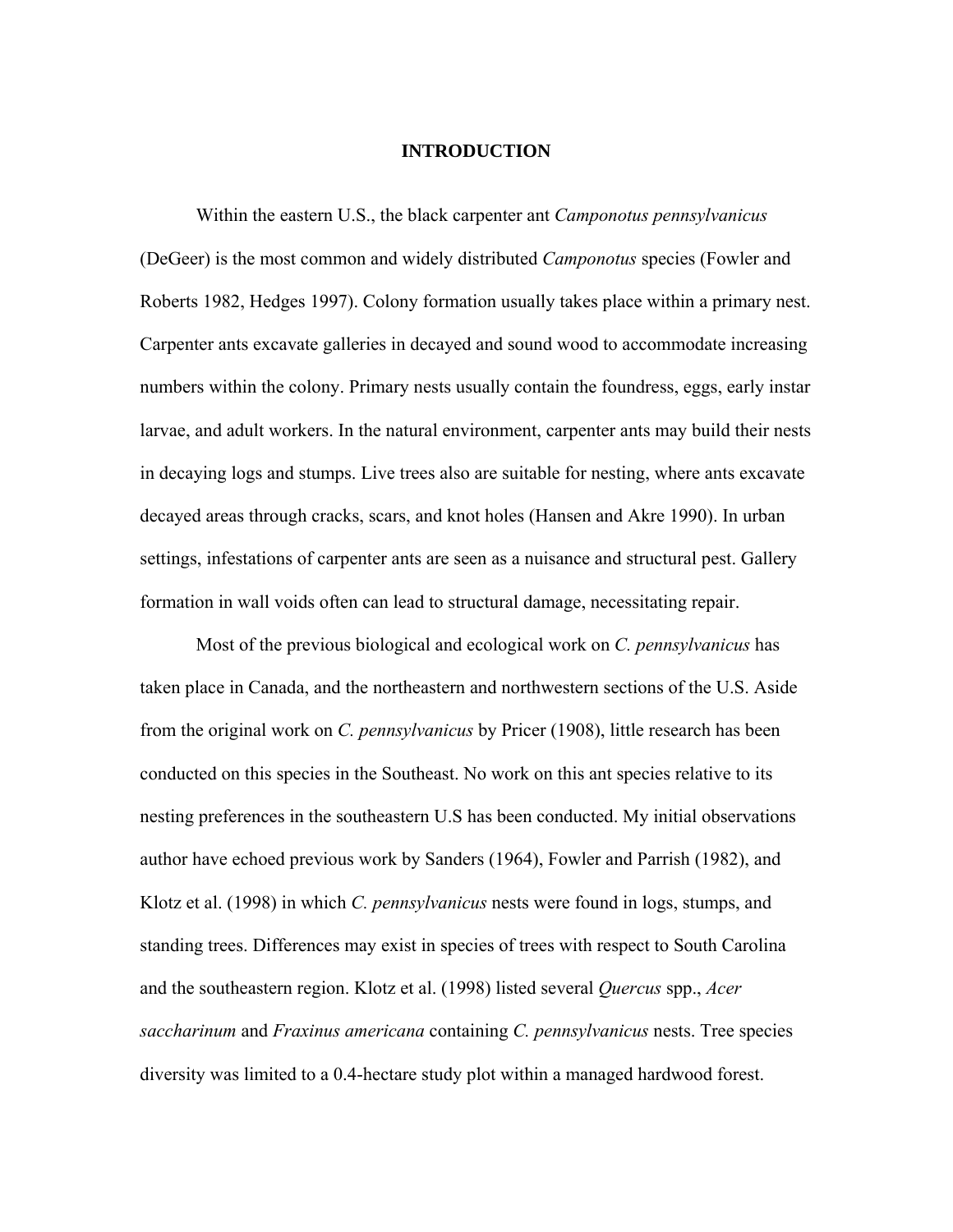# INTRODUCTION

Within the eastern U.S., the black carpenter ant *Camponotus pennsylvanicus* (DeGeer) is the most common and widely distributed *Camponotus* species (Fowler and Roberts 1982, Hedges 1997). Colony formation usually takes place within a primary nest. Carpenter ants excavate galleries in decayed and sound wood to accommodate increasing numbers within the colony. Primary nests usually contain the foundress, eggs, early instar larvae, and adult workers. In the natural environment, carpenter ants may build their nests in decaying logs and stumps. Live trees also are suitable for nesting, where ants excavate decayed areas through cracks, scars, and knot holes (Hansen and Akre 1990). In urban settings, infestations of carpenter ants are seen as a nuisance and structural pest. Gallery formation in wall voids often can lead to structural damage, necessitating repair.

Most of the previous biological and ecological work on *C. pennsylvanicus* has taken place in Canada, and the northeastern and northwestern sections of the U.S. Aside from the original work on *C. pennsylvanicus* by Pricer (1908), little research has been conducted on this species in the Southeast. No work on this ant species relative to its nesting preferences in the southeastern U.S has been conducted. My initial observations author have echoed previous work by Sanders (1964), Fowler and Parrish (1982), and Klotz et al. (1998) in which *C. pennsylvanicus* nests were found in logs, stumps, and standing trees. Differences may exist in species of trees with respect to South Carolina and the southeastern region. Klotz et al. (1998) listed several *Quercus* spp., *Acer saccharinum* and *Fraxinus americana* containing *C. pennsylvanicus* nests. Tree species diversity was limited to a 0.4-hectare study plot within a managed hardwood forest.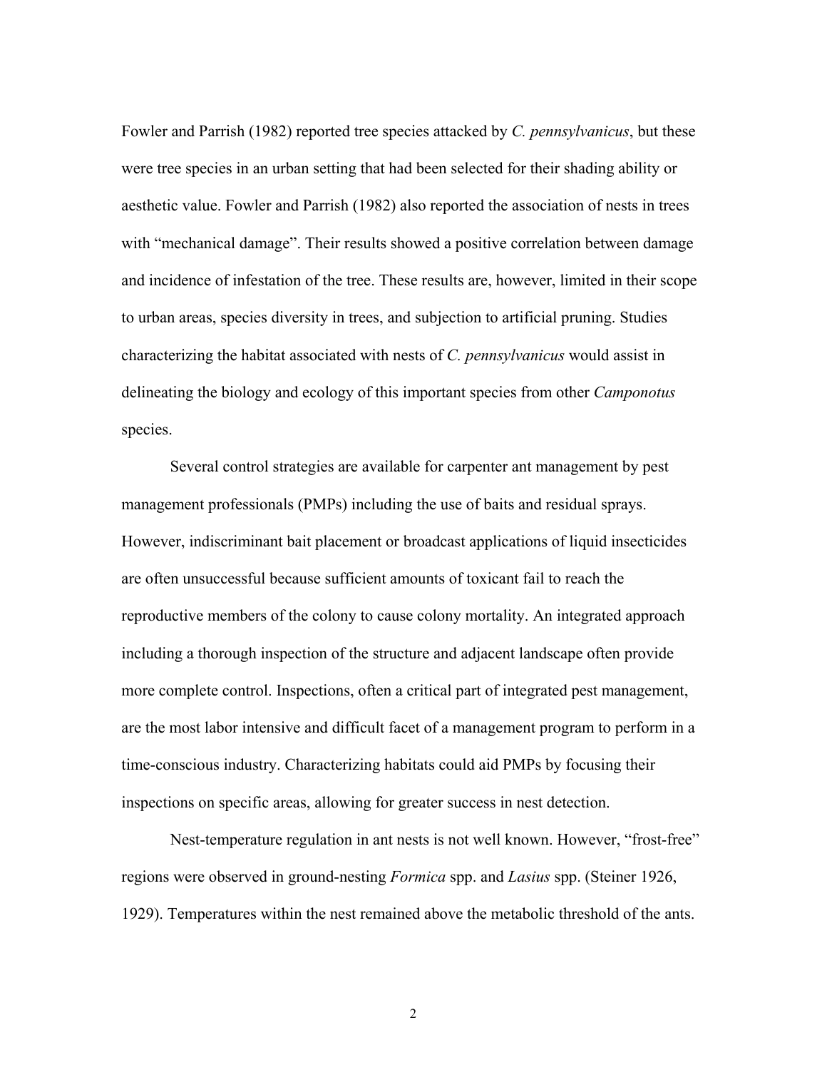Fowler and Parrish (1982) reported tree species attacked by *C. pennsylvanicus*, but these were tree species in an urban setting that had been selected for their shading ability or aesthetic value. Fowler and Parrish (1982) also reported the association of nests in trees with "mechanical damage". Their results showed a positive correlation between damage and incidence of infestation of the tree. These results are, however, limited in their scope to urban areas, species diversity in trees, and subjection to artificial pruning. Studies characterizing the habitat associated with nests of *C. pennsylvanicus* would assist in delineating the biology and ecology of this important species from other *Camponotus* species.

Several control strategies are available for carpenter ant management by pest management professionals (PMPs) including the use of baits and residual sprays. However, indiscriminant bait placement or broadcast applications of liquid insecticides are often unsuccessful because sufficient amounts of toxicant fail to reach the reproductive members of the colony to cause colony mortality. An integrated approach including a thorough inspection of the structure and adjacent landscape often provide more complete control. Inspections, often a critical part of integrated pest management, are the most labor intensive and difficult facet of a management program to perform in a time-conscious industry. Characterizing habitats could aid PMPs by focusing their inspections on specific areas, allowing for greater success in nest detection.

Nest-temperature regulation in ant nests is not well known. However, "frost-free" regions were observed in ground-nesting *Formica* spp. and *Lasius* spp. (Steiner 1926, 1929). Temperatures within the nest remained above the metabolic threshold of the ants.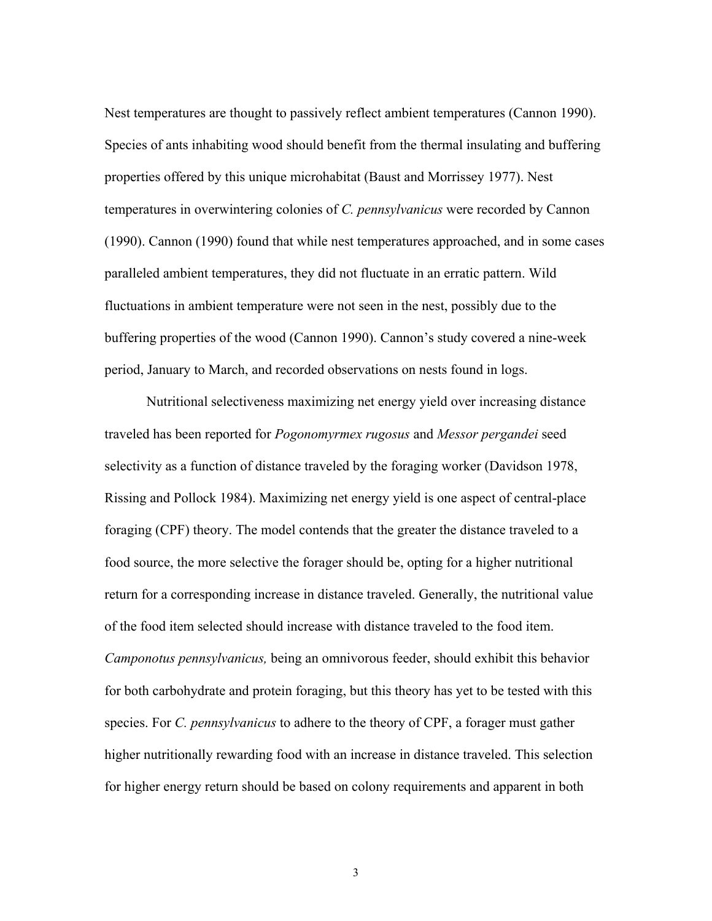Nest temperatures are thought to passively reflect ambient temperatures (Cannon 1990). Species of ants inhabiting wood should benefit from the thermal insulating and buffering properties offered by this unique microhabitat (Baust and Morrissey 1977). Nest temperatures in overwintering colonies of *C. pennsylvanicus* were recorded by Cannon (1990). Cannon (1990) found that while nest temperatures approached, and in some cases paralleled ambient temperatures, they did not fluctuate in an erratic pattern. Wild fluctuations in ambient temperature were not seen in the nest, possibly due to the buffering properties of the wood (Cannon 1990). Cannon's study covered a nine-week period, January to March, and recorded observations on nests found in logs.

Nutritional selectiveness maximizing net energy yield over increasing distance traveled has been reported for *Pogonomyrmex rugosus* and *Messor pergandei* seed selectivity as a function of distance traveled by the foraging worker (Davidson 1978, Rissing and Pollock 1984). Maximizing net energy yield is one aspect of central-place foraging (CPF) theory. The model contends that the greater the distance traveled to a food source, the more selective the forager should be, opting for a higher nutritional return for a corresponding increase in distance traveled. Generally, the nutritional value of the food item selected should increase with distance traveled to the food item. *Camponotus pennsylvanicus,* being an omnivorous feeder, should exhibit this behavior for both carbohydrate and protein foraging, but this theory has yet to be tested with this species. For *C. pennsylvanicus* to adhere to the theory of CPF, a forager must gather higher nutritionally rewarding food with an increase in distance traveled. This selection for higher energy return should be based on colony requirements and apparent in both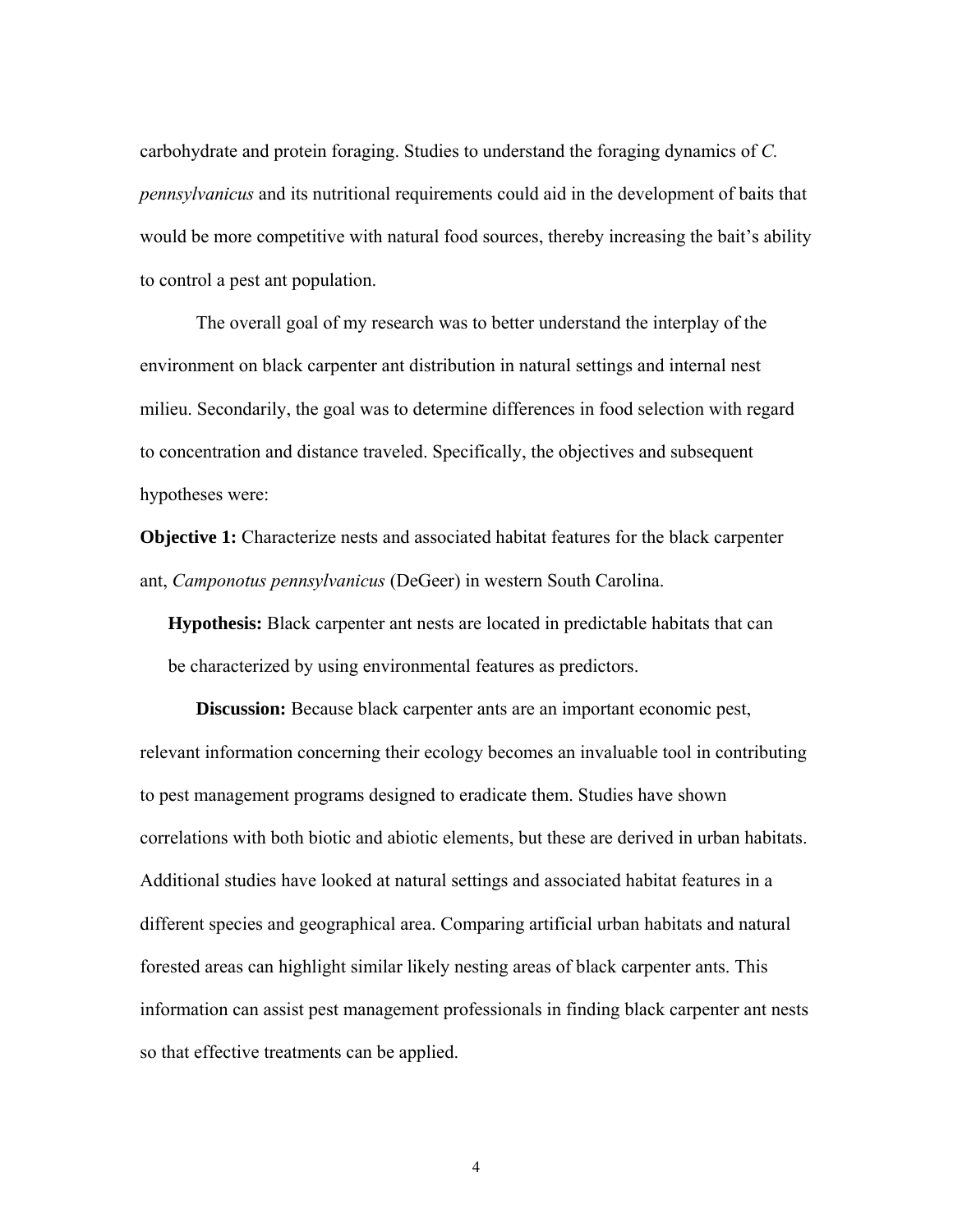carbohydrate and protein foraging. Studies to understand the foraging dynamics of *C. pennsylvanicus* and its nutritional requirements could aid in the development of baits that would be more competitive with natural food sources, thereby increasing the bait's ability to control a pest ant population.

The overall goal of my research was to better understand the interplay of the environment on black carpenter ant distribution in natural settings and internal nest milieu. Secondarily, the goal was to determine differences in food selection with regard to concentration and distance traveled. Specifically, the objectives and subsequent hypotheses were:

**Objective 1:** Characterize nests and associated habitat features for the black carpenter ant, *Camponotus pennsylvanicus* (DeGeer) in western South Carolina.

**Hypothesis:** Black carpenter ant nests are located in predictable habitats that can be characterized by using environmental features as predictors.

**Discussion:** Because black carpenter ants are an important economic pest, relevant information concerning their ecology becomes an invaluable tool in contributing to pest management programs designed to eradicate them. Studies have shown correlations with both biotic and abiotic elements, but these are derived in urban habitats. Additional studies have looked at natural settings and associated habitat features in a different species and geographical area. Comparing artificial urban habitats and natural forested areas can highlight similar likely nesting areas of black carpenter ants. This information can assist pest management professionals in finding black carpenter ant nests so that effective treatments can be applied.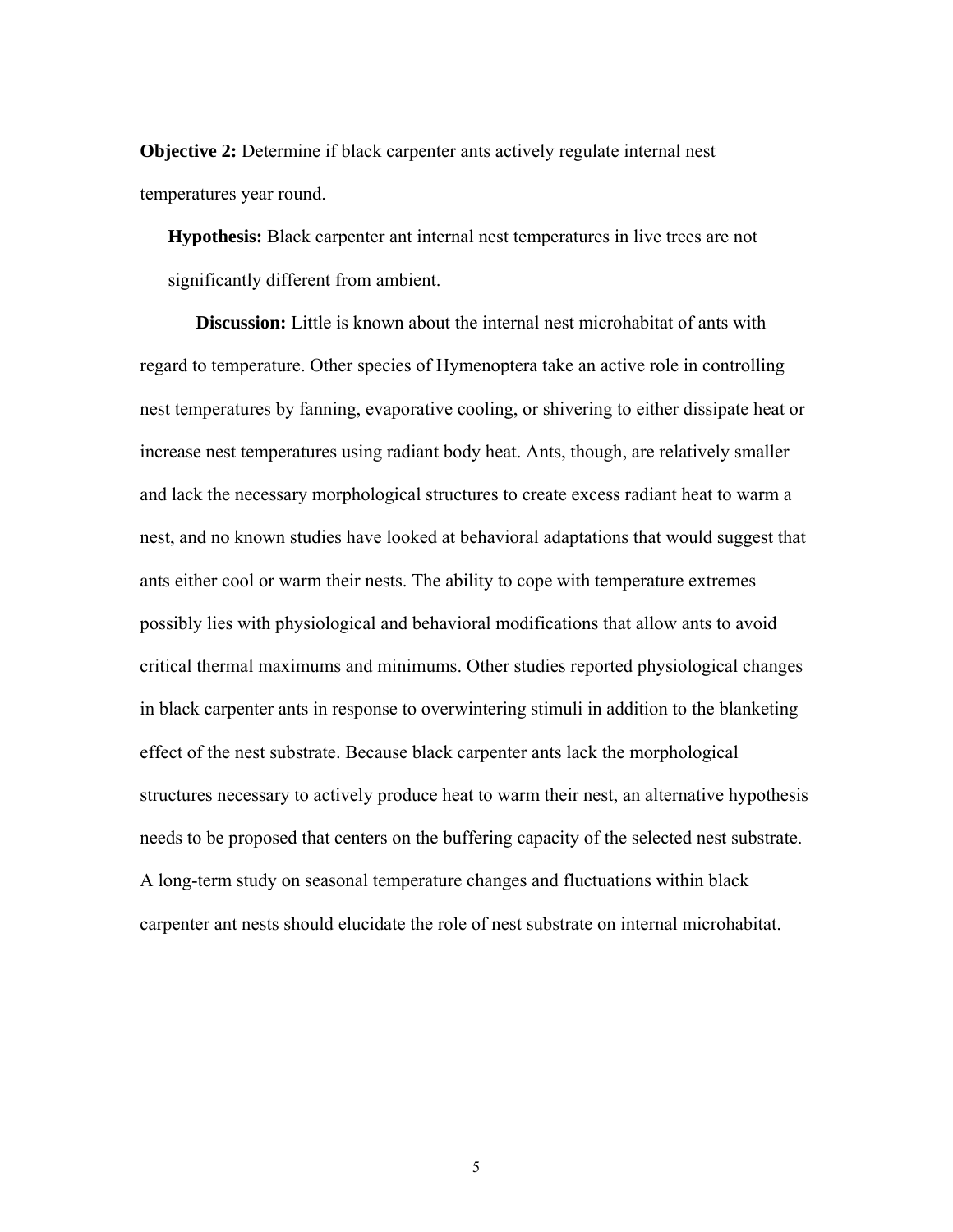**Objective 2:** Determine if black carpenter ants actively regulate internal nest temperatures year round.

**Hypothesis:** Black carpenter ant internal nest temperatures in live trees are not significantly different from ambient.

**Discussion:** Little is known about the internal nest microhabitat of ants with regard to temperature. Other species of Hymenoptera take an active role in controlling nest temperatures by fanning, evaporative cooling, or shivering to either dissipate heat or increase nest temperatures using radiant body heat. Ants, though, are relatively smaller and lack the necessary morphological structures to create excess radiant heat to warm a nest, and no known studies have looked at behavioral adaptations that would suggest that ants either cool or warm their nests. The ability to cope with temperature extremes possibly lies with physiological and behavioral modifications that allow ants to avoid critical thermal maximums and minimums. Other studies reported physiological changes in black carpenter ants in response to overwintering stimuli in addition to the blanketing effect of the nest substrate. Because black carpenter ants lack the morphological structures necessary to actively produce heat to warm their nest, an alternative hypothesis needs to be proposed that centers on the buffering capacity of the selected nest substrate. A long-term study on seasonal temperature changes and fluctuations within black carpenter ant nests should elucidate the role of nest substrate on internal microhabitat.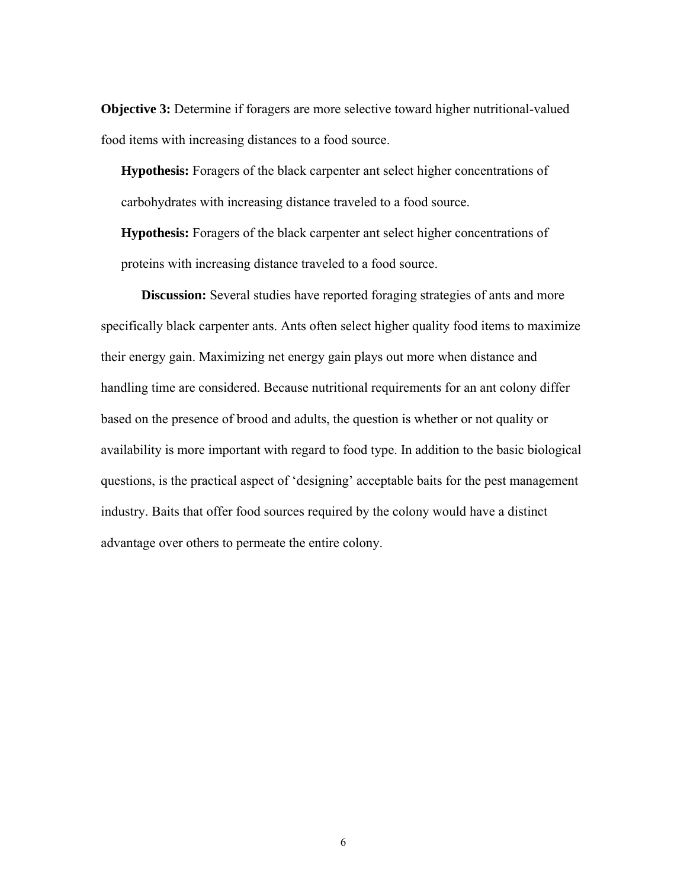**Objective 3:** Determine if foragers are more selective toward higher nutritional-valued food items with increasing distances to a food source.

**Hypothesis:** Foragers of the black carpenter ant select higher concentrations of carbohydrates with increasing distance traveled to a food source.

**Hypothesis:** Foragers of the black carpenter ant select higher concentrations of proteins with increasing distance traveled to a food source.

**Discussion:** Several studies have reported foraging strategies of ants and more specifically black carpenter ants. Ants often select higher quality food items to maximize their energy gain. Maximizing net energy gain plays out more when distance and handling time are considered. Because nutritional requirements for an ant colony differ based on the presence of brood and adults, the question is whether or not quality or availability is more important with regard to food type. In addition to the basic biological questions, is the practical aspect of 'designing' acceptable baits for the pest management industry. Baits that offer food sources required by the colony would have a distinct advantage over others to permeate the entire colony.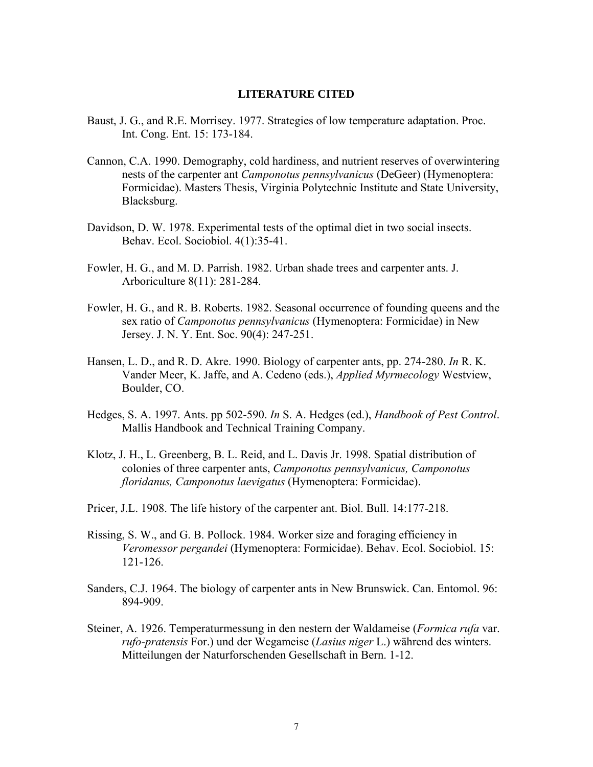## LITERATURE CITED

Baust, J. G., and R.E. Morrisey. 1977. Strategies of low temperature adaptation. Proc. Int. Cong. Ent. 15: 173-184.

Cannon, C.A. 1990. Demography, cold hardiness, and nutrient reserves of overwintering nests of the carpenter ant *Camponotus pennsylvanicus* (DeGeer) (Hymenoptera: Formicidae). Masters Thesis, Virginia Polytechnic Institute and State University, Blacksburg.

Davidson, D. W. 1978. Experimental tests of the optimal diet in two social insects. Behav. Ecol. Sociobiol. 4(1):35-41.

Fowler, H. G., and M. D. Parrish. 1982. Urban shade trees and carpenter ants. J. Arboriculture 8(11): 281-284.

Fowler, H. G., and R. B. Roberts. 1982. Seasonal occurrence of founding queens and the sex ratio of *Camponotus pennsylvanicus* (Hymenoptera: Formicidae) in New Jersey. J. N. Y. Ent. Soc. 90(4): 247-251.

Hansen, L. D., and R. D. Akre. 1990. Biology of carpenter ants, pp. 274-280. *In* R. K. Vander Meer, K. Jaffe, and A. Cedeno (eds.), *Applied Myrmecology* Westview, Boulder, CO.

Hedges, S. A. 1997. Ants. pp 502-590. *In* S. A. Hedges (ed.), *Handbook of Pest Control*. Mallis Handbook and Technical Training Company.

Klotz, J. H., L. Greenberg, B. L. Reid, and L. Davis Jr. 1998. Spatial distribution of colonies of three carpenter ants, *Camponotus pennsylvanicus, Camponotus floridanus, Camponotus laevigatus* (Hymenoptera: Formicidae).

Pricer, J.L. 1908. The life history of the carpenter ant. Biol. Bull. 14:177-218.

Rissing, S. W., and G. B. Pollock. 1984. Worker size and foraging efficiency in *Veromessor pergandei* (Hymenoptera: Formicidae). Behav. Ecol. Sociobiol. 15: 121-126.

Sanders, C.J. 1964. The biology of carpenter ants in New Brunswick. Can. Entomol. 96: 894-909.

Steiner, A. 1926. Temperaturmessung in den nestern der Waldameise (*Formica rufa* var. *rufo-pratensis* For.) und der Wegameise (*Lasius niger* L.) während des winters. Mitteilungen der Naturforschenden Gesellschaft in Bern. 1-12.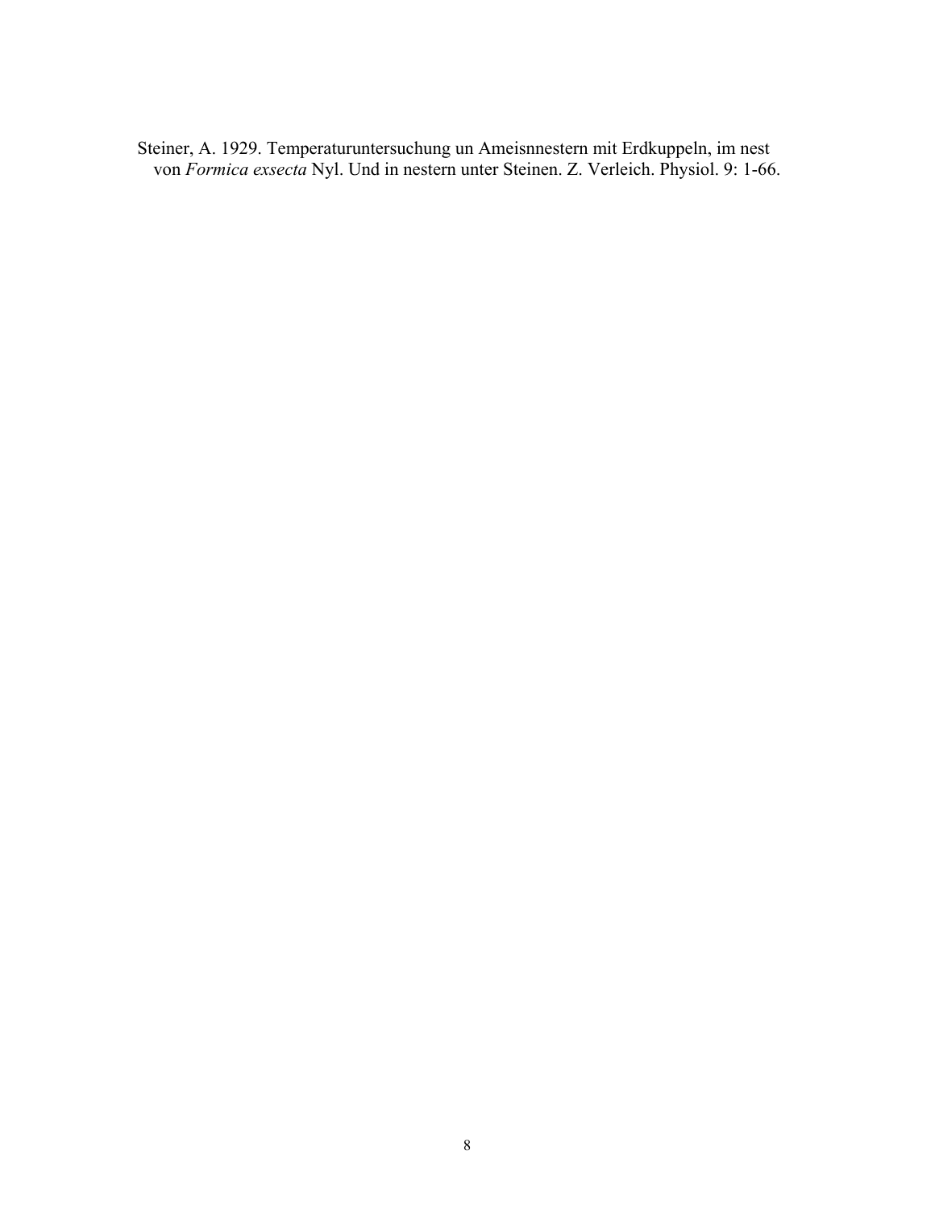Steiner, A. 1929. Temperaturuntersuchung un Ameisnnestern mit Erdkuppeln, im nest von *Formica exsecta* Nyl. Und in nestern unter Steinen. Z. Verleich. Physiol. 9: 1-66.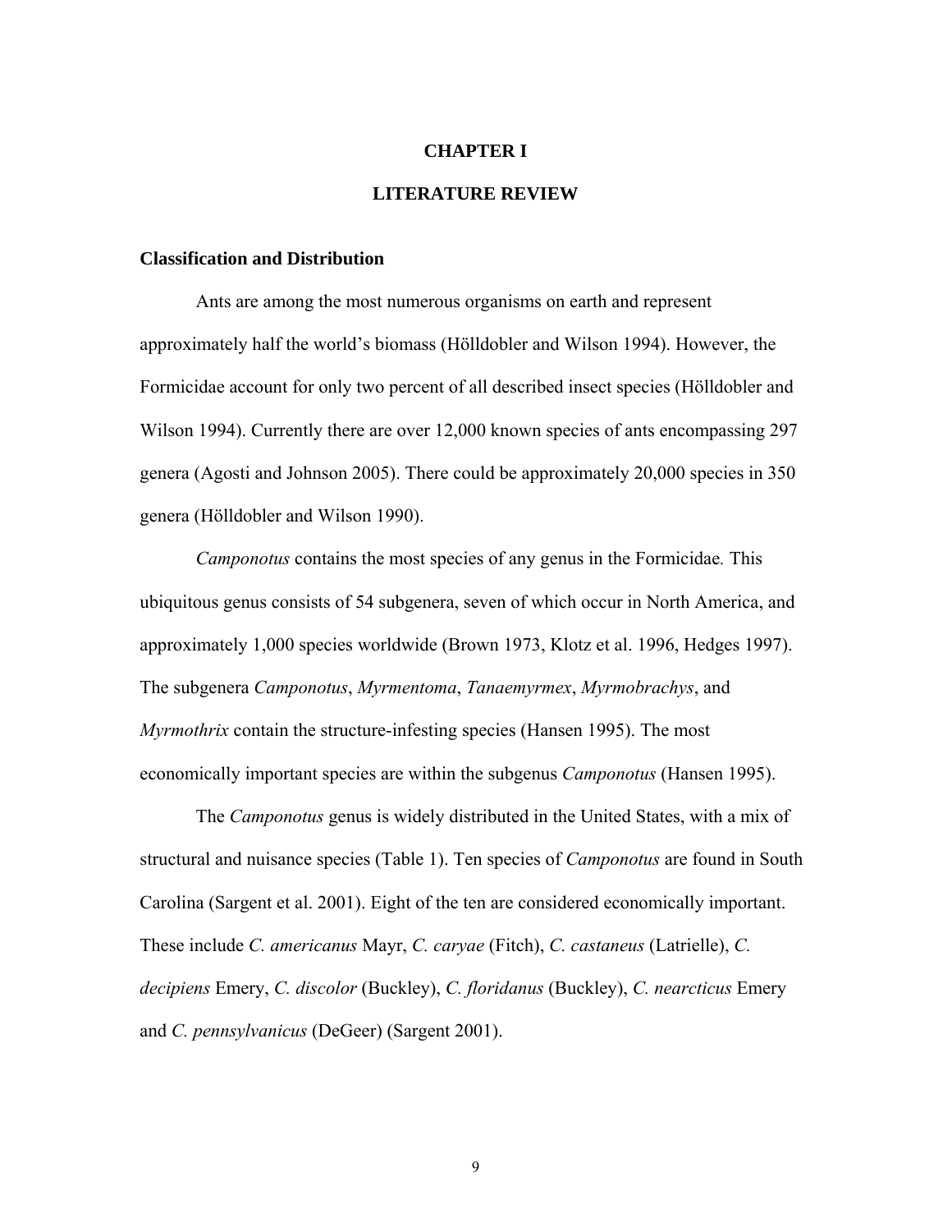# CHAPTER I

# LITERATURE REVIEW

## Classification and Distribution

Ants are among the most numerous organisms on earth and represent approximately half the world's biomass (Hölldobler and Wilson 1994). However, the Formicidae account for only two percent of all described insect species (Hölldobler and Wilson 1994). Currently there are over 12,000 known species of ants encompassing 297 genera (Agosti and Johnson 2005). There could be approximately 20,000 species in 350 genera (Hölldobler and Wilson 1990).

*Camponotus* contains the most species of any genus in the Formicidae*.* This ubiquitous genus consists of 54 subgenera, seven of which occur in North America, and approximately 1,000 species worldwide (Brown 1973, Klotz et al. 1996, Hedges 1997). The subgenera *Camponotus*, *Myrmentoma*, *Tanaemyrmex*, *Myrmobrachys*, and *Myrmothrix* contain the structure-infesting species (Hansen 1995). The most economically important species are within the subgenus *Camponotus* (Hansen 1995).

The *Camponotus* genus is widely distributed in the United States, with a mix of structural and nuisance species (Table 1). Ten species of *Camponotus* are found in South Carolina (Sargent et al. 2001). Eight of the ten are considered economically important. These include *C. americanus* Mayr, *C. caryae* (Fitch), *C. castaneus* (Latrielle), *C. decipiens* Emery, *C. discolor* (Buckley), *C. floridanus* (Buckley), *C. nearcticus* Emery and *C. pennsylvanicus* (DeGeer) (Sargent 2001).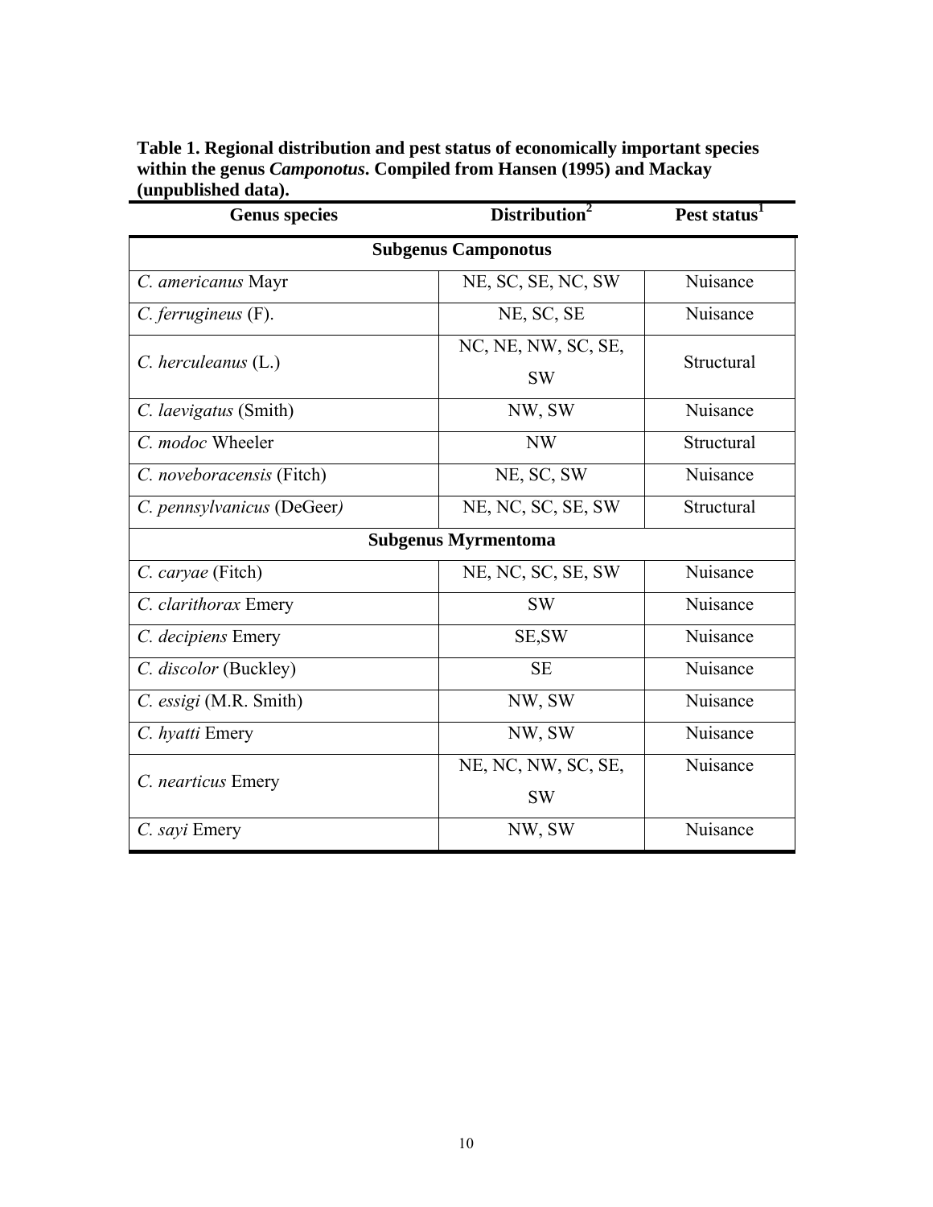**Table 1. Regional distribution and pest status of economically important species within the genus *Camponotus*. Compiled from Hansen (1995) and Mackay (unpublished data).**

| Genus species | Distribution[2] | Pest status[1] |
|---|---|---|
| **Subgenus Camponotus** | | |
| *C. americanus* Mayr | NE, SC, SE, NC, SW | Nuisance |
| *C. ferrugineus* (F). | NE, SC, SE | Nuisance |
| *C. herculeanus* (L.) | NC, NE, NW, SC, SE, SW | Structural |
| *C. laevigatus* (Smith) | NW, SW | Nuisance |
| *C. modoc* Wheeler | NW | Structural |
| *C. noveboracensis* (Fitch) | NE, SC, SW | Nuisance |
| *C. pennsylvanicus* (DeGeer) | NE, NC, SC, SE, SW | Structural |
| **Subgenus Myrmentoma** | | |
| *C. caryae* (Fitch) | NE, NC, SC, SE, SW | Nuisance |
| *C. clarithorax* Emery | SW | Nuisance |
| *C. decipiens* Emery | SE,SW | Nuisance |
| *C. discolor* (Buckley) | SE | Nuisance |
| *C. essigi* (M.R. Smith) | NW, SW | Nuisance |
| *C. hyatti* Emery | NW, SW | Nuisance |
| *C. nearticus* Emery | NE, NC, NW, SC, SE, SW | Nuisance |
| *C. sayi* Emery | NW, SW | Nuisance |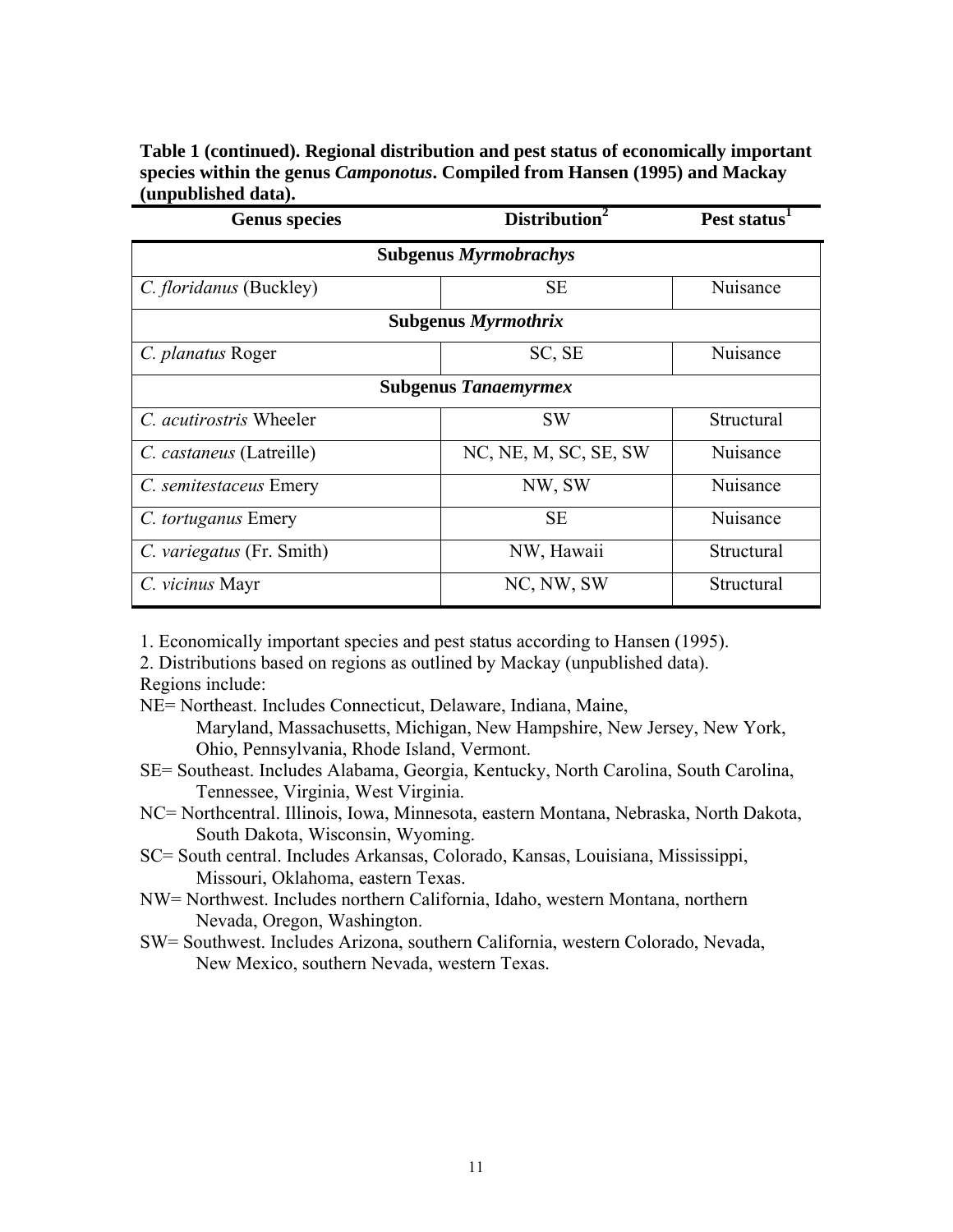**Table 1 (continued). Regional distribution and pest status of economically important species within the genus *Camponotus*. Compiled from Hansen (1995) and Mackay (unpublished data).**

| Genus species | Distribution[2] | Pest status[1] |
|---|---|---|
| **Subgenus *Myrmobrachys*** | | |
| *C. floridanus* (Buckley) | SE | Nuisance |
| **Subgenus *Myrmothrix*** | | |
| *C. planatus* Roger | SC, SE | Nuisance |
| **Subgenus *Tanaemyrmex*** | | |
| *C. acutirostris* Wheeler | SW | Structural |
| *C. castaneus* (Latreille) | NC, NE, M, SC, SE, SW | Nuisance |
| *C. semitestaceus* Emery | NW, SW | Nuisance |
| *C. tortuganus* Emery | SE | Nuisance |
| *C. variegatus* (Fr. Smith) | NW, Hawaii | Structural |
| *C. vicinus* Mayr | NC, NW, SW | Structural |

1. Economically important species and pest status according to Hansen (1995).
2. Distributions based on regions as outlined by Mackay (unpublished data).

Regions include:

NE= Northeast. Includes Connecticut, Delaware, Indiana, Maine, Maryland, Massachusetts, Michigan, New Hampshire, New Jersey, New York, Ohio, Pennsylvania, Rhode Island, Vermont.

SE= Southeast. Includes Alabama, Georgia, Kentucky, North Carolina, South Carolina, Tennessee, Virginia, West Virginia.

NC= Northcentral. Illinois, Iowa, Minnesota, eastern Montana, Nebraska, North Dakota, South Dakota, Wisconsin, Wyoming.

SC= South central. Includes Arkansas, Colorado, Kansas, Louisiana, Mississippi, Missouri, Oklahoma, eastern Texas.

NW= Northwest. Includes northern California, Idaho, western Montana, northern Nevada, Oregon, Washington.

SW= Southwest. Includes Arizona, southern California, western Colorado, Nevada, New Mexico, southern Nevada, western Texas.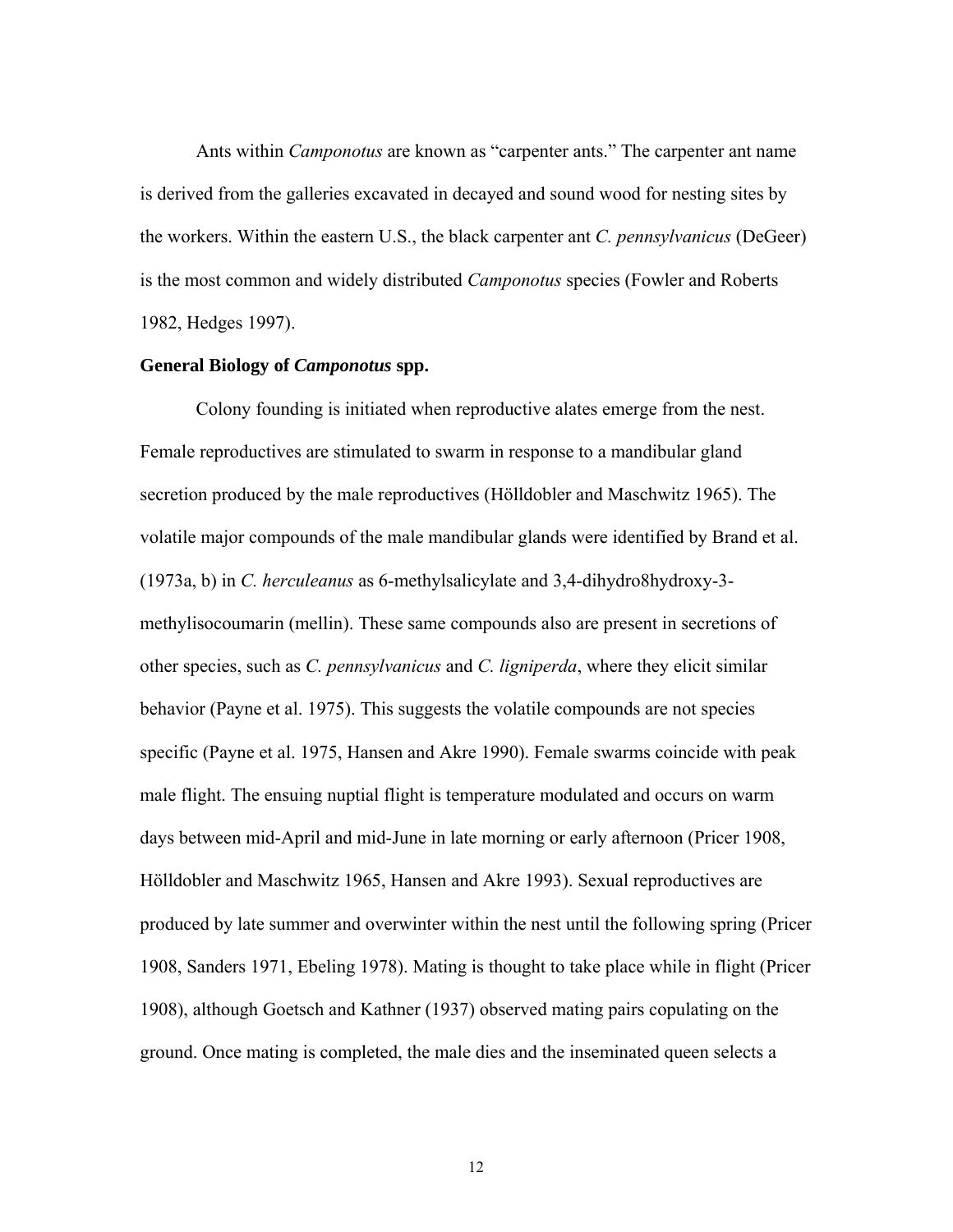Ants within *Camponotus* are known as "carpenter ants." The carpenter ant name is derived from the galleries excavated in decayed and sound wood for nesting sites by the workers. Within the eastern U.S., the black carpenter ant *C. pennsylvanicus* (DeGeer) is the most common and widely distributed *Camponotus* species (Fowler and Roberts 1982, Hedges 1997).

**General Biology of *Camponotus* spp.**

Colony founding is initiated when reproductive alates emerge from the nest. Female reproductives are stimulated to swarm in response to a mandibular gland secretion produced by the male reproductives (Hölldobler and Maschwitz 1965). The volatile major compounds of the male mandibular glands were identified by Brand et al. (1973a, b) in *C. herculeanus* as 6-methylsalicylate and 3,4-dihydro8hydroxy-3-methylisocoumarin (mellin). These same compounds also are present in secretions of other species, such as *C. pennsylvanicus* and *C. ligniperda*, where they elicit similar behavior (Payne et al. 1975). This suggests the volatile compounds are not species specific (Payne et al. 1975, Hansen and Akre 1990). Female swarms coincide with peak male flight. The ensuing nuptial flight is temperature modulated and occurs on warm days between mid-April and mid-June in late morning or early afternoon (Pricer 1908, Hölldobler and Maschwitz 1965, Hansen and Akre 1993). Sexual reproductives are produced by late summer and overwinter within the nest until the following spring (Pricer 1908, Sanders 1971, Ebeling 1978). Mating is thought to take place while in flight (Pricer 1908), although Goetsch and Kathner (1937) observed mating pairs copulating on the ground. Once mating is completed, the male dies and the inseminated queen selects a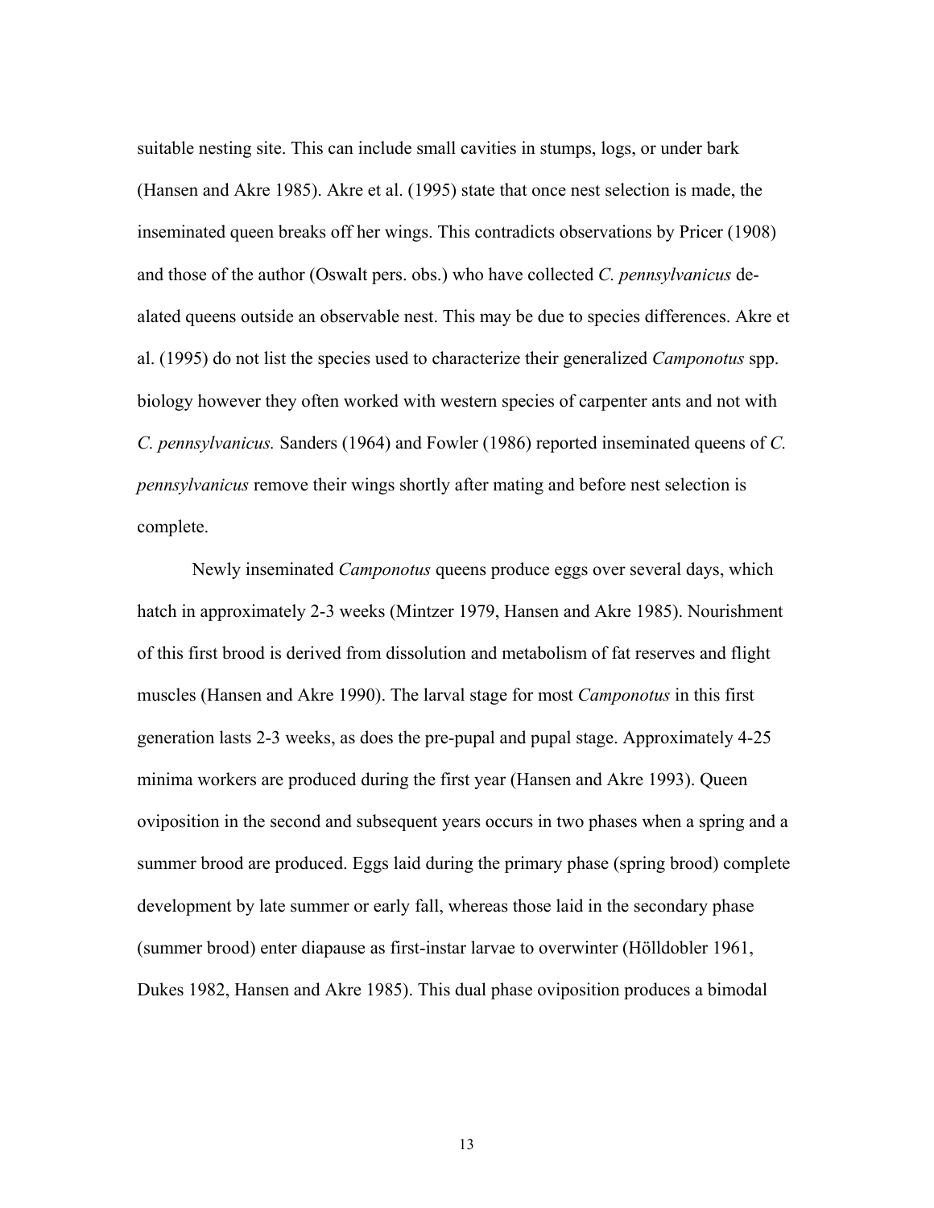suitable nesting site. This can include small cavities in stumps, logs, or under bark (Hansen and Akre 1985). Akre et al. (1995) state that once nest selection is made, the inseminated queen breaks off her wings. This contradicts observations by Pricer (1908) and those of the author (Oswalt pers. obs.) who have collected *C. pennsylvanicus* de-alated queens outside an observable nest. This may be due to species differences. Akre et al. (1995) do not list the species used to characterize their generalized *Camponotus* spp. biology however they often worked with western species of carpenter ants and not with *C. pennsylvanicus.* Sanders (1964) and Fowler (1986) reported inseminated queens of *C. pennsylvanicus* remove their wings shortly after mating and before nest selection is complete.

Newly inseminated *Camponotus* queens produce eggs over several days, which hatch in approximately 2-3 weeks (Mintzer 1979, Hansen and Akre 1985). Nourishment of this first brood is derived from dissolution and metabolism of fat reserves and flight muscles (Hansen and Akre 1990). The larval stage for most *Camponotus* in this first generation lasts 2-3 weeks, as does the pre-pupal and pupal stage. Approximately 4-25 minima workers are produced during the first year (Hansen and Akre 1993). Queen oviposition in the second and subsequent years occurs in two phases when a spring and a summer brood are produced. Eggs laid during the primary phase (spring brood) complete development by late summer or early fall, whereas those laid in the secondary phase (summer brood) enter diapause as first-instar larvae to overwinter (Hölldobler 1961, Dukes 1982, Hansen and Akre 1985). This dual phase oviposition produces a bimodal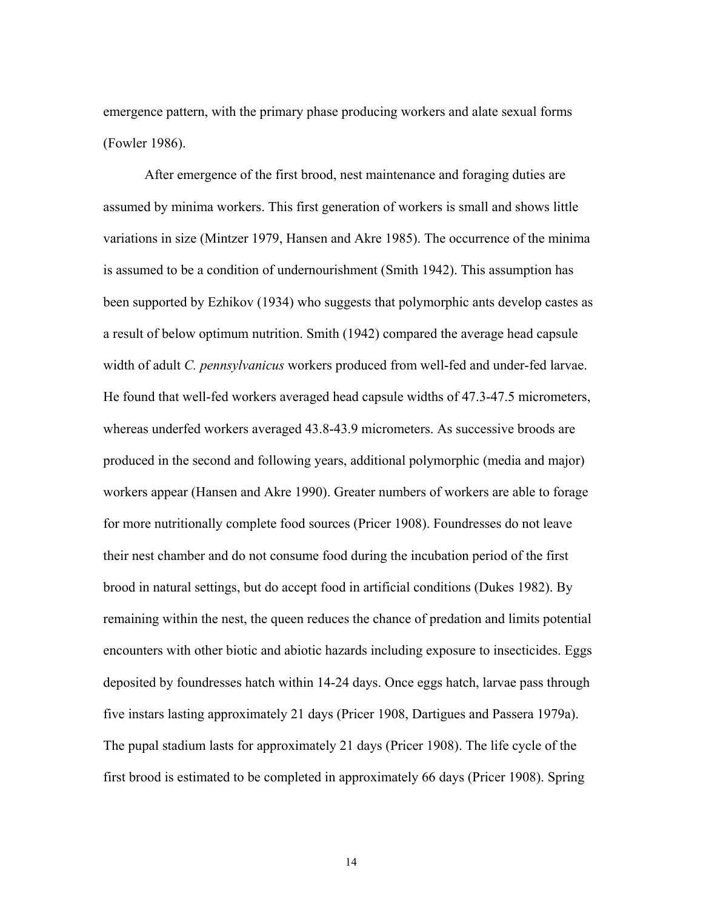emergence pattern, with the primary phase producing workers and alate sexual forms (Fowler 1986).

After emergence of the first brood, nest maintenance and foraging duties are assumed by minima workers. This first generation of workers is small and shows little variations in size (Mintzer 1979, Hansen and Akre 1985). The occurrence of the minima is assumed to be a condition of undernourishment (Smith 1942). This assumption has been supported by Ezhikov (1934) who suggests that polymorphic ants develop castes as a result of below optimum nutrition. Smith (1942) compared the average head capsule width of adult *C. pennsylvanicus* workers produced from well-fed and under-fed larvae. He found that well-fed workers averaged head capsule widths of 47.3-47.5 micrometers, whereas underfed workers averaged 43.8-43.9 micrometers. As successive broods are produced in the second and following years, additional polymorphic (media and major) workers appear (Hansen and Akre 1990). Greater numbers of workers are able to forage for more nutritionally complete food sources (Pricer 1908). Foundresses do not leave their nest chamber and do not consume food during the incubation period of the first brood in natural settings, but do accept food in artificial conditions (Dukes 1982). By remaining within the nest, the queen reduces the chance of predation and limits potential encounters with other biotic and abiotic hazards including exposure to insecticides. Eggs deposited by foundresses hatch within 14-24 days. Once eggs hatch, larvae pass through five instars lasting approximately 21 days (Pricer 1908, Dartigues and Passera 1979a). The pupal stadium lasts for approximately 21 days (Pricer 1908). The life cycle of the first brood is estimated to be completed in approximately 66 days (Pricer 1908). Spring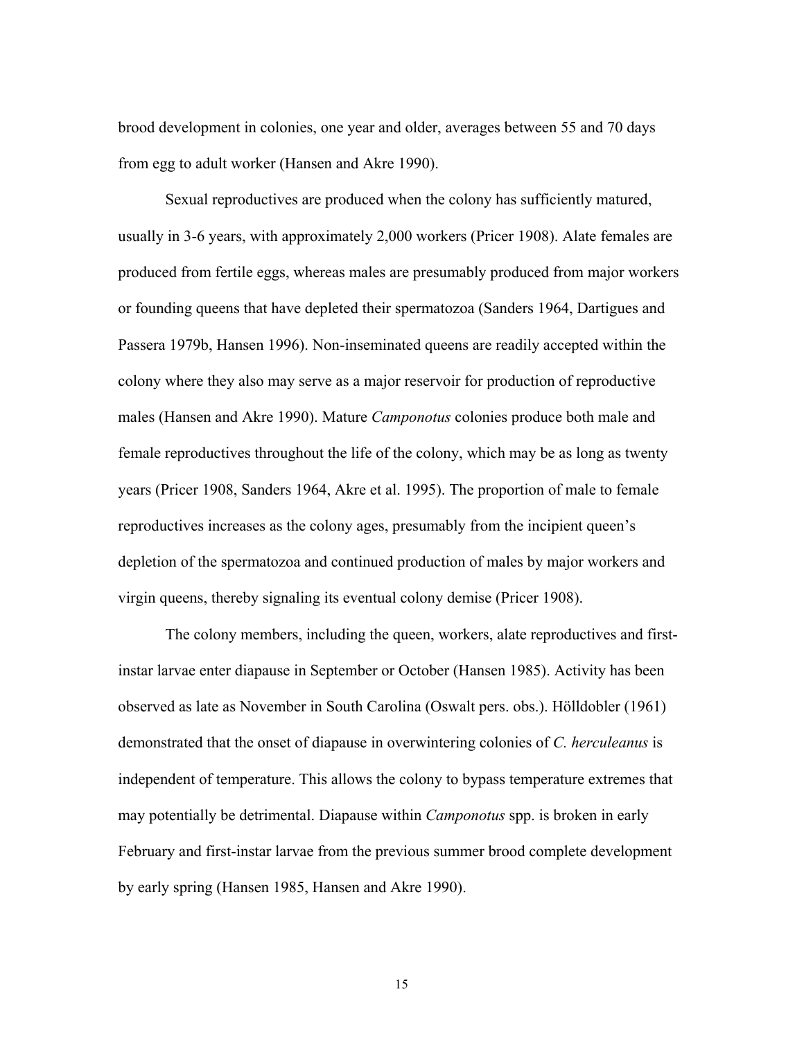brood development in colonies, one year and older, averages between 55 and 70 days from egg to adult worker (Hansen and Akre 1990).

Sexual reproductives are produced when the colony has sufficiently matured, usually in 3-6 years, with approximately 2,000 workers (Pricer 1908). Alate females are produced from fertile eggs, whereas males are presumably produced from major workers or founding queens that have depleted their spermatozoa (Sanders 1964, Dartigues and Passera 1979b, Hansen 1996). Non-inseminated queens are readily accepted within the colony where they also may serve as a major reservoir for production of reproductive males (Hansen and Akre 1990). Mature *Camponotus* colonies produce both male and female reproductives throughout the life of the colony, which may be as long as twenty years (Pricer 1908, Sanders 1964, Akre et al. 1995). The proportion of male to female reproductives increases as the colony ages, presumably from the incipient queen's depletion of the spermatozoa and continued production of males by major workers and virgin queens, thereby signaling its eventual colony demise (Pricer 1908).

The colony members, including the queen, workers, alate reproductives and first-instar larvae enter diapause in September or October (Hansen 1985). Activity has been observed as late as November in South Carolina (Oswalt pers. obs.). Hölldobler (1961) demonstrated that the onset of diapause in overwintering colonies of *C. herculeanus* is independent of temperature. This allows the colony to bypass temperature extremes that may potentially be detrimental. Diapause within *Camponotus* spp. is broken in early February and first-instar larvae from the previous summer brood complete development by early spring (Hansen 1985, Hansen and Akre 1990).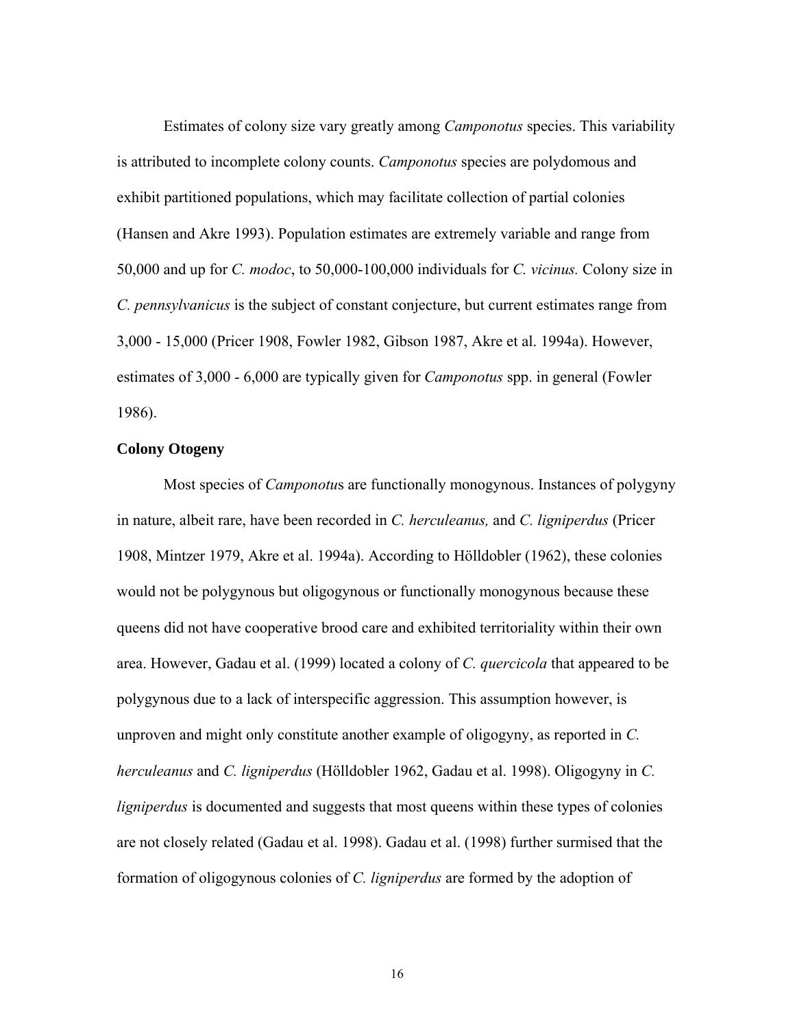Estimates of colony size vary greatly among *Camponotus* species. This variability is attributed to incomplete colony counts. *Camponotus* species are polydomous and exhibit partitioned populations, which may facilitate collection of partial colonies (Hansen and Akre 1993). Population estimates are extremely variable and range from 50,000 and up for *C. modoc*, to 50,000-100,000 individuals for *C. vicinus.* Colony size in *C. pennsylvanicus* is the subject of constant conjecture, but current estimates range from 3,000 - 15,000 (Pricer 1908, Fowler 1982, Gibson 1987, Akre et al. 1994a). However, estimates of 3,000 - 6,000 are typically given for *Camponotus* spp. in general (Fowler 1986).

**Colony Otogeny**

Most species of *Camponotu*s are functionally monogynous. Instances of polygyny in nature, albeit rare, have been recorded in *C. herculeanus,* and *C. ligniperdus* (Pricer 1908, Mintzer 1979, Akre et al. 1994a). According to Hölldobler (1962), these colonies would not be polygynous but oligogynous or functionally monogynous because these queens did not have cooperative brood care and exhibited territoriality within their own area. However, Gadau et al. (1999) located a colony of *C. quercicola* that appeared to be polygynous due to a lack of interspecific aggression. This assumption however, is unproven and might only constitute another example of oligogyny, as reported in *C. herculeanus* and *C. ligniperdus* (Hölldobler 1962, Gadau et al. 1998). Oligogyny in *C. ligniperdus* is documented and suggests that most queens within these types of colonies are not closely related (Gadau et al. 1998). Gadau et al. (1998) further surmised that the formation of oligogynous colonies of *C. ligniperdus* are formed by the adoption of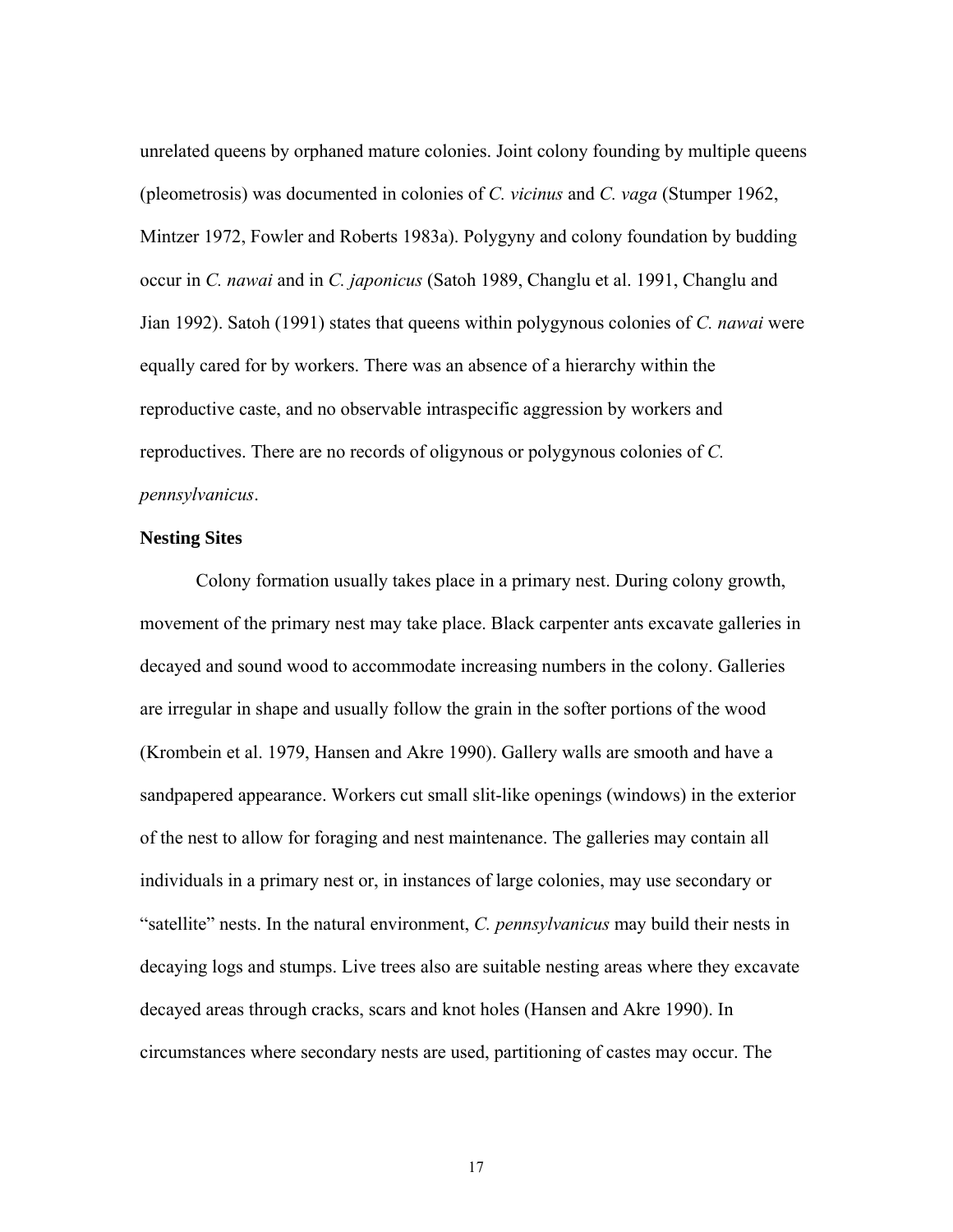unrelated queens by orphaned mature colonies. Joint colony founding by multiple queens (pleometrosis) was documented in colonies of *C. vicinus* and *C. vaga* (Stumper 1962, Mintzer 1972, Fowler and Roberts 1983a). Polygyny and colony foundation by budding occur in *C. nawai* and in *C. japonicus* (Satoh 1989, Changlu et al. 1991, Changlu and Jian 1992). Satoh (1991) states that queens within polygynous colonies of *C. nawai* were equally cared for by workers. There was an absence of a hierarchy within the reproductive caste, and no observable intraspecific aggression by workers and reproductives. There are no records of oligynous or polygynous colonies of *C. pennsylvanicus*.

**Nesting Sites**

Colony formation usually takes place in a primary nest. During colony growth, movement of the primary nest may take place. Black carpenter ants excavate galleries in decayed and sound wood to accommodate increasing numbers in the colony. Galleries are irregular in shape and usually follow the grain in the softer portions of the wood (Krombein et al. 1979, Hansen and Akre 1990). Gallery walls are smooth and have a sandpapered appearance. Workers cut small slit-like openings (windows) in the exterior of the nest to allow for foraging and nest maintenance. The galleries may contain all individuals in a primary nest or, in instances of large colonies, may use secondary or "satellite" nests. In the natural environment, *C. pennsylvanicus* may build their nests in decaying logs and stumps. Live trees also are suitable nesting areas where they excavate decayed areas through cracks, scars and knot holes (Hansen and Akre 1990). In circumstances where secondary nests are used, partitioning of castes may occur. The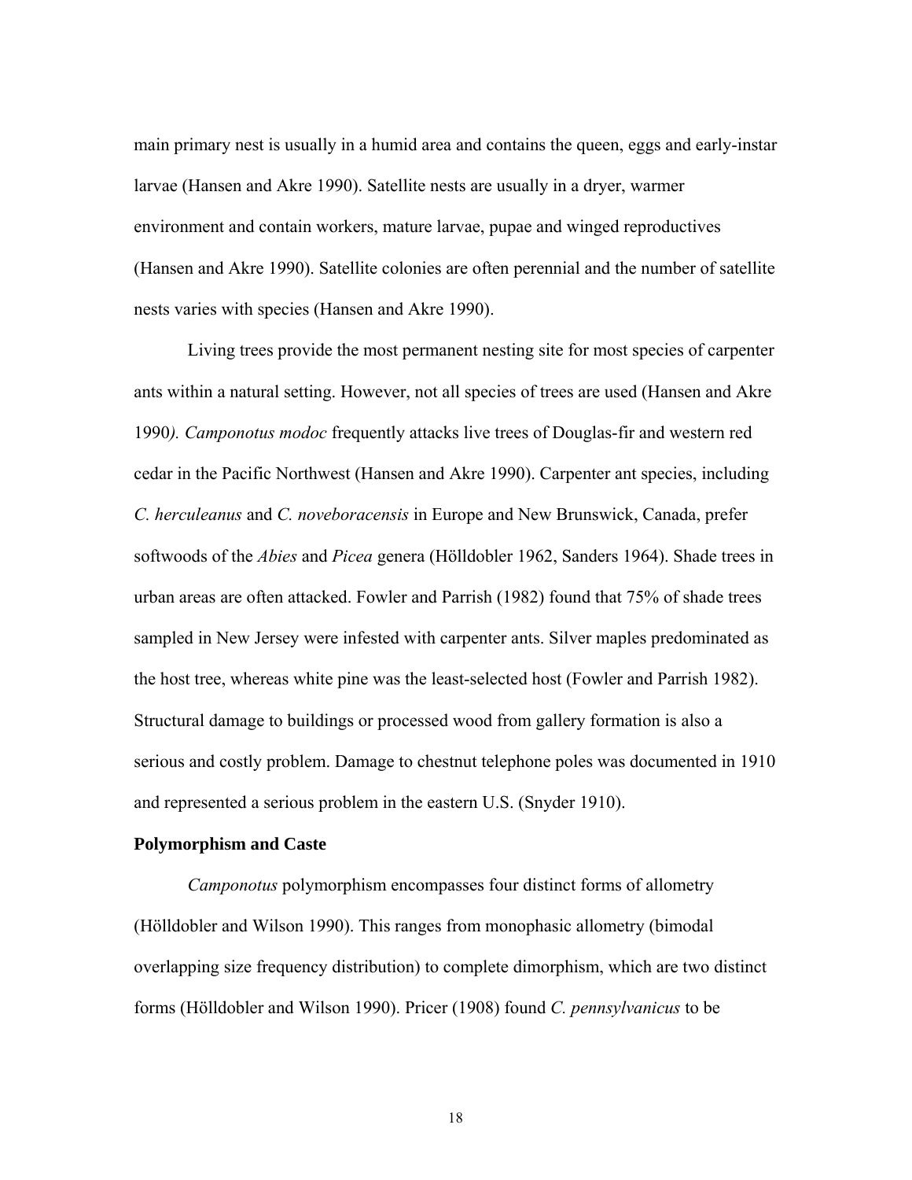main primary nest is usually in a humid area and contains the queen, eggs and early-instar larvae (Hansen and Akre 1990). Satellite nests are usually in a dryer, warmer environment and contain workers, mature larvae, pupae and winged reproductives (Hansen and Akre 1990). Satellite colonies are often perennial and the number of satellite nests varies with species (Hansen and Akre 1990).

Living trees provide the most permanent nesting site for most species of carpenter ants within a natural setting. However, not all species of trees are used (Hansen and Akre 1990*). Camponotus modoc* frequently attacks live trees of Douglas-fir and western red cedar in the Pacific Northwest (Hansen and Akre 1990). Carpenter ant species, including *C. herculeanus* and *C. noveboracensis* in Europe and New Brunswick, Canada, prefer softwoods of the *Abies* and *Picea* genera (Hölldobler 1962, Sanders 1964). Shade trees in urban areas are often attacked. Fowler and Parrish (1982) found that 75% of shade trees sampled in New Jersey were infested with carpenter ants. Silver maples predominated as the host tree, whereas white pine was the least-selected host (Fowler and Parrish 1982). Structural damage to buildings or processed wood from gallery formation is also a serious and costly problem. Damage to chestnut telephone poles was documented in 1910 and represented a serious problem in the eastern U.S. (Snyder 1910).

**Polymorphism and Caste**

*Camponotus* polymorphism encompasses four distinct forms of allometry (Hölldobler and Wilson 1990). This ranges from monophasic allometry (bimodal overlapping size frequency distribution) to complete dimorphism, which are two distinct forms (Hölldobler and Wilson 1990). Pricer (1908) found *C. pennsylvanicus* to be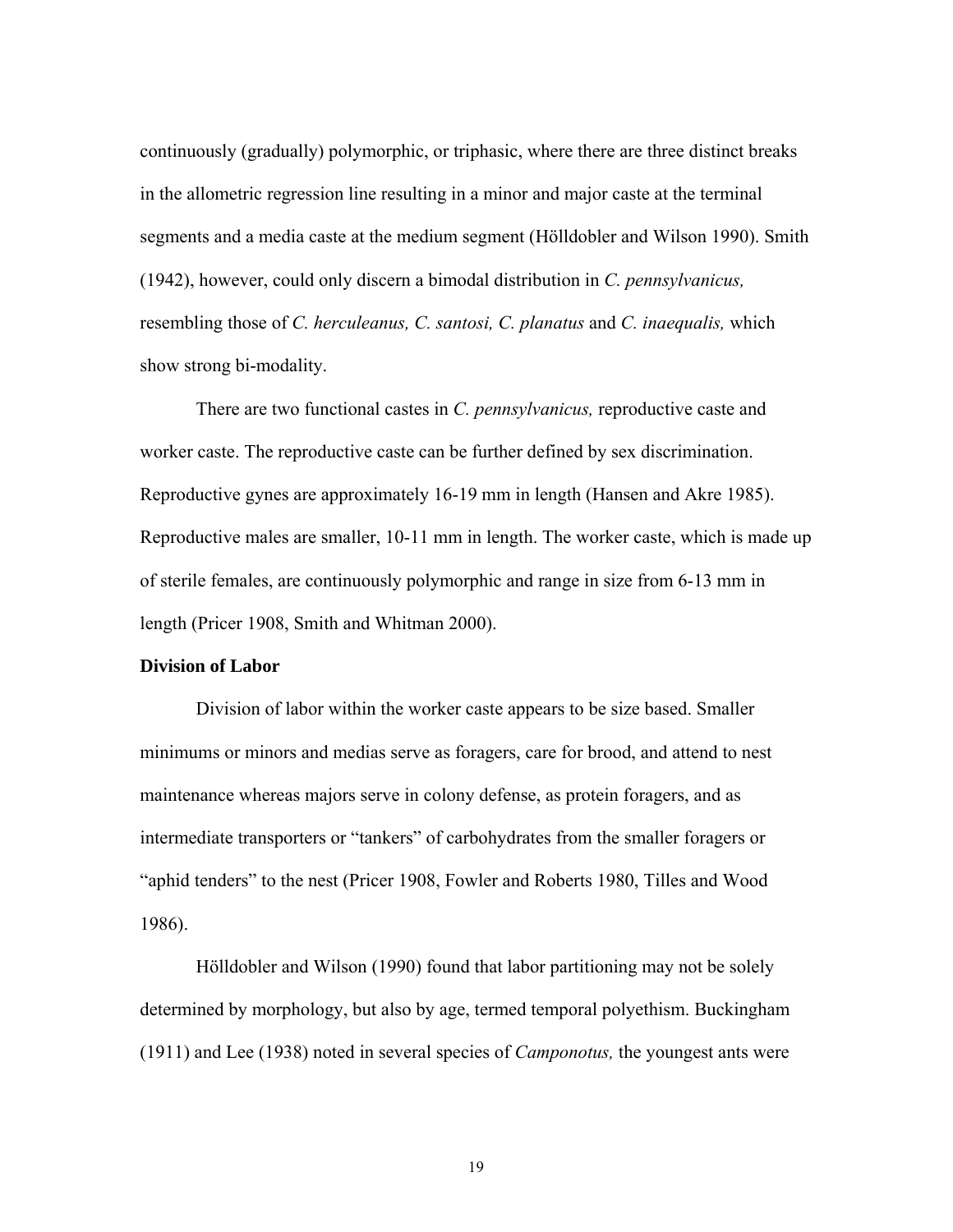continuously (gradually) polymorphic, or triphasic, where there are three distinct breaks in the allometric regression line resulting in a minor and major caste at the terminal segments and a media caste at the medium segment (Hölldobler and Wilson 1990). Smith (1942), however, could only discern a bimodal distribution in *C. pennsylvanicus,* resembling those of *C. herculeanus, C. santosi, C. planatus* and *C. inaequalis,* which show strong bi-modality.

There are two functional castes in *C. pennsylvanicus,* reproductive caste and worker caste. The reproductive caste can be further defined by sex discrimination. Reproductive gynes are approximately 16-19 mm in length (Hansen and Akre 1985). Reproductive males are smaller, 10-11 mm in length. The worker caste, which is made up of sterile females, are continuously polymorphic and range in size from 6-13 mm in length (Pricer 1908, Smith and Whitman 2000).

**Division of Labor**

Division of labor within the worker caste appears to be size based. Smaller minimums or minors and medias serve as foragers, care for brood, and attend to nest maintenance whereas majors serve in colony defense, as protein foragers, and as intermediate transporters or "tankers" of carbohydrates from the smaller foragers or "aphid tenders" to the nest (Pricer 1908, Fowler and Roberts 1980, Tilles and Wood 1986).

Hölldobler and Wilson (1990) found that labor partitioning may not be solely determined by morphology, but also by age, termed temporal polyethism. Buckingham (1911) and Lee (1938) noted in several species of *Camponotus,* the youngest ants were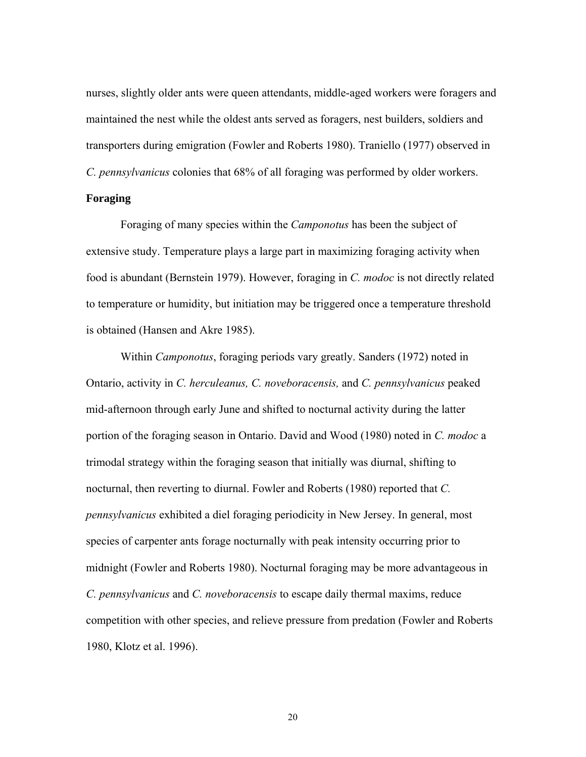nurses, slightly older ants were queen attendants, middle-aged workers were foragers and maintained the nest while the oldest ants served as foragers, nest builders, soldiers and transporters during emigration (Fowler and Roberts 1980). Traniello (1977) observed in *C. pennsylvanicus* colonies that 68% of all foraging was performed by older workers.

**Foraging**

Foraging of many species within the *Camponotus* has been the subject of extensive study. Temperature plays a large part in maximizing foraging activity when food is abundant (Bernstein 1979). However, foraging in *C. modoc* is not directly related to temperature or humidity, but initiation may be triggered once a temperature threshold is obtained (Hansen and Akre 1985).

Within *Camponotus*, foraging periods vary greatly. Sanders (1972) noted in Ontario, activity in *C. herculeanus, C. noveboracensis,* and *C. pennsylvanicus* peaked mid-afternoon through early June and shifted to nocturnal activity during the latter portion of the foraging season in Ontario. David and Wood (1980) noted in *C. modoc* a trimodal strategy within the foraging season that initially was diurnal, shifting to nocturnal, then reverting to diurnal. Fowler and Roberts (1980) reported that *C. pennsylvanicus* exhibited a diel foraging periodicity in New Jersey. In general, most species of carpenter ants forage nocturnally with peak intensity occurring prior to midnight (Fowler and Roberts 1980). Nocturnal foraging may be more advantageous in *C. pennsylvanicus* and *C. noveboracensis* to escape daily thermal maxims, reduce competition with other species, and relieve pressure from predation (Fowler and Roberts 1980, Klotz et al. 1996).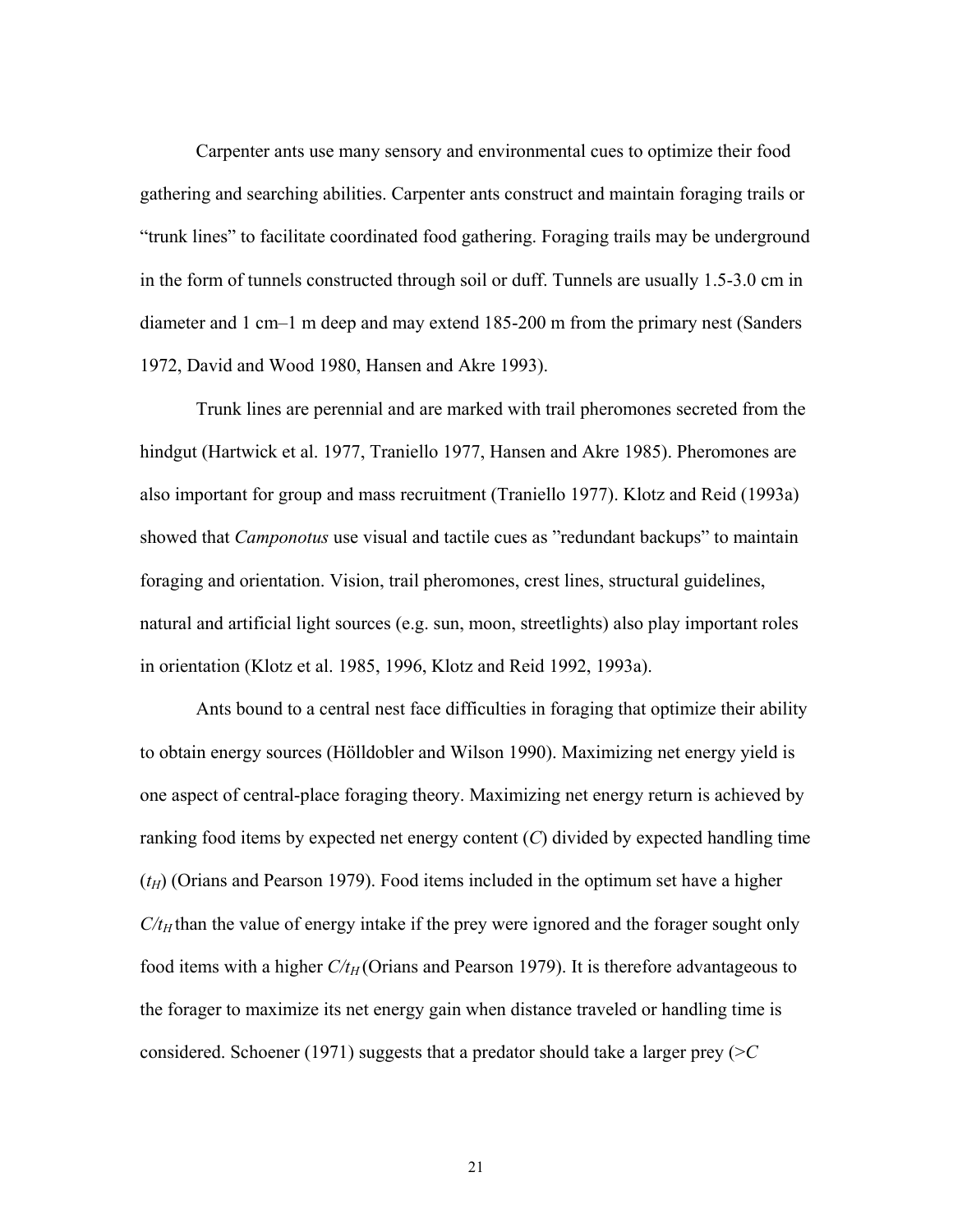Carpenter ants use many sensory and environmental cues to optimize their food gathering and searching abilities. Carpenter ants construct and maintain foraging trails or “trunk lines” to facilitate coordinated food gathering. Foraging trails may be underground in the form of tunnels constructed through soil or duff. Tunnels are usually 1.5-3.0 cm in diameter and 1 cm–1 m deep and may extend 185-200 m from the primary nest (Sanders 1972, David and Wood 1980, Hansen and Akre 1993).

Trunk lines are perennial and are marked with trail pheromones secreted from the hindgut (Hartwick et al. 1977, Traniello 1977, Hansen and Akre 1985). Pheromones are also important for group and mass recruitment (Traniello 1977). Klotz and Reid (1993a) showed that *Camponotus* use visual and tactile cues as ”redundant backups” to maintain foraging and orientation. Vision, trail pheromones, crest lines, structural guidelines, natural and artificial light sources (e.g. sun, moon, streetlights) also play important roles in orientation (Klotz et al. 1985, 1996, Klotz and Reid 1992, 1993a).

Ants bound to a central nest face difficulties in foraging that optimize their ability to obtain energy sources (Hölldobler and Wilson 1990). Maximizing net energy yield is one aspect of central-place foraging theory. Maximizing net energy return is achieved by ranking food items by expected net energy content ($C$) divided by expected handling time ($t_H$) (Orians and Pearson 1979). Food items included in the optimum set have a higher $C/t_H$ than the value of energy intake if the prey were ignored and the forager sought only food items with a higher $C/t_H$ (Orians and Pearson 1979). It is therefore advantageous to the forager to maximize its net energy gain when distance traveled or handling time is considered. Schoener (1971) suggests that a predator should take a larger prey ($>C$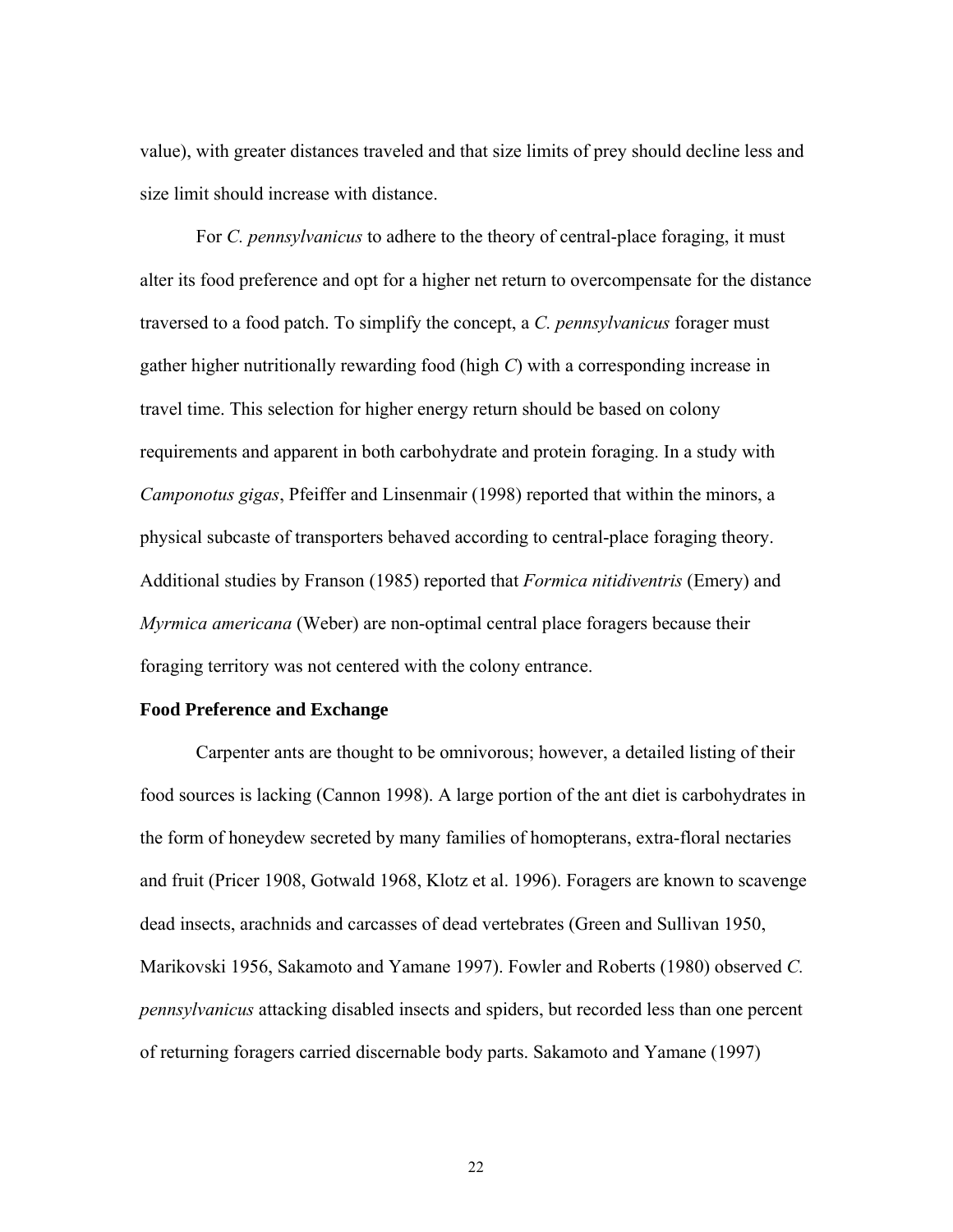value), with greater distances traveled and that size limits of prey should decline less and size limit should increase with distance.

For *C. pennsylvanicus* to adhere to the theory of central-place foraging, it must alter its food preference and opt for a higher net return to overcompensate for the distance traversed to a food patch. To simplify the concept, a *C. pennsylvanicus* forager must gather higher nutritionally rewarding food (high *C*) with a corresponding increase in travel time. This selection for higher energy return should be based on colony requirements and apparent in both carbohydrate and protein foraging. In a study with *Camponotus gigas*, Pfeiffer and Linsenmair (1998) reported that within the minors, a physical subcaste of transporters behaved according to central-place foraging theory. Additional studies by Franson (1985) reported that *Formica nitidiventris* (Emery) and *Myrmica americana* (Weber) are non-optimal central place foragers because their foraging territory was not centered with the colony entrance.

**Food Preference and Exchange**

Carpenter ants are thought to be omnivorous; however, a detailed listing of their food sources is lacking (Cannon 1998). A large portion of the ant diet is carbohydrates in the form of honeydew secreted by many families of homopterans, extra-floral nectaries and fruit (Pricer 1908, Gotwald 1968, Klotz et al. 1996). Foragers are known to scavenge dead insects, arachnids and carcasses of dead vertebrates (Green and Sullivan 1950, Marikovski 1956, Sakamoto and Yamane 1997). Fowler and Roberts (1980) observed *C. pennsylvanicus* attacking disabled insects and spiders, but recorded less than one percent of returning foragers carried discernable body parts. Sakamoto and Yamane (1997)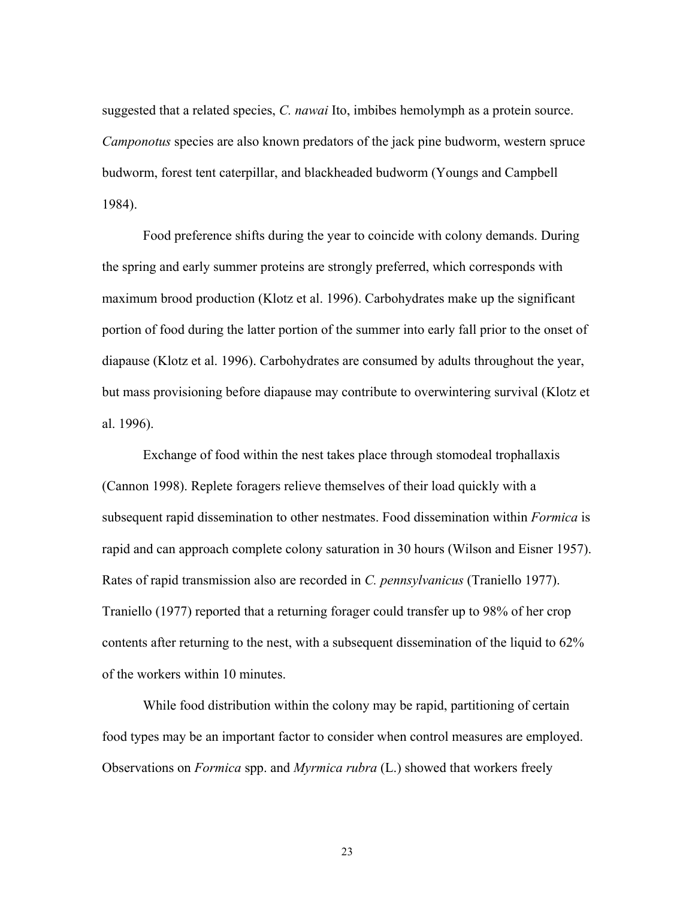suggested that a related species, *C. nawai* Ito, imbibes hemolymph as a protein source. *Camponotus* species are also known predators of the jack pine budworm, western spruce budworm, forest tent caterpillar, and blackheaded budworm (Youngs and Campbell 1984).

Food preference shifts during the year to coincide with colony demands. During the spring and early summer proteins are strongly preferred, which corresponds with maximum brood production (Klotz et al. 1996). Carbohydrates make up the significant portion of food during the latter portion of the summer into early fall prior to the onset of diapause (Klotz et al. 1996). Carbohydrates are consumed by adults throughout the year, but mass provisioning before diapause may contribute to overwintering survival (Klotz et al. 1996).

Exchange of food within the nest takes place through stomodeal trophallaxis (Cannon 1998). Replete foragers relieve themselves of their load quickly with a subsequent rapid dissemination to other nestmates. Food dissemination within *Formica* is rapid and can approach complete colony saturation in 30 hours (Wilson and Eisner 1957). Rates of rapid transmission also are recorded in *C. pennsylvanicus* (Traniello 1977). Traniello (1977) reported that a returning forager could transfer up to 98% of her crop contents after returning to the nest, with a subsequent dissemination of the liquid to 62% of the workers within 10 minutes.

While food distribution within the colony may be rapid, partitioning of certain food types may be an important factor to consider when control measures are employed. Observations on *Formica* spp. and *Myrmica rubra* (L.) showed that workers freely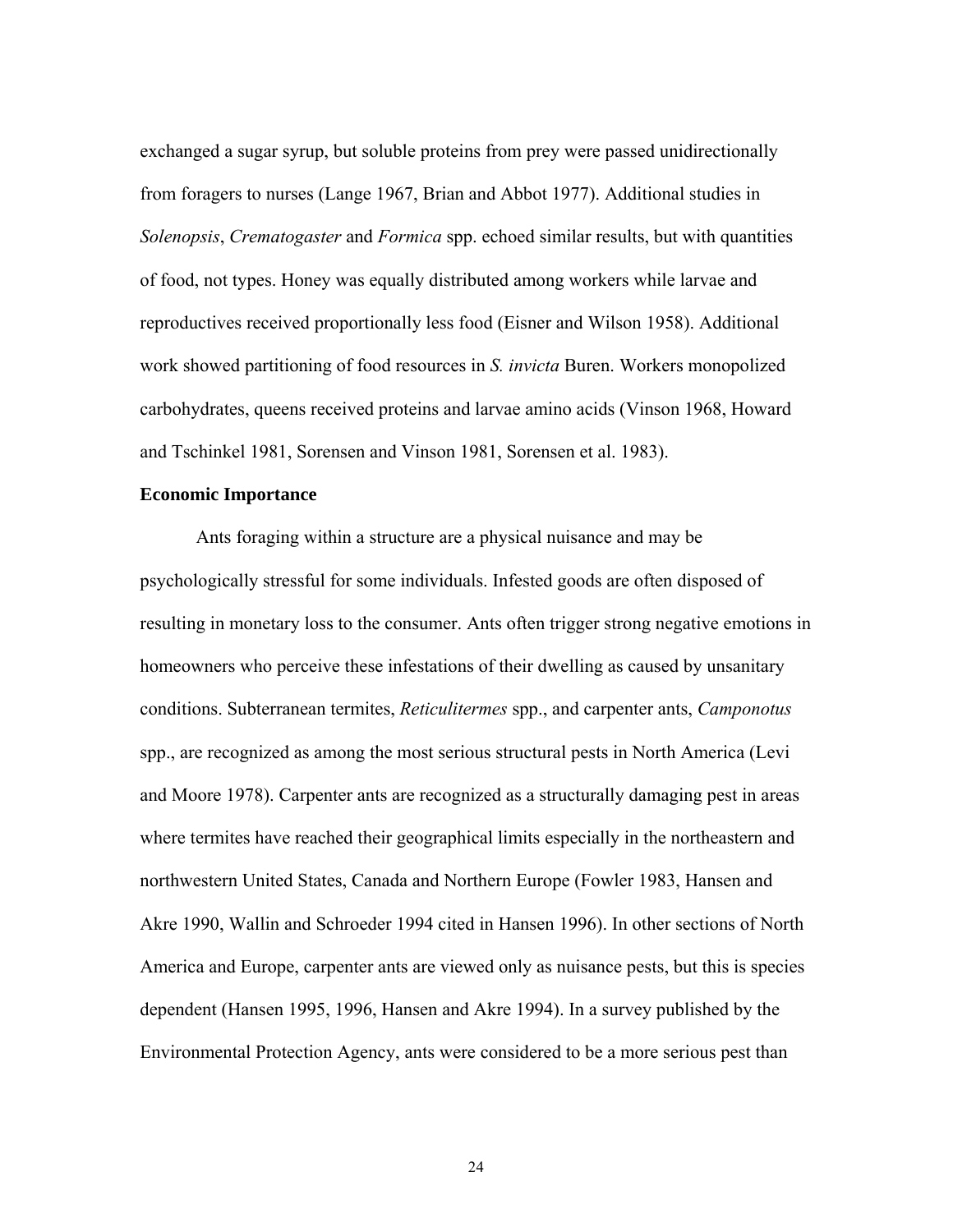exchanged a sugar syrup, but soluble proteins from prey were passed unidirectionally from foragers to nurses (Lange 1967, Brian and Abbot 1977). Additional studies in *Solenopsis*, *Crematogaster* and *Formica* spp. echoed similar results, but with quantities of food, not types. Honey was equally distributed among workers while larvae and reproductives received proportionally less food (Eisner and Wilson 1958). Additional work showed partitioning of food resources in *S. invicta* Buren. Workers monopolized carbohydrates, queens received proteins and larvae amino acids (Vinson 1968, Howard and Tschinkel 1981, Sorensen and Vinson 1981, Sorensen et al. 1983).

### Economic Importance

Ants foraging within a structure are a physical nuisance and may be psychologically stressful for some individuals. Infested goods are often disposed of resulting in monetary loss to the consumer. Ants often trigger strong negative emotions in homeowners who perceive these infestations of their dwelling as caused by unsanitary conditions. Subterranean termites, *Reticulitermes* spp., and carpenter ants, *Camponotus* spp., are recognized as among the most serious structural pests in North America (Levi and Moore 1978). Carpenter ants are recognized as a structurally damaging pest in areas where termites have reached their geographical limits especially in the northeastern and northwestern United States, Canada and Northern Europe (Fowler 1983, Hansen and Akre 1990, Wallin and Schroeder 1994 cited in Hansen 1996). In other sections of North America and Europe, carpenter ants are viewed only as nuisance pests, but this is species dependent (Hansen 1995, 1996, Hansen and Akre 1994). In a survey published by the Environmental Protection Agency, ants were considered to be a more serious pest than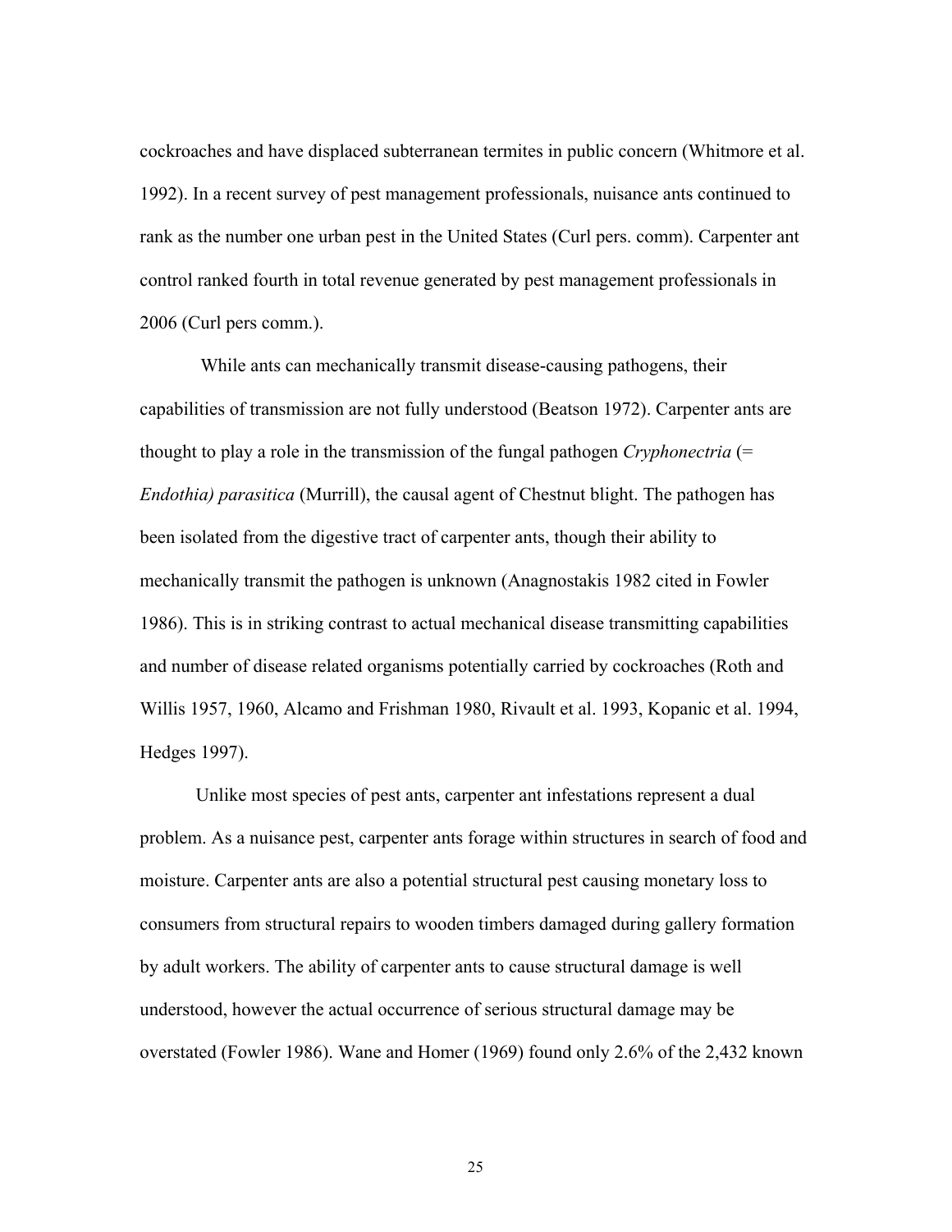cockroaches and have displaced subterranean termites in public concern (Whitmore et al. 1992). In a recent survey of pest management professionals, nuisance ants continued to rank as the number one urban pest in the United States (Curl pers. comm). Carpenter ant control ranked fourth in total revenue generated by pest management professionals in 2006 (Curl pers comm.).

While ants can mechanically transmit disease-causing pathogens, their capabilities of transmission are not fully understood (Beatson 1972). Carpenter ants are thought to play a role in the transmission of the fungal pathogen *Cryphonectria* (= *Endothia) parasitica* (Murrill), the causal agent of Chestnut blight. The pathogen has been isolated from the digestive tract of carpenter ants, though their ability to mechanically transmit the pathogen is unknown (Anagnostakis 1982 cited in Fowler 1986). This is in striking contrast to actual mechanical disease transmitting capabilities and number of disease related organisms potentially carried by cockroaches (Roth and Willis 1957, 1960, Alcamo and Frishman 1980, Rivault et al. 1993, Kopanic et al. 1994, Hedges 1997).

Unlike most species of pest ants, carpenter ant infestations represent a dual problem. As a nuisance pest, carpenter ants forage within structures in search of food and moisture. Carpenter ants are also a potential structural pest causing monetary loss to consumers from structural repairs to wooden timbers damaged during gallery formation by adult workers. The ability of carpenter ants to cause structural damage is well understood, however the actual occurrence of serious structural damage may be overstated (Fowler 1986). Wane and Homer (1969) found only 2.6% of the 2,432 known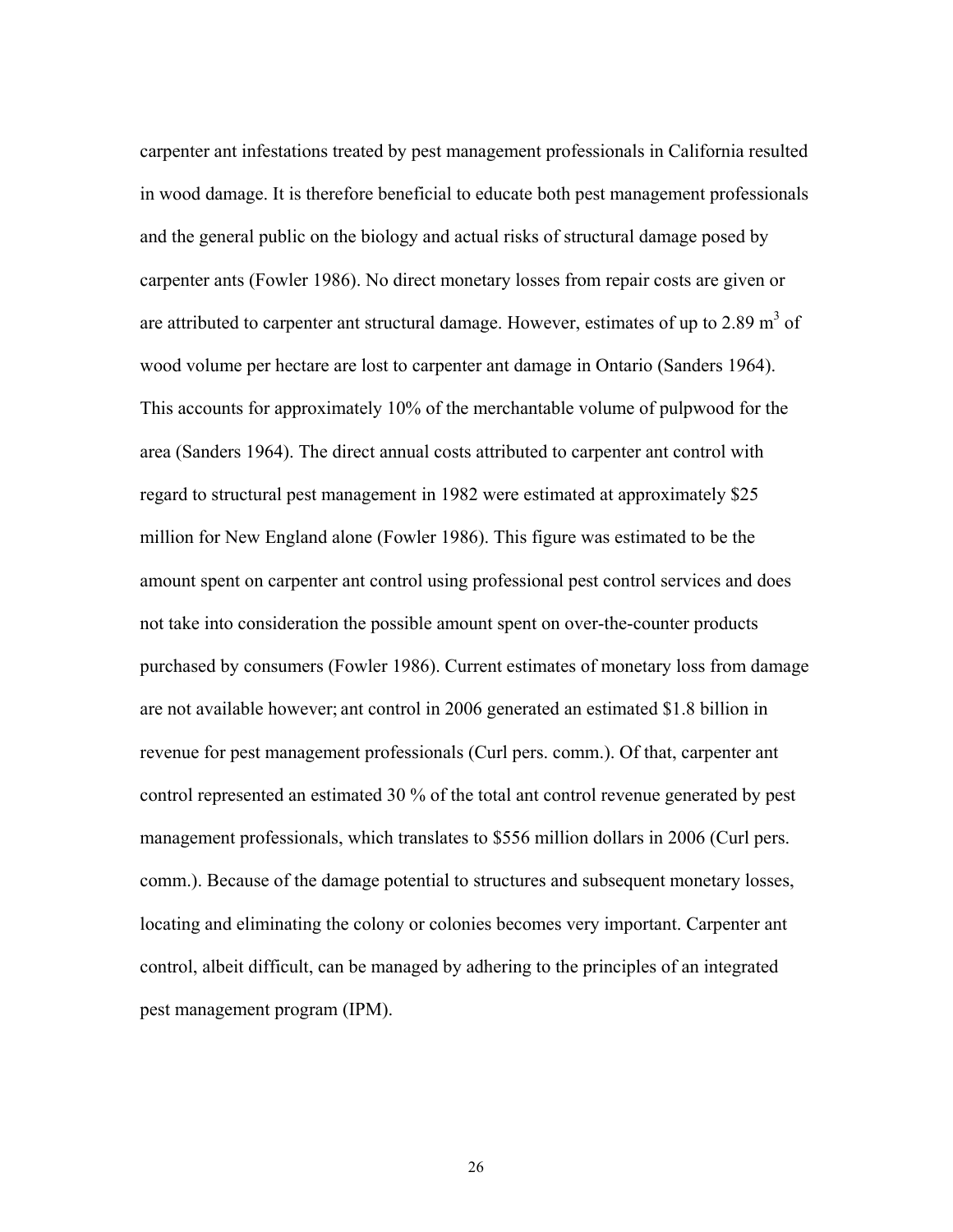carpenter ant infestations treated by pest management professionals in California resulted in wood damage. It is therefore beneficial to educate both pest management professionals and the general public on the biology and actual risks of structural damage posed by carpenter ants (Fowler 1986). No direct monetary losses from repair costs are given or are attributed to carpenter ant structural damage. However, estimates of up to 2.89 $m^3$ of wood volume per hectare are lost to carpenter ant damage in Ontario (Sanders 1964). This accounts for approximately 10% of the merchantable volume of pulpwood for the area (Sanders 1964). The direct annual costs attributed to carpenter ant control with regard to structural pest management in 1982 were estimated at approximately $25 million for New England alone (Fowler 1986). This figure was estimated to be the amount spent on carpenter ant control using professional pest control services and does not take into consideration the possible amount spent on over-the-counter products purchased by consumers (Fowler 1986). Current estimates of monetary loss from damage are not available however; ant control in 2006 generated an estimated $1.8 billion in revenue for pest management professionals (Curl pers. comm.). Of that, carpenter ant control represented an estimated 30 % of the total ant control revenue generated by pest management professionals, which translates to $556 million dollars in 2006 (Curl pers. comm.). Because of the damage potential to structures and subsequent monetary losses, locating and eliminating the colony or colonies becomes very important. Carpenter ant control, albeit difficult, can be managed by adhering to the principles of an integrated pest management program (IPM).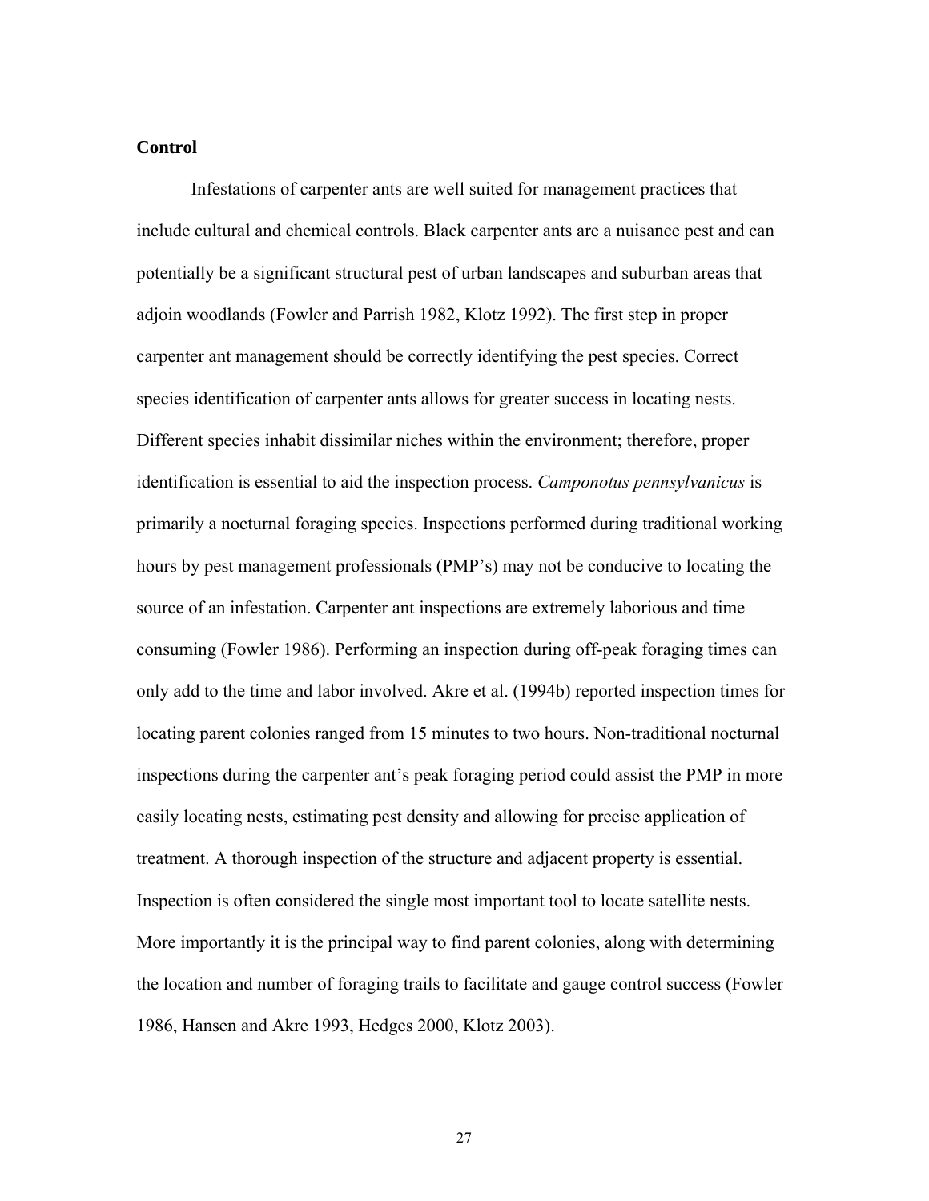**Control**

Infestations of carpenter ants are well suited for management practices that include cultural and chemical controls. Black carpenter ants are a nuisance pest and can potentially be a significant structural pest of urban landscapes and suburban areas that adjoin woodlands (Fowler and Parrish 1982, Klotz 1992). The first step in proper carpenter ant management should be correctly identifying the pest species. Correct species identification of carpenter ants allows for greater success in locating nests. Different species inhabit dissimilar niches within the environment; therefore, proper identification is essential to aid the inspection process. *Camponotus pennsylvanicus* is primarily a nocturnal foraging species. Inspections performed during traditional working hours by pest management professionals (PMP's) may not be conducive to locating the source of an infestation. Carpenter ant inspections are extremely laborious and time consuming (Fowler 1986). Performing an inspection during off-peak foraging times can only add to the time and labor involved. Akre et al. (1994b) reported inspection times for locating parent colonies ranged from 15 minutes to two hours. Non-traditional nocturnal inspections during the carpenter ant's peak foraging period could assist the PMP in more easily locating nests, estimating pest density and allowing for precise application of treatment. A thorough inspection of the structure and adjacent property is essential. Inspection is often considered the single most important tool to locate satellite nests. More importantly it is the principal way to find parent colonies, along with determining the location and number of foraging trails to facilitate and gauge control success (Fowler 1986, Hansen and Akre 1993, Hedges 2000, Klotz 2003).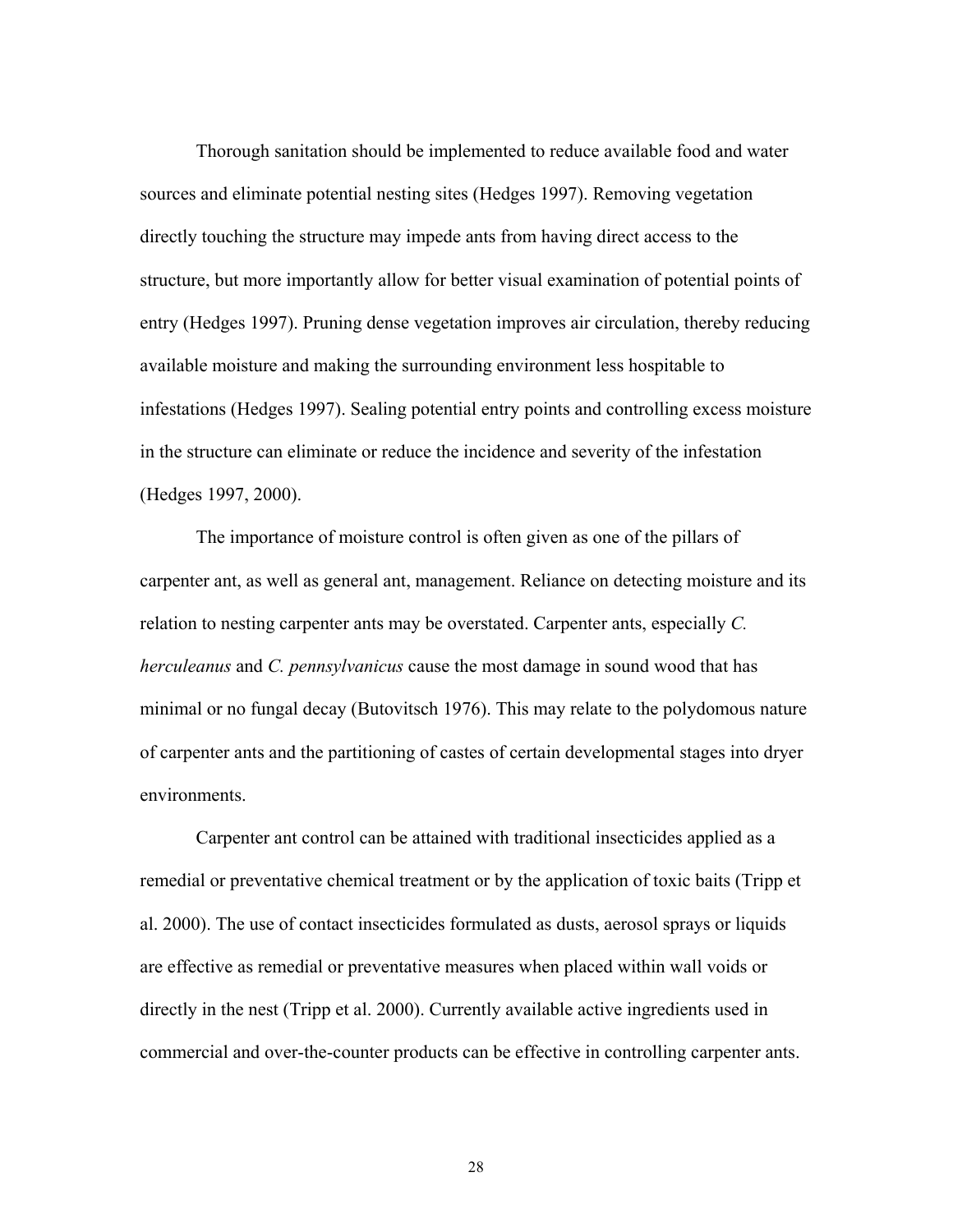Thorough sanitation should be implemented to reduce available food and water sources and eliminate potential nesting sites (Hedges 1997). Removing vegetation directly touching the structure may impede ants from having direct access to the structure, but more importantly allow for better visual examination of potential points of entry (Hedges 1997). Pruning dense vegetation improves air circulation, thereby reducing available moisture and making the surrounding environment less hospitable to infestations (Hedges 1997). Sealing potential entry points and controlling excess moisture in the structure can eliminate or reduce the incidence and severity of the infestation (Hedges 1997, 2000).

The importance of moisture control is often given as one of the pillars of carpenter ant, as well as general ant, management. Reliance on detecting moisture and its relation to nesting carpenter ants may be overstated. Carpenter ants, especially *C. herculeanus* and *C. pennsylvanicus* cause the most damage in sound wood that has minimal or no fungal decay (Butovitsch 1976). This may relate to the polydomous nature of carpenter ants and the partitioning of castes of certain developmental stages into dryer environments.

Carpenter ant control can be attained with traditional insecticides applied as a remedial or preventative chemical treatment or by the application of toxic baits (Tripp et al. 2000). The use of contact insecticides formulated as dusts, aerosol sprays or liquids are effective as remedial or preventative measures when placed within wall voids or directly in the nest (Tripp et al. 2000). Currently available active ingredients used in commercial and over-the-counter products can be effective in controlling carpenter ants.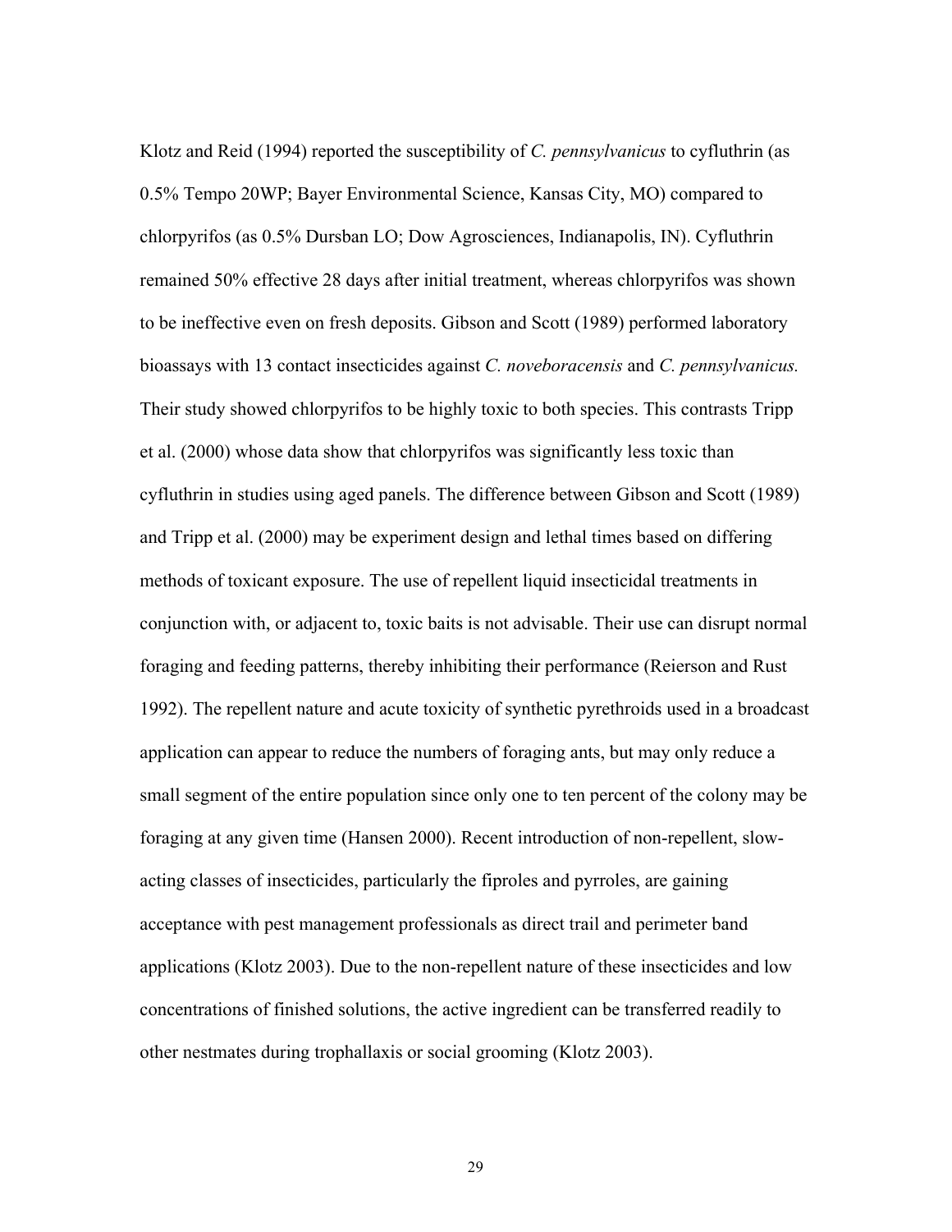Klotz and Reid (1994) reported the susceptibility of *C. pennsylvanicus* to cyfluthrin (as 0.5% Tempo 20WP; Bayer Environmental Science, Kansas City, MO) compared to chlorpyrifos (as 0.5% Dursban LO; Dow Agrosciences, Indianapolis, IN). Cyfluthrin remained 50% effective 28 days after initial treatment, whereas chlorpyrifos was shown to be ineffective even on fresh deposits. Gibson and Scott (1989) performed laboratory bioassays with 13 contact insecticides against *C. noveboracensis* and *C. pennsylvanicus.* Their study showed chlorpyrifos to be highly toxic to both species. This contrasts Tripp et al. (2000) whose data show that chlorpyrifos was significantly less toxic than cyfluthrin in studies using aged panels. The difference between Gibson and Scott (1989) and Tripp et al. (2000) may be experiment design and lethal times based on differing methods of toxicant exposure. The use of repellent liquid insecticidal treatments in conjunction with, or adjacent to, toxic baits is not advisable. Their use can disrupt normal foraging and feeding patterns, thereby inhibiting their performance (Reierson and Rust 1992). The repellent nature and acute toxicity of synthetic pyrethroids used in a broadcast application can appear to reduce the numbers of foraging ants, but may only reduce a small segment of the entire population since only one to ten percent of the colony may be foraging at any given time (Hansen 2000). Recent introduction of non-repellent, slow-acting classes of insecticides, particularly the fiproles and pyrroles, are gaining acceptance with pest management professionals as direct trail and perimeter band applications (Klotz 2003). Due to the non-repellent nature of these insecticides and low concentrations of finished solutions, the active ingredient can be transferred readily to other nestmates during trophallaxis or social grooming (Klotz 2003).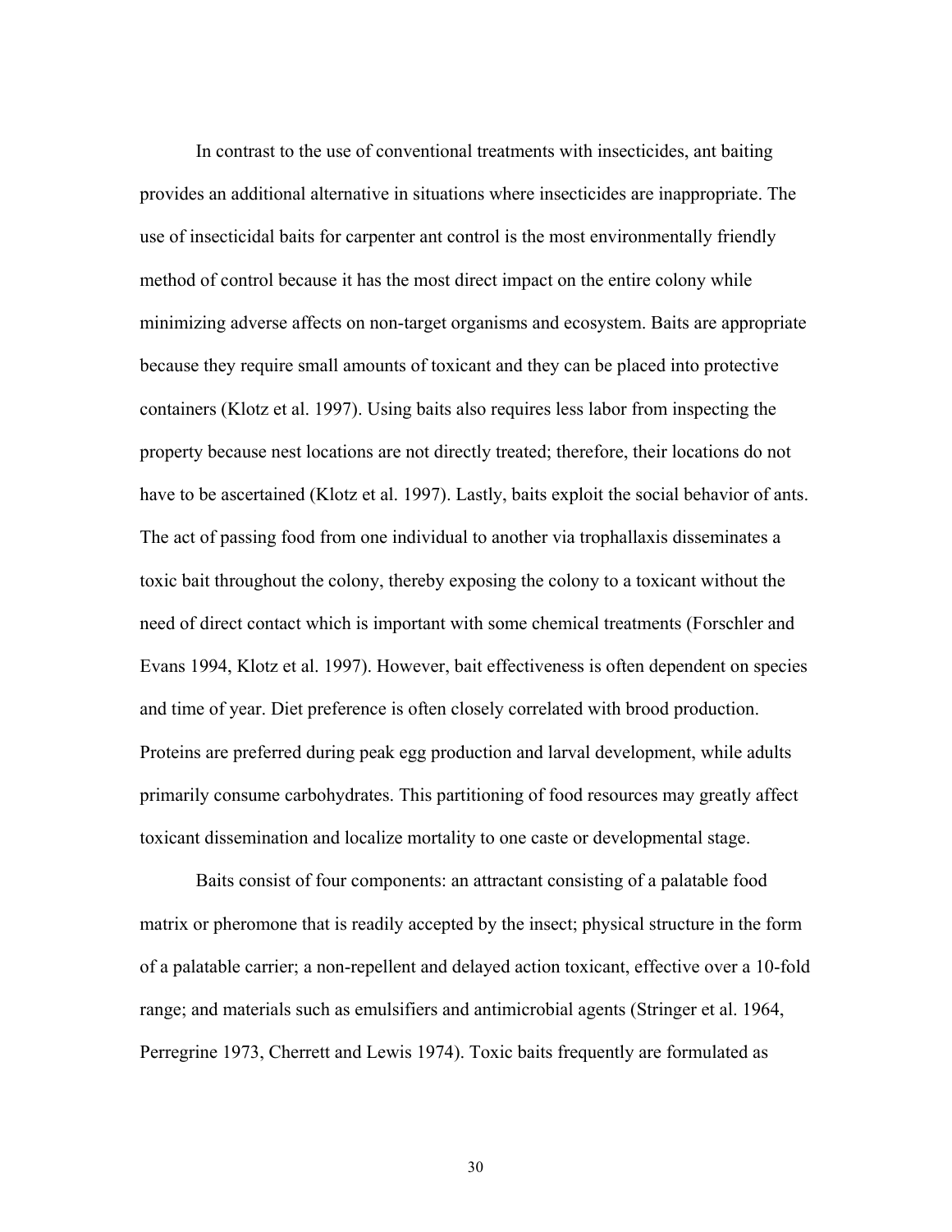In contrast to the use of conventional treatments with insecticides, ant baiting provides an additional alternative in situations where insecticides are inappropriate. The use of insecticidal baits for carpenter ant control is the most environmentally friendly method of control because it has the most direct impact on the entire colony while minimizing adverse affects on non-target organisms and ecosystem. Baits are appropriate because they require small amounts of toxicant and they can be placed into protective containers (Klotz et al. 1997). Using baits also requires less labor from inspecting the property because nest locations are not directly treated; therefore, their locations do not have to be ascertained (Klotz et al. 1997). Lastly, baits exploit the social behavior of ants. The act of passing food from one individual to another via trophallaxis disseminates a toxic bait throughout the colony, thereby exposing the colony to a toxicant without the need of direct contact which is important with some chemical treatments (Forschler and Evans 1994, Klotz et al. 1997). However, bait effectiveness is often dependent on species and time of year. Diet preference is often closely correlated with brood production. Proteins are preferred during peak egg production and larval development, while adults primarily consume carbohydrates. This partitioning of food resources may greatly affect toxicant dissemination and localize mortality to one caste or developmental stage.

Baits consist of four components: an attractant consisting of a palatable food matrix or pheromone that is readily accepted by the insect; physical structure in the form of a palatable carrier; a non-repellent and delayed action toxicant, effective over a 10-fold range; and materials such as emulsifiers and antimicrobial agents (Stringer et al. 1964, Perregrine 1973, Cherrett and Lewis 1974). Toxic baits frequently are formulated as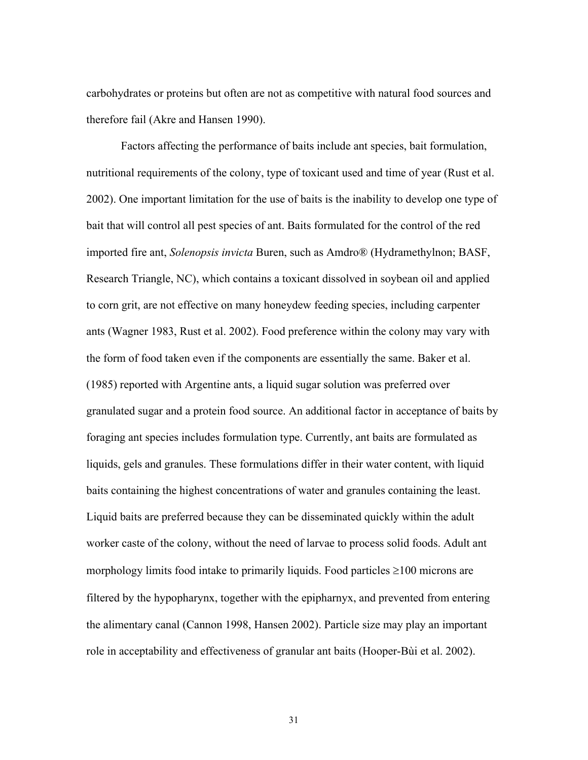carbohydrates or proteins but often are not as competitive with natural food sources and therefore fail (Akre and Hansen 1990).

Factors affecting the performance of baits include ant species, bait formulation, nutritional requirements of the colony, type of toxicant used and time of year (Rust et al. 2002). One important limitation for the use of baits is the inability to develop one type of bait that will control all pest species of ant. Baits formulated for the control of the red imported fire ant, *Solenopsis invicta* Buren, such as Amdro® (Hydramethylnon; BASF, Research Triangle, NC), which contains a toxicant dissolved in soybean oil and applied to corn grit, are not effective on many honeydew feeding species, including carpenter ants (Wagner 1983, Rust et al. 2002). Food preference within the colony may vary with the form of food taken even if the components are essentially the same. Baker et al. (1985) reported with Argentine ants, a liquid sugar solution was preferred over granulated sugar and a protein food source. An additional factor in acceptance of baits by foraging ant species includes formulation type. Currently, ant baits are formulated as liquids, gels and granules. These formulations differ in their water content, with liquid baits containing the highest concentrations of water and granules containing the least. Liquid baits are preferred because they can be disseminated quickly within the adult worker caste of the colony, without the need of larvae to process solid foods. Adult ant morphology limits food intake to primarily liquids. Food particles ≥100 microns are filtered by the hypopharynx, together with the epipharnyx, and prevented from entering the alimentary canal (Cannon 1998, Hansen 2002). Particle size may play an important role in acceptability and effectiveness of granular ant baits (Hooper-Bùi et al. 2002).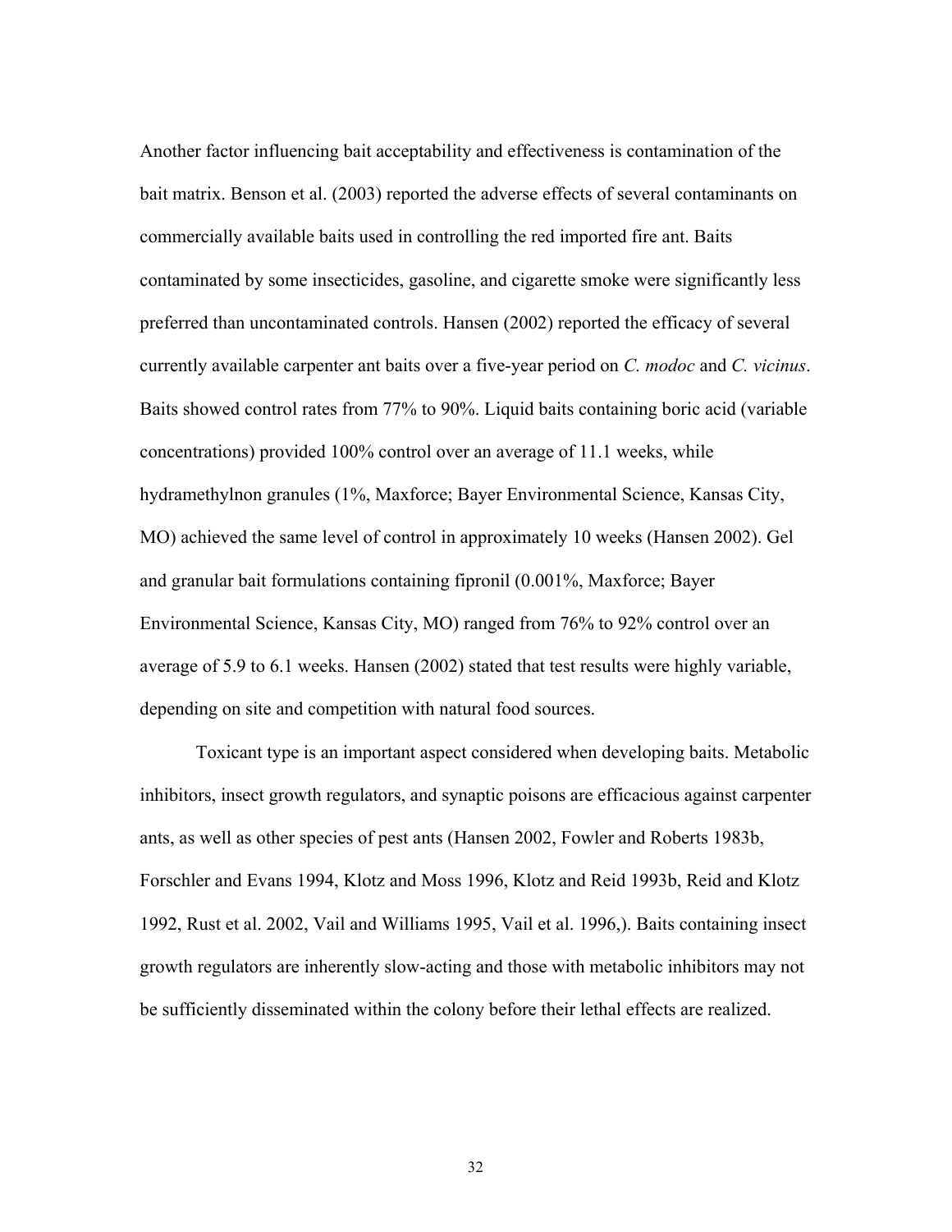Another factor influencing bait acceptability and effectiveness is contamination of the bait matrix. Benson et al. (2003) reported the adverse effects of several contaminants on commercially available baits used in controlling the red imported fire ant. Baits contaminated by some insecticides, gasoline, and cigarette smoke were significantly less preferred than uncontaminated controls. Hansen (2002) reported the efficacy of several currently available carpenter ant baits over a five-year period on *C. modoc* and *C. vicinus*. Baits showed control rates from 77% to 90%. Liquid baits containing boric acid (variable concentrations) provided 100% control over an average of 11.1 weeks, while hydramethylnon granules (1%, Maxforce; Bayer Environmental Science, Kansas City, MO) achieved the same level of control in approximately 10 weeks (Hansen 2002). Gel and granular bait formulations containing fipronil (0.001%, Maxforce; Bayer Environmental Science, Kansas City, MO) ranged from 76% to 92% control over an average of 5.9 to 6.1 weeks. Hansen (2002) stated that test results were highly variable, depending on site and competition with natural food sources.

Toxicant type is an important aspect considered when developing baits. Metabolic inhibitors, insect growth regulators, and synaptic poisons are efficacious against carpenter ants, as well as other species of pest ants (Hansen 2002, Fowler and Roberts 1983b, Forschler and Evans 1994, Klotz and Moss 1996, Klotz and Reid 1993b, Reid and Klotz 1992, Rust et al. 2002, Vail and Williams 1995, Vail et al. 1996,). Baits containing insect growth regulators are inherently slow-acting and those with metabolic inhibitors may not be sufficiently disseminated within the colony before their lethal effects are realized.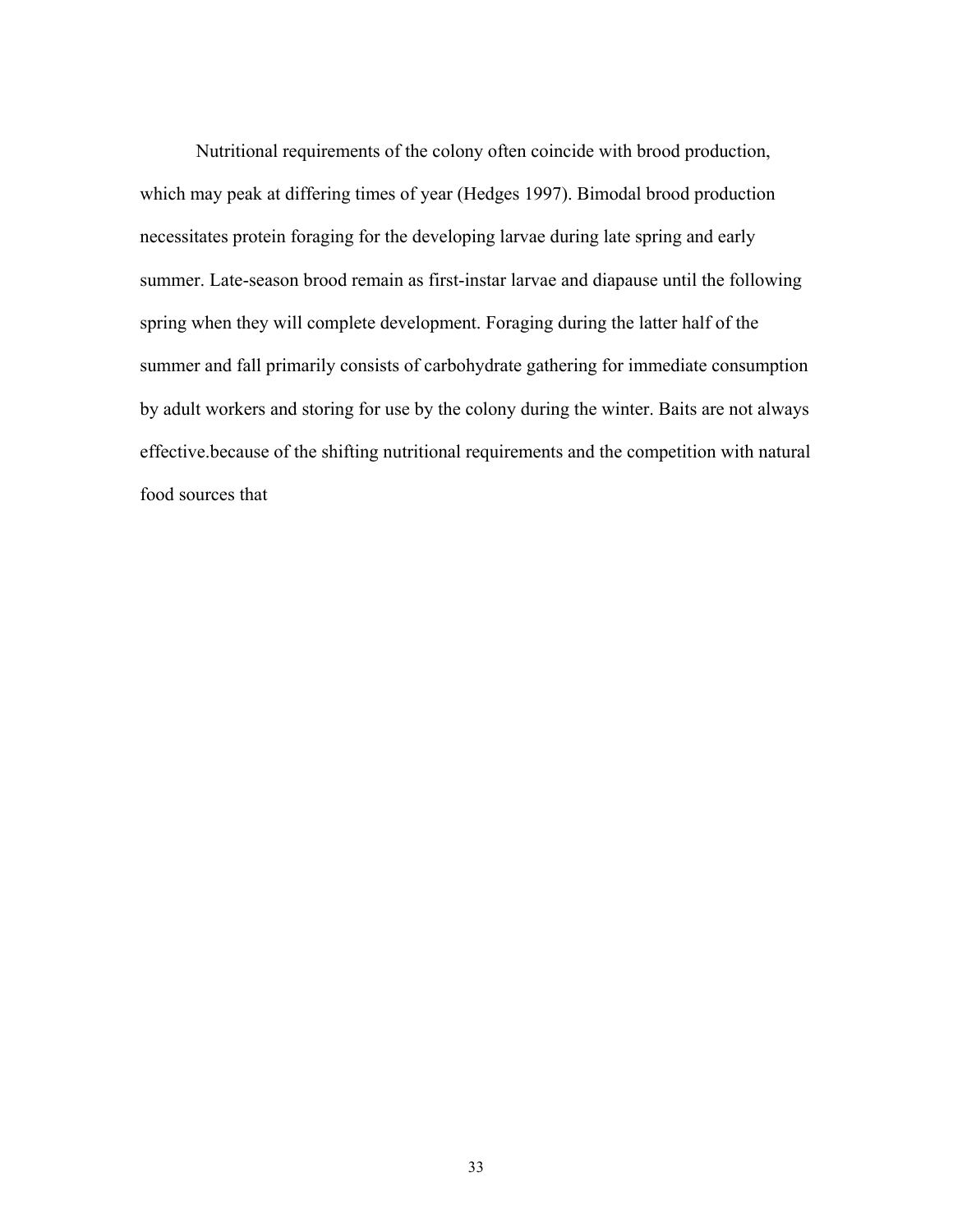Nutritional requirements of the colony often coincide with brood production, which may peak at differing times of year (Hedges 1997). Bimodal brood production necessitates protein foraging for the developing larvae during late spring and early summer. Late-season brood remain as first-instar larvae and diapause until the following spring when they will complete development. Foraging during the latter half of the summer and fall primarily consists of carbohydrate gathering for immediate consumption by adult workers and storing for use by the colony during the winter. Baits are not always effective.because of the shifting nutritional requirements and the competition with natural food sources that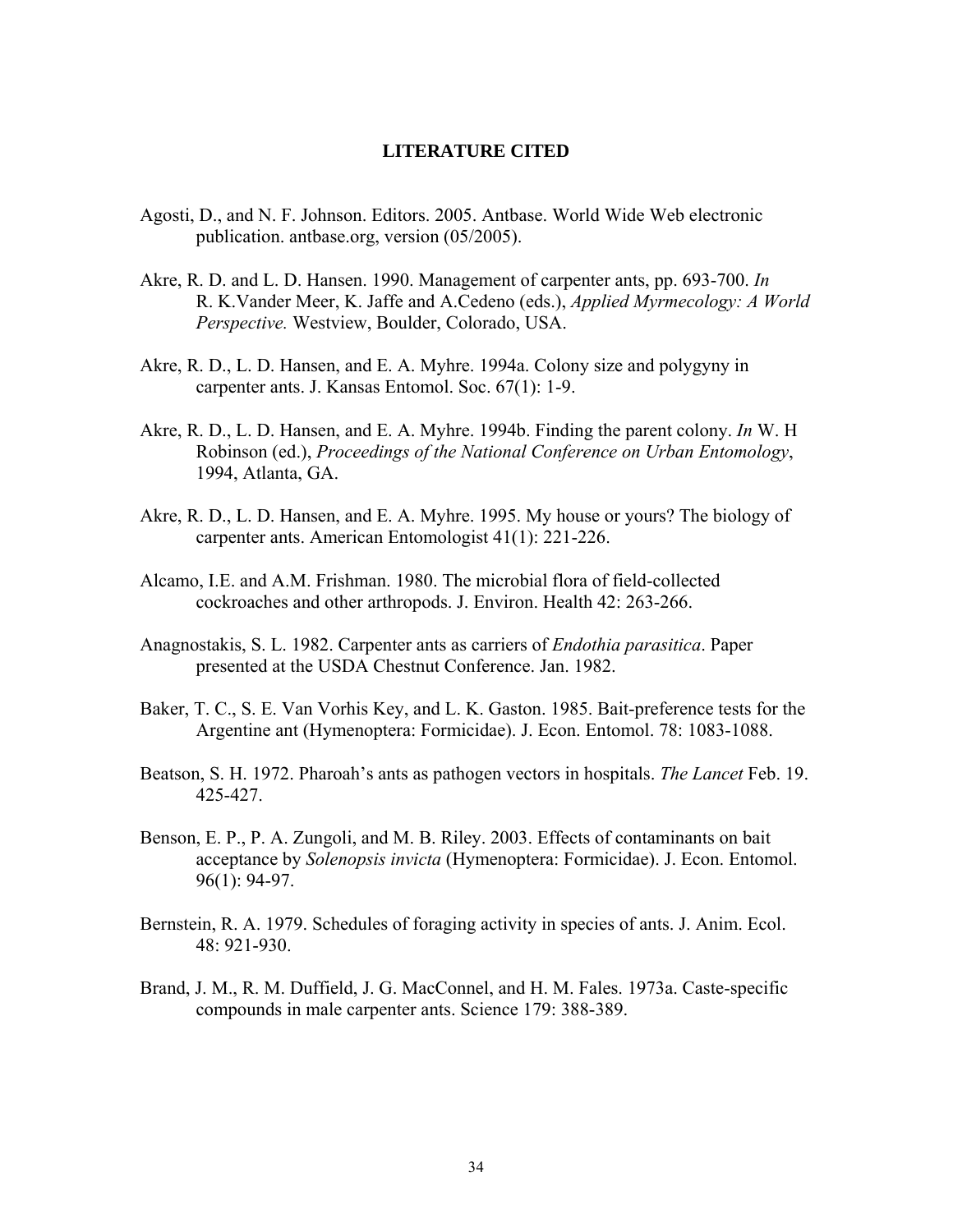## LITERATURE CITED

Agosti, D., and N. F. Johnson. Editors. 2005. Antbase. World Wide Web electronic publication. antbase.org, version (05/2005).

Akre, R. D. and L. D. Hansen. 1990. Management of carpenter ants, pp. 693-700. *In* R. K.Vander Meer, K. Jaffe and A.Cedeno (eds.), *Applied Myrmecology: A World Perspective.* Westview, Boulder, Colorado, USA.

Akre, R. D., L. D. Hansen, and E. A. Myhre. 1994a. Colony size and polygyny in carpenter ants. J. Kansas Entomol. Soc. 67(1): 1-9.

Akre, R. D., L. D. Hansen, and E. A. Myhre. 1994b. Finding the parent colony. *In* W. H Robinson (ed.), *Proceedings of the National Conference on Urban Entomology*, 1994, Atlanta, GA.

Akre, R. D., L. D. Hansen, and E. A. Myhre. 1995. My house or yours? The biology of carpenter ants. American Entomologist 41(1): 221-226.

Alcamo, I.E. and A.M. Frishman. 1980. The microbial flora of field-collected cockroaches and other arthropods. J. Environ. Health 42: 263-266.

Anagnostakis, S. L. 1982. Carpenter ants as carriers of *Endothia parasitica*. Paper presented at the USDA Chestnut Conference. Jan. 1982.

Baker, T. C., S. E. Van Vorhis Key, and L. K. Gaston. 1985. Bait-preference tests for the Argentine ant (Hymenoptera: Formicidae). J. Econ. Entomol. 78: 1083-1088.

Beatson, S. H. 1972. Pharoah's ants as pathogen vectors in hospitals. *The Lancet* Feb. 19. 425-427.

Benson, E. P., P. A. Zungoli, and M. B. Riley. 2003. Effects of contaminants on bait acceptance by *Solenopsis invicta* (Hymenoptera: Formicidae). J. Econ. Entomol. 96(1): 94-97.

Bernstein, R. A. 1979. Schedules of foraging activity in species of ants. J. Anim. Ecol. 48: 921-930.

Brand, J. M., R. M. Duffield, J. G. MacConnel, and H. M. Fales. 1973a. Caste-specific compounds in male carpenter ants. Science 179: 388-389.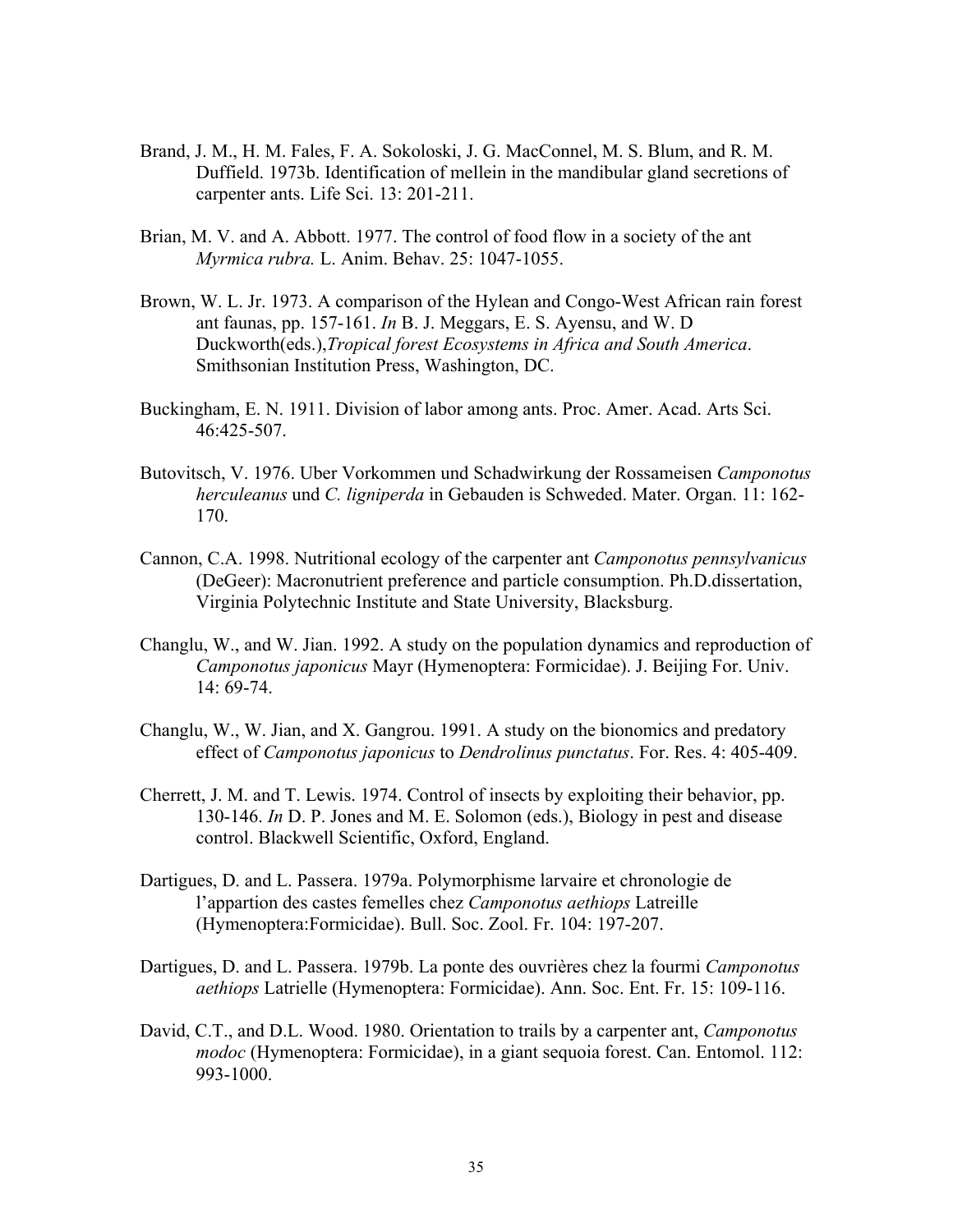Brand, J. M., H. M. Fales, F. A. Sokoloski, J. G. MacConnel, M. S. Blum, and R. M. Duffield. 1973b. Identification of mellein in the mandibular gland secretions of carpenter ants. Life Sci. 13: 201-211.

Brian, M. V. and A. Abbott. 1977. The control of food flow in a society of the ant *Myrmica rubra.* L. Anim. Behav. 25: 1047-1055.

Brown, W. L. Jr. 1973. A comparison of the Hylean and Congo-West African rain forest ant faunas, pp. 157-161. *In* B. J. Meggars, E. S. Ayensu, and W. D Duckworth(eds.),*Tropical forest Ecosystems in Africa and South America*. Smithsonian Institution Press, Washington, DC.

Buckingham, E. N. 1911. Division of labor among ants. Proc. Amer. Acad. Arts Sci. 46:425-507.

Butovitsch, V. 1976. Uber Vorkommen und Schadwirkung der Rossameisen *Camponotus herculeanus* und *C. ligniperda* in Gebauden is Schweded. Mater. Organ. 11: 162-170.

Cannon, C.A. 1998. Nutritional ecology of the carpenter ant *Camponotus pennsylvanicus* (DeGeer): Macronutrient preference and particle consumption. Ph.D.dissertation, Virginia Polytechnic Institute and State University, Blacksburg.

Changlu, W., and W. Jian. 1992. A study on the population dynamics and reproduction of *Camponotus japonicus* Mayr (Hymenoptera: Formicidae). J. Beijing For. Univ. 14: 69-74.

Changlu, W., W. Jian, and X. Gangrou. 1991. A study on the bionomics and predatory effect of *Camponotus japonicus* to *Dendrolinus punctatus*. For. Res. 4: 405-409.

Cherrett, J. M. and T. Lewis. 1974. Control of insects by exploiting their behavior, pp. 130-146. *In* D. P. Jones and M. E. Solomon (eds.), Biology in pest and disease control. Blackwell Scientific, Oxford, England.

Dartigues, D. and L. Passera. 1979a. Polymorphisme larvaire et chronologie de l'appartion des castes femelles chez *Camponotus aethiops* Latreille (Hymenoptera:Formicidae). Bull. Soc. Zool. Fr. 104: 197-207.

Dartigues, D. and L. Passera. 1979b. La ponte des ouvrières chez la fourmi *Camponotus aethiops* Latrielle (Hymenoptera: Formicidae). Ann. Soc. Ent. Fr. 15: 109-116.

David, C.T., and D.L. Wood. 1980. Orientation to trails by a carpenter ant, *Camponotus modoc* (Hymenoptera: Formicidae), in a giant sequoia forest. Can. Entomol. 112: 993-1000.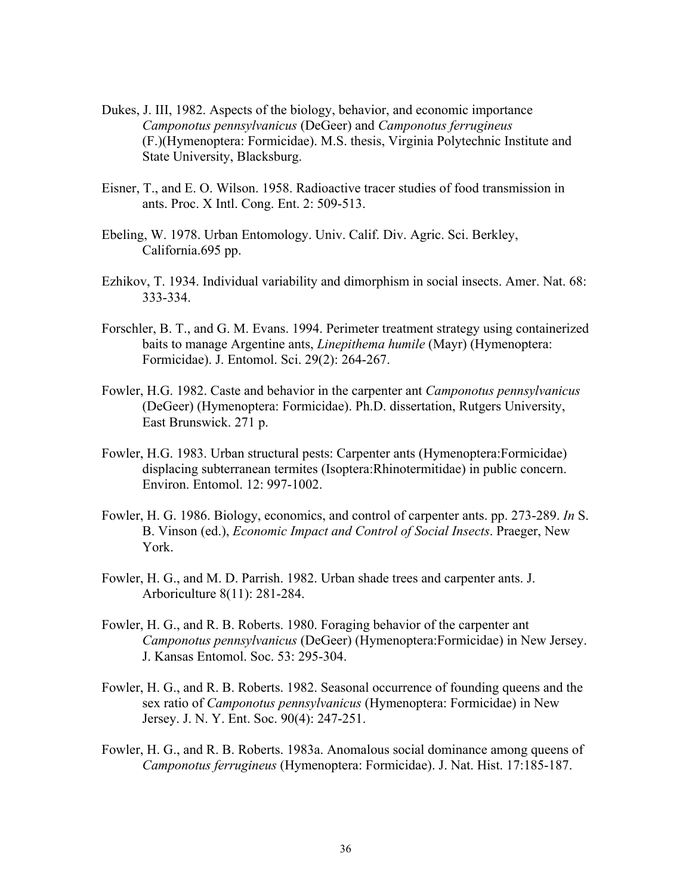Dukes, J. III, 1982. Aspects of the biology, behavior, and economic importance *Camponotus pennsylvanicus* (DeGeer) and *Camponotus ferrugineus* (F.)(Hymenoptera: Formicidae). M.S. thesis, Virginia Polytechnic Institute and State University, Blacksburg.

Eisner, T., and E. O. Wilson. 1958. Radioactive tracer studies of food transmission in ants. Proc. X Intl. Cong. Ent. 2: 509-513.

Ebeling, W. 1978. Urban Entomology. Univ. Calif. Div. Agric. Sci. Berkley, California.695 pp.

Ezhikov, T. 1934. Individual variability and dimorphism in social insects. Amer. Nat. 68: 333-334.

Forschler, B. T., and G. M. Evans. 1994. Perimeter treatment strategy using containerized baits to manage Argentine ants, *Linepithema humile* (Mayr) (Hymenoptera: Formicidae). J. Entomol. Sci. 29(2): 264-267.

Fowler, H.G. 1982. Caste and behavior in the carpenter ant *Camponotus pennsylvanicus* (DeGeer) (Hymenoptera: Formicidae). Ph.D. dissertation, Rutgers University, East Brunswick. 271 p.

Fowler, H.G. 1983. Urban structural pests: Carpenter ants (Hymenoptera:Formicidae) displacing subterranean termites (Isoptera:Rhinotermitidae) in public concern. Environ. Entomol. 12: 997-1002.

Fowler, H. G. 1986. Biology, economics, and control of carpenter ants. pp. 273-289. *In* S. B. Vinson (ed.), *Economic Impact and Control of Social Insects*. Praeger, New York.

Fowler, H. G., and M. D. Parrish. 1982. Urban shade trees and carpenter ants. J. Arboriculture 8(11): 281-284.

Fowler, H. G., and R. B. Roberts. 1980. Foraging behavior of the carpenter ant *Camponotus pennsylvanicus* (DeGeer) (Hymenoptera:Formicidae) in New Jersey. J. Kansas Entomol. Soc. 53: 295-304.

Fowler, H. G., and R. B. Roberts. 1982. Seasonal occurrence of founding queens and the sex ratio of *Camponotus pennsylvanicus* (Hymenoptera: Formicidae) in New Jersey. J. N. Y. Ent. Soc. 90(4): 247-251.

Fowler, H. G., and R. B. Roberts. 1983a. Anomalous social dominance among queens of *Camponotus ferrugineus* (Hymenoptera: Formicidae). J. Nat. Hist. 17:185-187.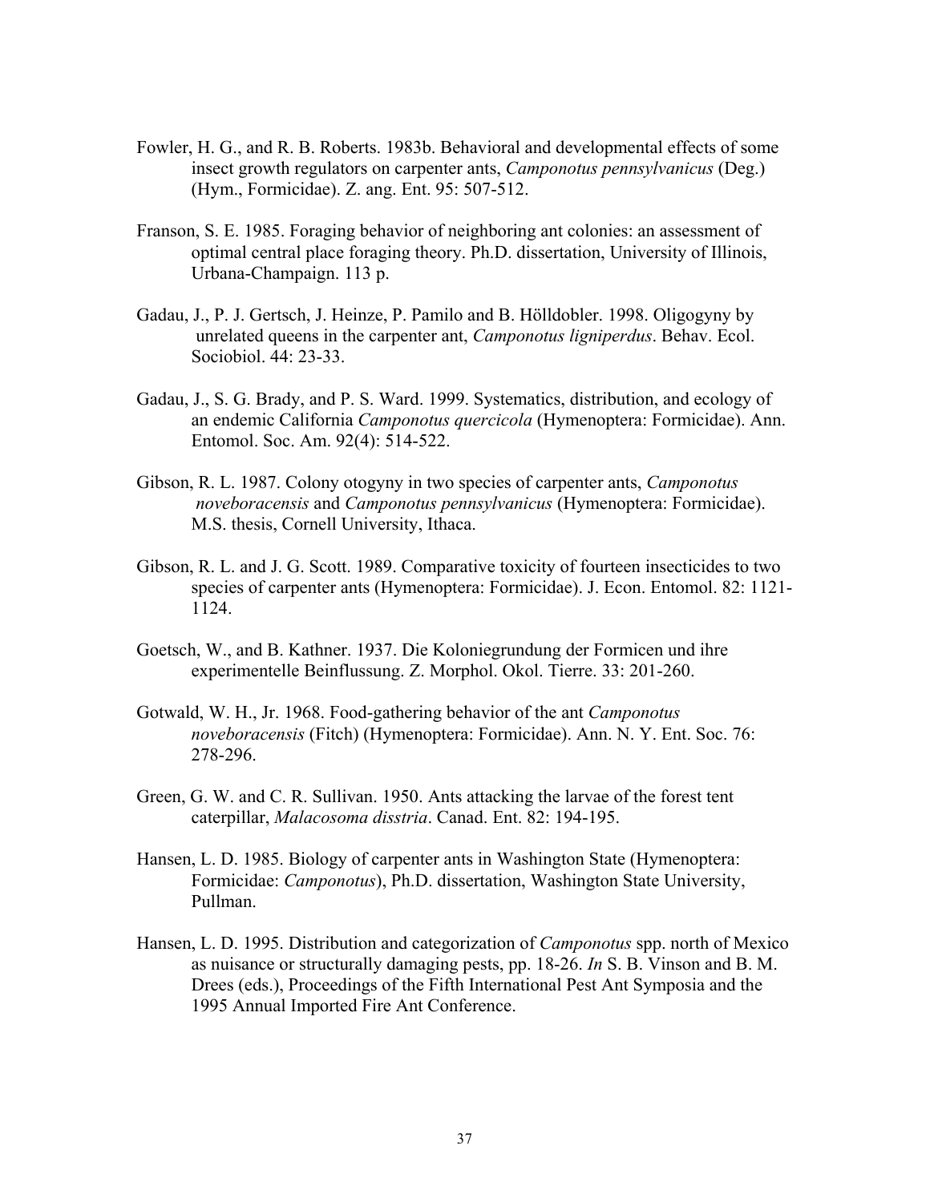Fowler, H. G., and R. B. Roberts. 1983b. Behavioral and developmental effects of some insect growth regulators on carpenter ants, *Camponotus pennsylvanicus* (Deg.) (Hym., Formicidae). Z. ang. Ent. 95: 507-512.

Franson, S. E. 1985. Foraging behavior of neighboring ant colonies: an assessment of optimal central place foraging theory. Ph.D. dissertation, University of Illinois, Urbana-Champaign. 113 p.

Gadau, J., P. J. Gertsch, J. Heinze, P. Pamilo and B. Hölldobler. 1998. Oligogyny by unrelated queens in the carpenter ant, *Camponotus ligniperdus*. Behav. Ecol. Sociobiol. 44: 23-33.

Gadau, J., S. G. Brady, and P. S. Ward. 1999. Systematics, distribution, and ecology of an endemic California *Camponotus quercicola* (Hymenoptera: Formicidae). Ann. Entomol. Soc. Am. 92(4): 514-522.

Gibson, R. L. 1987. Colony otogyny in two species of carpenter ants, *Camponotus noveboracensis* and *Camponotus pennsylvanicus* (Hymenoptera: Formicidae). M.S. thesis, Cornell University, Ithaca.

Gibson, R. L. and J. G. Scott. 1989. Comparative toxicity of fourteen insecticides to two species of carpenter ants (Hymenoptera: Formicidae). J. Econ. Entomol. 82: 1121-1124.

Goetsch, W., and B. Kathner. 1937. Die Koloniegrundung der Formicen und ihre experimentelle Beinflussung. Z. Morphol. Okol. Tierre. 33: 201-260.

Gotwald, W. H., Jr. 1968. Food-gathering behavior of the ant *Camponotus noveboracensis* (Fitch) (Hymenoptera: Formicidae). Ann. N. Y. Ent. Soc. 76: 278-296.

Green, G. W. and C. R. Sullivan. 1950. Ants attacking the larvae of the forest tent caterpillar, *Malacosoma disstria*. Canad. Ent. 82: 194-195.

Hansen, L. D. 1985. Biology of carpenter ants in Washington State (Hymenoptera: Formicidae: *Camponotus*), Ph.D. dissertation, Washington State University, Pullman.

Hansen, L. D. 1995. Distribution and categorization of *Camponotus* spp. north of Mexico as nuisance or structurally damaging pests, pp. 18-26. *In* S. B. Vinson and B. M. Drees (eds.), Proceedings of the Fifth International Pest Ant Symposia and the 1995 Annual Imported Fire Ant Conference.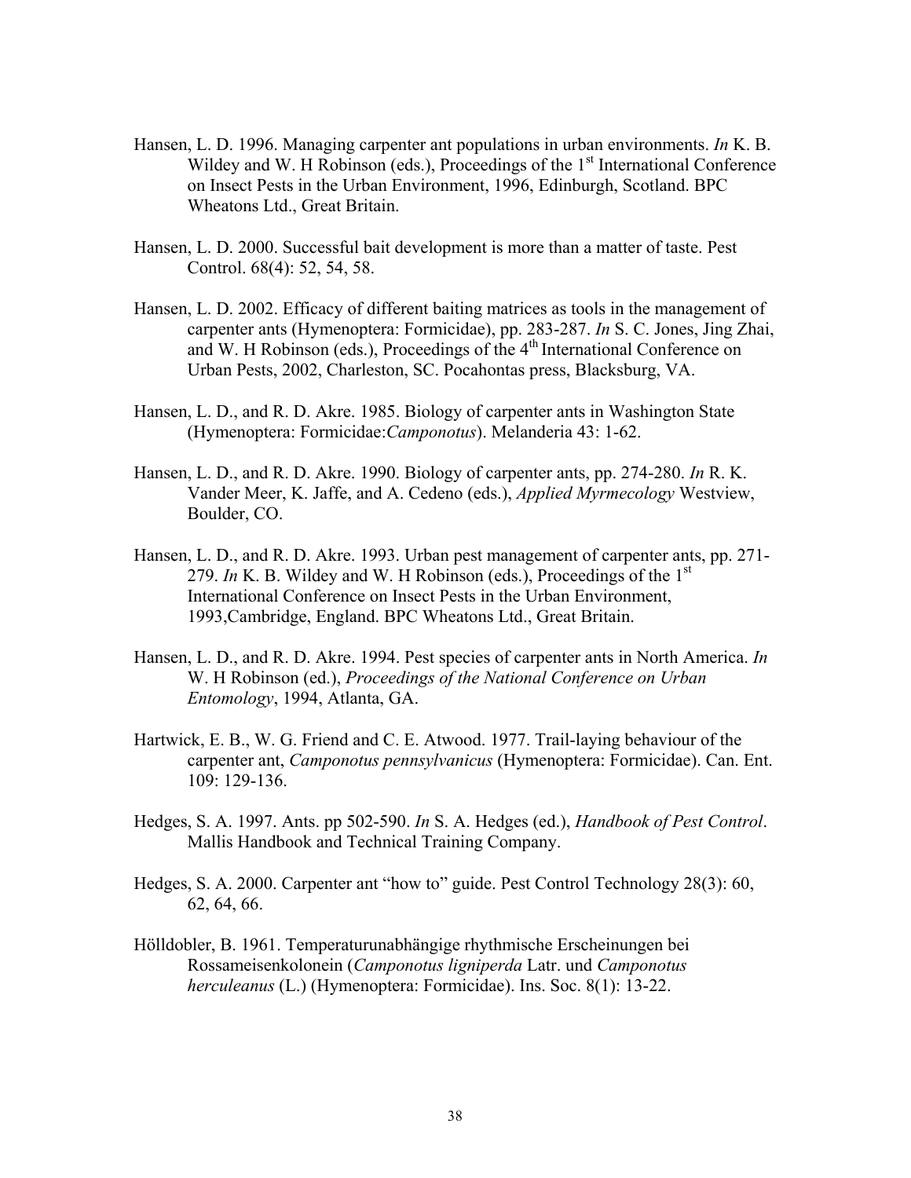Hansen, L. D. 1996. Managing carpenter ant populations in urban environments. *In* K. B. Wildey and W. H Robinson (eds.), Proceedings of the 1st International Conference on Insect Pests in the Urban Environment, 1996, Edinburgh, Scotland. BPC Wheatons Ltd., Great Britain.

Hansen, L. D. 2000. Successful bait development is more than a matter of taste. Pest Control. 68(4): 52, 54, 58.

Hansen, L. D. 2002. Efficacy of different baiting matrices as tools in the management of carpenter ants (Hymenoptera: Formicidae), pp. 283-287. *In* S. C. Jones, Jing Zhai, and W. H Robinson (eds.), Proceedings of the 4th International Conference on Urban Pests, 2002, Charleston, SC. Pocahontas press, Blacksburg, VA.

Hansen, L. D., and R. D. Akre. 1985. Biology of carpenter ants in Washington State (Hymenoptera: Formicidae:*Camponotus*). Melanderia 43: 1-62.

Hansen, L. D., and R. D. Akre. 1990. Biology of carpenter ants, pp. 274-280. *In* R. K. Vander Meer, K. Jaffe, and A. Cedeno (eds.), *Applied Myrmecology* Westview, Boulder, CO.

Hansen, L. D., and R. D. Akre. 1993. Urban pest management of carpenter ants, pp. 271-279. *In* K. B. Wildey and W. H Robinson (eds.), Proceedings of the 1st International Conference on Insect Pests in the Urban Environment, 1993,Cambridge, England. BPC Wheatons Ltd., Great Britain.

Hansen, L. D., and R. D. Akre. 1994. Pest species of carpenter ants in North America. *In* W. H Robinson (ed.), *Proceedings of the National Conference on Urban Entomology*, 1994, Atlanta, GA.

Hartwick, E. B., W. G. Friend and C. E. Atwood. 1977. Trail-laying behaviour of the carpenter ant, *Camponotus pennsylvanicus* (Hymenoptera: Formicidae). Can. Ent. 109: 129-136.

Hedges, S. A. 1997. Ants. pp 502-590. *In* S. A. Hedges (ed.), *Handbook of Pest Control*. Mallis Handbook and Technical Training Company.

Hedges, S. A. 2000. Carpenter ant "how to" guide. Pest Control Technology 28(3): 60, 62, 64, 66.

Hölldobler, B. 1961. Temperaturunabhängige rhythmische Erscheinungen bei Rossameisenkolonein (*Camponotus ligniperda* Latr. und *Camponotus herculeanus* (L.) (Hymenoptera: Formicidae). Ins. Soc. 8(1): 13-22.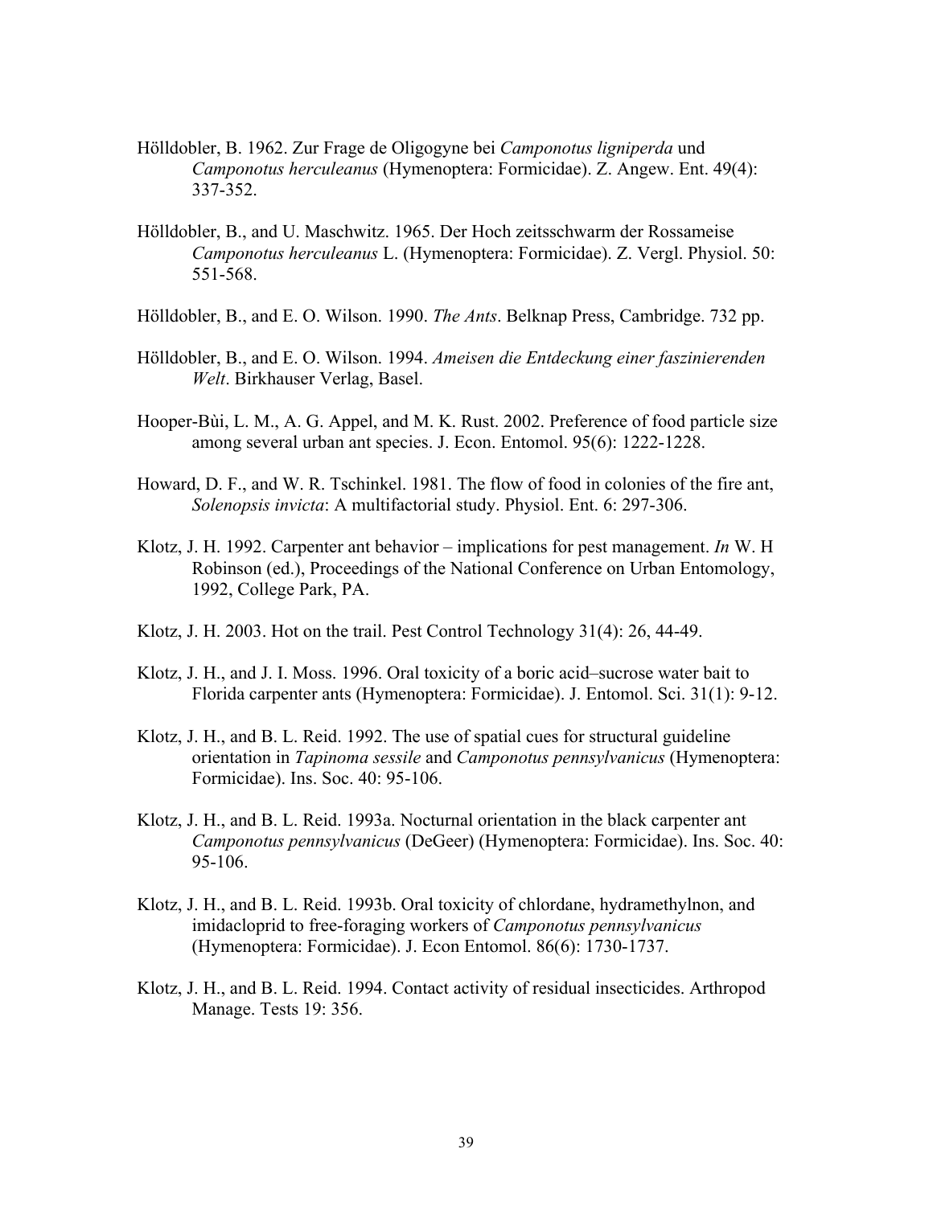Hölldobler, B. 1962. Zur Frage de Oligogyne bei *Camponotus ligniperda* und *Camponotus herculeanus* (Hymenoptera: Formicidae). Z. Angew. Ent. 49(4): 337-352.

Hölldobler, B., and U. Maschwitz. 1965. Der Hoch zeitsschwarm der Rossameise *Camponotus herculeanus* L. (Hymenoptera: Formicidae). Z. Vergl. Physiol. 50: 551-568.

Hölldobler, B., and E. O. Wilson. 1990. *The Ants*. Belknap Press, Cambridge. 732 pp.

Hölldobler, B., and E. O. Wilson. 1994. *Ameisen die Entdeckung einer faszinierenden Welt*. Birkhauser Verlag, Basel.

Hooper-Bùi, L. M., A. G. Appel, and M. K. Rust. 2002. Preference of food particle size among several urban ant species. J. Econ. Entomol. 95(6): 1222-1228.

Howard, D. F., and W. R. Tschinkel. 1981. The flow of food in colonies of the fire ant, *Solenopsis invicta*: A multifactorial study. Physiol. Ent. 6: 297-306.

Klotz, J. H. 1992. Carpenter ant behavior – implications for pest management. *In* W. H Robinson (ed.), Proceedings of the National Conference on Urban Entomology, 1992, College Park, PA.

Klotz, J. H. 2003. Hot on the trail. Pest Control Technology 31(4): 26, 44-49.

Klotz, J. H., and J. I. Moss. 1996. Oral toxicity of a boric acid–sucrose water bait to Florida carpenter ants (Hymenoptera: Formicidae). J. Entomol. Sci. 31(1): 9-12.

Klotz, J. H., and B. L. Reid. 1992. The use of spatial cues for structural guideline orientation in *Tapinoma sessile* and *Camponotus pennsylvanicus* (Hymenoptera: Formicidae). Ins. Soc. 40: 95-106.

Klotz, J. H., and B. L. Reid. 1993a. Nocturnal orientation in the black carpenter ant *Camponotus pennsylvanicus* (DeGeer) (Hymenoptera: Formicidae). Ins. Soc. 40: 95-106.

Klotz, J. H., and B. L. Reid. 1993b. Oral toxicity of chlordane, hydramethylnon, and imidacloprid to free-foraging workers of *Camponotus pennsylvanicus* (Hymenoptera: Formicidae). J. Econ Entomol. 86(6): 1730-1737.

Klotz, J. H., and B. L. Reid. 1994. Contact activity of residual insecticides. Arthropod Manage. Tests 19: 356.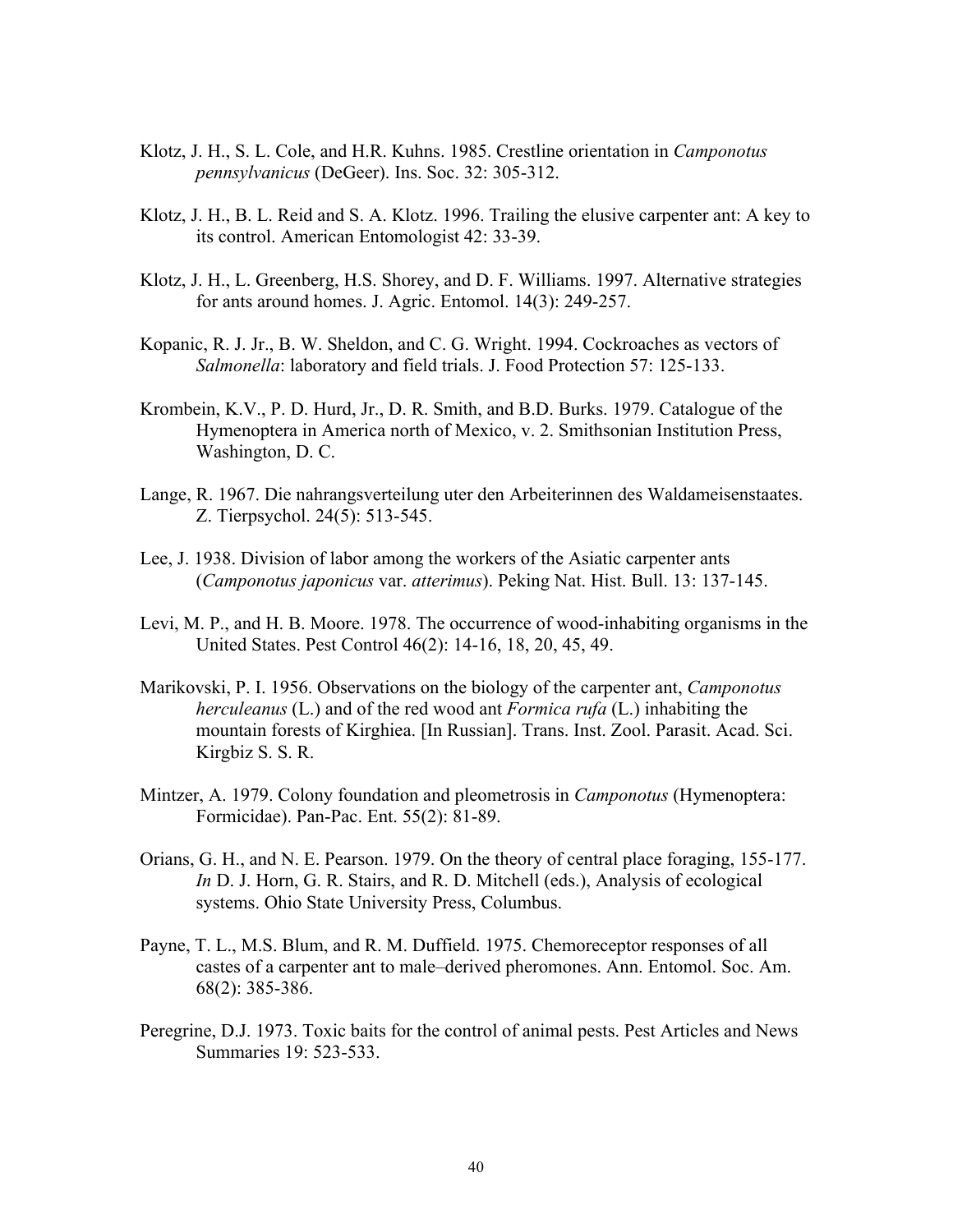Klotz, J. H., S. L. Cole, and H.R. Kuhns. 1985. Crestline orientation in *Camponotus pennsylvanicus* (DeGeer). Ins. Soc. 32: 305-312.

Klotz, J. H., B. L. Reid and S. A. Klotz. 1996. Trailing the elusive carpenter ant: A key to its control. American Entomologist 42: 33-39.

Klotz, J. H., L. Greenberg, H.S. Shorey, and D. F. Williams. 1997. Alternative strategies for ants around homes. J. Agric. Entomol. 14(3): 249-257.

Kopanic, R. J. Jr., B. W. Sheldon, and C. G. Wright. 1994. Cockroaches as vectors of *Salmonella*: laboratory and field trials. J. Food Protection 57: 125-133.

Krombein, K.V., P. D. Hurd, Jr., D. R. Smith, and B.D. Burks. 1979. Catalogue of the Hymenoptera in America north of Mexico, v. 2. Smithsonian Institution Press, Washington, D. C.

Lange, R. 1967. Die nahrangsverteilung uter den Arbeiterinnen des Waldameisenstaates. Z. Tierpsychol. 24(5): 513-545.

Lee, J. 1938. Division of labor among the workers of the Asiatic carpenter ants (*Camponotus japonicus* var. *atterimus*). Peking Nat. Hist. Bull. 13: 137-145.

Levi, M. P., and H. B. Moore. 1978. The occurrence of wood-inhabiting organisms in the United States. Pest Control 46(2): 14-16, 18, 20, 45, 49.

Marikovski, P. I. 1956. Observations on the biology of the carpenter ant, *Camponotus herculeanus* (L.) and of the red wood ant *Formica rufa* (L.) inhabiting the mountain forests of Kirghiea. [In Russian]. Trans. Inst. Zool. Parasit. Acad. Sci. Kirgbiz S. S. R.

Mintzer, A. 1979. Colony foundation and pleometrosis in *Camponotus* (Hymenoptera: Formicidae). Pan-Pac. Ent. 55(2): 81-89.

Orians, G. H., and N. E. Pearson. 1979. On the theory of central place foraging, 155-177. *In* D. J. Horn, G. R. Stairs, and R. D. Mitchell (eds.), Analysis of ecological systems. Ohio State University Press, Columbus.

Payne, T. L., M.S. Blum, and R. M. Duffield. 1975. Chemoreceptor responses of all castes of a carpenter ant to male–derived pheromones. Ann. Entomol. Soc. Am. 68(2): 385-386.

Peregrine, D.J. 1973. Toxic baits for the control of animal pests. Pest Articles and News Summaries 19: 523-533.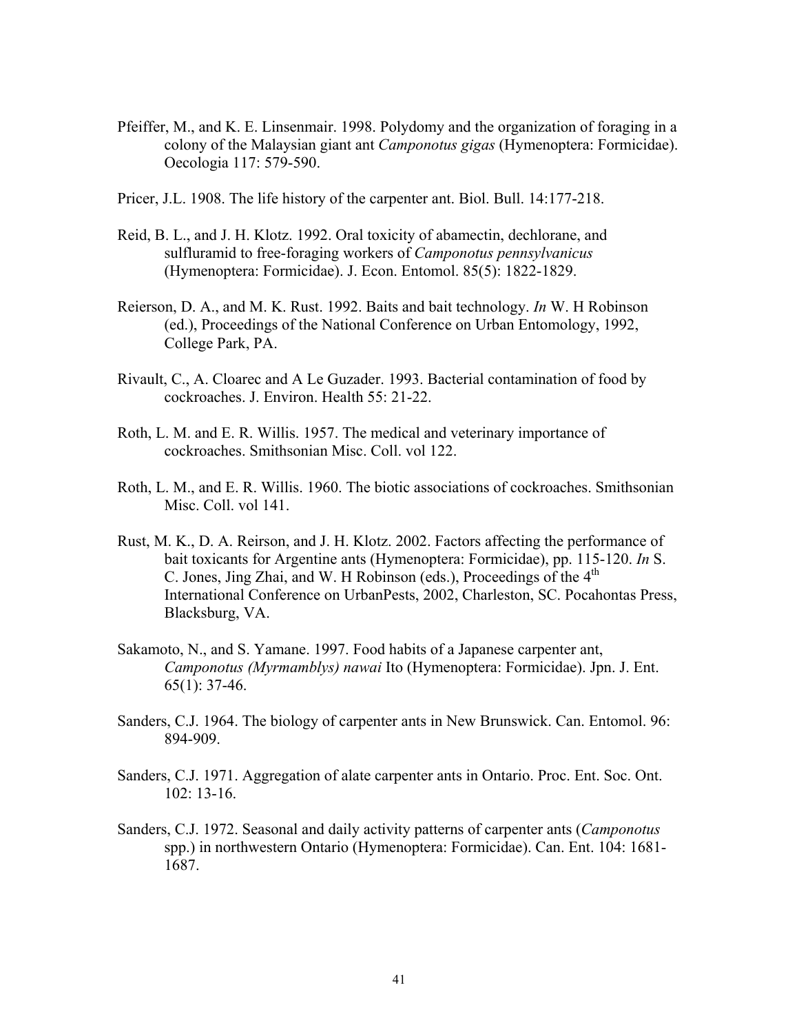Pfeiffer, M., and K. E. Linsenmair. 1998. Polydomy and the organization of foraging in a colony of the Malaysian giant ant *Camponotus gigas* (Hymenoptera: Formicidae). Oecologia 117: 579-590.

Pricer, J.L. 1908. The life history of the carpenter ant. Biol. Bull. 14:177-218.

Reid, B. L., and J. H. Klotz. 1992. Oral toxicity of abamectin, dechlorane, and sulfluramid to free-foraging workers of *Camponotus pennsylvanicus* (Hymenoptera: Formicidae). J. Econ. Entomol. 85(5): 1822-1829.

Reierson, D. A., and M. K. Rust. 1992. Baits and bait technology. *In* W. H Robinson (ed.), Proceedings of the National Conference on Urban Entomology, 1992, College Park, PA.

Rivault, C., A. Cloarec and A Le Guzader. 1993. Bacterial contamination of food by cockroaches. J. Environ. Health 55: 21-22.

Roth, L. M. and E. R. Willis. 1957. The medical and veterinary importance of cockroaches. Smithsonian Misc. Coll. vol 122.

Roth, L. M., and E. R. Willis. 1960. The biotic associations of cockroaches. Smithsonian Misc. Coll. vol 141.

Rust, M. K., D. A. Reirson, and J. H. Klotz. 2002. Factors affecting the performance of bait toxicants for Argentine ants (Hymenoptera: Formicidae), pp. 115-120. *In* S. C. Jones, Jing Zhai, and W. H Robinson (eds.), Proceedings of the 4th International Conference on UrbanPests, 2002, Charleston, SC. Pocahontas Press, Blacksburg, VA.

Sakamoto, N., and S. Yamane. 1997. Food habits of a Japanese carpenter ant, *Camponotus (Myrmamblys) nawai* Ito (Hymenoptera: Formicidae). Jpn. J. Ent. 65(1): 37-46.

Sanders, C.J. 1964. The biology of carpenter ants in New Brunswick. Can. Entomol. 96: 894-909.

Sanders, C.J. 1971. Aggregation of alate carpenter ants in Ontario. Proc. Ent. Soc. Ont. 102: 13-16.

Sanders, C.J. 1972. Seasonal and daily activity patterns of carpenter ants (*Camponotus* spp.) in northwestern Ontario (Hymenoptera: Formicidae). Can. Ent. 104: 1681-1687.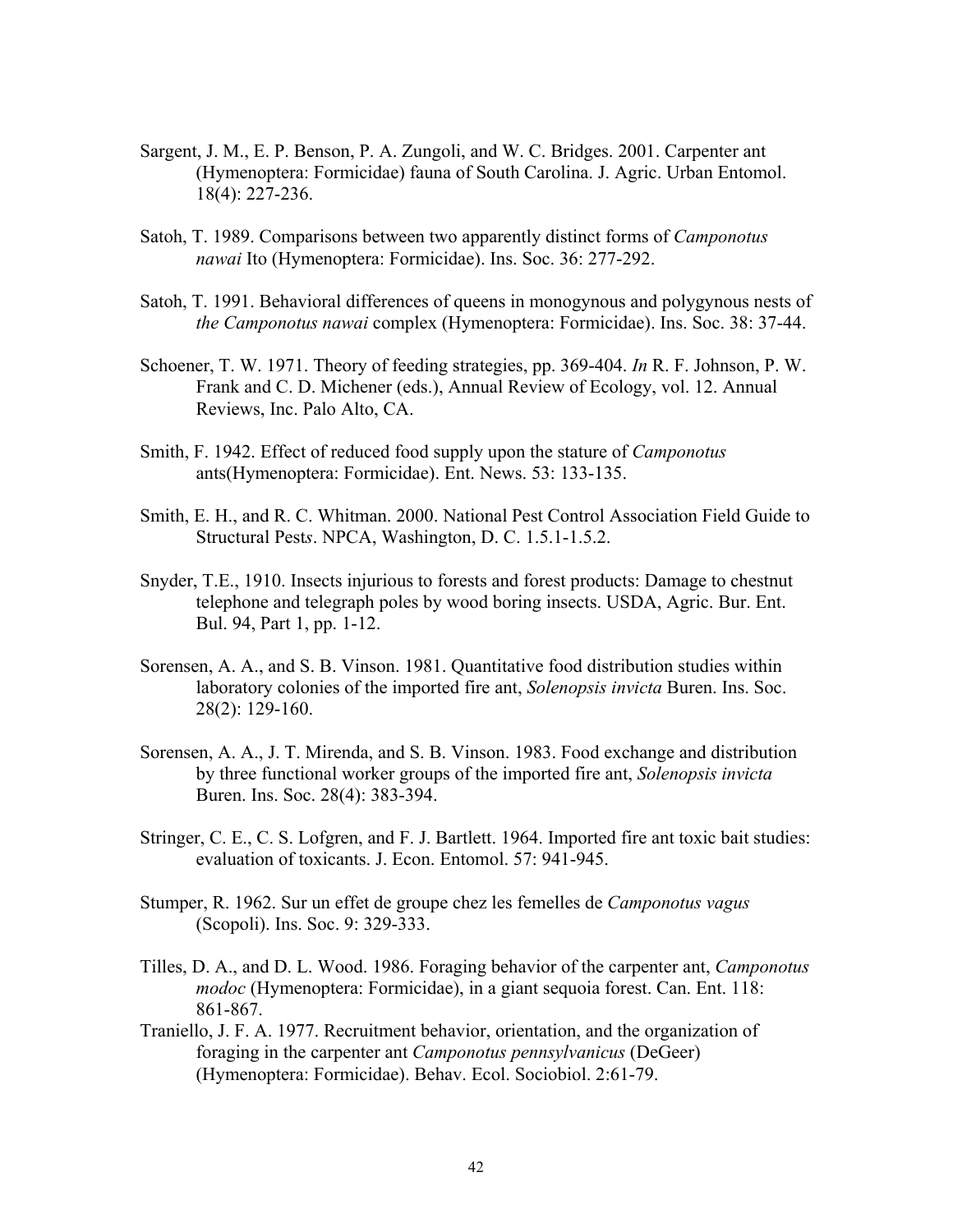Sargent, J. M., E. P. Benson, P. A. Zungoli, and W. C. Bridges. 2001. Carpenter ant (Hymenoptera: Formicidae) fauna of South Carolina. J. Agric. Urban Entomol. 18(4): 227-236.

Satoh, T. 1989. Comparisons between two apparently distinct forms of *Camponotus nawai* Ito (Hymenoptera: Formicidae). Ins. Soc. 36: 277-292.

Satoh, T. 1991. Behavioral differences of queens in monogynous and polygynous nests of *the Camponotus nawai* complex (Hymenoptera: Formicidae). Ins. Soc. 38: 37-44.

Schoener, T. W. 1971. Theory of feeding strategies, pp. 369-404. *In* R. F. Johnson, P. W. Frank and C. D. Michener (eds.), Annual Review of Ecology, vol. 12. Annual Reviews, Inc. Palo Alto, CA.

Smith, F. 1942. Effect of reduced food supply upon the stature of *Camponotus* ants(Hymenoptera: Formicidae). Ent. News. 53: 133-135.

Smith, E. H., and R. C. Whitman. 2000. National Pest Control Association Field Guide to Structural Pest*s*. NPCA, Washington, D. C. 1.5.1-1.5.2.

Snyder, T.E., 1910. Insects injurious to forests and forest products: Damage to chestnut telephone and telegraph poles by wood boring insects. USDA, Agric. Bur. Ent. Bul. 94, Part 1, pp. 1-12.

Sorensen, A. A., and S. B. Vinson. 1981. Quantitative food distribution studies within laboratory colonies of the imported fire ant, *Solenopsis invicta* Buren. Ins. Soc. 28(2): 129-160.

Sorensen, A. A., J. T. Mirenda, and S. B. Vinson. 1983. Food exchange and distribution by three functional worker groups of the imported fire ant, *Solenopsis invicta* Buren. Ins. Soc. 28(4): 383-394.

Stringer, C. E., C. S. Lofgren, and F. J. Bartlett. 1964. Imported fire ant toxic bait studies: evaluation of toxicants. J. Econ. Entomol. 57: 941-945.

Stumper, R. 1962. Sur un effet de groupe chez les femelles de *Camponotus vagus* (Scopoli). Ins. Soc. 9: 329-333.

Tilles, D. A., and D. L. Wood. 1986. Foraging behavior of the carpenter ant, *Camponotus modoc* (Hymenoptera: Formicidae), in a giant sequoia forest. Can. Ent. 118: 861-867.

Traniello, J. F. A. 1977. Recruitment behavior, orientation, and the organization of foraging in the carpenter ant *Camponotus pennsylvanicus* (DeGeer) (Hymenoptera: Formicidae). Behav. Ecol. Sociobiol. 2:61-79.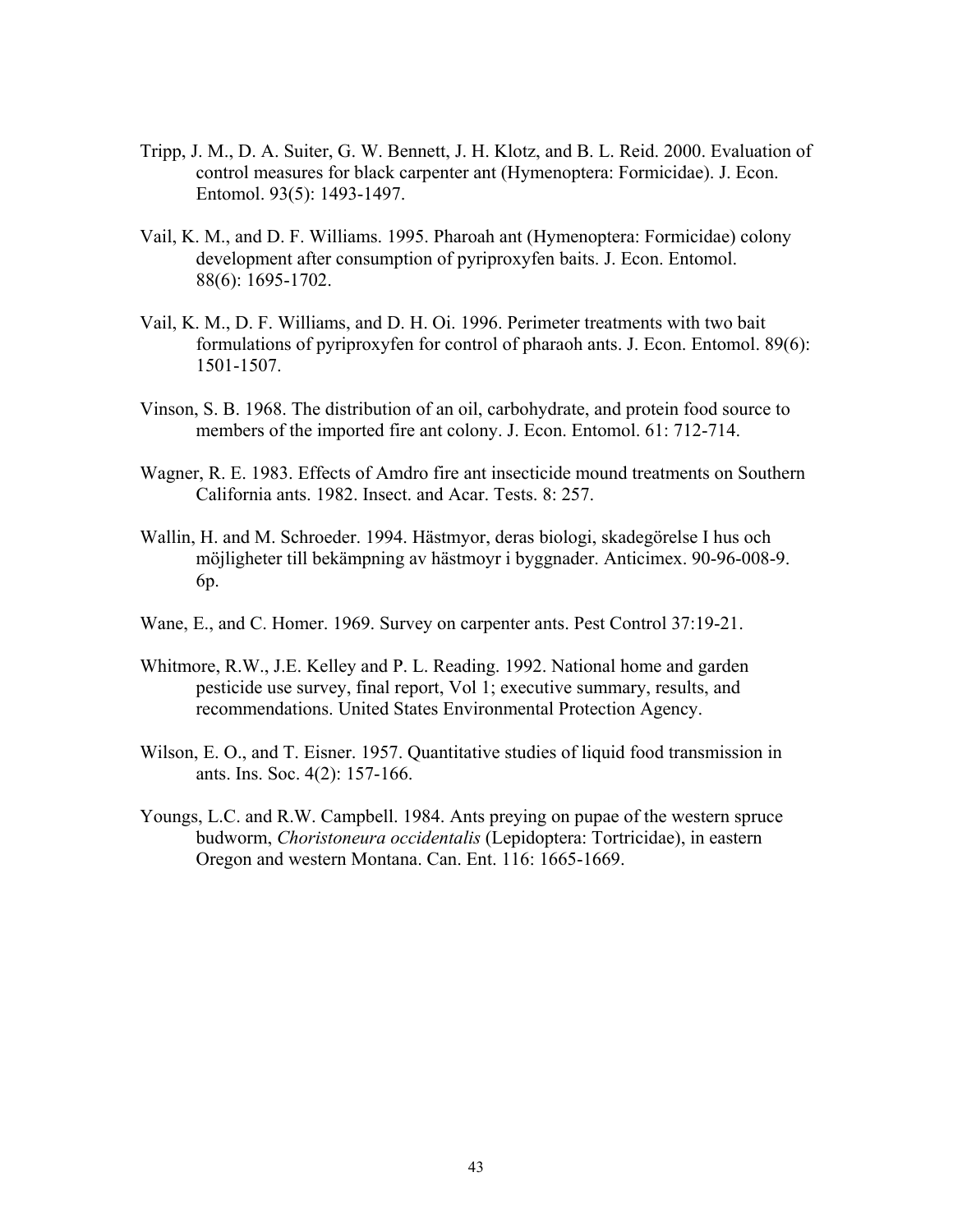Tripp, J. M., D. A. Suiter, G. W. Bennett, J. H. Klotz, and B. L. Reid. 2000. Evaluation of control measures for black carpenter ant (Hymenoptera: Formicidae). J. Econ. Entomol. 93(5): 1493-1497.

Vail, K. M., and D. F. Williams. 1995. Pharoah ant (Hymenoptera: Formicidae) colony development after consumption of pyriproxyfen baits. J. Econ. Entomol. 88(6): 1695-1702.

Vail, K. M., D. F. Williams, and D. H. Oi. 1996. Perimeter treatments with two bait formulations of pyriproxyfen for control of pharaoh ants. J. Econ. Entomol. 89(6): 1501-1507.

Vinson, S. B. 1968. The distribution of an oil, carbohydrate, and protein food source to members of the imported fire ant colony. J. Econ. Entomol. 61: 712-714.

Wagner, R. E. 1983. Effects of Amdro fire ant insecticide mound treatments on Southern California ants. 1982. Insect. and Acar. Tests. 8: 257.

Wallin, H. and M. Schroeder. 1994. Hästmyor, deras biologi, skadegörelse I hus och möjligheter till bekämpning av hästmoyr i byggnader. Anticimex. 90-96-008-9. 6p.

Wane, E., and C. Homer. 1969. Survey on carpenter ants. Pest Control 37:19-21.

Whitmore, R.W., J.E. Kelley and P. L. Reading. 1992. National home and garden pesticide use survey, final report, Vol 1; executive summary, results, and recommendations. United States Environmental Protection Agency.

Wilson, E. O., and T. Eisner. 1957. Quantitative studies of liquid food transmission in ants. Ins. Soc. 4(2): 157-166.

Youngs, L.C. and R.W. Campbell. 1984. Ants preying on pupae of the western spruce budworm, *Choristoneura occidentalis* (Lepidoptera: Tortricidae), in eastern Oregon and western Montana. Can. Ent. 116: 1665-1669.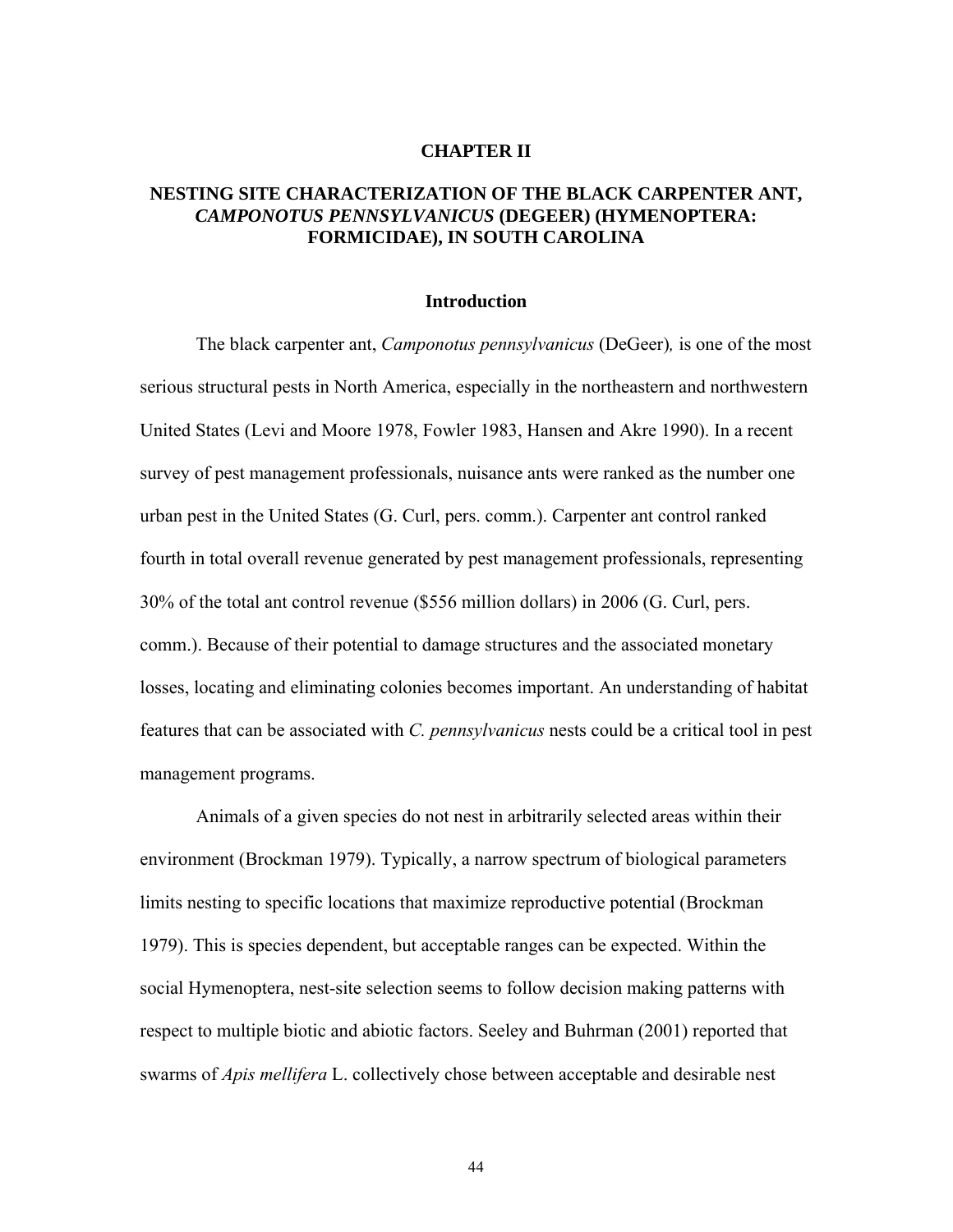# CHAPTER II

## NESTING SITE CHARACTERIZATION OF THE BLACK CARPENTER ANT, *CAMPONOTUS PENNSYLVANICUS* (DEGEER) (HYMENOPTERA: FORMICIDAE), IN SOUTH CAROLINA

### Introduction

The black carpenter ant, *Camponotus pennsylvanicus* (DeGeer), is one of the most serious structural pests in North America, especially in the northeastern and northwestern United States (Levi and Moore 1978, Fowler 1983, Hansen and Akre 1990). In a recent survey of pest management professionals, nuisance ants were ranked as the number one urban pest in the United States (G. Curl, pers. comm.). Carpenter ant control ranked fourth in total overall revenue generated by pest management professionals, representing 30% of the total ant control revenue ($556 million dollars) in 2006 (G. Curl, pers. comm.). Because of their potential to damage structures and the associated monetary losses, locating and eliminating colonies becomes important. An understanding of habitat features that can be associated with *C. pennsylvanicus* nests could be a critical tool in pest management programs.

Animals of a given species do not nest in arbitrarily selected areas within their environment (Brockman 1979). Typically, a narrow spectrum of biological parameters limits nesting to specific locations that maximize reproductive potential (Brockman 1979). This is species dependent, but acceptable ranges can be expected. Within the social Hymenoptera, nest-site selection seems to follow decision making patterns with respect to multiple biotic and abiotic factors. Seeley and Buhrman (2001) reported that swarms of *Apis mellifera* L. collectively chose between acceptable and desirable nest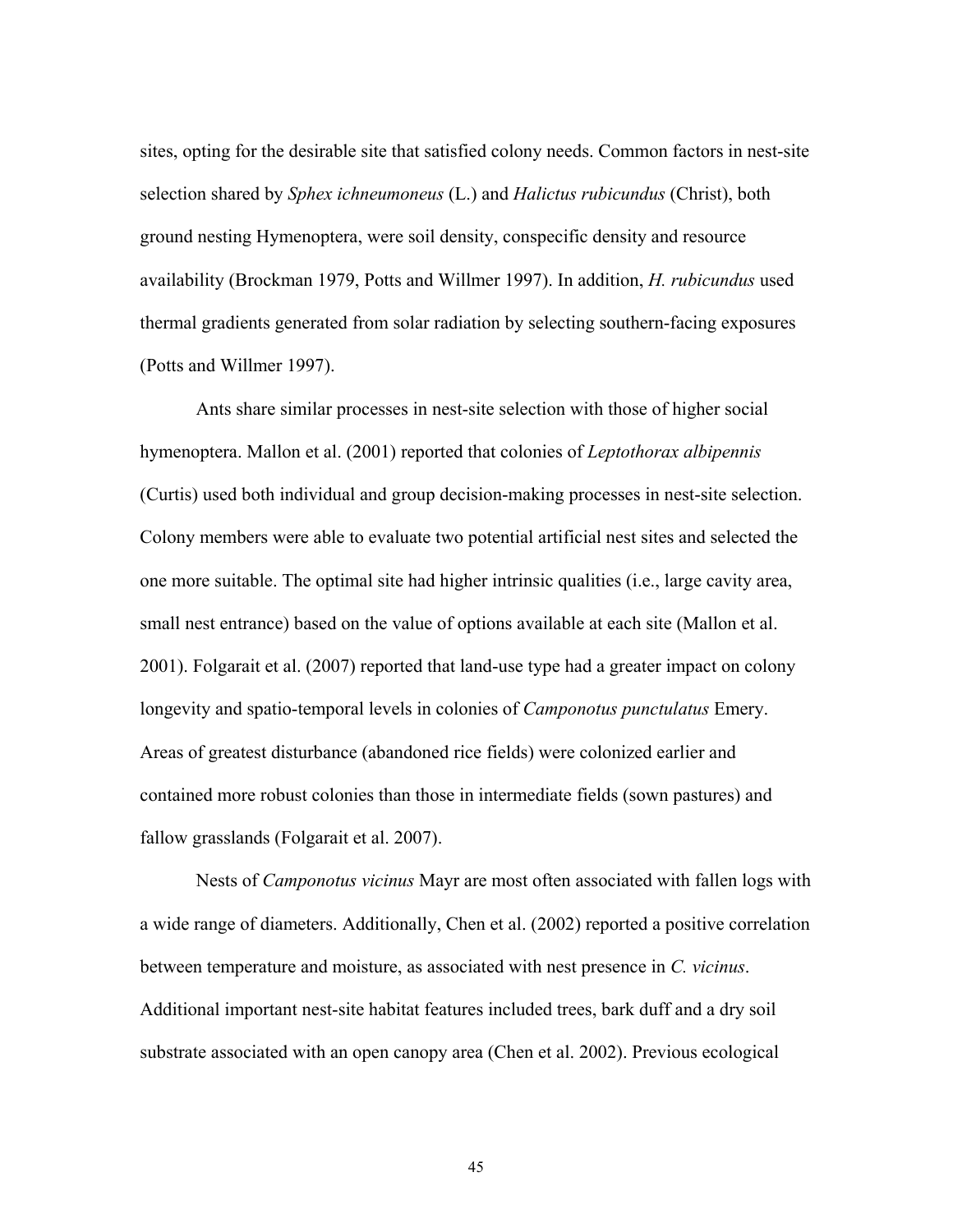sites, opting for the desirable site that satisfied colony needs. Common factors in nest-site selection shared by *Sphex ichneumoneus* (L.) and *Halictus rubicundus* (Christ), both ground nesting Hymenoptera, were soil density, conspecific density and resource availability (Brockman 1979, Potts and Willmer 1997). In addition, *H. rubicundus* used thermal gradients generated from solar radiation by selecting southern-facing exposures (Potts and Willmer 1997).

Ants share similar processes in nest-site selection with those of higher social hymenoptera. Mallon et al. (2001) reported that colonies of *Leptothorax albipennis* (Curtis) used both individual and group decision-making processes in nest-site selection. Colony members were able to evaluate two potential artificial nest sites and selected the one more suitable. The optimal site had higher intrinsic qualities (i.e., large cavity area, small nest entrance) based on the value of options available at each site (Mallon et al. 2001). Folgarait et al. (2007) reported that land-use type had a greater impact on colony longevity and spatio-temporal levels in colonies of *Camponotus punctulatus* Emery. Areas of greatest disturbance (abandoned rice fields) were colonized earlier and contained more robust colonies than those in intermediate fields (sown pastures) and fallow grasslands (Folgarait et al. 2007).

Nests of *Camponotus vicinus* Mayr are most often associated with fallen logs with a wide range of diameters. Additionally, Chen et al. (2002) reported a positive correlation between temperature and moisture, as associated with nest presence in *C. vicinus*. Additional important nest-site habitat features included trees, bark duff and a dry soil substrate associated with an open canopy area (Chen et al. 2002). Previous ecological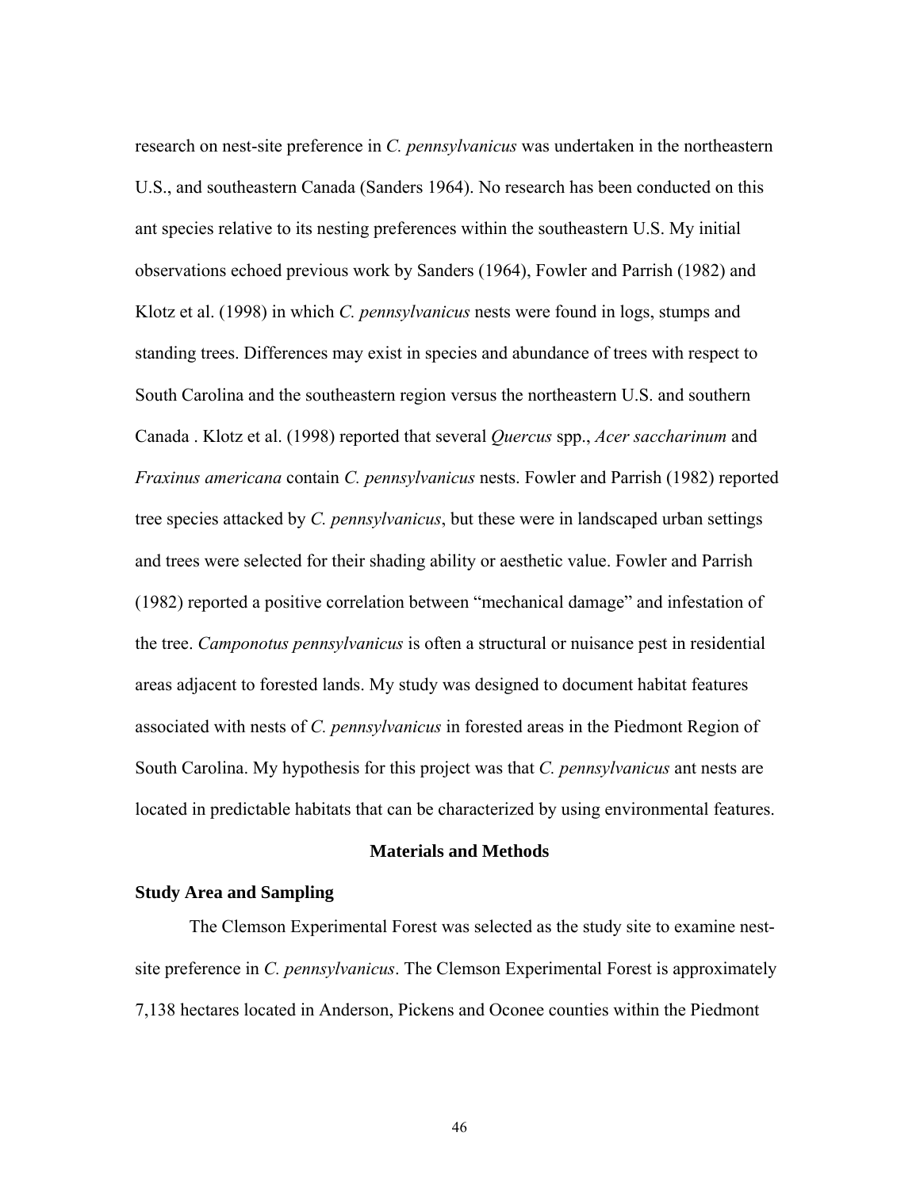research on nest-site preference in *C. pennsylvanicus* was undertaken in the northeastern U.S., and southeastern Canada (Sanders 1964). No research has been conducted on this ant species relative to its nesting preferences within the southeastern U.S. My initial observations echoed previous work by Sanders (1964), Fowler and Parrish (1982) and Klotz et al. (1998) in which *C. pennsylvanicus* nests were found in logs, stumps and standing trees. Differences may exist in species and abundance of trees with respect to South Carolina and the southeastern region versus the northeastern U.S. and southern Canada . Klotz et al. (1998) reported that several *Quercus* spp., *Acer saccharinum* and *Fraxinus americana* contain *C. pennsylvanicus* nests. Fowler and Parrish (1982) reported tree species attacked by *C. pennsylvanicus*, but these were in landscaped urban settings and trees were selected for their shading ability or aesthetic value. Fowler and Parrish (1982) reported a positive correlation between "mechanical damage" and infestation of the tree. *Camponotus pennsylvanicus* is often a structural or nuisance pest in residential areas adjacent to forested lands. My study was designed to document habitat features associated with nests of *C. pennsylvanicus* in forested areas in the Piedmont Region of South Carolina. My hypothesis for this project was that *C. pennsylvanicus* ant nests are located in predictable habitats that can be characterized by using environmental features.

## Materials and Methods

### Study Area and Sampling

The Clemson Experimental Forest was selected as the study site to examine nest-site preference in *C. pennsylvanicus*. The Clemson Experimental Forest is approximately 7,138 hectares located in Anderson, Pickens and Oconee counties within the Piedmont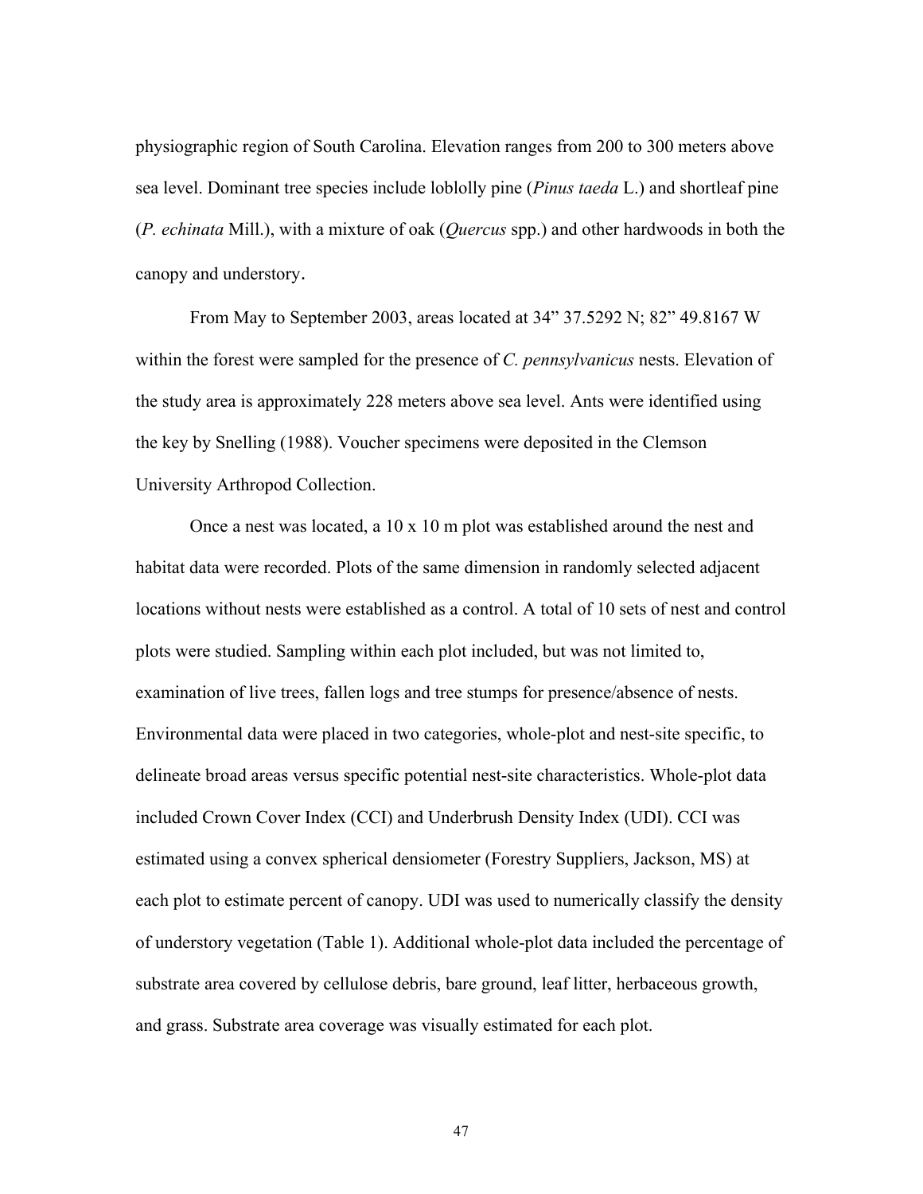physiographic region of South Carolina. Elevation ranges from 200 to 300 meters above sea level. Dominant tree species include loblolly pine (*Pinus taeda* L.) and shortleaf pine (*P. echinata* Mill.), with a mixture of oak (*Quercus* spp.) and other hardwoods in both the canopy and understory.

From May to September 2003, areas located at 34" 37.5292 N; 82" 49.8167 W within the forest were sampled for the presence of *C. pennsylvanicus* nests. Elevation of the study area is approximately 228 meters above sea level. Ants were identified using the key by Snelling (1988). Voucher specimens were deposited in the Clemson University Arthropod Collection.

Once a nest was located, a 10 x 10 m plot was established around the nest and habitat data were recorded. Plots of the same dimension in randomly selected adjacent locations without nests were established as a control. A total of 10 sets of nest and control plots were studied. Sampling within each plot included, but was not limited to, examination of live trees, fallen logs and tree stumps for presence/absence of nests. Environmental data were placed in two categories, whole-plot and nest-site specific, to delineate broad areas versus specific potential nest-site characteristics. Whole-plot data included Crown Cover Index (CCI) and Underbrush Density Index (UDI). CCI was estimated using a convex spherical densiometer (Forestry Suppliers, Jackson, MS) at each plot to estimate percent of canopy. UDI was used to numerically classify the density of understory vegetation (Table 1). Additional whole-plot data included the percentage of substrate area covered by cellulose debris, bare ground, leaf litter, herbaceous growth, and grass. Substrate area coverage was visually estimated for each plot.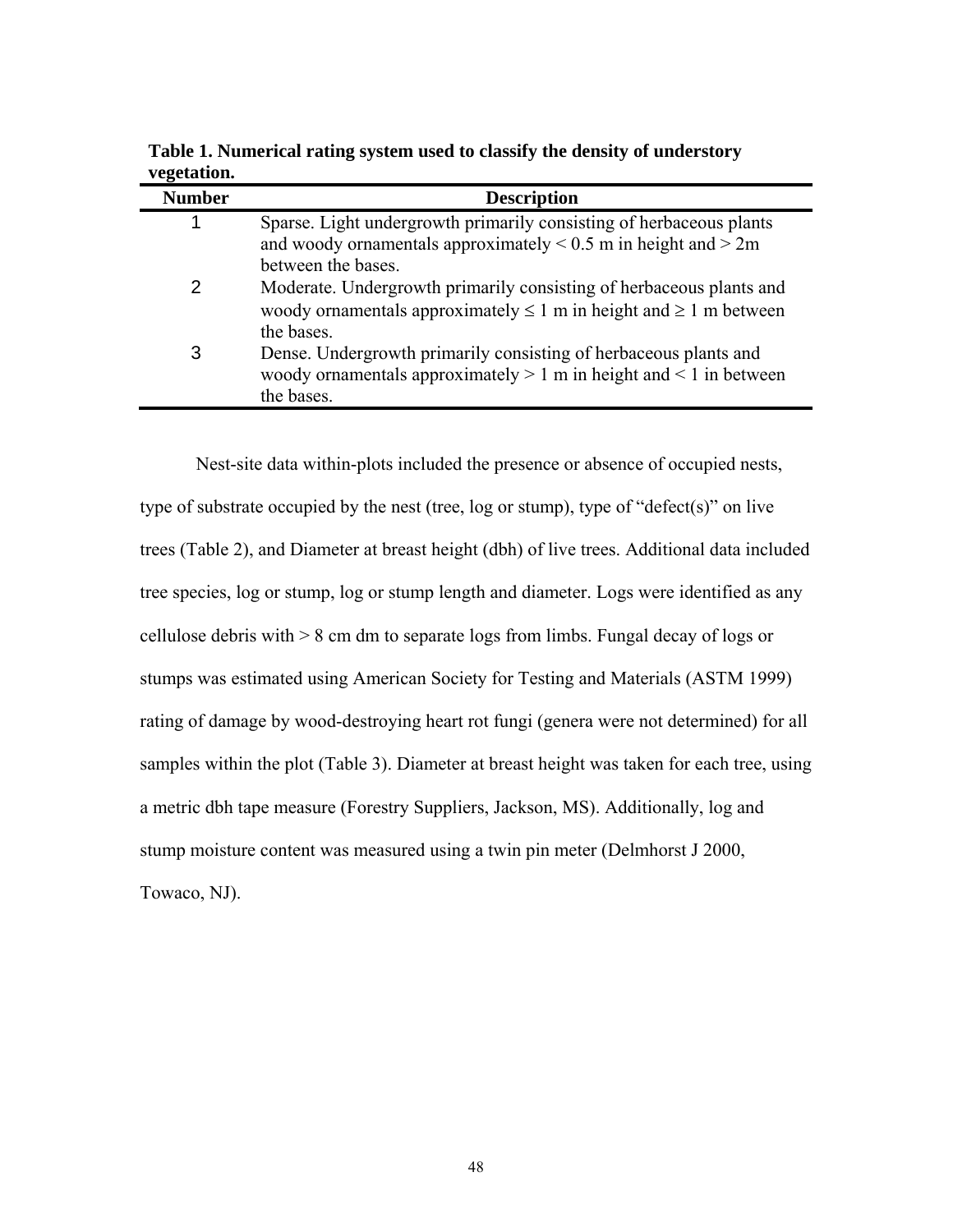**Table 1. Numerical rating system used to classify the density of understory vegetation.**

| Number | Description |
|---|---|
| 1 | Sparse. Light undergrowth primarily consisting of herbaceous plants and woody ornamentals approximately < 0.5 m in height and > 2m between the bases. |
| 2 | Moderate. Undergrowth primarily consisting of herbaceous plants and woody ornamentals approximately ≤ 1 m in height and ≥ 1 m between the bases. |
| 3 | Dense. Undergrowth primarily consisting of herbaceous plants and woody ornamentals approximately > 1 m in height and < 1 in between the bases. |

Nest-site data within-plots included the presence or absence of occupied nests, type of substrate occupied by the nest (tree, log or stump), type of "defect(s)" on live trees (Table 2), and Diameter at breast height (dbh) of live trees. Additional data included tree species, log or stump, log or stump length and diameter. Logs were identified as any cellulose debris with > 8 cm dm to separate logs from limbs. Fungal decay of logs or stumps was estimated using American Society for Testing and Materials (ASTM 1999) rating of damage by wood-destroying heart rot fungi (genera were not determined) for all samples within the plot (Table 3). Diameter at breast height was taken for each tree, using a metric dbh tape measure (Forestry Suppliers, Jackson, MS). Additionally, log and stump moisture content was measured using a twin pin meter (Delmhorst J 2000, Towaco, NJ).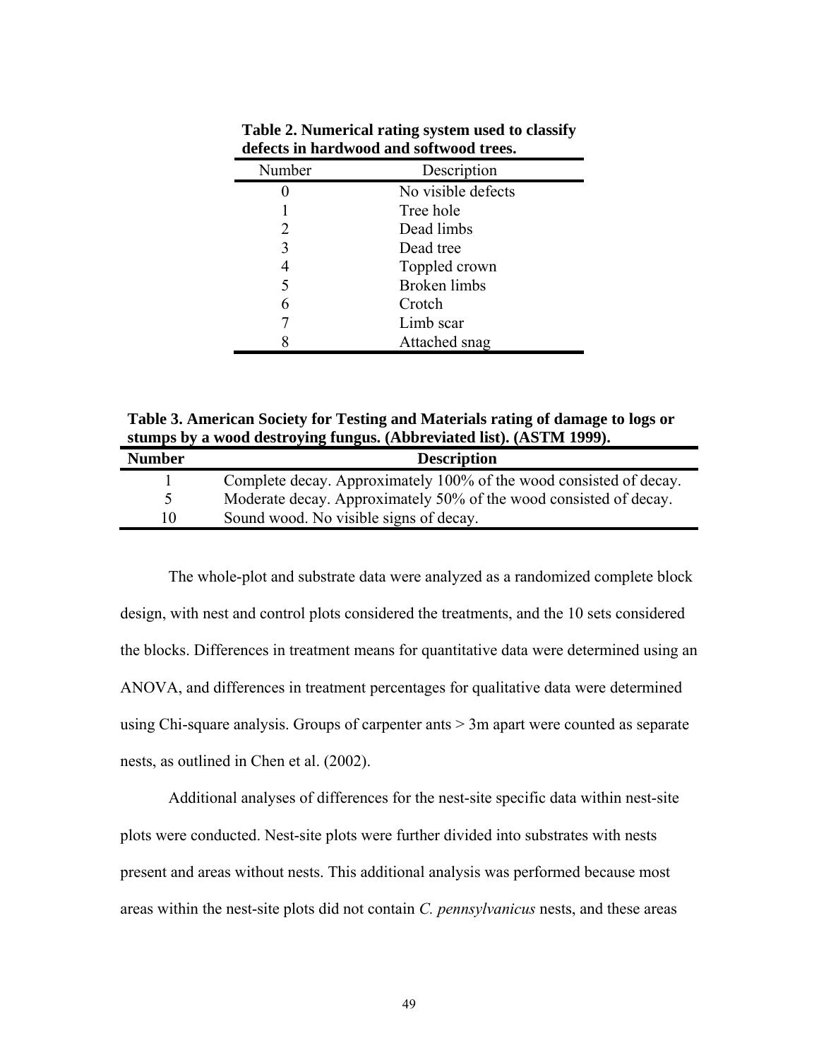**Table 2. Numerical rating system used to classify defects in hardwood and softwood trees.**

| Number | Description |
|---|---|
| 0 | No visible defects |
| 1 | Tree hole |
| 2 | Dead limbs |
| 3 | Dead tree |
| 4 | Toppled crown |
| 5 | Broken limbs |
| 6 | Crotch |
| 7 | Limb scar |
| 8 | Attached snag |

**Table 3. American Society for Testing and Materials rating of damage to logs or stumps by a wood destroying fungus. (Abbreviated list). (ASTM 1999).**

| Number | Description |
|---|---|
| 1 | Complete decay. Approximately 100% of the wood consisted of decay. |
| 5 | Moderate decay. Approximately 50% of the wood consisted of decay. |
| 10 | Sound wood. No visible signs of decay. |

The whole-plot and substrate data were analyzed as a randomized complete block design, with nest and control plots considered the treatments, and the 10 sets considered the blocks. Differences in treatment means for quantitative data were determined using an ANOVA, and differences in treatment percentages for qualitative data were determined using Chi-square analysis. Groups of carpenter ants > 3m apart were counted as separate nests, as outlined in Chen et al. (2002).

Additional analyses of differences for the nest-site specific data within nest-site plots were conducted. Nest-site plots were further divided into substrates with nests present and areas without nests. This additional analysis was performed because most areas within the nest-site plots did not contain *C. pennsylvanicus* nests, and these areas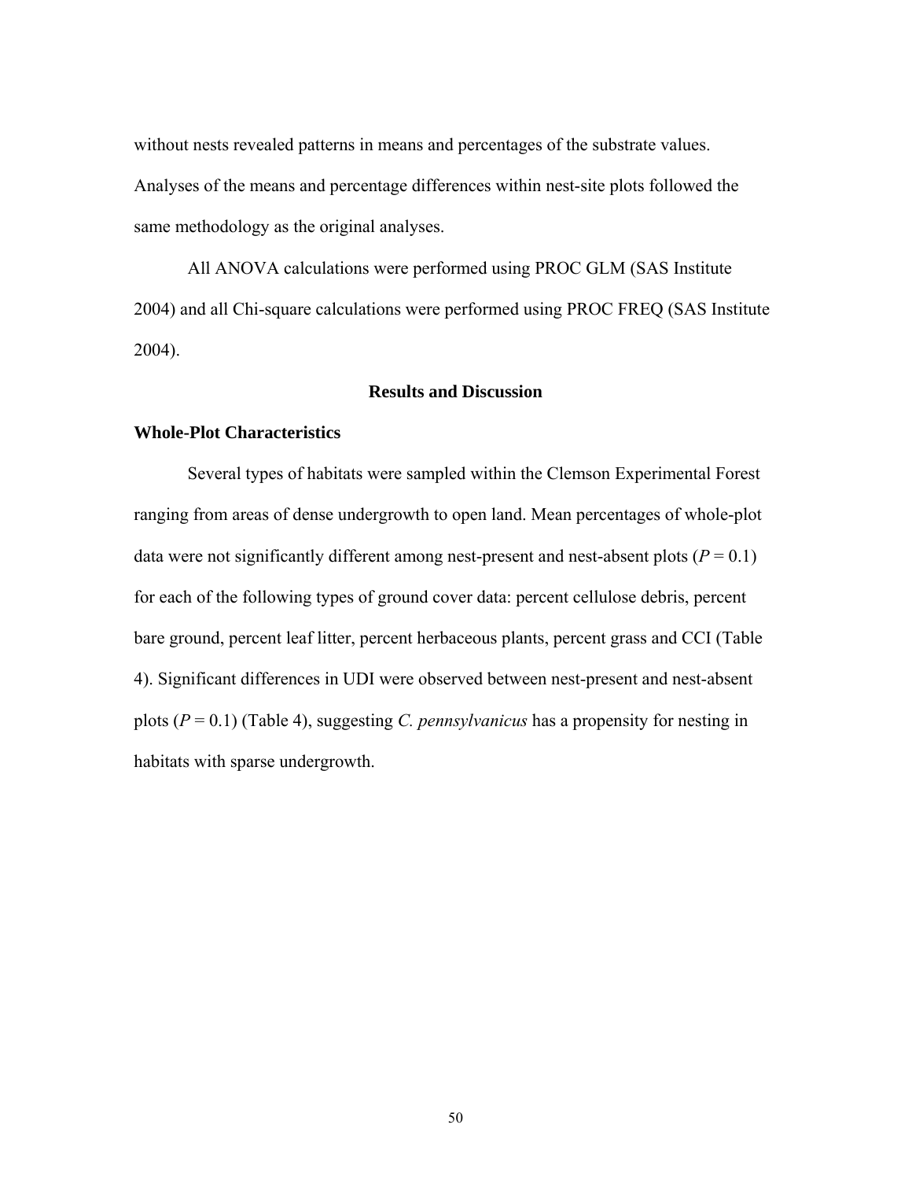without nests revealed patterns in means and percentages of the substrate values. Analyses of the means and percentage differences within nest-site plots followed the same methodology as the original analyses.

All ANOVA calculations were performed using PROC GLM (SAS Institute 2004) and all Chi-square calculations were performed using PROC FREQ (SAS Institute 2004).

## Results and Discussion

### Whole-Plot Characteristics

Several types of habitats were sampled within the Clemson Experimental Forest ranging from areas of dense undergrowth to open land. Mean percentages of whole-plot data were not significantly different among nest-present and nest-absent plots ($P = 0.1$) for each of the following types of ground cover data: percent cellulose debris, percent bare ground, percent leaf litter, percent herbaceous plants, percent grass and CCI (Table 4). Significant differences in UDI were observed between nest-present and nest-absent plots ($P = 0.1$) (Table 4), suggesting *C. pennsylvanicus* has a propensity for nesting in habitats with sparse undergrowth.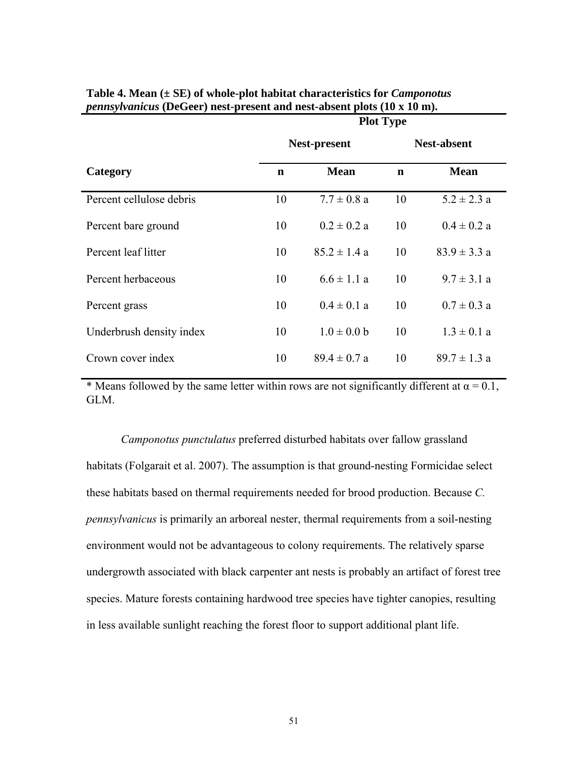**Table 4. Mean (± SE) of whole-plot habitat characteristics for *Camponotus pennsylvanicus* (DeGeer) nest-present and nest-absent plots (10 x 10 m).**

| | Plot Type | | | |
|---|---|---|---|---|
| | Nest-present | | Nest-absent | |
| Category | n | Mean | n | Mean |
| Percent cellulose debris | 10 | 7.7 ± 0.8 a | 10 | 5.2 ± 2.3 a |
| Percent bare ground | 10 | 0.2 ± 0.2 a | 10 | 0.4 ± 0.2 a |
| Percent leaf litter | 10 | 85.2 ± 1.4 a | 10 | 83.9 ± 3.3 a |
| Percent herbaceous | 10 | 6.6 ± 1.1 a | 10 | 9.7 ± 3.1 a |
| Percent grass | 10 | 0.4 ± 0.1 a | 10 | 0.7 ± 0.3 a |
| Underbrush density index | 10 | 1.0 ± 0.0 b | 10 | 1.3 ± 0.1 a |
| Crown cover index | 10 | 89.4 ± 0.7 a | 10 | 89.7 ± 1.3 a |

* Means followed by the same letter within rows are not significantly different at $\alpha = 0.1$, GLM.

*Camponotus punctulatus* preferred disturbed habitats over fallow grassland habitats (Folgarait et al. 2007). The assumption is that ground-nesting Formicidae select these habitats based on thermal requirements needed for brood production. Because *C. pennsylvanicus* is primarily an arboreal nester, thermal requirements from a soil-nesting environment would not be advantageous to colony requirements. The relatively sparse undergrowth associated with black carpenter ant nests is probably an artifact of forest tree species. Mature forests containing hardwood tree species have tighter canopies, resulting in less available sunlight reaching the forest floor to support additional plant life.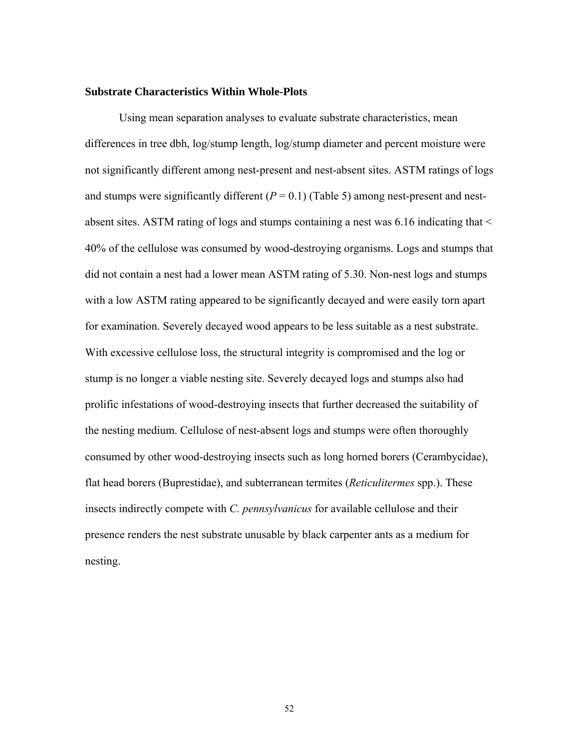### Substrate Characteristics Within Whole-Plots

Using mean separation analyses to evaluate substrate characteristics, mean differences in tree dbh, log/stump length, log/stump diameter and percent moisture were not significantly different among nest-present and nest-absent sites. ASTM ratings of logs and stumps were significantly different ($P = 0.1$) (Table 5) among nest-present and nest-absent sites. ASTM rating of logs and stumps containing a nest was 6.16 indicating that < 40% of the cellulose was consumed by wood-destroying organisms. Logs and stumps that did not contain a nest had a lower mean ASTM rating of 5.30. Non-nest logs and stumps with a low ASTM rating appeared to be significantly decayed and were easily torn apart for examination. Severely decayed wood appears to be less suitable as a nest substrate. With excessive cellulose loss, the structural integrity is compromised and the log or stump is no longer a viable nesting site. Severely decayed logs and stumps also had prolific infestations of wood-destroying insects that further decreased the suitability of the nesting medium. Cellulose of nest-absent logs and stumps were often thoroughly consumed by other wood-destroying insects such as long horned borers (Cerambycidae), flat head borers (Buprestidae), and subterranean termites (*Reticulitermes* spp.). These insects indirectly compete with *C. pennsylvanicus* for available cellulose and their presence renders the nest substrate unusable by black carpenter ants as a medium for nesting.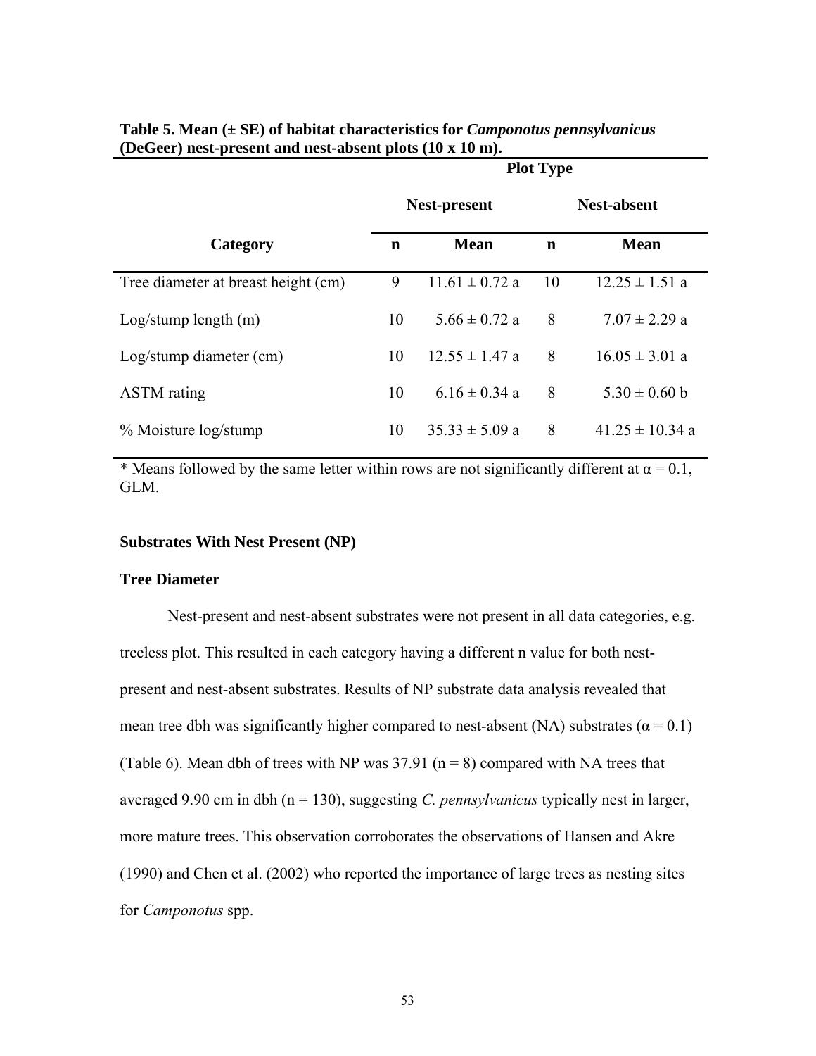**Table 5. Mean (± SE) of habitat characteristics for *Camponotus pennsylvanicus* (DeGeer) nest-present and nest-absent plots (10 x 10 m).**

| | Plot Type | | | |
|---|---|---|---|---|
| | Nest-present | | Nest-absent | |
| **Category** | **n** | **Mean** | **n** | **Mean** |
| Tree diameter at breast height (cm) | 9 | 11.61 ± 0.72 a | 10 | 12.25 ± 1.51 a |
| Log/stump length (m) | 10 | 5.66 ± 0.72 a | 8 | 7.07 ± 2.29 a |
| Log/stump diameter (cm) | 10 | 12.55 ± 1.47 a | 8 | 16.05 ± 3.01 a |
| ASTM rating | 10 | 6.16 ± 0.34 a | 8 | 5.30 ± 0.60 b |
| % Moisture log/stump | 10 | 35.33 ± 5.09 a | 8 | 41.25 ± 10.34 a |

* Means followed by the same letter within rows are not significantly different at $\alpha = 0.1$, GLM.

### Substrates With Nest Present (NP)

### Tree Diameter

Nest-present and nest-absent substrates were not present in all data categories, e.g. treeless plot. This resulted in each category having a different n value for both nest-present and nest-absent substrates. Results of NP substrate data analysis revealed that mean tree dbh was significantly higher compared to nest-absent (NA) substrates ($\alpha = 0.1$) (Table 6). Mean dbh of trees with NP was 37.91 ($n = 8$) compared with NA trees that averaged 9.90 cm in dbh ($n = 130$), suggesting *C. pennsylvanicus* typically nest in larger, more mature trees. This observation corroborates the observations of Hansen and Akre (1990) and Chen et al. (2002) who reported the importance of large trees as nesting sites for *Camponotus* spp.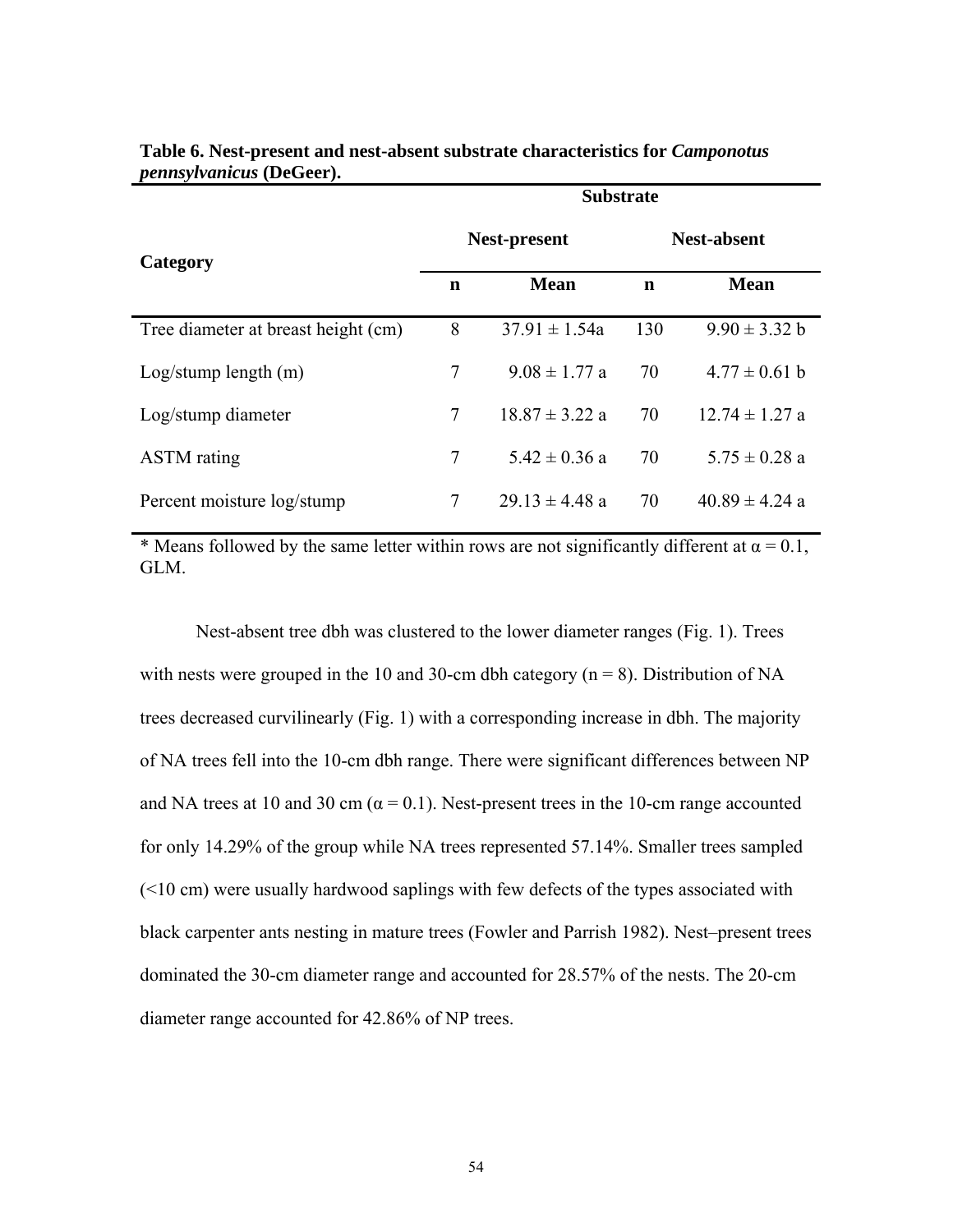**Table 6. Nest-present and nest-absent substrate characteristics for *Camponotus pennsylvanicus* (DeGeer).**

| Category | Substrate | | | |
|---|---|---|---|---|
| | Nest-present | | Nest-absent | |
| | n | Mean | n | Mean |
| Tree diameter at breast height (cm) | 8 | 37.91 ± 1.54a | 130 | 9.90 ± 3.32 b |
| Log/stump length (m) | 7 | 9.08 ± 1.77 a | 70 | 4.77 ± 0.61 b |
| Log/stump diameter | 7 | 18.87 ± 3.22 a | 70 | 12.74 ± 1.27 a |
| ASTM rating | 7 | 5.42 ± 0.36 a | 70 | 5.75 ± 0.28 a |
| Percent moisture log/stump | 7 | 29.13 ± 4.48 a | 70 | 40.89 ± 4.24 a |

* Means followed by the same letter within rows are not significantly different at $\alpha = 0.1$, GLM.

Nest-absent tree dbh was clustered to the lower diameter ranges (Fig. 1). Trees with nests were grouped in the 10 and 30-cm dbh category (n = 8). Distribution of NA trees decreased curvilinearly (Fig. 1) with a corresponding increase in dbh. The majority of NA trees fell into the 10-cm dbh range. There were significant differences between NP and NA trees at 10 and 30 cm ($\alpha = 0.1$). Nest-present trees in the 10-cm range accounted for only 14.29% of the group while NA trees represented 57.14%. Smaller trees sampled (<10 cm) were usually hardwood saplings with few defects of the types associated with black carpenter ants nesting in mature trees (Fowler and Parrish 1982). Nest–present trees dominated the 30-cm diameter range and accounted for 28.57% of the nests. The 20-cm diameter range accounted for 42.86% of NP trees.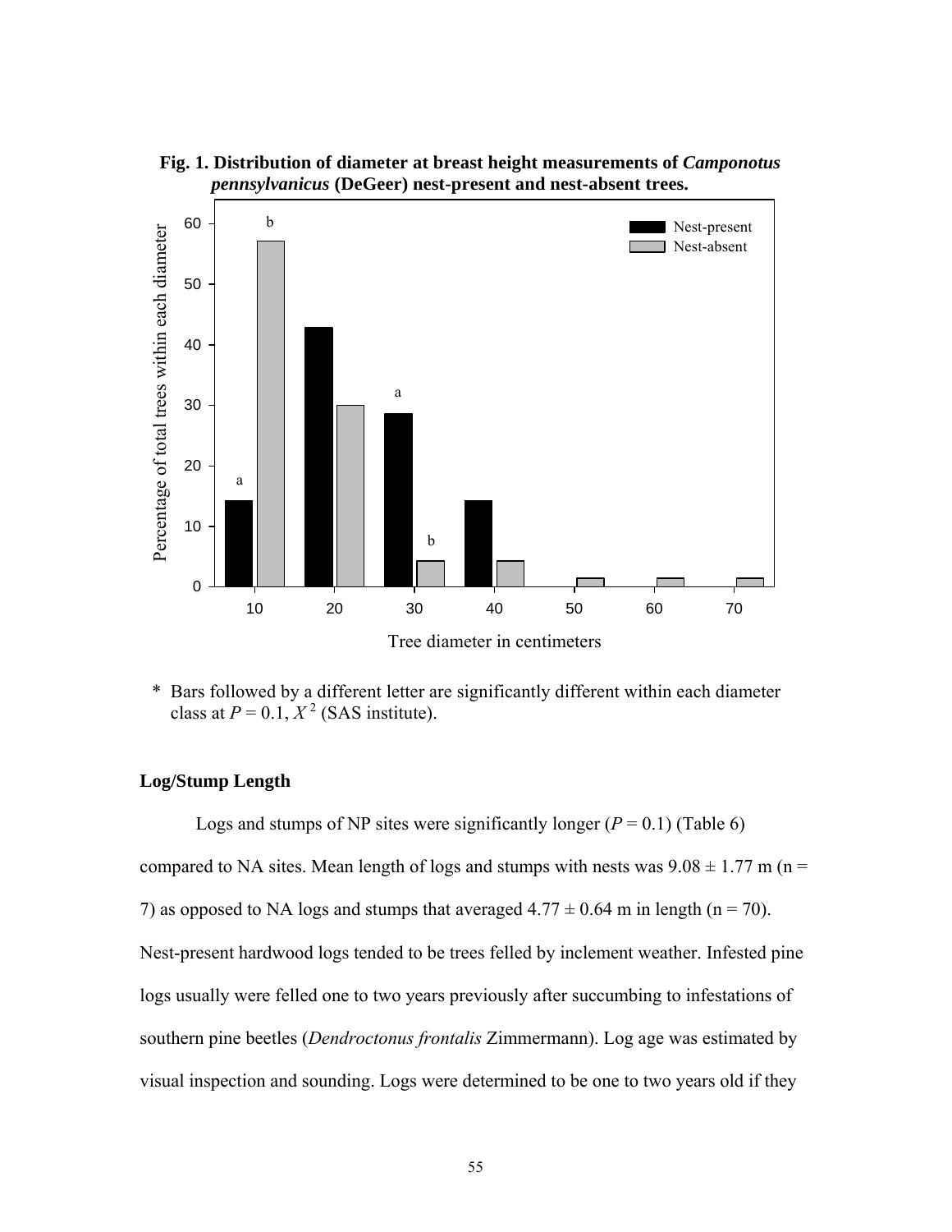**Fig. 1. Distribution of diameter at breast height measurements of *Camponotus pennsylvanicus* (DeGeer) nest-present and nest-absent trees.**

\* Bars followed by a different letter are significantly different within each diameter class at $P = 0.1$, $X^2$ (SAS institute).

### Log/Stump Length

Logs and stumps of NP sites were significantly longer ($P = 0.1$) (Table 6) compared to NA sites. Mean length of logs and stumps with nests was $9.08 \pm 1.77$ m (n = 7) as opposed to NA logs and stumps that averaged $4.77 \pm 0.64$ m in length (n = 70). Nest-present hardwood logs tended to be trees felled by inclement weather. Infested pine logs usually were felled one to two years previously after succumbing to infestations of southern pine beetles (*Dendroctonus frontalis* Zimmermann). Log age was estimated by visual inspection and sounding. Logs were determined to be one to two years old if they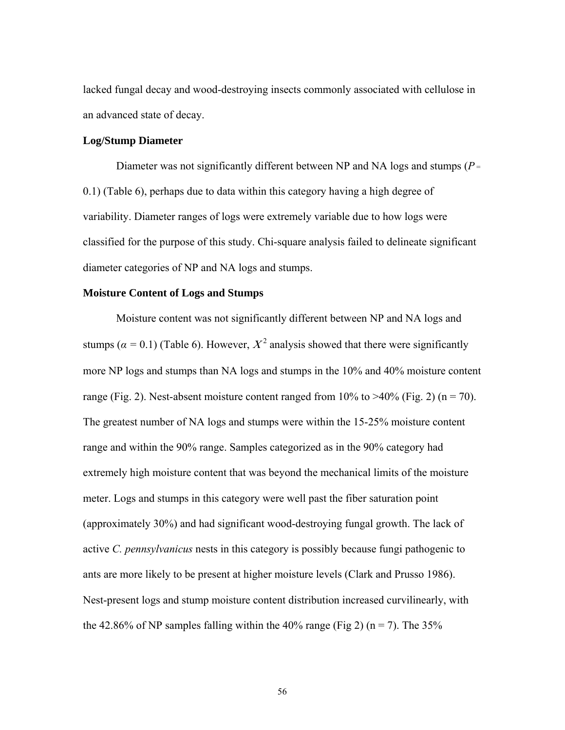lacked fungal decay and wood-destroying insects commonly associated with cellulose in an advanced state of decay.

**Log/Stump Diameter**

Diameter was not significantly different between NP and NA logs and stumps ($P = 0.1$) (Table 6), perhaps due to data within this category having a high degree of variability. Diameter ranges of logs were extremely variable due to how logs were classified for the purpose of this study. Chi-square analysis failed to delineate significant diameter categories of NP and NA logs and stumps.

**Moisture Content of Logs and Stumps**

Moisture content was not significantly different between NP and NA logs and stumps ($\alpha = 0.1$) (Table 6). However, $X^2$ analysis showed that there were significantly more NP logs and stumps than NA logs and stumps in the 10% and 40% moisture content range (Fig. 2). Nest-absent moisture content ranged from 10% to >40% (Fig. 2) (n = 70). The greatest number of NA logs and stumps were within the 15-25% moisture content range and within the 90% range. Samples categorized as in the 90% category had extremely high moisture content that was beyond the mechanical limits of the moisture meter. Logs and stumps in this category were well past the fiber saturation point (approximately 30%) and had significant wood-destroying fungal growth. The lack of active *C. pennsylvanicus* nests in this category is possibly because fungi pathogenic to ants are more likely to be present at higher moisture levels (Clark and Prusso 1986). Nest-present logs and stump moisture content distribution increased curvilinearly, with the 42.86% of NP samples falling within the 40% range (Fig 2) (n = 7). The 35%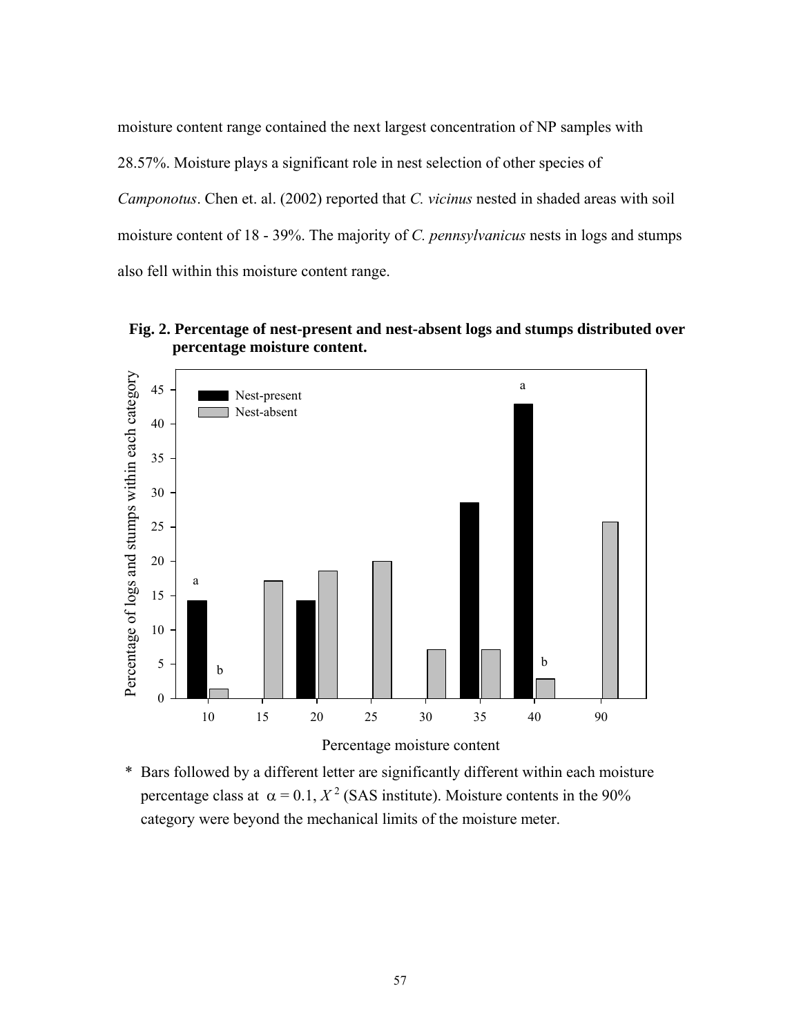moisture content range contained the next largest concentration of NP samples with 28.57%. Moisture plays a significant role in nest selection of other species of *Camponotus*. Chen et. al. (2002) reported that *C. vicinus* nested in shaded areas with soil moisture content of 18 - 39%. The majority of *C. pennsylvanicus* nests in logs and stumps also fell within this moisture content range.

**Fig. 2. Percentage of nest-present and nest-absent logs and stumps distributed over percentage moisture content.**

\* Bars followed by a different letter are significantly different within each moisture percentage class at $\alpha = 0.1$, $X^2$ (SAS institute). Moisture contents in the 90% category were beyond the mechanical limits of the moisture meter.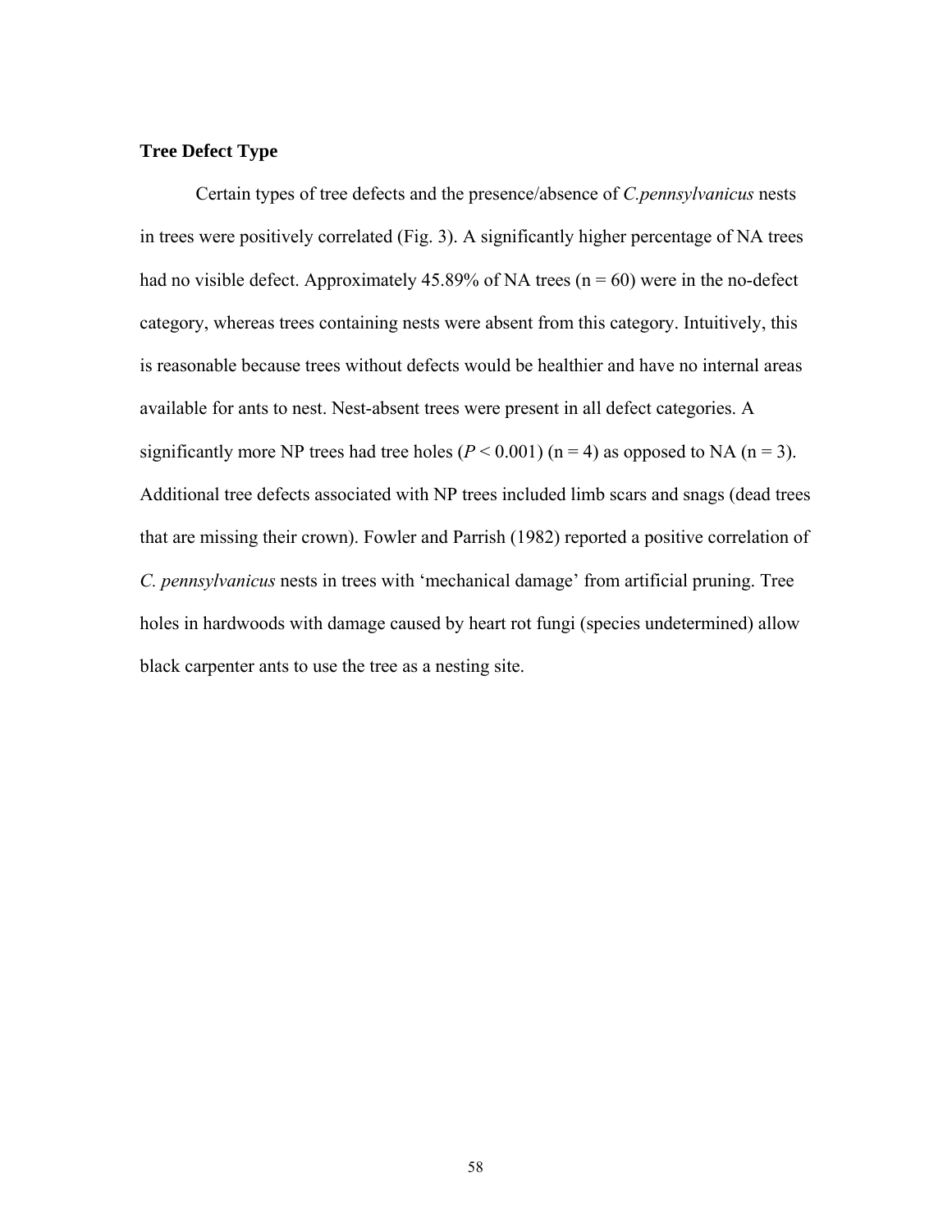### Tree Defect Type

Certain types of tree defects and the presence/absence of *C.pennsylvanicus* nests in trees were positively correlated (Fig. 3). A significantly higher percentage of NA trees had no visible defect. Approximately 45.89% of NA trees (n = 60) were in the no-defect category, whereas trees containing nests were absent from this category. Intuitively, this is reasonable because trees without defects would be healthier and have no internal areas available for ants to nest. Nest-absent trees were present in all defect categories. A significantly more NP trees had tree holes ($P < 0.001$) (n = 4) as opposed to NA (n = 3). Additional tree defects associated with NP trees included limb scars and snags (dead trees that are missing their crown). Fowler and Parrish (1982) reported a positive correlation of *C. pennsylvanicus* nests in trees with 'mechanical damage' from artificial pruning. Tree holes in hardwoods with damage caused by heart rot fungi (species undetermined) allow black carpenter ants to use the tree as a nesting site.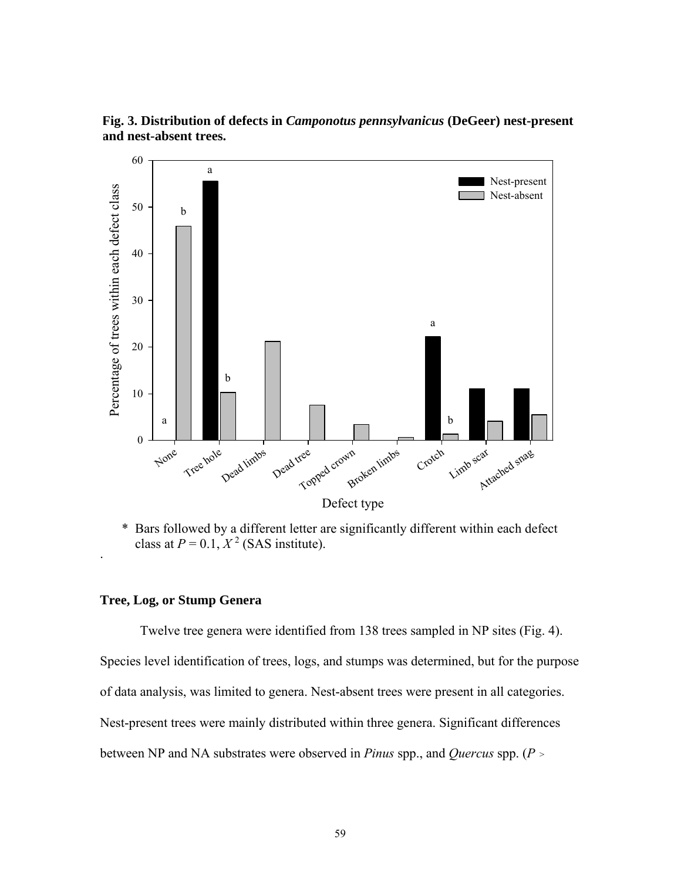**Fig. 3. Distribution of defects in *Camponotus pennsylvanicus* (DeGeer) nest-present and nest-absent trees.**

\* Bars followed by a different letter are significantly different within each defect class at $P = 0.1$, $X^2$ (SAS institute).

.

**Tree, Log, or Stump Genera**

Twelve tree genera were identified from 138 trees sampled in NP sites (Fig. 4). Species level identification of trees, logs, and stumps was determined, but for the purpose of data analysis, was limited to genera. Nest-absent trees were present in all categories. Nest-present trees were mainly distributed within three genera. Significant differences between NP and NA substrates were observed in *Pinus* spp., and *Quercus* spp. ($P >$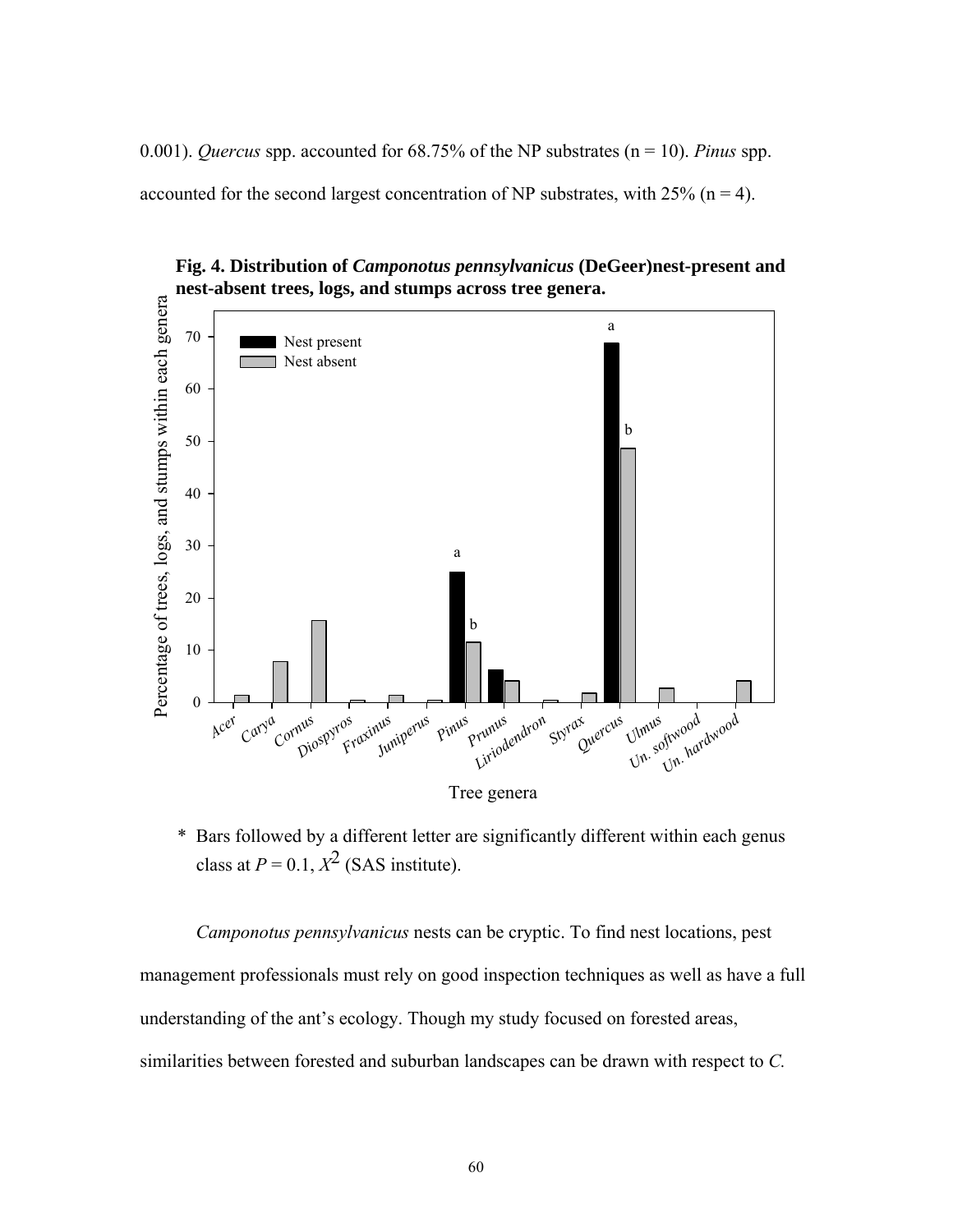0.001). *Quercus* spp. accounted for 68.75% of the NP substrates (n = 10). *Pinus* spp. accounted for the second largest concentration of NP substrates, with 25% (n = 4).

**Fig. 4. Distribution of *Camponotus pennsylvanicus* (DeGeer)nest-present and nest-absent trees, logs, and stumps across tree genera.**

\* Bars followed by a different letter are significantly different within each genus class at $P = 0.1$, $X^2$ (SAS institute).

*Camponotus pennsylvanicus* nests can be cryptic. To find nest locations, pest management professionals must rely on good inspection techniques as well as have a full understanding of the ant's ecology. Though my study focused on forested areas, similarities between forested and suburban landscapes can be drawn with respect to *C.*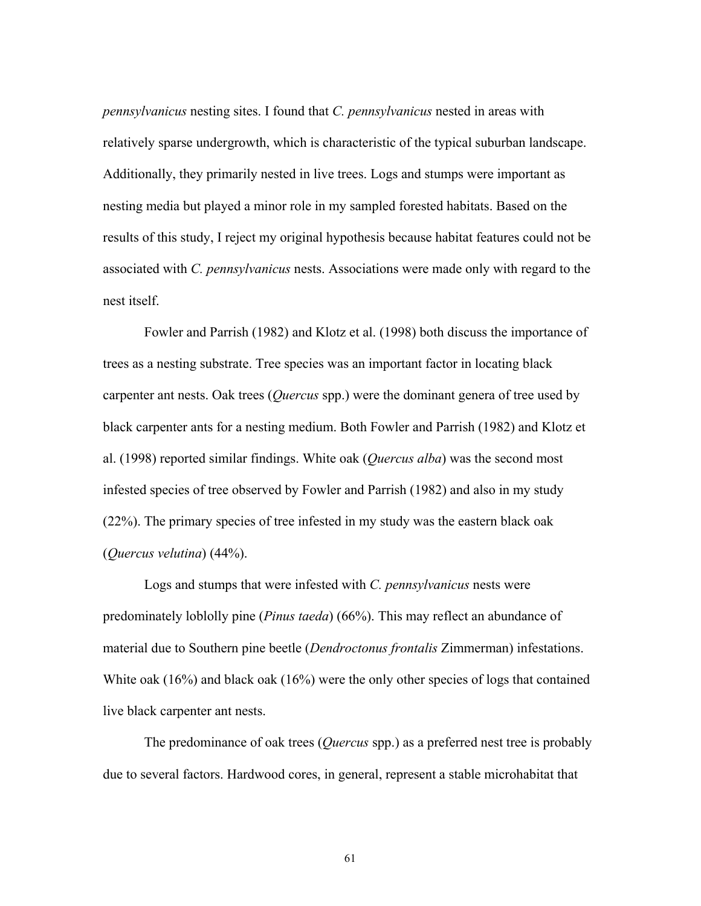*pennsylvanicus* nesting sites. I found that *C. pennsylvanicus* nested in areas with relatively sparse undergrowth, which is characteristic of the typical suburban landscape. Additionally, they primarily nested in live trees. Logs and stumps were important as nesting media but played a minor role in my sampled forested habitats. Based on the results of this study, I reject my original hypothesis because habitat features could not be associated with *C. pennsylvanicus* nests. Associations were made only with regard to the nest itself.

Fowler and Parrish (1982) and Klotz et al. (1998) both discuss the importance of trees as a nesting substrate. Tree species was an important factor in locating black carpenter ant nests. Oak trees (*Quercus* spp.) were the dominant genera of tree used by black carpenter ants for a nesting medium. Both Fowler and Parrish (1982) and Klotz et al. (1998) reported similar findings. White oak (*Quercus alba*) was the second most infested species of tree observed by Fowler and Parrish (1982) and also in my study (22%). The primary species of tree infested in my study was the eastern black oak (*Quercus velutina*) (44%).

Logs and stumps that were infested with *C. pennsylvanicus* nests were predominately loblolly pine (*Pinus taeda*) (66%). This may reflect an abundance of material due to Southern pine beetle (*Dendroctonus frontalis* Zimmerman) infestations. White oak (16%) and black oak (16%) were the only other species of logs that contained live black carpenter ant nests.

The predominance of oak trees (*Quercus* spp.) as a preferred nest tree is probably due to several factors. Hardwood cores, in general, represent a stable microhabitat that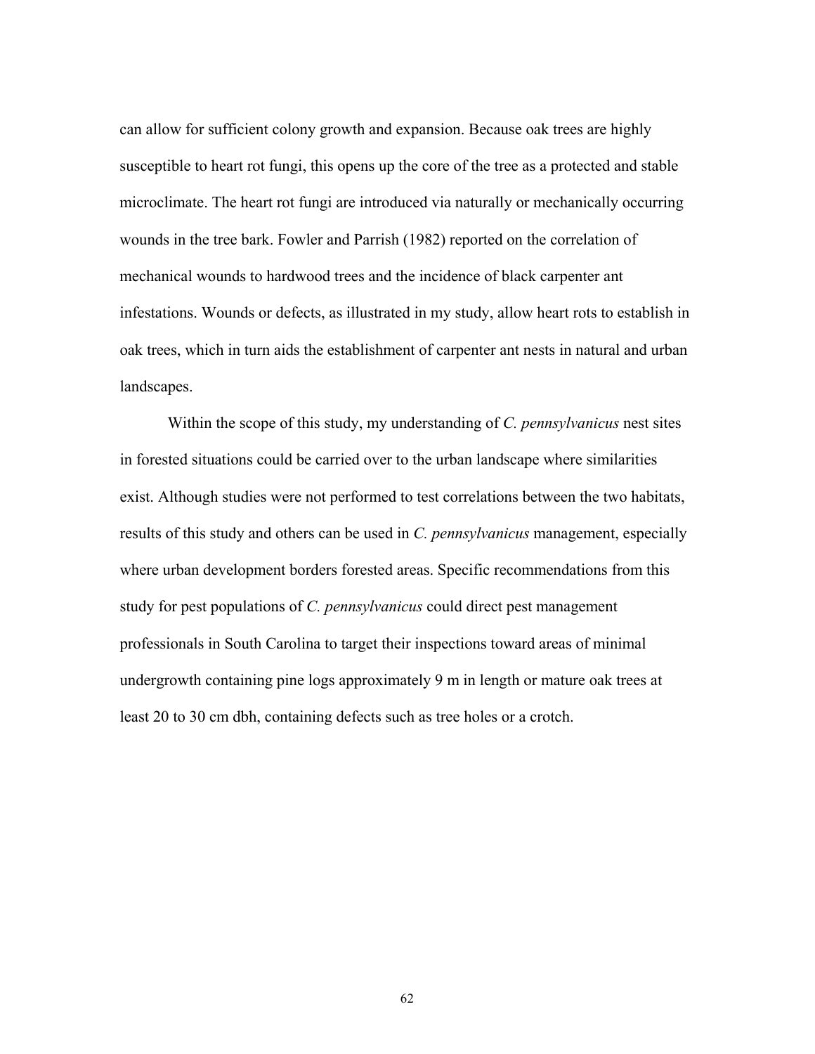can allow for sufficient colony growth and expansion. Because oak trees are highly susceptible to heart rot fungi, this opens up the core of the tree as a protected and stable microclimate. The heart rot fungi are introduced via naturally or mechanically occurring wounds in the tree bark. Fowler and Parrish (1982) reported on the correlation of mechanical wounds to hardwood trees and the incidence of black carpenter ant infestations. Wounds or defects, as illustrated in my study, allow heart rots to establish in oak trees, which in turn aids the establishment of carpenter ant nests in natural and urban landscapes.

Within the scope of this study, my understanding of *C. pennsylvanicus* nest sites in forested situations could be carried over to the urban landscape where similarities exist. Although studies were not performed to test correlations between the two habitats, results of this study and others can be used in *C. pennsylvanicus* management, especially where urban development borders forested areas. Specific recommendations from this study for pest populations of *C. pennsylvanicus* could direct pest management professionals in South Carolina to target their inspections toward areas of minimal undergrowth containing pine logs approximately 9 m in length or mature oak trees at least 20 to 30 cm dbh, containing defects such as tree holes or a crotch.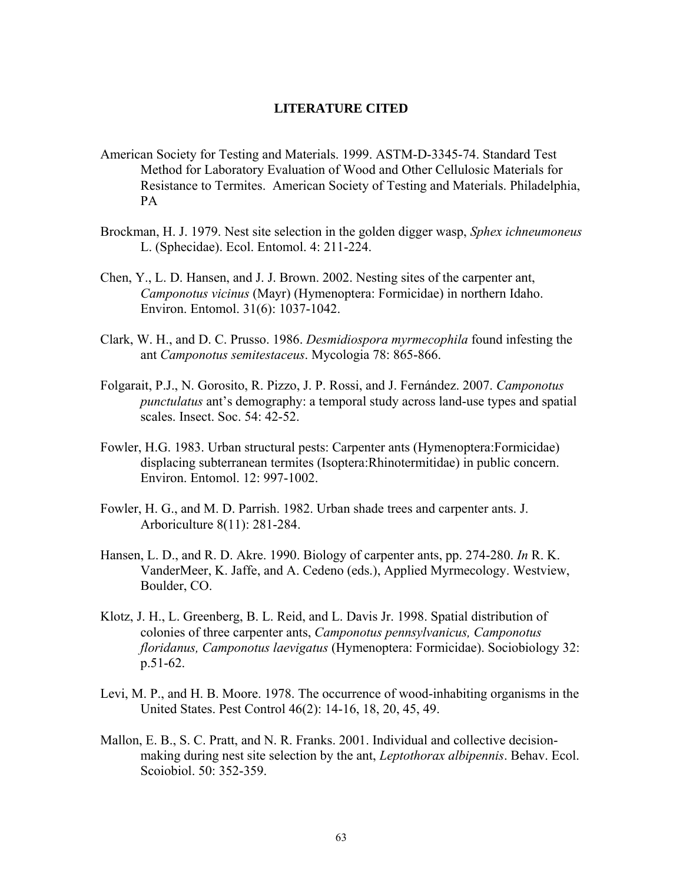# LITERATURE CITED

American Society for Testing and Materials. 1999. ASTM-D-3345-74. Standard Test Method for Laboratory Evaluation of Wood and Other Cellulosic Materials for Resistance to Termites. American Society of Testing and Materials. Philadelphia, PA

Brockman, H. J. 1979. Nest site selection in the golden digger wasp, *Sphex ichneumoneus* L. (Sphecidae). Ecol. Entomol. 4: 211-224.

Chen, Y., L. D. Hansen, and J. J. Brown. 2002. Nesting sites of the carpenter ant, *Camponotus vicinus* (Mayr) (Hymenoptera: Formicidae) in northern Idaho. Environ. Entomol. 31(6): 1037-1042.

Clark, W. H., and D. C. Prusso. 1986. *Desmidiospora myrmecophila* found infesting the ant *Camponotus semitestaceus*. Mycologia 78: 865-866.

Folgarait, P.J., N. Gorosito, R. Pizzo, J. P. Rossi, and J. Fernández. 2007. *Camponotus punctulatus* ant's demography: a temporal study across land-use types and spatial scales. Insect. Soc. 54: 42-52.

Fowler, H.G. 1983. Urban structural pests: Carpenter ants (Hymenoptera:Formicidae) displacing subterranean termites (Isoptera:Rhinotermitidae) in public concern. Environ. Entomol. 12: 997-1002.

Fowler, H. G., and M. D. Parrish. 1982. Urban shade trees and carpenter ants. J. Arboriculture 8(11): 281-284.

Hansen, L. D., and R. D. Akre. 1990. Biology of carpenter ants, pp. 274-280. *In* R. K. VanderMeer, K. Jaffe, and A. Cedeno (eds.), Applied Myrmecology. Westview, Boulder, CO.

Klotz, J. H., L. Greenberg, B. L. Reid, and L. Davis Jr. 1998. Spatial distribution of colonies of three carpenter ants, *Camponotus pennsylvanicus, Camponotus floridanus, Camponotus laevigatus* (Hymenoptera: Formicidae). Sociobiology 32: p.51-62.

Levi, M. P., and H. B. Moore. 1978. The occurrence of wood-inhabiting organisms in the United States. Pest Control 46(2): 14-16, 18, 20, 45, 49.

Mallon, E. B., S. C. Pratt, and N. R. Franks. 2001. Individual and collective decision-making during nest site selection by the ant, *Leptothorax albipennis*. Behav. Ecol. Scoiobiol. 50: 352-359.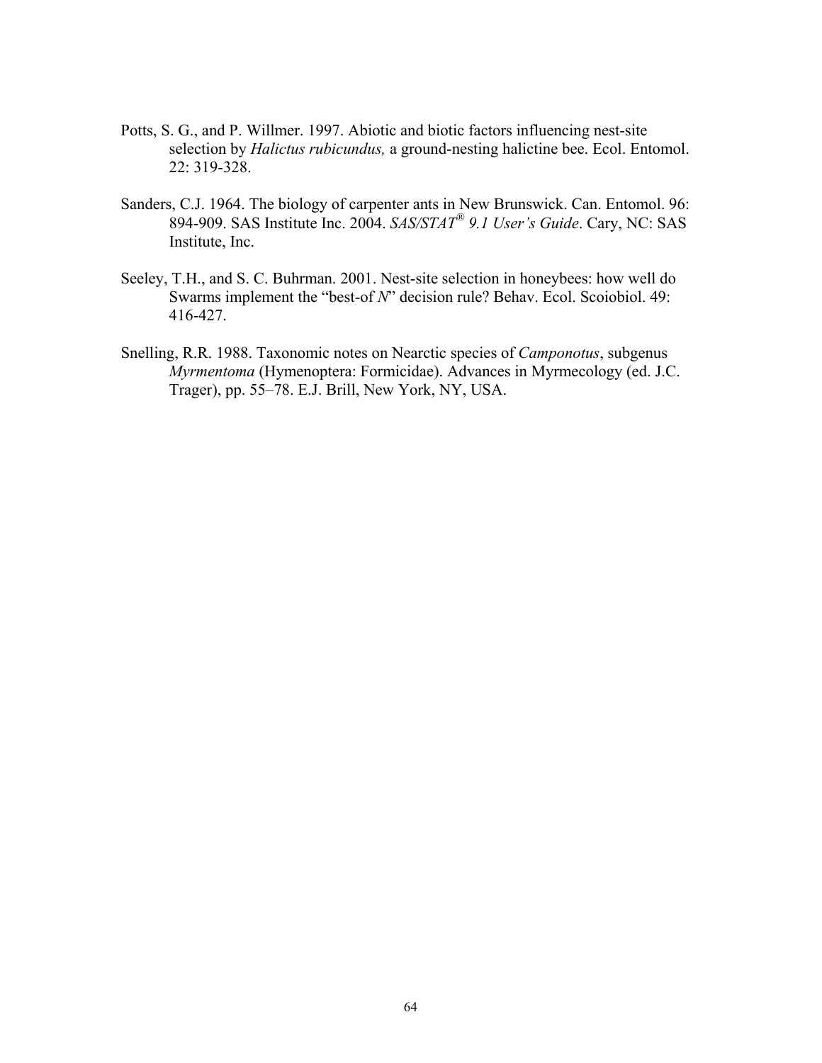Potts, S. G., and P. Willmer. 1997. Abiotic and biotic factors influencing nest-site selection by *Halictus rubicundus,* a ground-nesting halictine bee. Ecol. Entomol. 22: 319-328.

Sanders, C.J. 1964. The biology of carpenter ants in New Brunswick. Can. Entomol. 96: 894-909. SAS Institute Inc. 2004. *SAS/STAT® 9.1 User's Guide*. Cary, NC: SAS Institute, Inc.

Seeley, T.H., and S. C. Buhrman. 2001. Nest-site selection in honeybees: how well do Swarms implement the "best-of *N*" decision rule? Behav. Ecol. Scoiobiol. 49: 416-427.

Snelling, R.R. 1988. Taxonomic notes on Nearctic species of *Camponotus*, subgenus *Myrmentoma* (Hymenoptera: Formicidae). Advances in Myrmecology (ed. J.C. Trager), pp. 55–78. E.J. Brill, New York, NY, USA.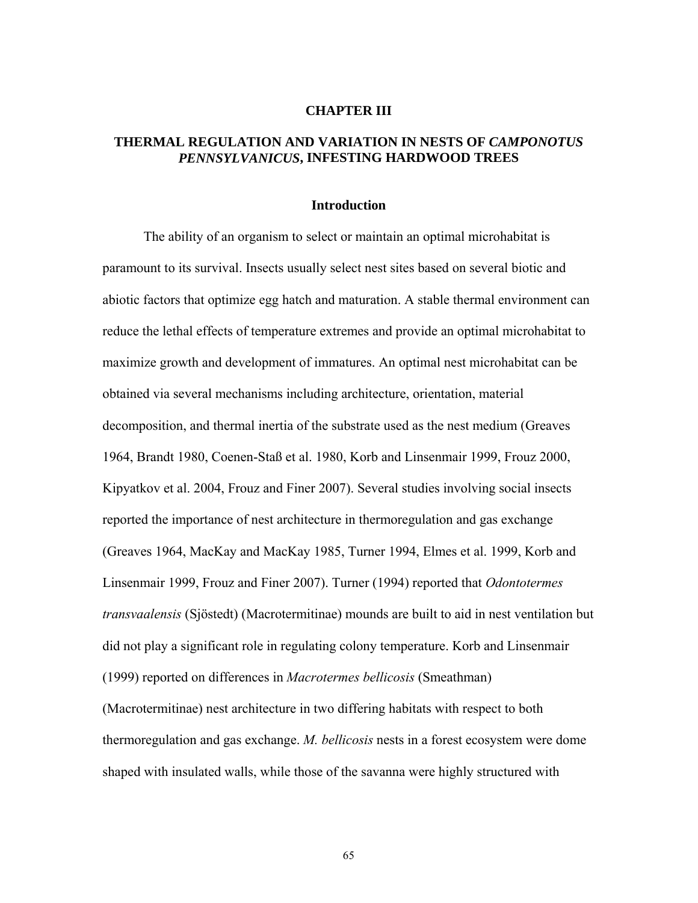# CHAPTER III

## THERMAL REGULATION AND VARIATION IN NESTS OF *CAMPONOTUS PENNSYLVANICUS*, INFESTING HARDWOOD TREES

### Introduction

The ability of an organism to select or maintain an optimal microhabitat is paramount to its survival. Insects usually select nest sites based on several biotic and abiotic factors that optimize egg hatch and maturation. A stable thermal environment can reduce the lethal effects of temperature extremes and provide an optimal microhabitat to maximize growth and development of immatures. An optimal nest microhabitat can be obtained via several mechanisms including architecture, orientation, material decomposition, and thermal inertia of the substrate used as the nest medium (Greaves 1964, Brandt 1980, Coenen-Staß et al. 1980, Korb and Linsenmair 1999, Frouz 2000, Kipyatkov et al. 2004, Frouz and Finer 2007). Several studies involving social insects reported the importance of nest architecture in thermoregulation and gas exchange (Greaves 1964, MacKay and MacKay 1985, Turner 1994, Elmes et al. 1999, Korb and Linsenmair 1999, Frouz and Finer 2007). Turner (1994) reported that *Odontotermes transvaalensis* (Sjöstedt) (Macrotermitinae) mounds are built to aid in nest ventilation but did not play a significant role in regulating colony temperature. Korb and Linsenmair (1999) reported on differences in *Macrotermes bellicosis* (Smeathman) (Macrotermitinae) nest architecture in two differing habitats with respect to both thermoregulation and gas exchange. *M. bellicosis* nests in a forest ecosystem were dome shaped with insulated walls, while those of the savanna were highly structured with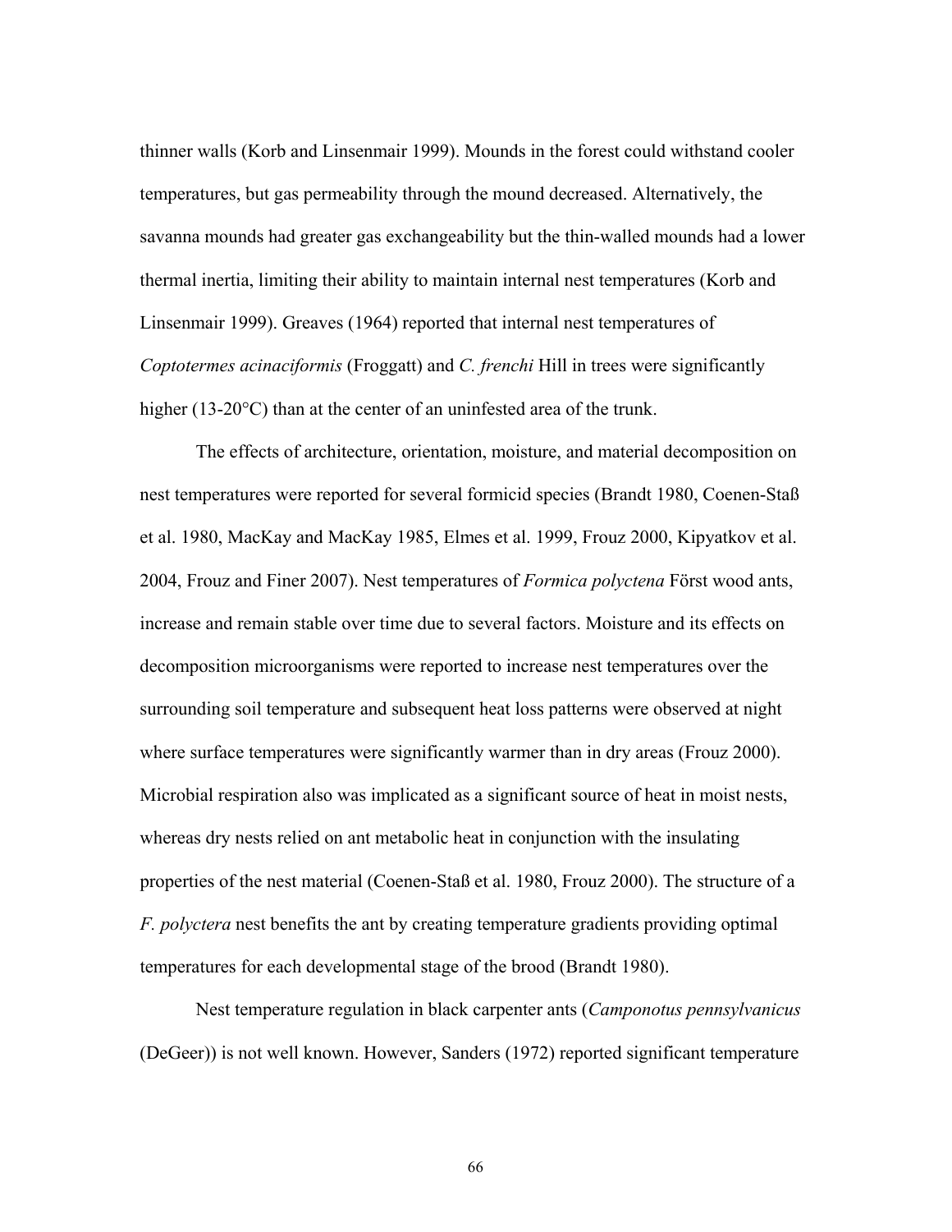thinner walls (Korb and Linsenmair 1999). Mounds in the forest could withstand cooler temperatures, but gas permeability through the mound decreased. Alternatively, the savanna mounds had greater gas exchangeability but the thin-walled mounds had a lower thermal inertia, limiting their ability to maintain internal nest temperatures (Korb and Linsenmair 1999). Greaves (1964) reported that internal nest temperatures of *Coptotermes acinaciformis* (Froggatt) and *C. frenchi* Hill in trees were significantly higher (13-20°C) than at the center of an uninfested area of the trunk.

The effects of architecture, orientation, moisture, and material decomposition on nest temperatures were reported for several formicid species (Brandt 1980, Coenen-Staß et al. 1980, MacKay and MacKay 1985, Elmes et al. 1999, Frouz 2000, Kipyatkov et al. 2004, Frouz and Finer 2007). Nest temperatures of *Formica polyctena* Först wood ants, increase and remain stable over time due to several factors. Moisture and its effects on decomposition microorganisms were reported to increase nest temperatures over the surrounding soil temperature and subsequent heat loss patterns were observed at night where surface temperatures were significantly warmer than in dry areas (Frouz 2000). Microbial respiration also was implicated as a significant source of heat in moist nests, whereas dry nests relied on ant metabolic heat in conjunction with the insulating properties of the nest material (Coenen-Staß et al. 1980, Frouz 2000). The structure of a *F. polyctera* nest benefits the ant by creating temperature gradients providing optimal temperatures for each developmental stage of the brood (Brandt 1980).

Nest temperature regulation in black carpenter ants (*Camponotus pennsylvanicus* (DeGeer)) is not well known. However, Sanders (1972) reported significant temperature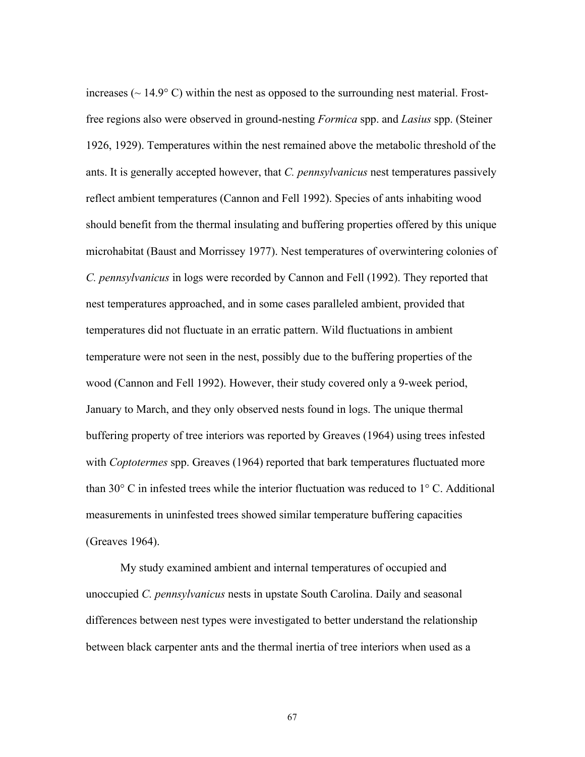increases (~ 14.9° C) within the nest as opposed to the surrounding nest material. Frost-free regions also were observed in ground-nesting *Formica* spp. and *Lasius* spp. (Steiner 1926, 1929). Temperatures within the nest remained above the metabolic threshold of the ants. It is generally accepted however, that *C. pennsylvanicus* nest temperatures passively reflect ambient temperatures (Cannon and Fell 1992). Species of ants inhabiting wood should benefit from the thermal insulating and buffering properties offered by this unique microhabitat (Baust and Morrissey 1977). Nest temperatures of overwintering colonies of *C. pennsylvanicus* in logs were recorded by Cannon and Fell (1992). They reported that nest temperatures approached, and in some cases paralleled ambient, provided that temperatures did not fluctuate in an erratic pattern. Wild fluctuations in ambient temperature were not seen in the nest, possibly due to the buffering properties of the wood (Cannon and Fell 1992). However, their study covered only a 9-week period, January to March, and they only observed nests found in logs. The unique thermal buffering property of tree interiors was reported by Greaves (1964) using trees infested with *Coptotermes* spp. Greaves (1964) reported that bark temperatures fluctuated more than 30° C in infested trees while the interior fluctuation was reduced to 1° C. Additional measurements in uninfested trees showed similar temperature buffering capacities (Greaves 1964).

My study examined ambient and internal temperatures of occupied and unoccupied *C. pennsylvanicus* nests in upstate South Carolina. Daily and seasonal differences between nest types were investigated to better understand the relationship between black carpenter ants and the thermal inertia of tree interiors when used as a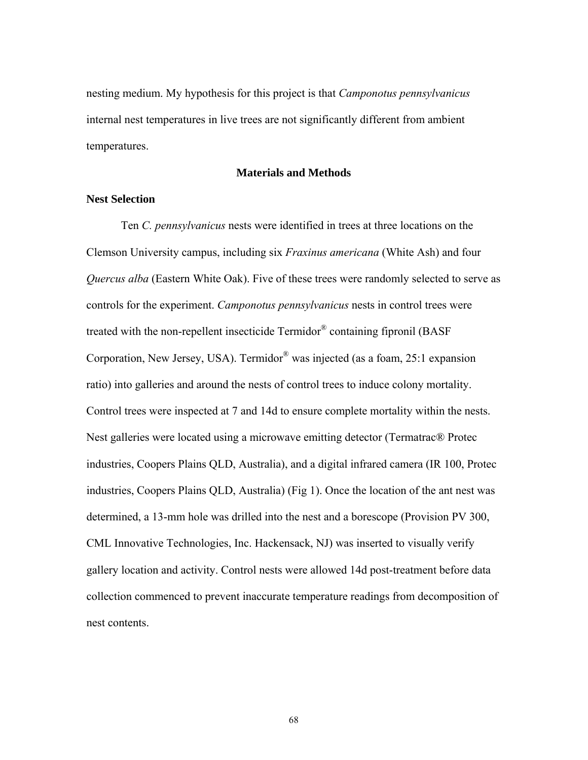nesting medium. My hypothesis for this project is that *Camponotus pennsylvanicus* internal nest temperatures in live trees are not significantly different from ambient temperatures.

## Materials and Methods

### Nest Selection

Ten *C. pennsylvanicus* nests were identified in trees at three locations on the Clemson University campus, including six *Fraxinus americana* (White Ash) and four *Quercus alba* (Eastern White Oak). Five of these trees were randomly selected to serve as controls for the experiment. *Camponotus pennsylvanicus* nests in control trees were treated with the non-repellent insecticide Termidor® containing fipronil (BASF Corporation, New Jersey, USA). Termidor® was injected (as a foam, 25:1 expansion ratio) into galleries and around the nests of control trees to induce colony mortality. Control trees were inspected at 7 and 14d to ensure complete mortality within the nests. Nest galleries were located using a microwave emitting detector (Termatrac® Protec industries, Coopers Plains QLD, Australia), and a digital infrared camera (IR 100, Protec industries, Coopers Plains QLD, Australia) (Fig 1). Once the location of the ant nest was determined, a 13-mm hole was drilled into the nest and a borescope (Provision PV 300, CML Innovative Technologies, Inc. Hackensack, NJ) was inserted to visually verify gallery location and activity. Control nests were allowed 14d post-treatment before data collection commenced to prevent inaccurate temperature readings from decomposition of nest contents.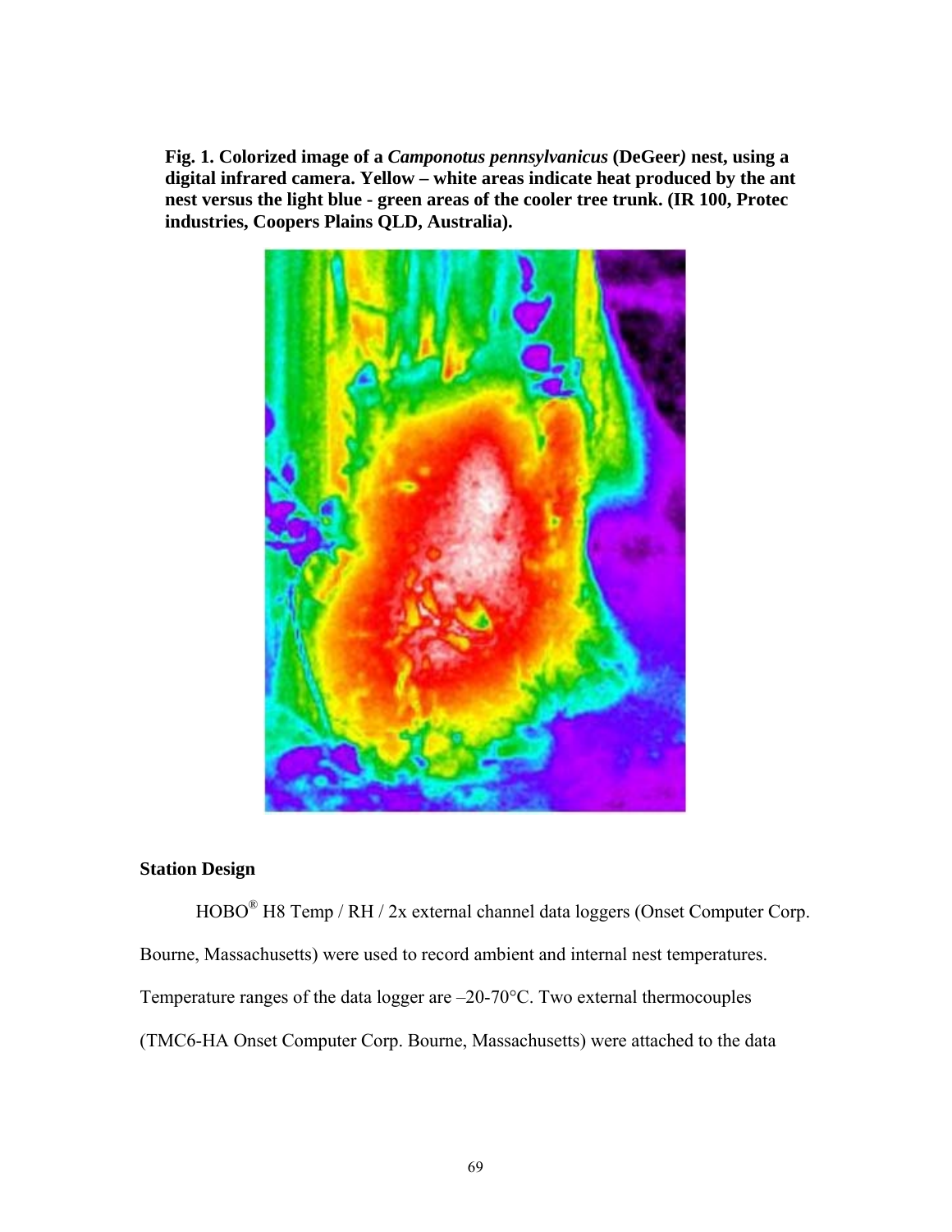**Fig. 1. Colorized image of a *Camponotus pennsylvanicus* (DeGeer) nest, using a digital infrared camera. Yellow – white areas indicate heat produced by the ant nest versus the light blue - green areas of the cooler tree trunk. (IR 100, Protec industries, Coopers Plains QLD, Australia).**

### Station Design

HOBO® H8 Temp / RH / 2x external channel data loggers (Onset Computer Corp. Bourne, Massachusetts) were used to record ambient and internal nest temperatures. Temperature ranges of the data logger are –20-70°C. Two external thermocouples (TMC6-HA Onset Computer Corp. Bourne, Massachusetts) were attached to the data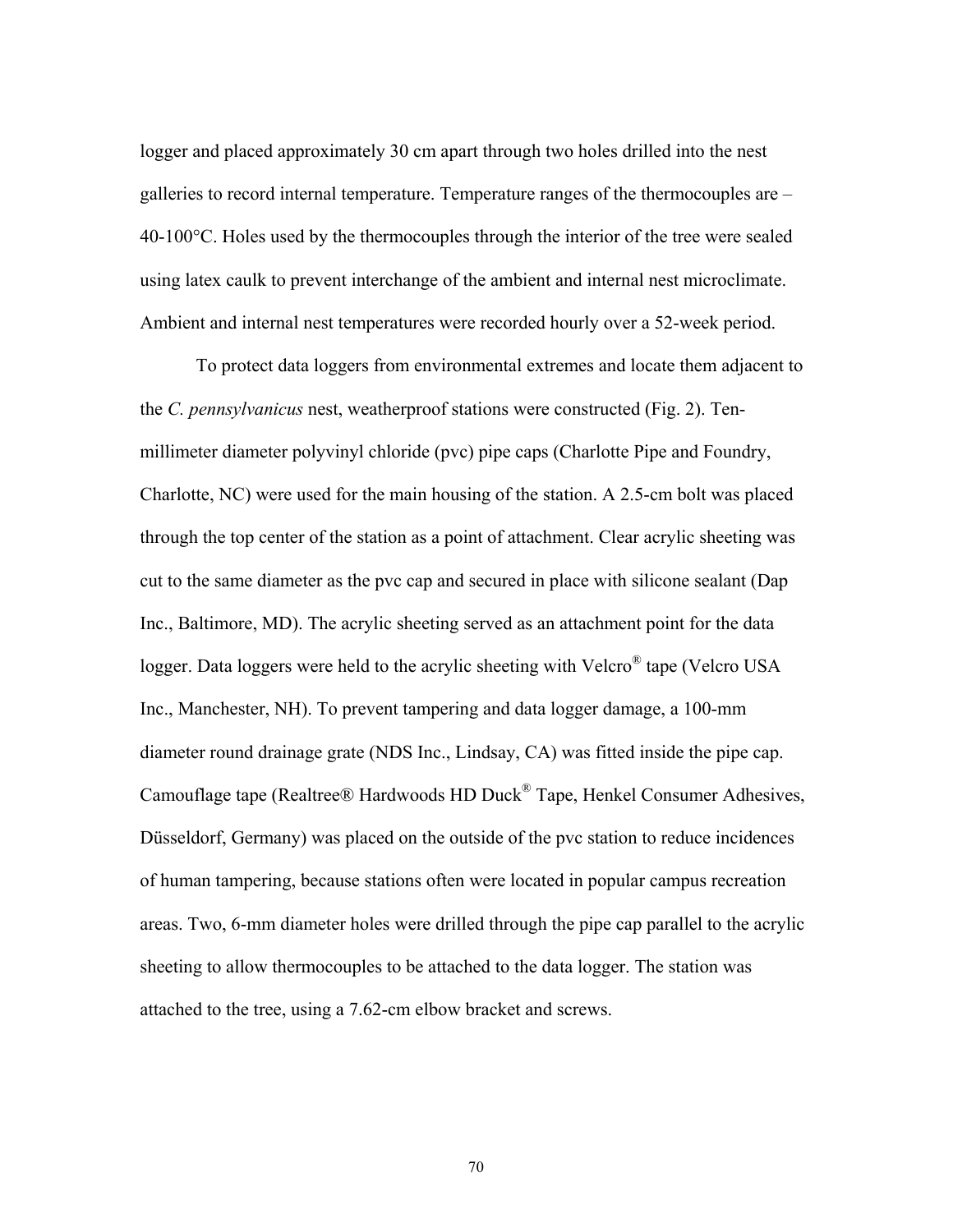logger and placed approximately 30 cm apart through two holes drilled into the nest galleries to record internal temperature. Temperature ranges of the thermocouples are –40-100°C. Holes used by the thermocouples through the interior of the tree were sealed using latex caulk to prevent interchange of the ambient and internal nest microclimate. Ambient and internal nest temperatures were recorded hourly over a 52-week period.

To protect data loggers from environmental extremes and locate them adjacent to the *C. pennsylvanicus* nest, weatherproof stations were constructed (Fig. 2). Ten-millimeter diameter polyvinyl chloride (pvc) pipe caps (Charlotte Pipe and Foundry, Charlotte, NC) were used for the main housing of the station. A 2.5-cm bolt was placed through the top center of the station as a point of attachment. Clear acrylic sheeting was cut to the same diameter as the pvc cap and secured in place with silicone sealant (Dap Inc., Baltimore, MD). The acrylic sheeting served as an attachment point for the data logger. Data loggers were held to the acrylic sheeting with Velcro® tape (Velcro USA Inc., Manchester, NH). To prevent tampering and data logger damage, a 100-mm diameter round drainage grate (NDS Inc., Lindsay, CA) was fitted inside the pipe cap. Camouflage tape (Realtree® Hardwoods HD Duck® Tape, Henkel Consumer Adhesives, Düsseldorf, Germany) was placed on the outside of the pvc station to reduce incidences of human tampering, because stations often were located in popular campus recreation areas. Two, 6-mm diameter holes were drilled through the pipe cap parallel to the acrylic sheeting to allow thermocouples to be attached to the data logger. The station was attached to the tree, using a 7.62-cm elbow bracket and screws.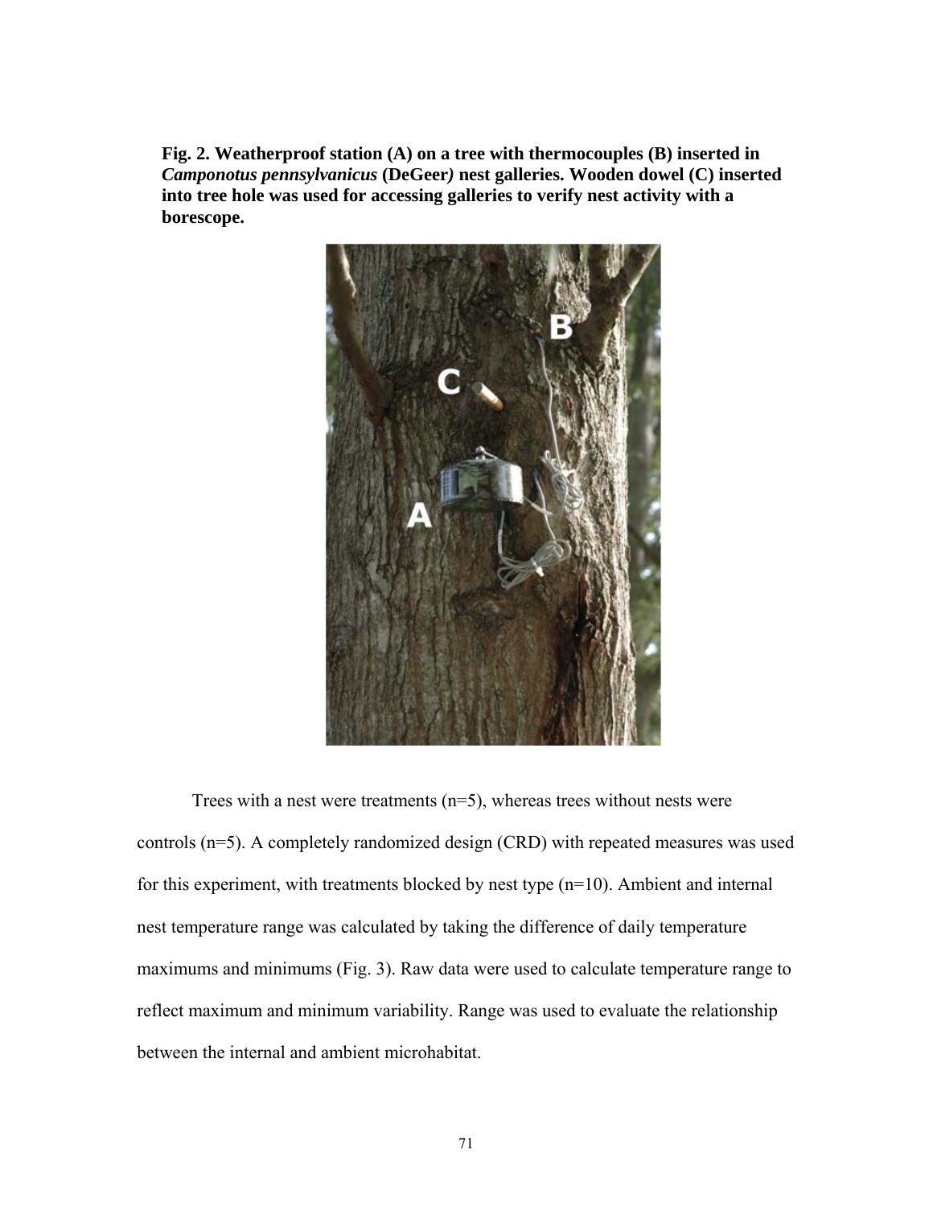**Fig. 2. Weatherproof station (A) on a tree with thermocouples (B) inserted in *Camponotus pennsylvanicus* (DeGeer) nest galleries. Wooden dowel (C) inserted into tree hole was used for accessing galleries to verify nest activity with a borescope.**

Trees with a nest were treatments (n=5), whereas trees without nests were controls (n=5). A completely randomized design (CRD) with repeated measures was used for this experiment, with treatments blocked by nest type (n=10). Ambient and internal nest temperature range was calculated by taking the difference of daily temperature maximums and minimums (Fig. 3). Raw data were used to calculate temperature range to reflect maximum and minimum variability. Range was used to evaluate the relationship between the internal and ambient microhabitat.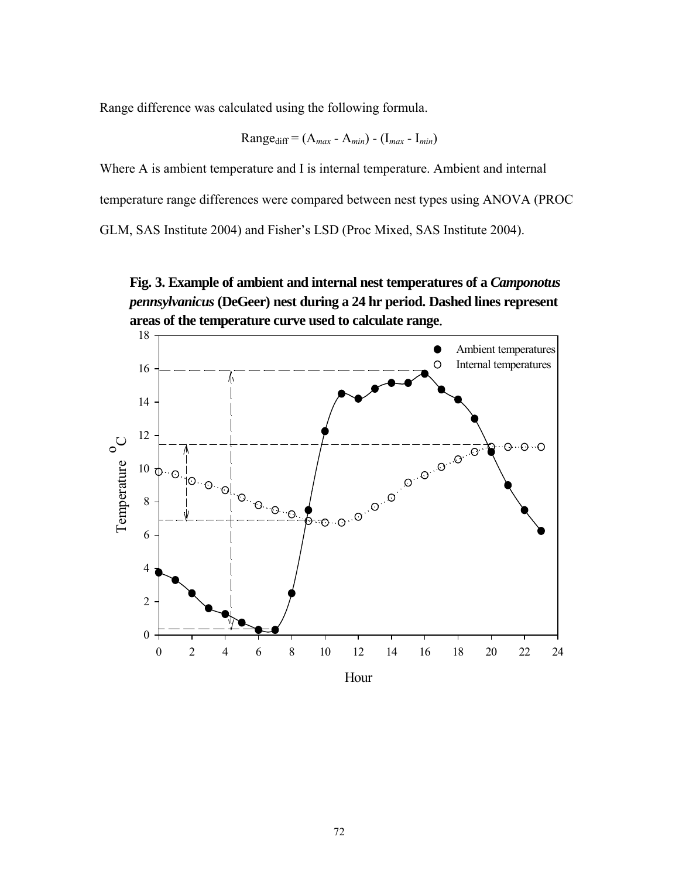Range difference was calculated using the following formula.

$$\text{Range}_{\text{diff}} = (A_{max} - A_{min}) - (I_{max} - I_{min})$$

Where A is ambient temperature and I is internal temperature. Ambient and internal temperature range differences were compared between nest types using ANOVA (PROC GLM, SAS Institute 2004) and Fisher's LSD (Proc Mixed, SAS Institute 2004).

**Fig. 3. Example of ambient and internal nest temperatures of a *Camponotus pennsylvanicus* (DeGeer) nest during a 24 hr period. Dashed lines represent areas of the temperature curve used to calculate range.**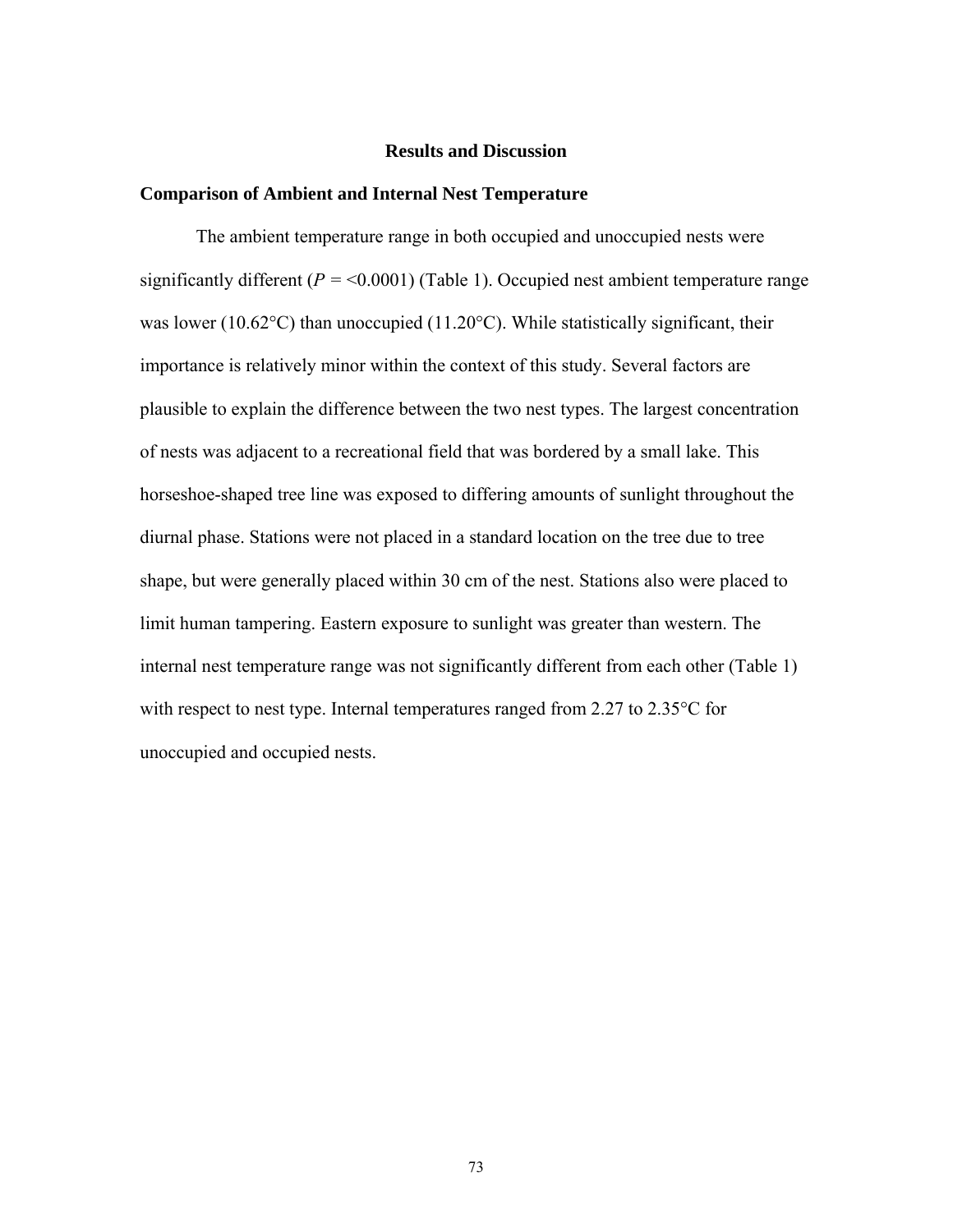## Results and Discussion

### Comparison of Ambient and Internal Nest Temperature

The ambient temperature range in both occupied and unoccupied nests were significantly different ($P$ = <0.0001) (Table 1). Occupied nest ambient temperature range was lower (10.62°C) than unoccupied (11.20°C). While statistically significant, their importance is relatively minor within the context of this study. Several factors are plausible to explain the difference between the two nest types. The largest concentration of nests was adjacent to a recreational field that was bordered by a small lake. This horseshoe-shaped tree line was exposed to differing amounts of sunlight throughout the diurnal phase. Stations were not placed in a standard location on the tree due to tree shape, but were generally placed within 30 cm of the nest. Stations also were placed to limit human tampering. Eastern exposure to sunlight was greater than western. The internal nest temperature range was not significantly different from each other (Table 1) with respect to nest type. Internal temperatures ranged from 2.27 to 2.35°C for unoccupied and occupied nests.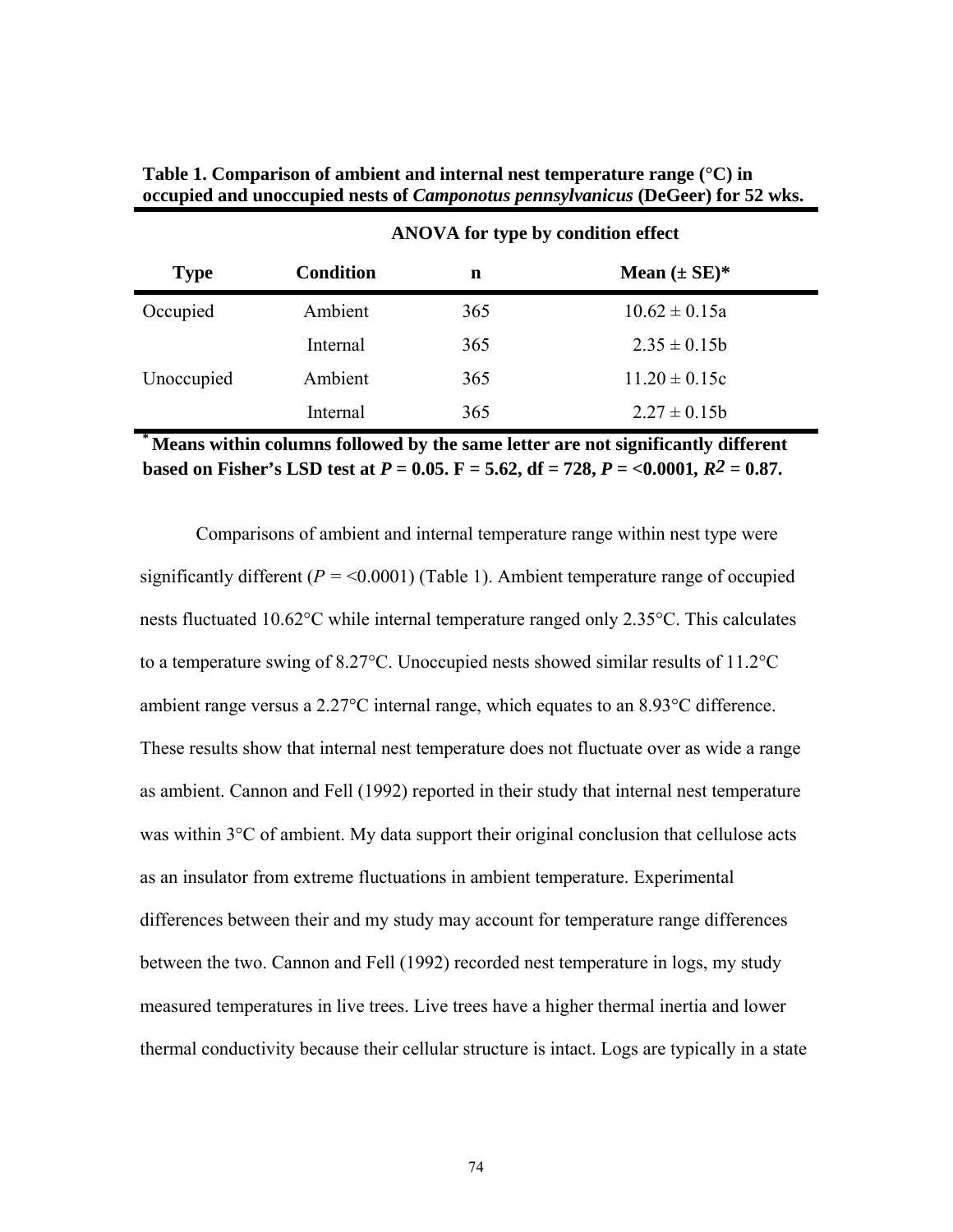**Table 1. Comparison of ambient and internal nest temperature range (°C) in occupied and unoccupied nests of *Camponotus pennsylvanicus* (DeGeer) for 52 wks.**

| | | ANOVA for type by condition effect | |
|---|---|---|---|
| **Type** | **Condition** | **n** | **Mean (± SE)*** |
| Occupied | Ambient | 365 | 10.62 ± 0.15a |
| | Internal | 365 | 2.35 ± 0.15b |
| Unoccupied | Ambient | 365 | 11.20 ± 0.15c |
| | Internal | 365 | 2.27 ± 0.15b |

**\* Means within columns followed by the same letter are not significantly different based on Fisher's LSD test at *P* = 0.05. F = 5.62, df = 728, *P* = <0.0001, $R^2$ = 0.87.**

Comparisons of ambient and internal temperature range within nest type were significantly different (*P* = <0.0001) (Table 1). Ambient temperature range of occupied nests fluctuated 10.62°C while internal temperature ranged only 2.35°C. This calculates to a temperature swing of 8.27°C. Unoccupied nests showed similar results of 11.2°C ambient range versus a 2.27°C internal range, which equates to an 8.93°C difference. These results show that internal nest temperature does not fluctuate over as wide a range as ambient. Cannon and Fell (1992) reported in their study that internal nest temperature was within 3°C of ambient. My data support their original conclusion that cellulose acts as an insulator from extreme fluctuations in ambient temperature. Experimental differences between their and my study may account for temperature range differences between the two. Cannon and Fell (1992) recorded nest temperature in logs, my study measured temperatures in live trees. Live trees have a higher thermal inertia and lower thermal conductivity because their cellular structure is intact. Logs are typically in a state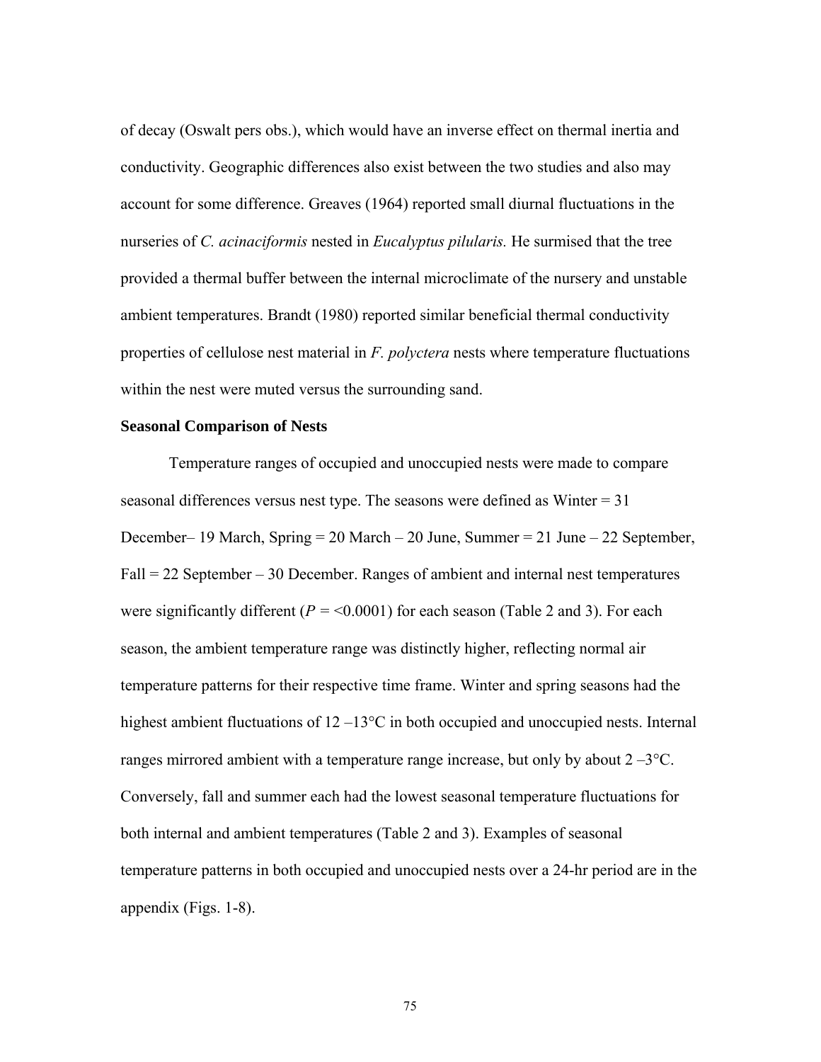of decay (Oswalt pers obs.), which would have an inverse effect on thermal inertia and conductivity. Geographic differences also exist between the two studies and also may account for some difference. Greaves (1964) reported small diurnal fluctuations in the nurseries of *C. acinaciformis* nested in *Eucalyptus pilularis.* He surmised that the tree provided a thermal buffer between the internal microclimate of the nursery and unstable ambient temperatures. Brandt (1980) reported similar beneficial thermal conductivity properties of cellulose nest material in *F. polyctera* nests where temperature fluctuations within the nest were muted versus the surrounding sand.

**Seasonal Comparison of Nests**

Temperature ranges of occupied and unoccupied nests were made to compare seasonal differences versus nest type. The seasons were defined as Winter = 31 December– 19 March, Spring = 20 March – 20 June, Summer = 21 June – 22 September, Fall = 22 September – 30 December. Ranges of ambient and internal nest temperatures were significantly different ($P$ = <0.0001) for each season (Table 2 and 3). For each season, the ambient temperature range was distinctly higher, reflecting normal air temperature patterns for their respective time frame. Winter and spring seasons had the highest ambient fluctuations of 12 –13°C in both occupied and unoccupied nests. Internal ranges mirrored ambient with a temperature range increase, but only by about 2 –3°C. Conversely, fall and summer each had the lowest seasonal temperature fluctuations for both internal and ambient temperatures (Table 2 and 3). Examples of seasonal temperature patterns in both occupied and unoccupied nests over a 24-hr period are in the appendix (Figs. 1-8).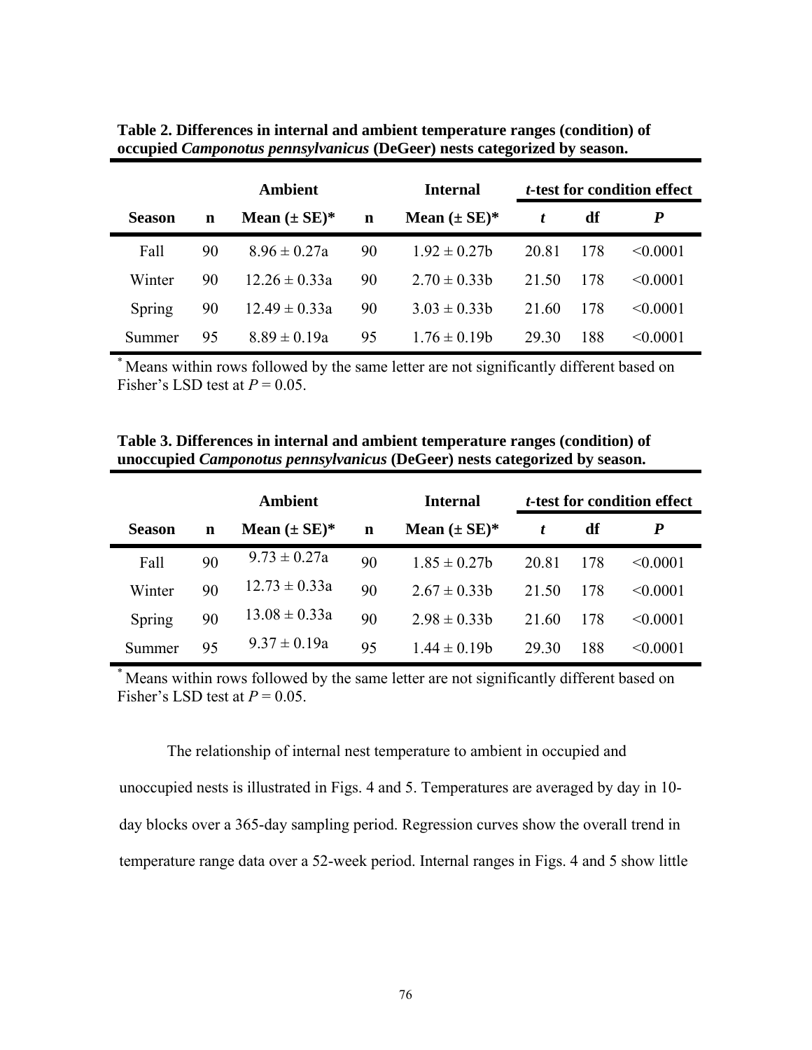**Table 2. Differences in internal and ambient temperature ranges (condition) of occupied *Camponotus pennsylvanicus* (DeGeer) nests categorized by season.**

| | Ambient | | Internal | | *t*-test for condition effect | | |
|---|---|---|---|---|---|---|---|
| **Season** | **n** | **Mean (± SE)*** | **n** | **Mean (± SE)*** | ***t*** | **df** | ***P*** |
| Fall | 90 | 8.96 ± 0.27a | 90 | 1.92 ± 0.27b | 20.81 | 178 | <0.0001 |
| Winter | 90 | 12.26 ± 0.33a | 90 | 2.70 ± 0.33b | 21.50 | 178 | <0.0001 |
| Spring | 90 | 12.49 ± 0.33a | 90 | 3.03 ± 0.33b | 21.60 | 178 | <0.0001 |
| Summer | 95 | 8.89 ± 0.19a | 95 | 1.76 ± 0.19b | 29.30 | 188 | <0.0001 |

[*] Means within rows followed by the same letter are not significantly different based on Fisher's LSD test at $P = 0.05$.

**Table 3. Differences in internal and ambient temperature ranges (condition) of unoccupied *Camponotus pennsylvanicus* (DeGeer) nests categorized by season.**

| | Ambient | | Internal | | *t*-test for condition effect | | |
|---|---|---|---|---|---|---|---|
| **Season** | **n** | **Mean (± SE)*** | **n** | **Mean (± SE)*** | ***t*** | **df** | ***P*** |
| Fall | 90 | 9.73 ± 0.27a | 90 | 1.85 ± 0.27b | 20.81 | 178 | <0.0001 |
| Winter | 90 | 12.73 ± 0.33a | 90 | 2.67 ± 0.33b | 21.50 | 178 | <0.0001 |
| Spring | 90 | 13.08 ± 0.33a | 90 | 2.98 ± 0.33b | 21.60 | 178 | <0.0001 |
| Summer | 95 | 9.37 ± 0.19a | 95 | 1.44 ± 0.19b | 29.30 | 188 | <0.0001 |

[*] Means within rows followed by the same letter are not significantly different based on Fisher's LSD test at $P = 0.05$.

The relationship of internal nest temperature to ambient in occupied and unoccupied nests is illustrated in Figs. 4 and 5. Temperatures are averaged by day in 10-day blocks over a 365-day sampling period. Regression curves show the overall trend in temperature range data over a 52-week period. Internal ranges in Figs. 4 and 5 show little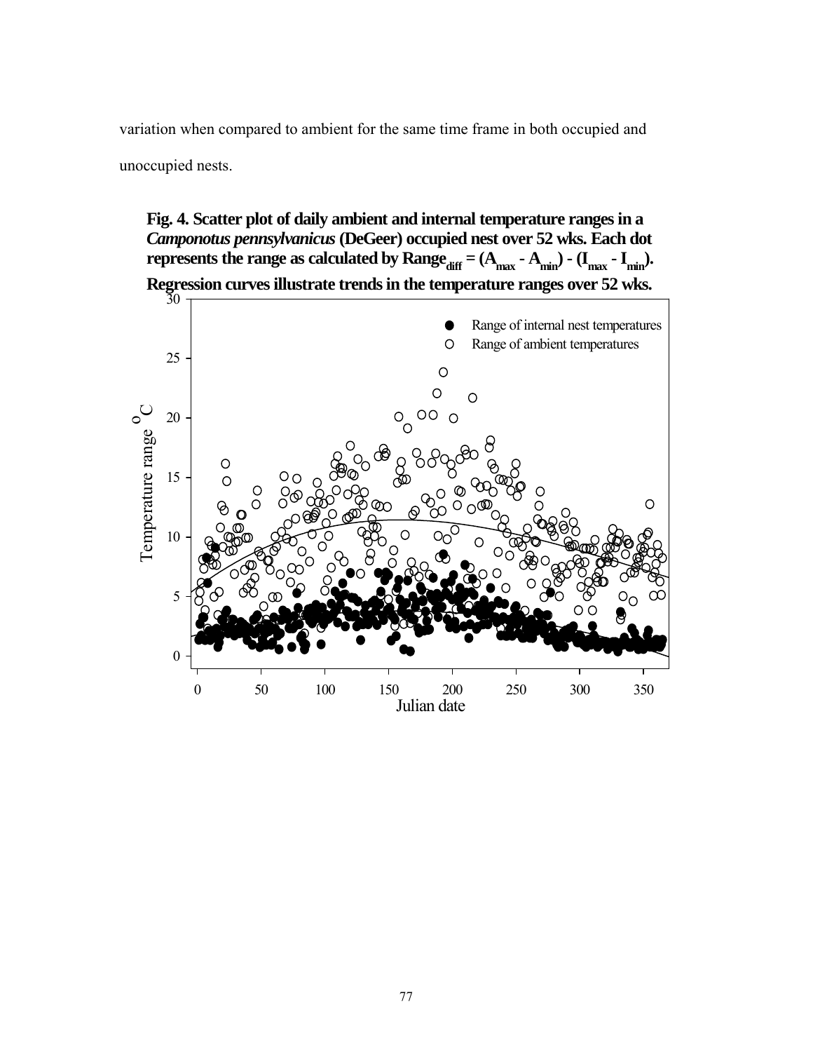variation when compared to ambient for the same time frame in both occupied and unoccupied nests.

**Fig. 4. Scatter plot of daily ambient and internal temperature ranges in a *Camponotus pennsylvanicus* (DeGeer) occupied nest over 52 wks. Each dot represents the range as calculated by $Range_{diff} = (A_{max} - A_{min}) - (I_{max} - I_{min})$. Regression curves illustrate trends in the temperature ranges over 52 wks.**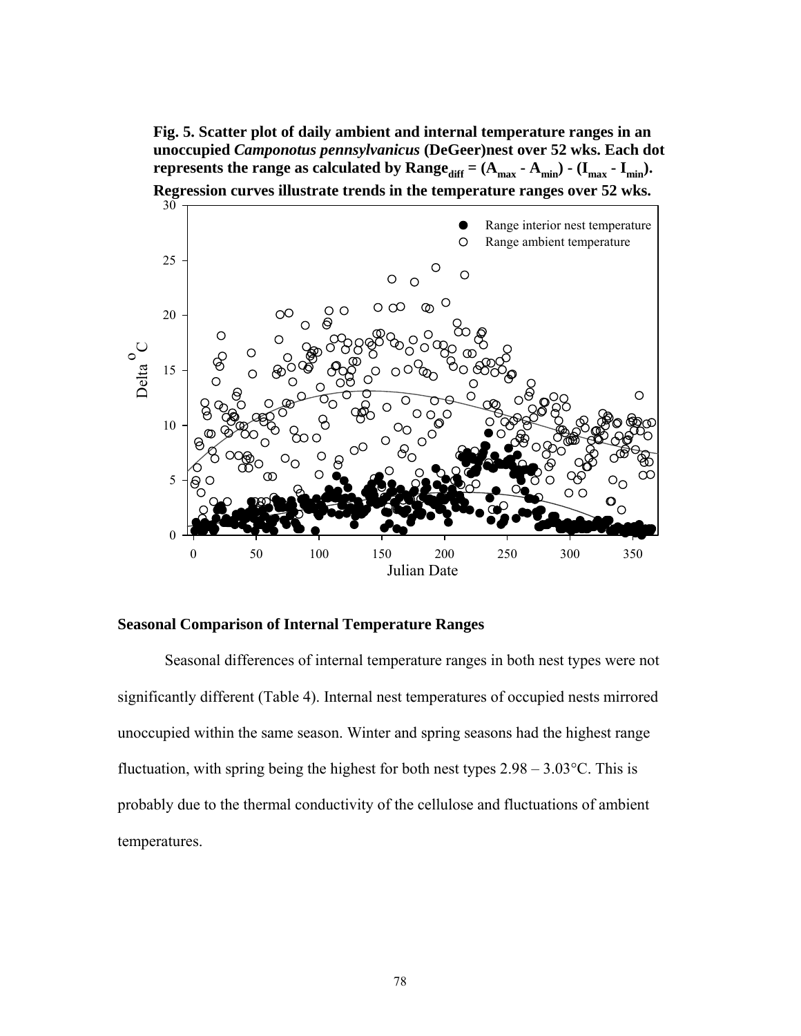**Fig. 5. Scatter plot of daily ambient and internal temperature ranges in an unoccupied *Camponotus pennsylvanicus* (DeGeer)nest over 52 wks. Each dot represents the range as calculated by $Range_{diff} = (A_{max} - A_{min}) - (I_{max} - I_{min})$. Regression curves illustrate trends in the temperature ranges over 52 wks.**

## Seasonal Comparison of Internal Temperature Ranges

Seasonal differences of internal temperature ranges in both nest types were not significantly different (Table 4). Internal nest temperatures of occupied nests mirrored unoccupied within the same season. Winter and spring seasons had the highest range fluctuation, with spring being the highest for both nest types 2.98 – 3.03°C. This is probably due to the thermal conductivity of the cellulose and fluctuations of ambient temperatures.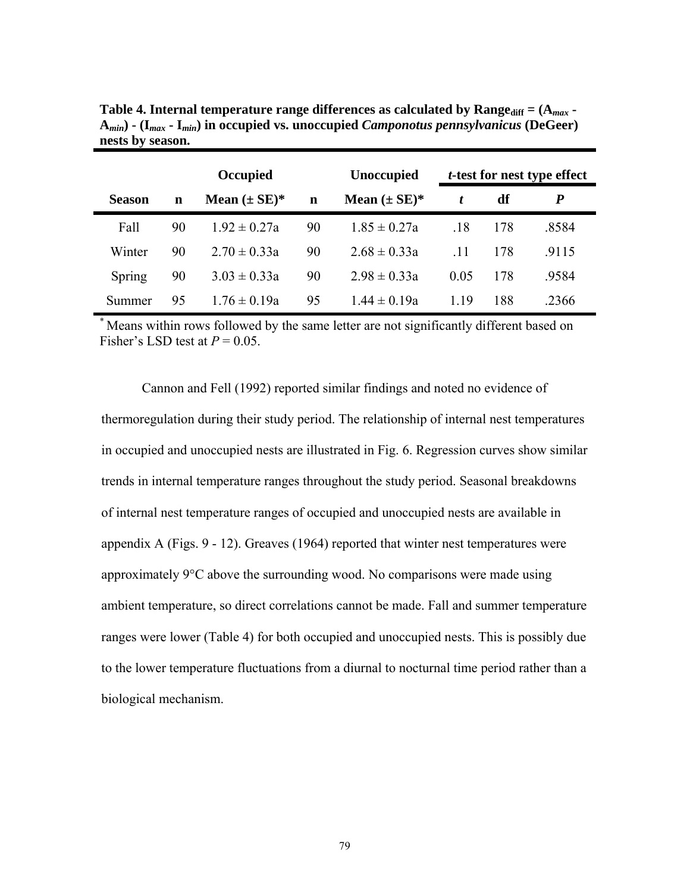**Table 4. Internal temperature range differences as calculated by Range$_{diff}$ = ($A_{max}$ - $A_{min}$) - ($I_{max}$ - $I_{min}$) in occupied vs. unoccupied *Camponotus pennsylvanicus* (DeGeer) nests by season.**

| | Occupied | | Unoccupied | | *t*-test for nest type effect | | |
|---|---|---|---|---|---|---|---|
| **Season** | **n** | **Mean (± SE)*** | **n** | **Mean (± SE)*** | ***t*** | **df** | ***P*** |
| Fall | 90 | 1.92 ± 0.27a | 90 | 1.85 ± 0.27a | .18 | 178 | .8584 |
| Winter | 90 | 2.70 ± 0.33a | 90 | 2.68 ± 0.33a | .11 | 178 | .9115 |
| Spring | 90 | 3.03 ± 0.33a | 90 | 2.98 ± 0.33a | 0.05 | 178 | .9584 |
| Summer | 95 | 1.76 ± 0.19a | 95 | 1.44 ± 0.19a | 1.19 | 188 | .2366 |

* Means within rows followed by the same letter are not significantly different based on Fisher's LSD test at $P = 0.05$.

Cannon and Fell (1992) reported similar findings and noted no evidence of thermoregulation during their study period. The relationship of internal nest temperatures in occupied and unoccupied nests are illustrated in Fig. 6. Regression curves show similar trends in internal temperature ranges throughout the study period. Seasonal breakdowns of internal nest temperature ranges of occupied and unoccupied nests are available in appendix A (Figs. 9 - 12). Greaves (1964) reported that winter nest temperatures were approximately 9°C above the surrounding wood. No comparisons were made using ambient temperature, so direct correlations cannot be made. Fall and summer temperature ranges were lower (Table 4) for both occupied and unoccupied nests. This is possibly due to the lower temperature fluctuations from a diurnal to nocturnal time period rather than a biological mechanism.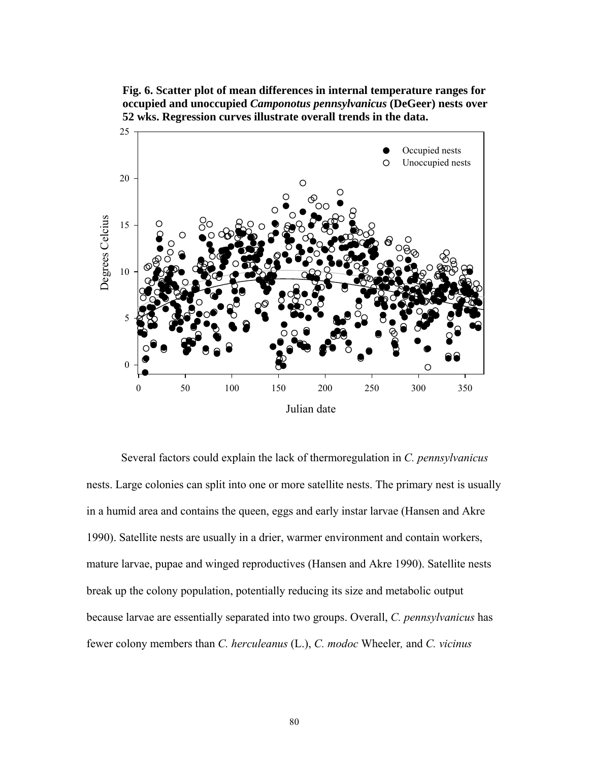**Fig. 6. Scatter plot of mean differences in internal temperature ranges for occupied and unoccupied *Camponotus pennsylvanicus* (DeGeer) nests over 52 wks. Regression curves illustrate overall trends in the data.**

Several factors could explain the lack of thermoregulation in *C. pennsylvanicus* nests. Large colonies can split into one or more satellite nests. The primary nest is usually in a humid area and contains the queen, eggs and early instar larvae (Hansen and Akre 1990). Satellite nests are usually in a drier, warmer environment and contain workers, mature larvae, pupae and winged reproductives (Hansen and Akre 1990). Satellite nests break up the colony population, potentially reducing its size and metabolic output because larvae are essentially separated into two groups. Overall, *C. pennsylvanicus* has fewer colony members than *C. herculeanus* (L.), *C. modoc* Wheeler*,* and *C. vicinus*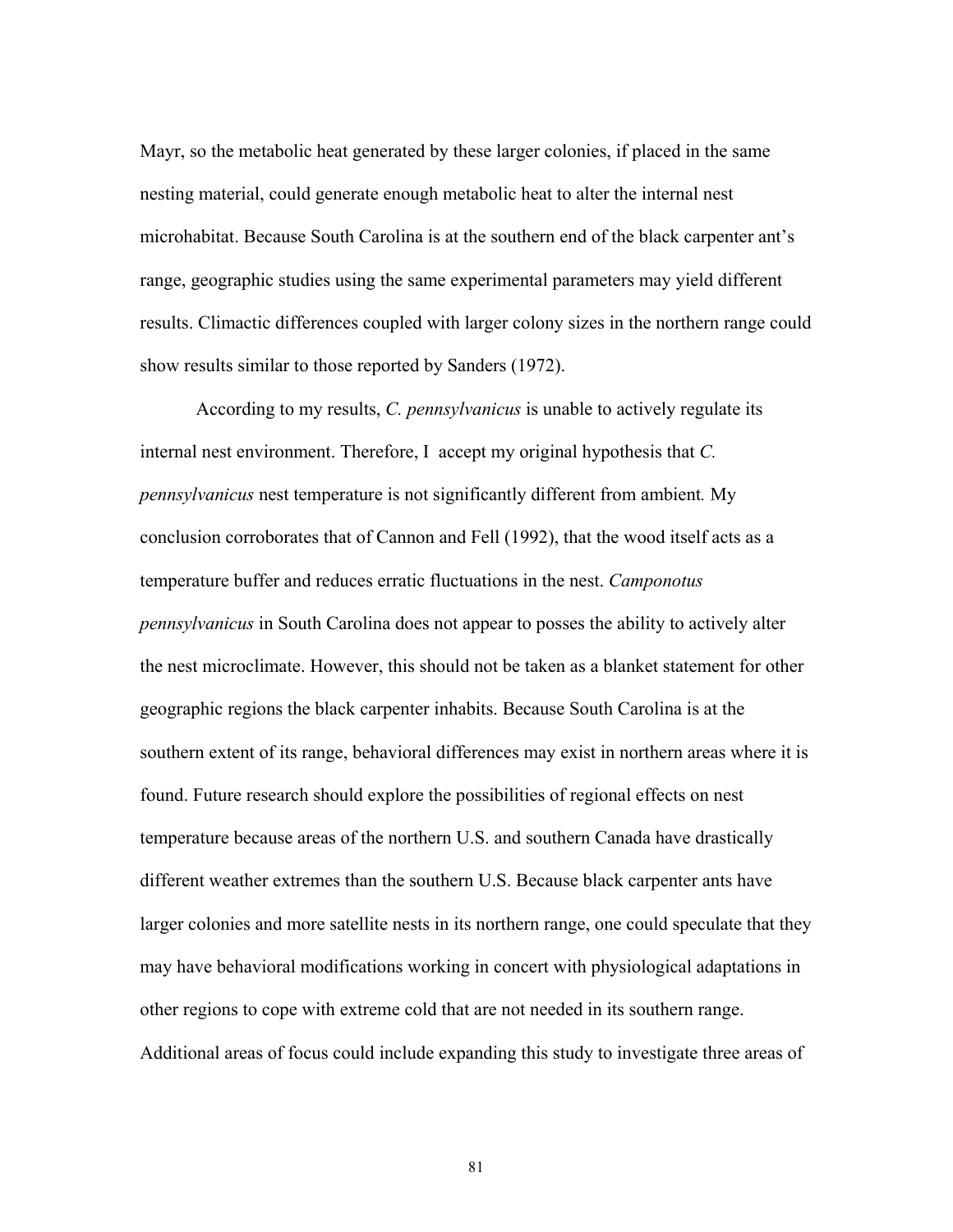Mayr, so the metabolic heat generated by these larger colonies, if placed in the same nesting material, could generate enough metabolic heat to alter the internal nest microhabitat. Because South Carolina is at the southern end of the black carpenter ant's range, geographic studies using the same experimental parameters may yield different results. Climactic differences coupled with larger colony sizes in the northern range could show results similar to those reported by Sanders (1972).

According to my results, *C. pennsylvanicus* is unable to actively regulate its internal nest environment. Therefore, I accept my original hypothesis that *C. pennsylvanicus* nest temperature is not significantly different from ambient*.* My conclusion corroborates that of Cannon and Fell (1992), that the wood itself acts as a temperature buffer and reduces erratic fluctuations in the nest. *Camponotus pennsylvanicus* in South Carolina does not appear to posses the ability to actively alter the nest microclimate. However, this should not be taken as a blanket statement for other geographic regions the black carpenter inhabits. Because South Carolina is at the southern extent of its range, behavioral differences may exist in northern areas where it is found. Future research should explore the possibilities of regional effects on nest temperature because areas of the northern U.S. and southern Canada have drastically different weather extremes than the southern U.S. Because black carpenter ants have larger colonies and more satellite nests in its northern range, one could speculate that they may have behavioral modifications working in concert with physiological adaptations in other regions to cope with extreme cold that are not needed in its southern range. Additional areas of focus could include expanding this study to investigate three areas of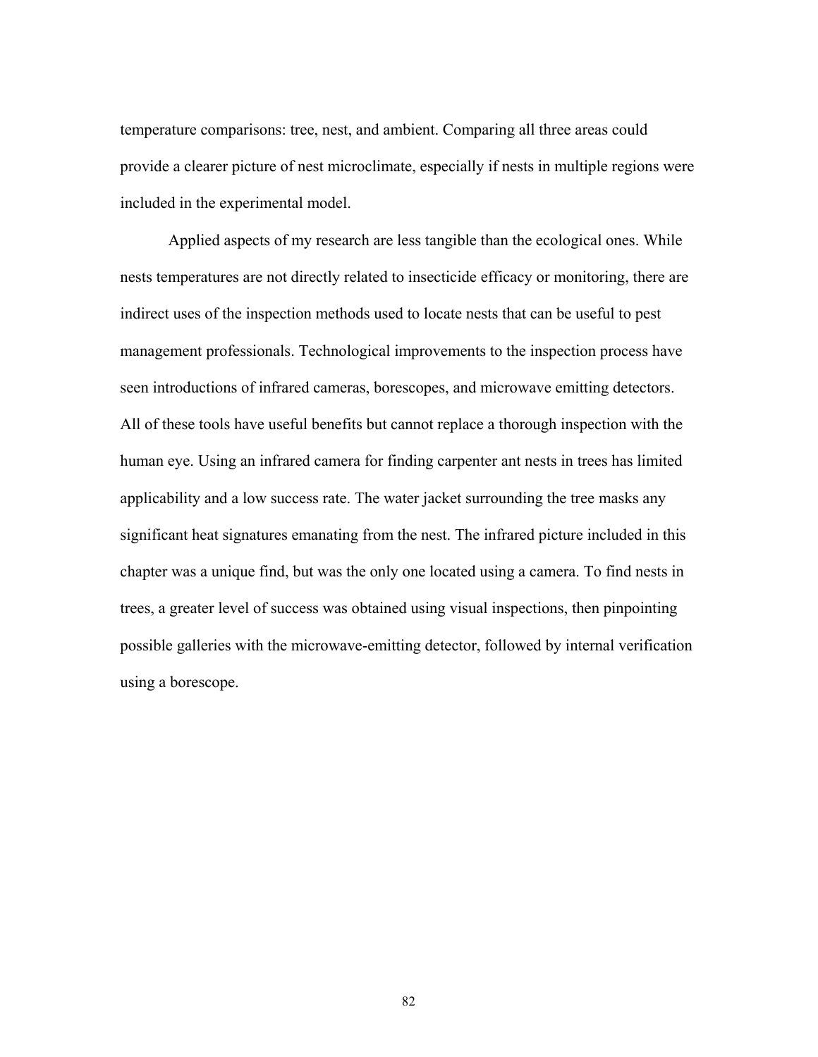temperature comparisons: tree, nest, and ambient. Comparing all three areas could provide a clearer picture of nest microclimate, especially if nests in multiple regions were included in the experimental model.

Applied aspects of my research are less tangible than the ecological ones. While nests temperatures are not directly related to insecticide efficacy or monitoring, there are indirect uses of the inspection methods used to locate nests that can be useful to pest management professionals. Technological improvements to the inspection process have seen introductions of infrared cameras, borescopes, and microwave emitting detectors. All of these tools have useful benefits but cannot replace a thorough inspection with the human eye. Using an infrared camera for finding carpenter ant nests in trees has limited applicability and a low success rate. The water jacket surrounding the tree masks any significant heat signatures emanating from the nest. The infrared picture included in this chapter was a unique find, but was the only one located using a camera. To find nests in trees, a greater level of success was obtained using visual inspections, then pinpointing possible galleries with the microwave-emitting detector, followed by internal verification using a borescope.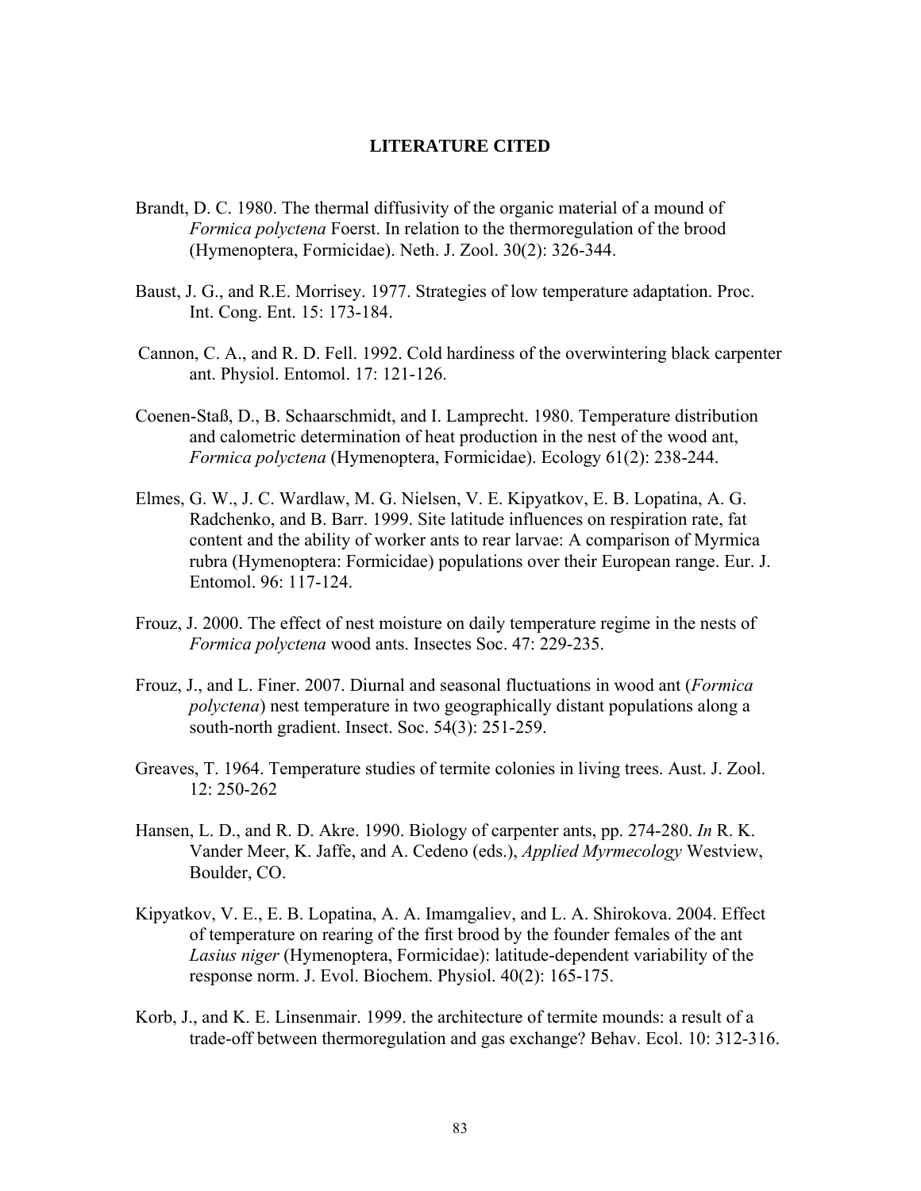# LITERATURE CITED

Brandt, D. C. 1980. The thermal diffusivity of the organic material of a mound of *Formica polyctena* Foerst. In relation to the thermoregulation of the brood (Hymenoptera, Formicidae). Neth. J. Zool. 30(2): 326-344.

Baust, J. G., and R.E. Morrisey. 1977. Strategies of low temperature adaptation. Proc. Int. Cong. Ent. 15: 173-184.

Cannon, C. A., and R. D. Fell. 1992. Cold hardiness of the overwintering black carpenter ant. Physiol. Entomol. 17: 121-126.

Coenen-Staß, D., B. Schaarschmidt, and I. Lamprecht. 1980. Temperature distribution and calometric determination of heat production in the nest of the wood ant, *Formica polyctena* (Hymenoptera, Formicidae). Ecology 61(2): 238-244.

Elmes, G. W., J. C. Wardlaw, M. G. Nielsen, V. E. Kipyatkov, E. B. Lopatina, A. G. Radchenko, and B. Barr. 1999. Site latitude influences on respiration rate, fat content and the ability of worker ants to rear larvae: A comparison of Myrmica rubra (Hymenoptera: Formicidae) populations over their European range. Eur. J. Entomol. 96: 117-124.

Frouz, J. 2000. The effect of nest moisture on daily temperature regime in the nests of *Formica polyctena* wood ants. Insectes Soc. 47: 229-235.

Frouz, J., and L. Finer. 2007. Diurnal and seasonal fluctuations in wood ant (*Formica polyctena*) nest temperature in two geographically distant populations along a south-north gradient. Insect. Soc. 54(3): 251-259.

Greaves, T. 1964. Temperature studies of termite colonies in living trees. Aust. J. Zool. 12: 250-262

Hansen, L. D., and R. D. Akre. 1990. Biology of carpenter ants, pp. 274-280. *In* R. K. Vander Meer, K. Jaffe, and A. Cedeno (eds.), *Applied Myrmecology* Westview, Boulder, CO.

Kipyatkov, V. E., E. B. Lopatina, A. A. Imamgaliev, and L. A. Shirokova. 2004. Effect of temperature on rearing of the first brood by the founder females of the ant *Lasius niger* (Hymenoptera, Formicidae): latitude-dependent variability of the response norm. J. Evol. Biochem. Physiol. 40(2): 165-175.

Korb, J., and K. E. Linsenmair. 1999. the architecture of termite mounds: a result of a trade-off between thermoregulation and gas exchange? Behav. Ecol. 10: 312-316.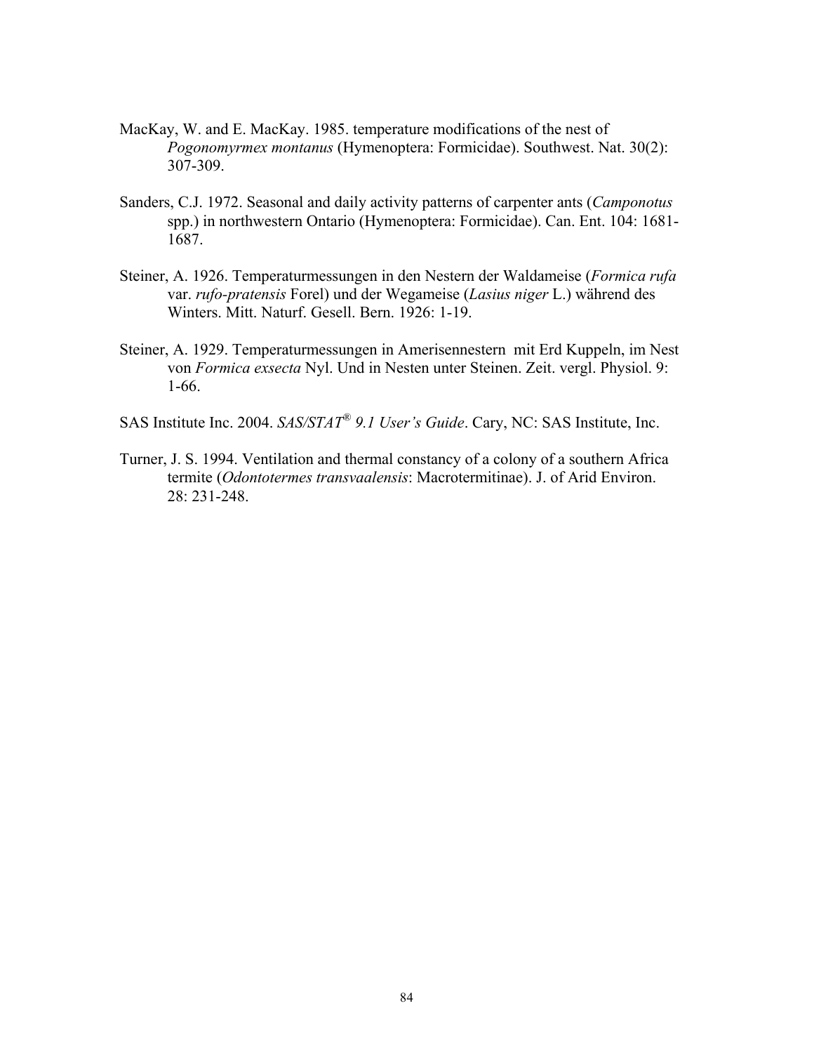MacKay, W. and E. MacKay. 1985. temperature modifications of the nest of *Pogonomyrmex montanus* (Hymenoptera: Formicidae). Southwest. Nat. 30(2): 307-309.

Sanders, C.J. 1972. Seasonal and daily activity patterns of carpenter ants (*Camponotus* spp.) in northwestern Ontario (Hymenoptera: Formicidae). Can. Ent. 104: 1681-1687.

Steiner, A. 1926. Temperaturmessungen in den Nestern der Waldameise (*Formica rufa* var. *rufo-pratensis* Forel) und der Wegameise (*Lasius niger* L.) während des Winters. Mitt. Naturf. Gesell. Bern. 1926: 1-19.

Steiner, A. 1929. Temperaturmessungen in Amerisennestern mit Erd Kuppeln, im Nest von *Formica exsecta* Nyl. Und in Nesten unter Steinen. Zeit. vergl. Physiol. 9: 1-66.

SAS Institute Inc. 2004. *SAS/STAT® 9.1 User's Guide*. Cary, NC: SAS Institute, Inc.

Turner, J. S. 1994. Ventilation and thermal constancy of a colony of a southern Africa termite (*Odontotermes transvaalensis*: Macrotermitinae). J. of Arid Environ. 28: 231-248.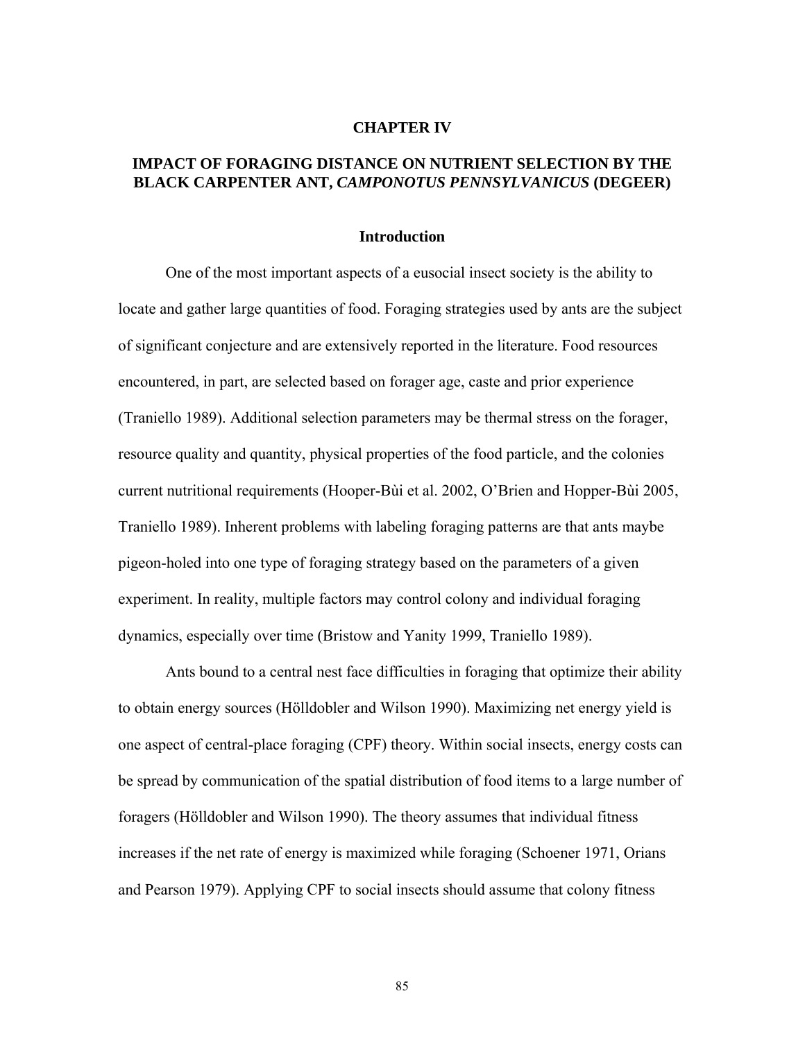# CHAPTER IV

# IMPACT OF FORAGING DISTANCE ON NUTRIENT SELECTION BY THE BLACK CARPENTER ANT, *CAMPONOTUS PENNSYLVANICUS* (DEGEER)

## Introduction

One of the most important aspects of a eusocial insect society is the ability to locate and gather large quantities of food. Foraging strategies used by ants are the subject of significant conjecture and are extensively reported in the literature. Food resources encountered, in part, are selected based on forager age, caste and prior experience (Traniello 1989). Additional selection parameters may be thermal stress on the forager, resource quality and quantity, physical properties of the food particle, and the colonies current nutritional requirements (Hooper-Bùi et al. 2002, O'Brien and Hopper-Bùi 2005, Traniello 1989). Inherent problems with labeling foraging patterns are that ants maybe pigeon-holed into one type of foraging strategy based on the parameters of a given experiment. In reality, multiple factors may control colony and individual foraging dynamics, especially over time (Bristow and Yanity 1999, Traniello 1989).

Ants bound to a central nest face difficulties in foraging that optimize their ability to obtain energy sources (Hölldobler and Wilson 1990). Maximizing net energy yield is one aspect of central-place foraging (CPF) theory. Within social insects, energy costs can be spread by communication of the spatial distribution of food items to a large number of foragers (Hölldobler and Wilson 1990). The theory assumes that individual fitness increases if the net rate of energy is maximized while foraging (Schoener 1971, Orians and Pearson 1979). Applying CPF to social insects should assume that colony fitness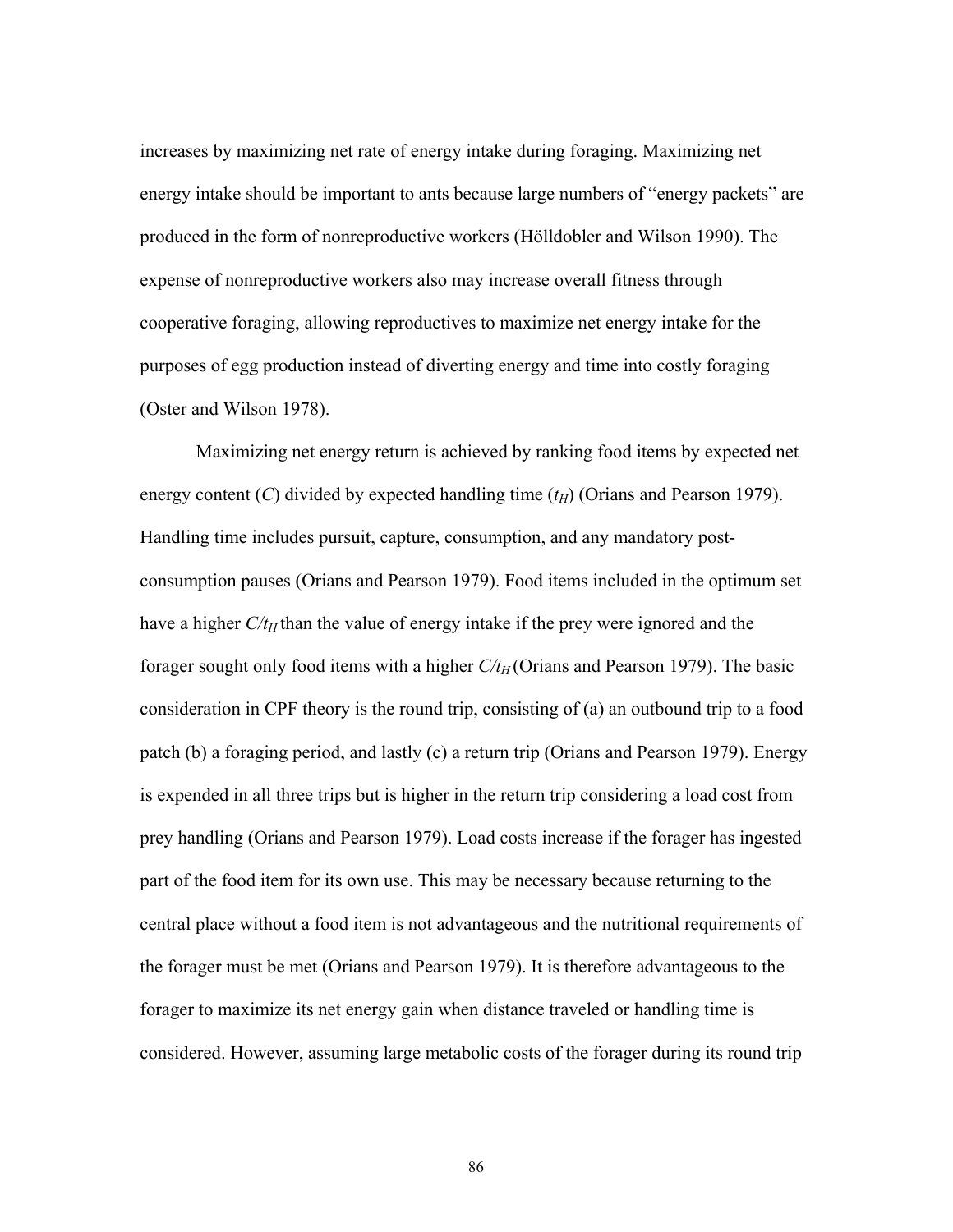increases by maximizing net rate of energy intake during foraging. Maximizing net energy intake should be important to ants because large numbers of "energy packets" are produced in the form of nonreproductive workers (Hölldobler and Wilson 1990). The expense of nonreproductive workers also may increase overall fitness through cooperative foraging, allowing reproductives to maximize net energy intake for the purposes of egg production instead of diverting energy and time into costly foraging (Oster and Wilson 1978).

Maximizing net energy return is achieved by ranking food items by expected net energy content ($C$) divided by expected handling time ($t_H$) (Orians and Pearson 1979). Handling time includes pursuit, capture, consumption, and any mandatory post-consumption pauses (Orians and Pearson 1979). Food items included in the optimum set have a higher $C/t_H$ than the value of energy intake if the prey were ignored and the forager sought only food items with a higher $C/t_H$ (Orians and Pearson 1979). The basic consideration in CPF theory is the round trip, consisting of (a) an outbound trip to a food patch (b) a foraging period, and lastly (c) a return trip (Orians and Pearson 1979). Energy is expended in all three trips but is higher in the return trip considering a load cost from prey handling (Orians and Pearson 1979). Load costs increase if the forager has ingested part of the food item for its own use. This may be necessary because returning to the central place without a food item is not advantageous and the nutritional requirements of the forager must be met (Orians and Pearson 1979). It is therefore advantageous to the forager to maximize its net energy gain when distance traveled or handling time is considered. However, assuming large metabolic costs of the forager during its round trip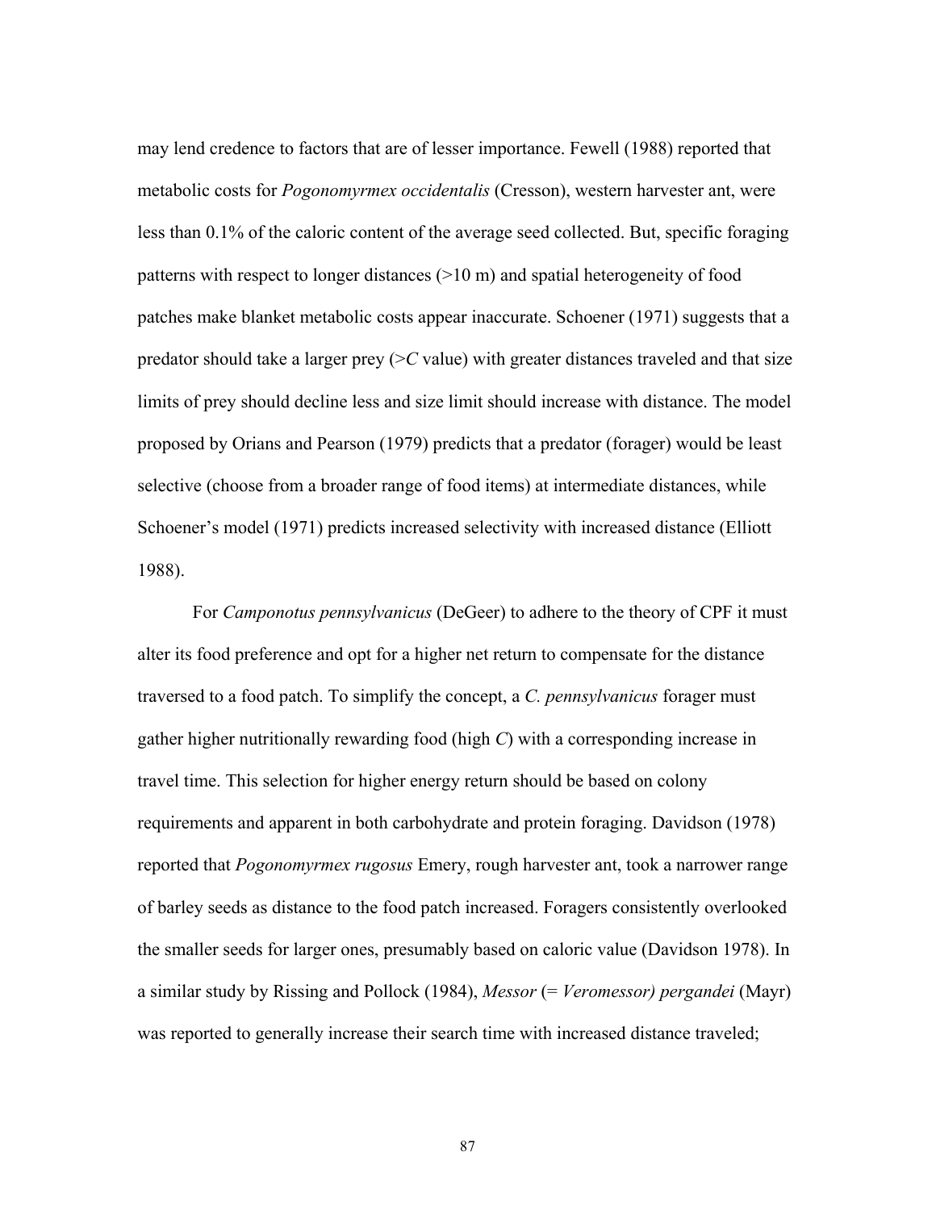may lend credence to factors that are of lesser importance. Fewell (1988) reported that metabolic costs for *Pogonomyrmex occidentalis* (Cresson), western harvester ant, were less than 0.1% of the caloric content of the average seed collected. But, specific foraging patterns with respect to longer distances (>10 m) and spatial heterogeneity of food patches make blanket metabolic costs appear inaccurate. Schoener (1971) suggests that a predator should take a larger prey (>*C* value) with greater distances traveled and that size limits of prey should decline less and size limit should increase with distance. The model proposed by Orians and Pearson (1979) predicts that a predator (forager) would be least selective (choose from a broader range of food items) at intermediate distances, while Schoener's model (1971) predicts increased selectivity with increased distance (Elliott 1988).

For *Camponotus pennsylvanicus* (DeGeer) to adhere to the theory of CPF it must alter its food preference and opt for a higher net return to compensate for the distance traversed to a food patch. To simplify the concept, a *C. pennsylvanicus* forager must gather higher nutritionally rewarding food (high *C*) with a corresponding increase in travel time. This selection for higher energy return should be based on colony requirements and apparent in both carbohydrate and protein foraging. Davidson (1978) reported that *Pogonomyrmex rugosus* Emery, rough harvester ant, took a narrower range of barley seeds as distance to the food patch increased. Foragers consistently overlooked the smaller seeds for larger ones, presumably based on caloric value (Davidson 1978). In a similar study by Rissing and Pollock (1984), *Messor* (= *Veromessor) pergandei* (Mayr) was reported to generally increase their search time with increased distance traveled;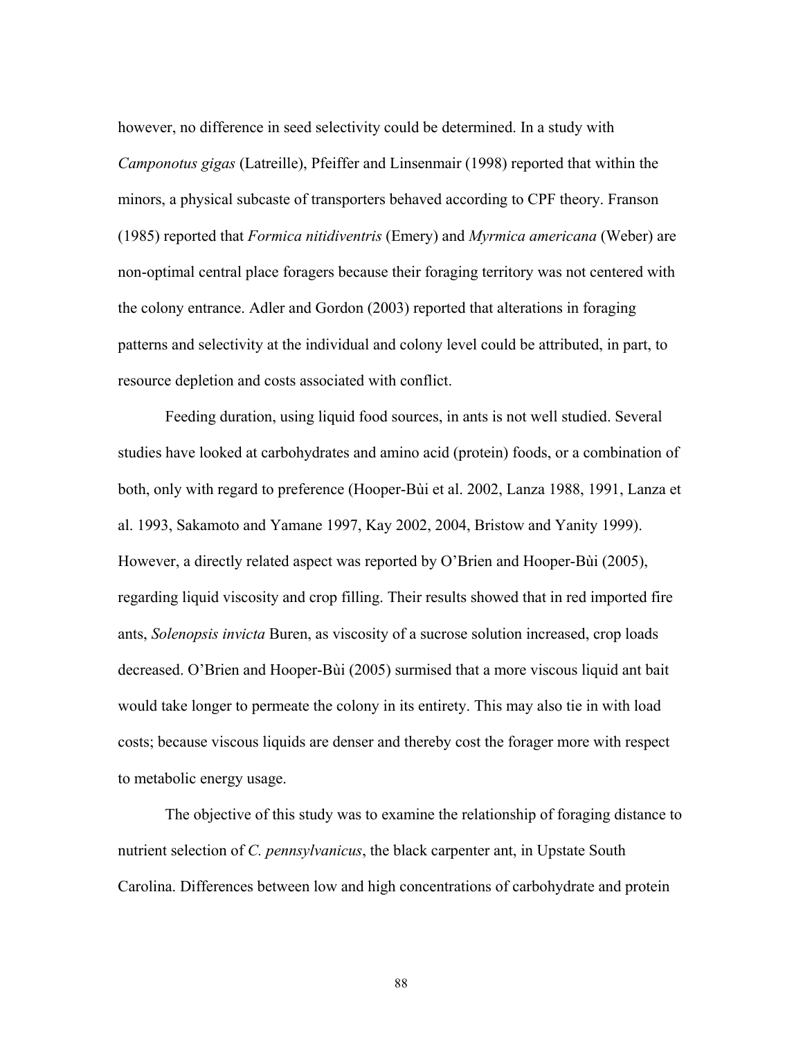however, no difference in seed selectivity could be determined. In a study with *Camponotus gigas* (Latreille), Pfeiffer and Linsenmair (1998) reported that within the minors, a physical subcaste of transporters behaved according to CPF theory. Franson (1985) reported that *Formica nitidiventris* (Emery) and *Myrmica americana* (Weber) are non-optimal central place foragers because their foraging territory was not centered with the colony entrance. Adler and Gordon (2003) reported that alterations in foraging patterns and selectivity at the individual and colony level could be attributed, in part, to resource depletion and costs associated with conflict.

Feeding duration, using liquid food sources, in ants is not well studied. Several studies have looked at carbohydrates and amino acid (protein) foods, or a combination of both, only with regard to preference (Hooper-Bùi et al. 2002, Lanza 1988, 1991, Lanza et al. 1993, Sakamoto and Yamane 1997, Kay 2002, 2004, Bristow and Yanity 1999). However, a directly related aspect was reported by O'Brien and Hooper-Bùi (2005), regarding liquid viscosity and crop filling. Their results showed that in red imported fire ants, *Solenopsis invicta* Buren, as viscosity of a sucrose solution increased, crop loads decreased. O'Brien and Hooper-Bùi (2005) surmised that a more viscous liquid ant bait would take longer to permeate the colony in its entirety. This may also tie in with load costs; because viscous liquids are denser and thereby cost the forager more with respect to metabolic energy usage.

The objective of this study was to examine the relationship of foraging distance to nutrient selection of *C. pennsylvanicus*, the black carpenter ant, in Upstate South Carolina. Differences between low and high concentrations of carbohydrate and protein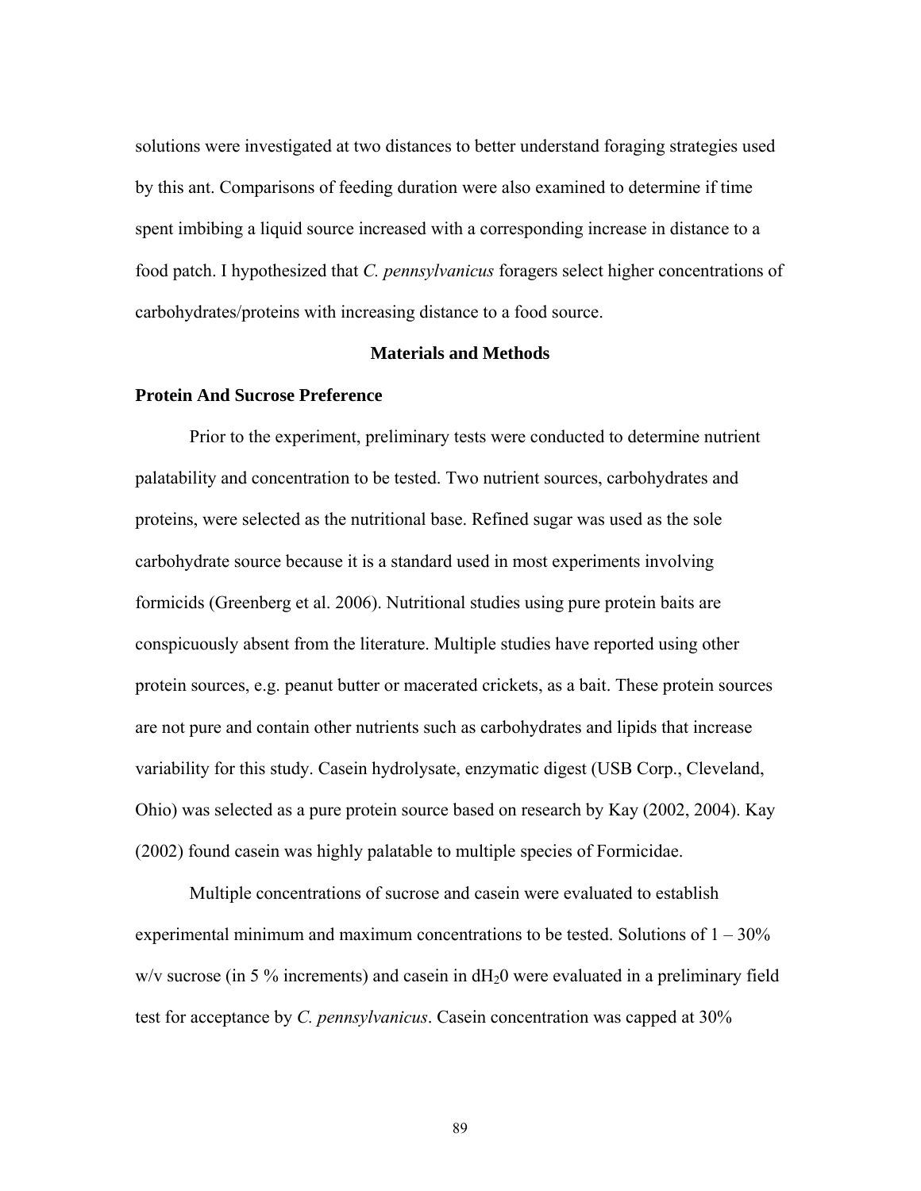solutions were investigated at two distances to better understand foraging strategies used by this ant. Comparisons of feeding duration were also examined to determine if time spent imbibing a liquid source increased with a corresponding increase in distance to a food patch. I hypothesized that *C. pennsylvanicus* foragers select higher concentrations of carbohydrates/proteins with increasing distance to a food source.

## Materials and Methods

### Protein And Sucrose Preference

Prior to the experiment, preliminary tests were conducted to determine nutrient palatability and concentration to be tested. Two nutrient sources, carbohydrates and proteins, were selected as the nutritional base. Refined sugar was used as the sole carbohydrate source because it is a standard used in most experiments involving formicids (Greenberg et al. 2006). Nutritional studies using pure protein baits are conspicuously absent from the literature. Multiple studies have reported using other protein sources, e.g. peanut butter or macerated crickets, as a bait. These protein sources are not pure and contain other nutrients such as carbohydrates and lipids that increase variability for this study. Casein hydrolysate, enzymatic digest (USB Corp., Cleveland, Ohio) was selected as a pure protein source based on research by Kay (2002, 2004). Kay (2002) found casein was highly palatable to multiple species of Formicidae.

Multiple concentrations of sucrose and casein were evaluated to establish experimental minimum and maximum concentrations to be tested. Solutions of 1 – 30% w/v sucrose (in 5 % increments) and casein in $dH_20$ were evaluated in a preliminary field test for acceptance by *C. pennsylvanicus*. Casein concentration was capped at 30%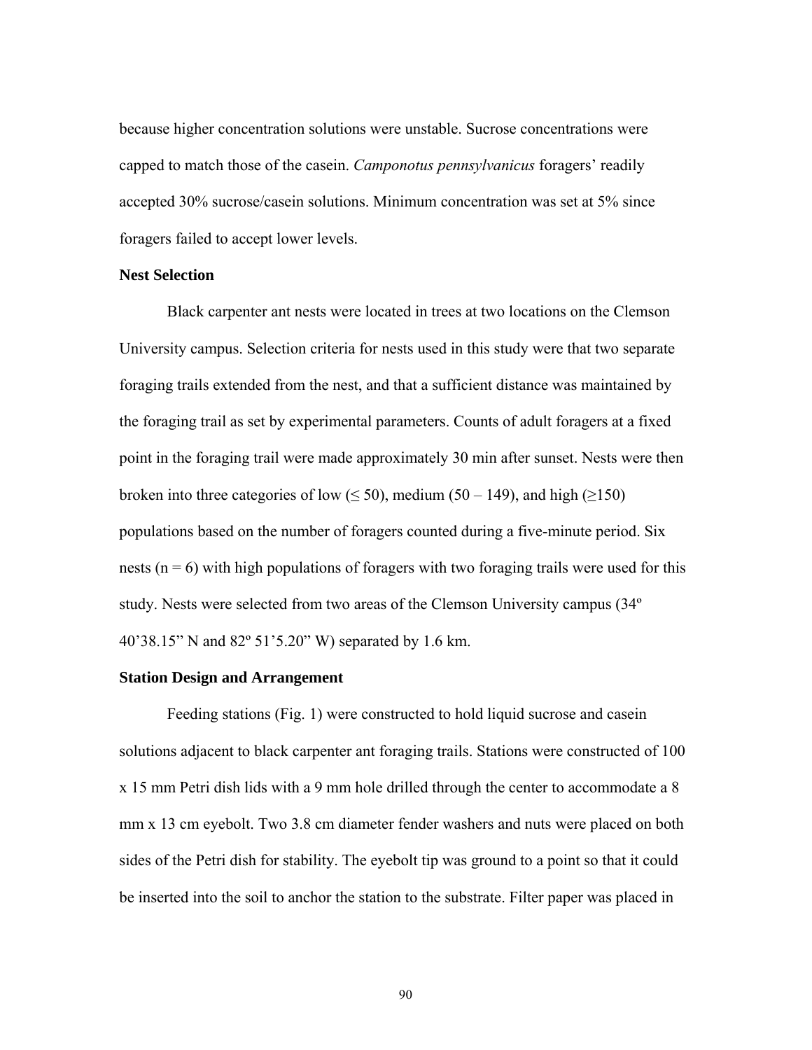because higher concentration solutions were unstable. Sucrose concentrations were capped to match those of the casein. *Camponotus pennsylvanicus* foragers' readily accepted 30% sucrose/casein solutions. Minimum concentration was set at 5% since foragers failed to accept lower levels.

### Nest Selection

Black carpenter ant nests were located in trees at two locations on the Clemson University campus. Selection criteria for nests used in this study were that two separate foraging trails extended from the nest, and that a sufficient distance was maintained by the foraging trail as set by experimental parameters. Counts of adult foragers at a fixed point in the foraging trail were made approximately 30 min after sunset. Nests were then broken into three categories of low ($\leq 50$), medium (50 – 149), and high ($\geq 150$) populations based on the number of foragers counted during a five-minute period. Six nests ($n = 6$) with high populations of foragers with two foraging trails were used for this study. Nests were selected from two areas of the Clemson University campus (34º 40'38.15" N and 82º 51'5.20" W) separated by 1.6 km.

### Station Design and Arrangement

Feeding stations (Fig. 1) were constructed to hold liquid sucrose and casein solutions adjacent to black carpenter ant foraging trails. Stations were constructed of 100 x 15 mm Petri dish lids with a 9 mm hole drilled through the center to accommodate a 8 mm x 13 cm eyebolt. Two 3.8 cm diameter fender washers and nuts were placed on both sides of the Petri dish for stability. The eyebolt tip was ground to a point so that it could be inserted into the soil to anchor the station to the substrate. Filter paper was placed in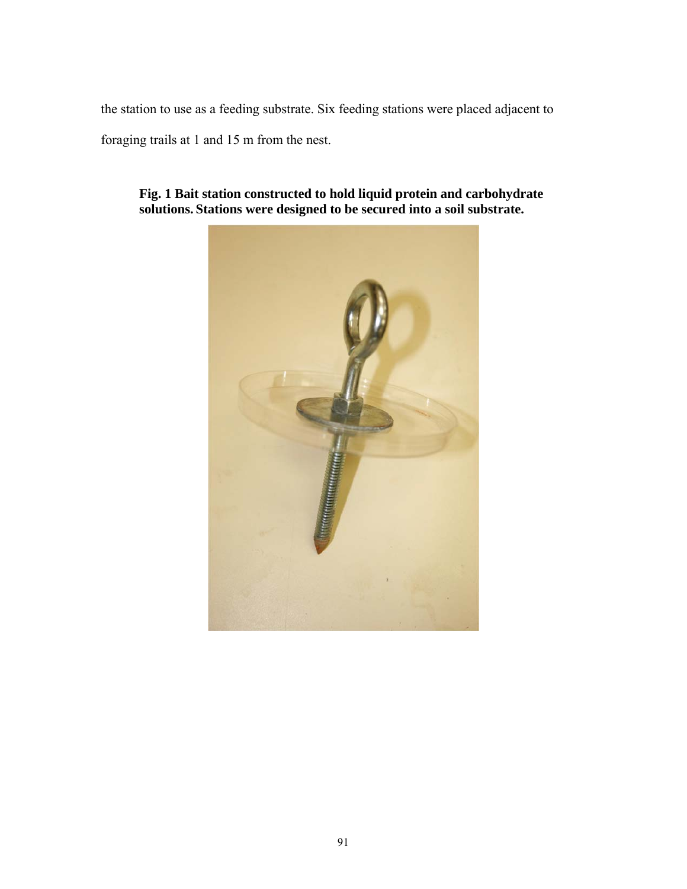the station to use as a feeding substrate. Six feeding stations were placed adjacent to foraging trails at 1 and 15 m from the nest.

**Fig. 1 Bait station constructed to hold liquid protein and carbohydrate solutions. Stations were designed to be secured into a soil substrate.**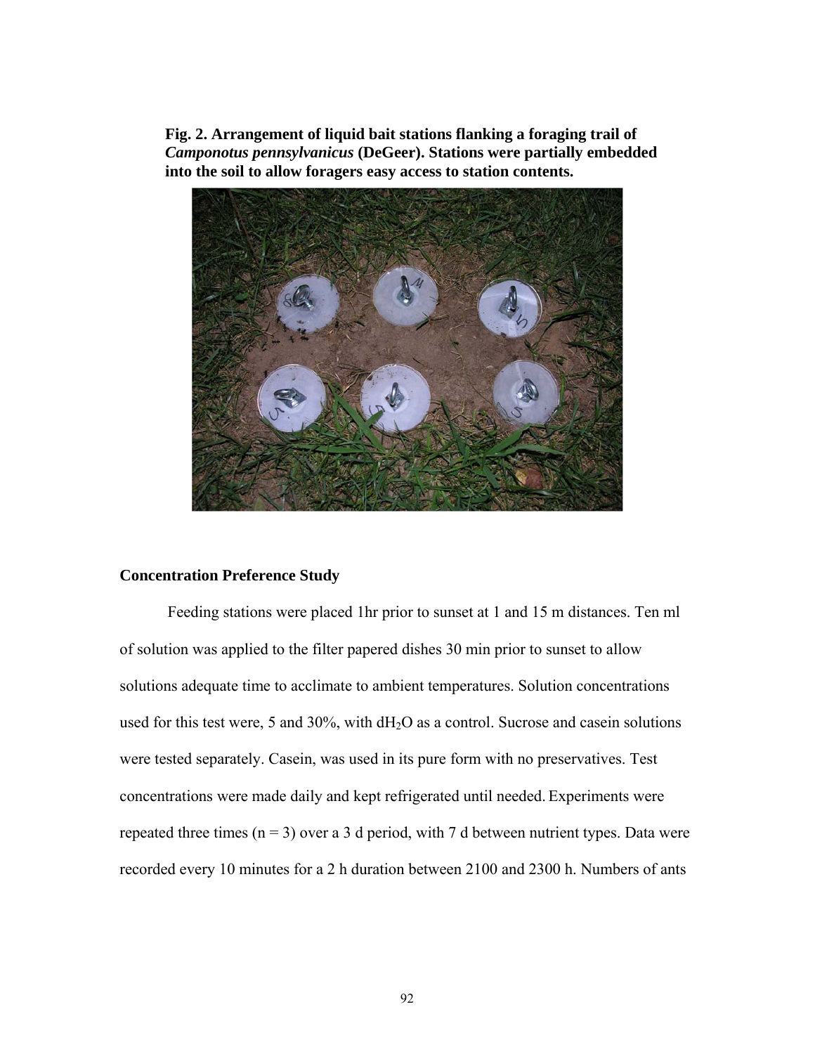**Fig. 2. Arrangement of liquid bait stations flanking a foraging trail of *Camponotus pennsylvanicus* (DeGeer). Stations were partially embedded into the soil to allow foragers easy access to station contents.**

## Concentration Preference Study

Feeding stations were placed 1hr prior to sunset at 1 and 15 m distances. Ten ml of solution was applied to the filter papered dishes 30 min prior to sunset to allow solutions adequate time to acclimate to ambient temperatures. Solution concentrations used for this test were, 5 and 30%, with $dH_2O$ as a control. Sucrose and casein solutions were tested separately. Casein, was used in its pure form with no preservatives. Test concentrations were made daily and kept refrigerated until needed. Experiments were repeated three times ($n = 3$) over a 3 d period, with 7 d between nutrient types. Data were recorded every 10 minutes for a 2 h duration between 2100 and 2300 h. Numbers of ants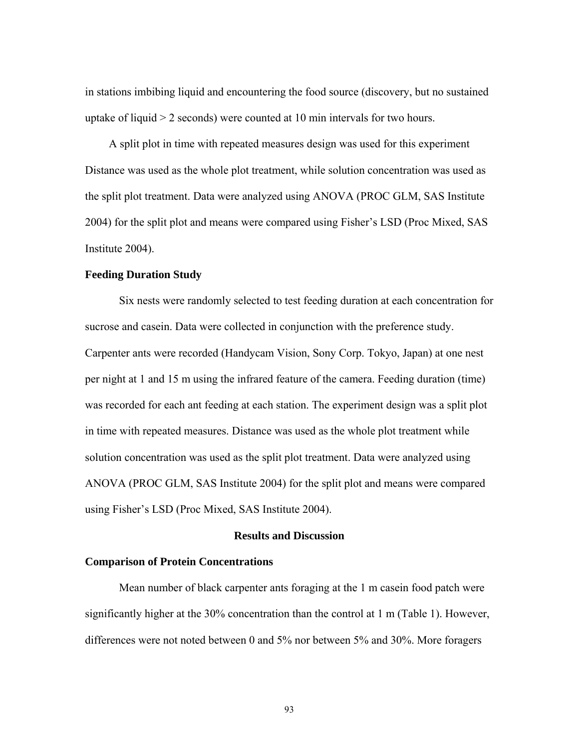in stations imbibing liquid and encountering the food source (discovery, but no sustained uptake of liquid > 2 seconds) were counted at 10 min intervals for two hours.

A split plot in time with repeated measures design was used for this experiment Distance was used as the whole plot treatment, while solution concentration was used as the split plot treatment. Data were analyzed using ANOVA (PROC GLM, SAS Institute 2004) for the split plot and means were compared using Fisher's LSD (Proc Mixed, SAS Institute 2004).

### Feeding Duration Study

Six nests were randomly selected to test feeding duration at each concentration for sucrose and casein. Data were collected in conjunction with the preference study. Carpenter ants were recorded (Handycam Vision, Sony Corp. Tokyo, Japan) at one nest per night at 1 and 15 m using the infrared feature of the camera. Feeding duration (time) was recorded for each ant feeding at each station. The experiment design was a split plot in time with repeated measures. Distance was used as the whole plot treatment while solution concentration was used as the split plot treatment. Data were analyzed using ANOVA (PROC GLM, SAS Institute 2004) for the split plot and means were compared using Fisher's LSD (Proc Mixed, SAS Institute 2004).

## Results and Discussion

### Comparison of Protein Concentrations

Mean number of black carpenter ants foraging at the 1 m casein food patch were significantly higher at the 30% concentration than the control at 1 m (Table 1). However, differences were not noted between 0 and 5% nor between 5% and 30%. More foragers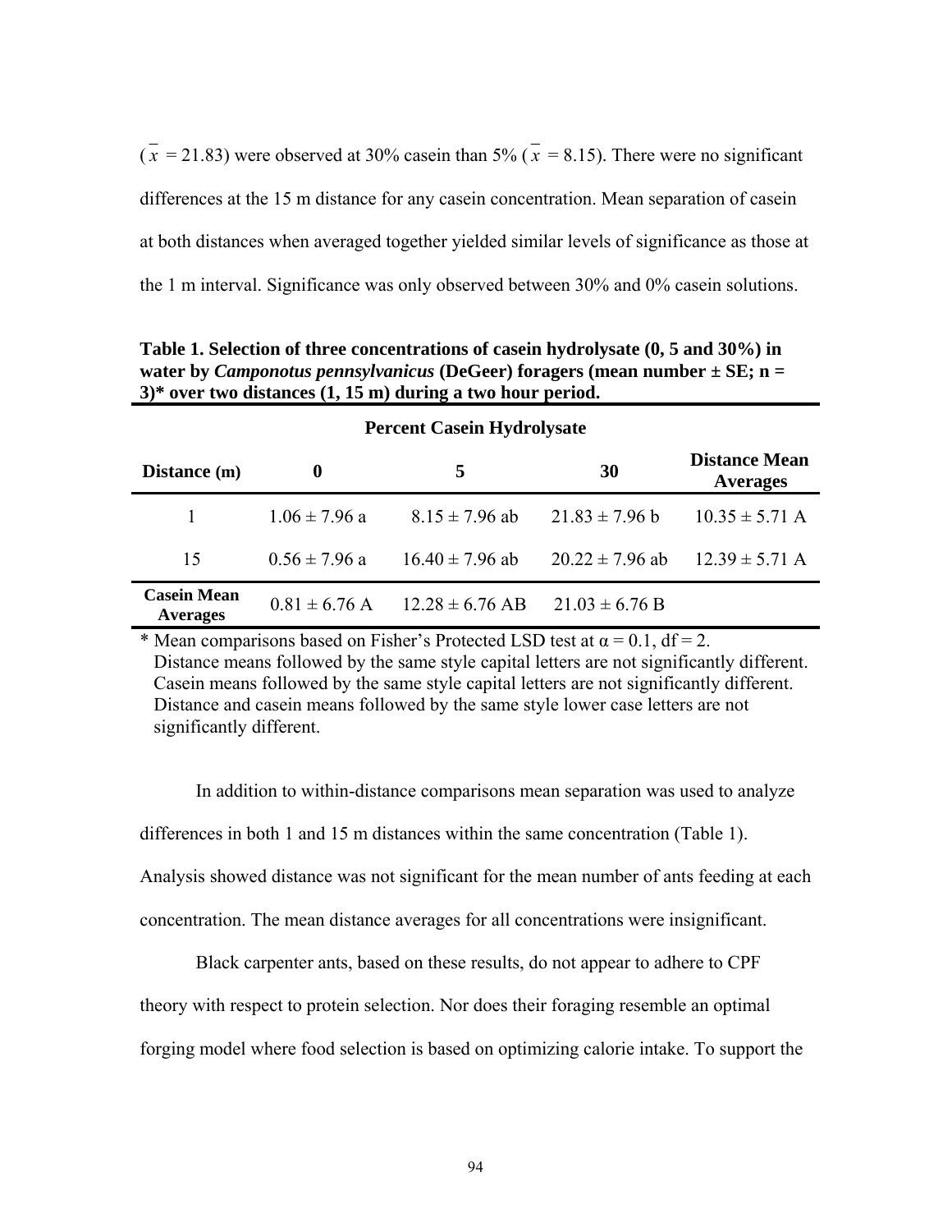($\bar{x}$ = 21.83) were observed at 30% casein than 5% ($\bar{x}$ = 8.15). There were no significant differences at the 15 m distance for any casein concentration. Mean separation of casein at both distances when averaged together yielded similar levels of significance as those at the 1 m interval. Significance was only observed between 30% and 0% casein solutions.

**Table 1. Selection of three concentrations of casein hydrolysate (0, 5 and 30%) in water by *Camponotus pennsylvanicus* (DeGeer) foragers (mean number ± SE; n = 3)* over two distances (1, 15 m) during a two hour period.**

| | Percent Casein Hydrolysate | | | |
|---|---|---|---|---|
| **Distance (m)** | **0** | **5** | **30** | **Distance Mean Averages** |
| 1 | 1.06 ± 7.96 a | 8.15 ± 7.96 ab | 21.83 ± 7.96 b | 10.35 ± 5.71 A |
| 15 | 0.56 ± 7.96 a | 16.40 ± 7.96 ab | 20.22 ± 7.96 ab | 12.39 ± 5.71 A |
| **Casein Mean Averages** | 0.81 ± 6.76 A | 12.28 ± 6.76 AB | 21.03 ± 6.76 B | |

\* Mean comparisons based on Fisher's Protected LSD test at $\alpha = 0.1$, df = 2.
Distance means followed by the same style capital letters are not significantly different.
Casein means followed by the same style capital letters are not significantly different.
Distance and casein means followed by the same style lower case letters are not significantly different.

In addition to within-distance comparisons mean separation was used to analyze differences in both 1 and 15 m distances within the same concentration (Table 1). Analysis showed distance was not significant for the mean number of ants feeding at each concentration. The mean distance averages for all concentrations were insignificant.

Black carpenter ants, based on these results, do not appear to adhere to CPF theory with respect to protein selection. Nor does their foraging resemble an optimal forging model where food selection is based on optimizing calorie intake. To support the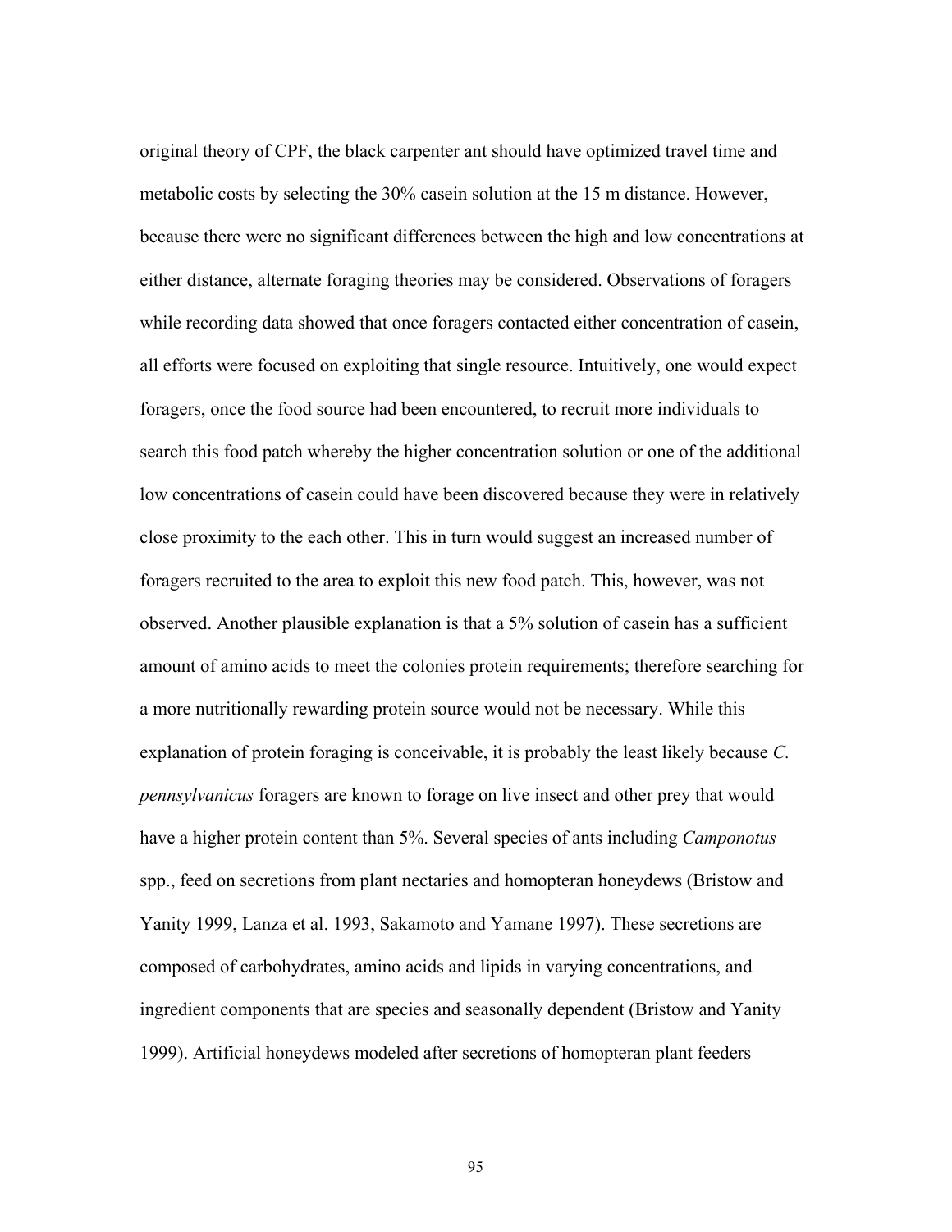original theory of CPF, the black carpenter ant should have optimized travel time and metabolic costs by selecting the 30% casein solution at the 15 m distance. However, because there were no significant differences between the high and low concentrations at either distance, alternate foraging theories may be considered. Observations of foragers while recording data showed that once foragers contacted either concentration of casein, all efforts were focused on exploiting that single resource. Intuitively, one would expect foragers, once the food source had been encountered, to recruit more individuals to search this food patch whereby the higher concentration solution or one of the additional low concentrations of casein could have been discovered because they were in relatively close proximity to the each other. This in turn would suggest an increased number of foragers recruited to the area to exploit this new food patch. This, however, was not observed. Another plausible explanation is that a 5% solution of casein has a sufficient amount of amino acids to meet the colonies protein requirements; therefore searching for a more nutritionally rewarding protein source would not be necessary. While this explanation of protein foraging is conceivable, it is probably the least likely because *C. pennsylvanicus* foragers are known to forage on live insect and other prey that would have a higher protein content than 5%. Several species of ants including *Camponotus* spp., feed on secretions from plant nectaries and homopteran honeydews (Bristow and Yanity 1999, Lanza et al. 1993, Sakamoto and Yamane 1997). These secretions are composed of carbohydrates, amino acids and lipids in varying concentrations, and ingredient components that are species and seasonally dependent (Bristow and Yanity 1999). Artificial honeydews modeled after secretions of homopteran plant feeders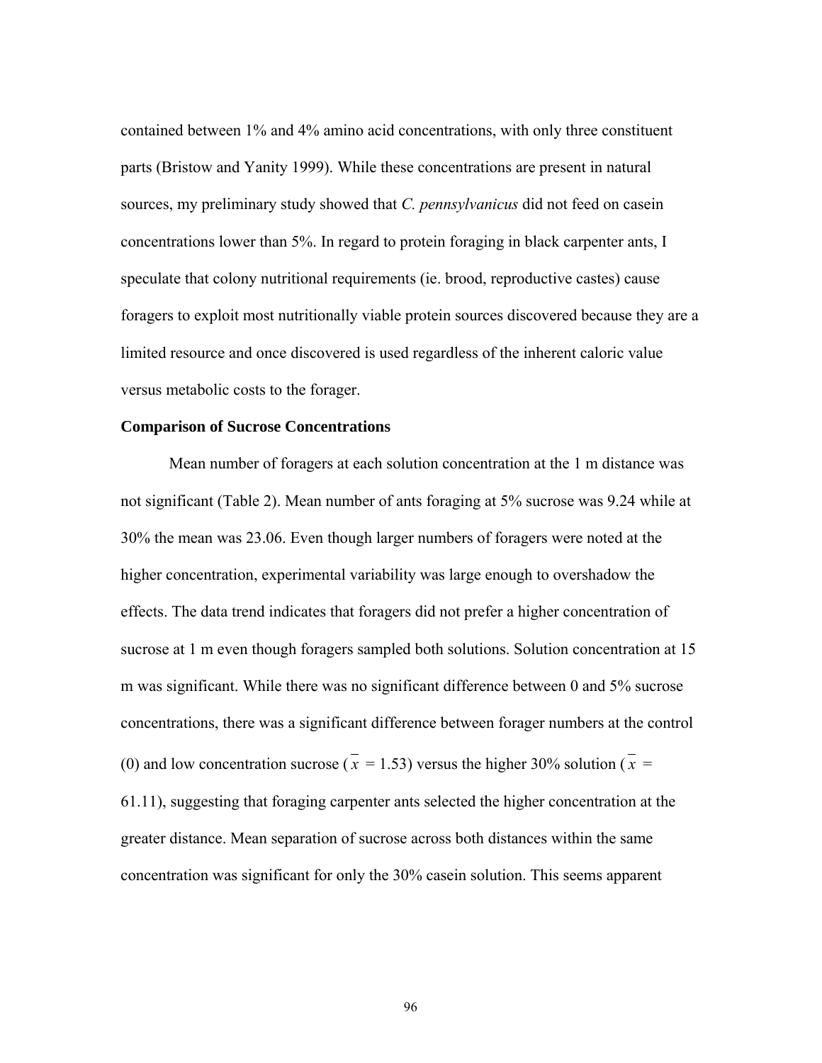contained between 1% and 4% amino acid concentrations, with only three constituent parts (Bristow and Yanity 1999). While these concentrations are present in natural sources, my preliminary study showed that *C. pennsylvanicus* did not feed on casein concentrations lower than 5%. In regard to protein foraging in black carpenter ants, I speculate that colony nutritional requirements (ie. brood, reproductive castes) cause foragers to exploit most nutritionally viable protein sources discovered because they are a limited resource and once discovered is used regardless of the inherent caloric value versus metabolic costs to the forager.

**Comparison of Sucrose Concentrations**

Mean number of foragers at each solution concentration at the 1 m distance was not significant (Table 2). Mean number of ants foraging at 5% sucrose was 9.24 while at 30% the mean was 23.06. Even though larger numbers of foragers were noted at the higher concentration, experimental variability was large enough to overshadow the effects. The data trend indicates that foragers did not prefer a higher concentration of sucrose at 1 m even though foragers sampled both solutions. Solution concentration at 15 m was significant. While there was no significant difference between 0 and 5% sucrose concentrations, there was a significant difference between forager numbers at the control (0) and low concentration sucrose ($\bar{x}$ = 1.53) versus the higher 30% solution ($\bar{x}$ = 61.11), suggesting that foraging carpenter ants selected the higher concentration at the greater distance. Mean separation of sucrose across both distances within the same concentration was significant for only the 30% casein solution. This seems apparent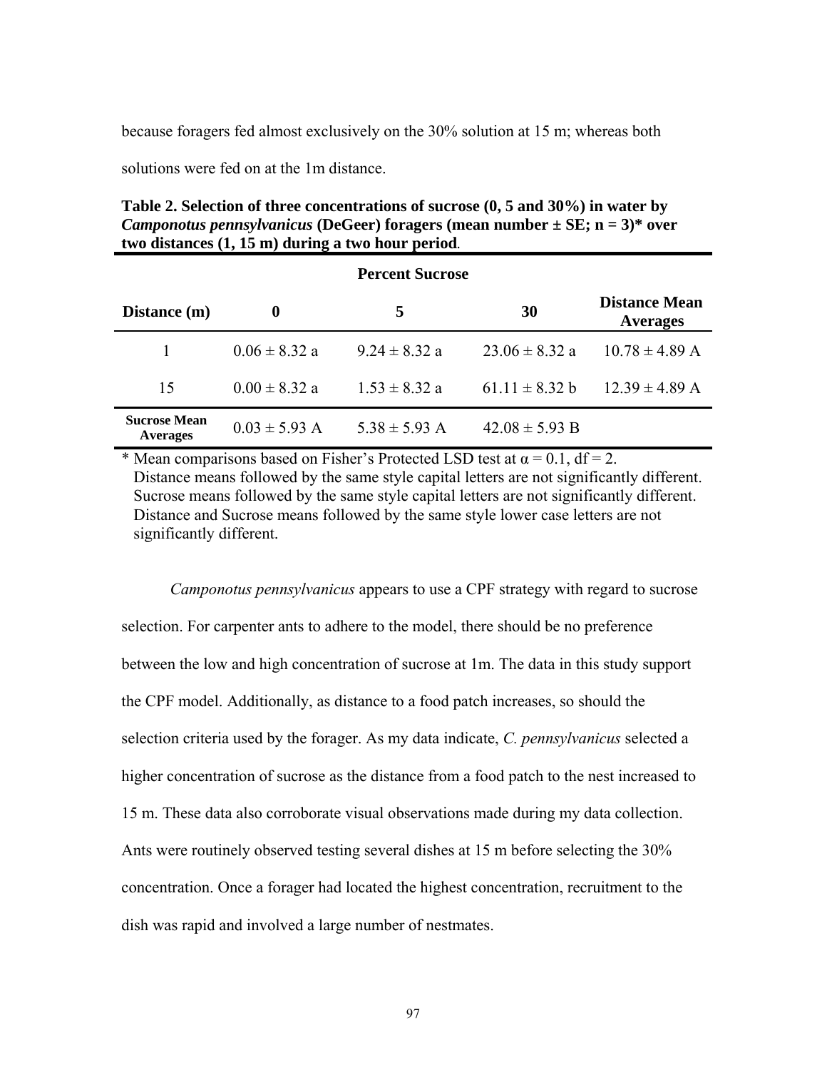because foragers fed almost exclusively on the 30% solution at 15 m; whereas both solutions were fed on at the 1m distance.

**Table 2. Selection of three concentrations of sucrose (0, 5 and 30%) in water by *Camponotus pennsylvanicus* (DeGeer) foragers (mean number ± SE; n = 3)\* over two distances (1, 15 m) during a two hour period.**

| | Percent Sucrose | | | |
|---|---|---|---|---|
| **Distance (m)** | **0** | **5** | **30** | **Distance Mean Averages** |
| 1 | 0.06 ± 8.32 a | 9.24 ± 8.32 a | 23.06 ± 8.32 a | 10.78 ± 4.89 A |
| 15 | 0.00 ± 8.32 a | 1.53 ± 8.32 a | 61.11 ± 8.32 b | 12.39 ± 4.89 A |
| **Sucrose Mean Averages** | 0.03 ± 5.93 A | 5.38 ± 5.93 A | 42.08 ± 5.93 B | |

\* Mean comparisons based on Fisher's Protected LSD test at $\alpha = 0.1$, df = 2.
Distance means followed by the same style capital letters are not significantly different.
Sucrose means followed by the same style capital letters are not significantly different.
Distance and Sucrose means followed by the same style lower case letters are not significantly different.

*Camponotus pennsylvanicus* appears to use a CPF strategy with regard to sucrose selection. For carpenter ants to adhere to the model, there should be no preference between the low and high concentration of sucrose at 1m. The data in this study support the CPF model. Additionally, as distance to a food patch increases, so should the selection criteria used by the forager. As my data indicate, *C. pennsylvanicus* selected a higher concentration of sucrose as the distance from a food patch to the nest increased to 15 m. These data also corroborate visual observations made during my data collection. Ants were routinely observed testing several dishes at 15 m before selecting the 30% concentration. Once a forager had located the highest concentration, recruitment to the dish was rapid and involved a large number of nestmates.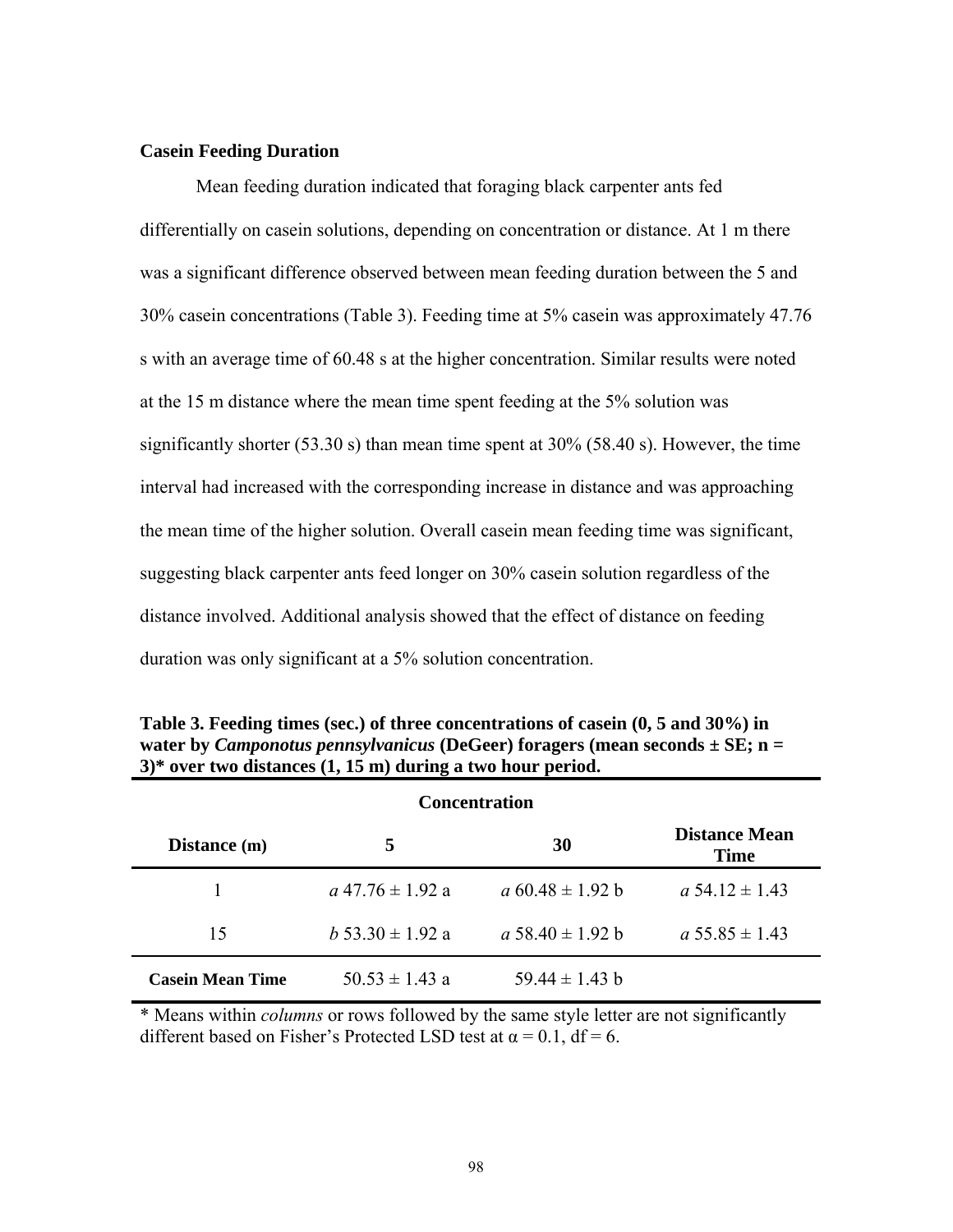**Casein Feeding Duration**

Mean feeding duration indicated that foraging black carpenter ants fed differentially on casein solutions, depending on concentration or distance. At 1 m there was a significant difference observed between mean feeding duration between the 5 and 30% casein concentrations (Table 3). Feeding time at 5% casein was approximately 47.76 s with an average time of 60.48 s at the higher concentration. Similar results were noted at the 15 m distance where the mean time spent feeding at the 5% solution was significantly shorter (53.30 s) than mean time spent at 30% (58.40 s). However, the time interval had increased with the corresponding increase in distance and was approaching the mean time of the higher solution. Overall casein mean feeding time was significant, suggesting black carpenter ants feed longer on 30% casein solution regardless of the distance involved. Additional analysis showed that the effect of distance on feeding duration was only significant at a 5% solution concentration.

**Table 3. Feeding times (sec.) of three concentrations of casein (0, 5 and 30%) in water by *Camponotus pennsylvanicus* (DeGeer) foragers (mean seconds ± SE; n = 3)\* over two distances (1, 15 m) during a two hour period.**

| | Concentration | | |
|---|---|---|---|
| **Distance (m)** | **5** | **30** | **Distance Mean Time** |
| 1 | *a* 47.76 ± 1.92 a | *a* 60.48 ± 1.92 b | *a* 54.12 ± 1.43 |
| 15 | *b* 53.30 ± 1.92 a | *a* 58.40 ± 1.92 b | *a* 55.85 ± 1.43 |
| **Casein Mean Time** | 50.53 ± 1.43 a | 59.44 ± 1.43 b | |

\* Means within *columns* or rows followed by the same style letter are not significantly different based on Fisher's Protected LSD test at $\alpha = 0.1$, df = 6.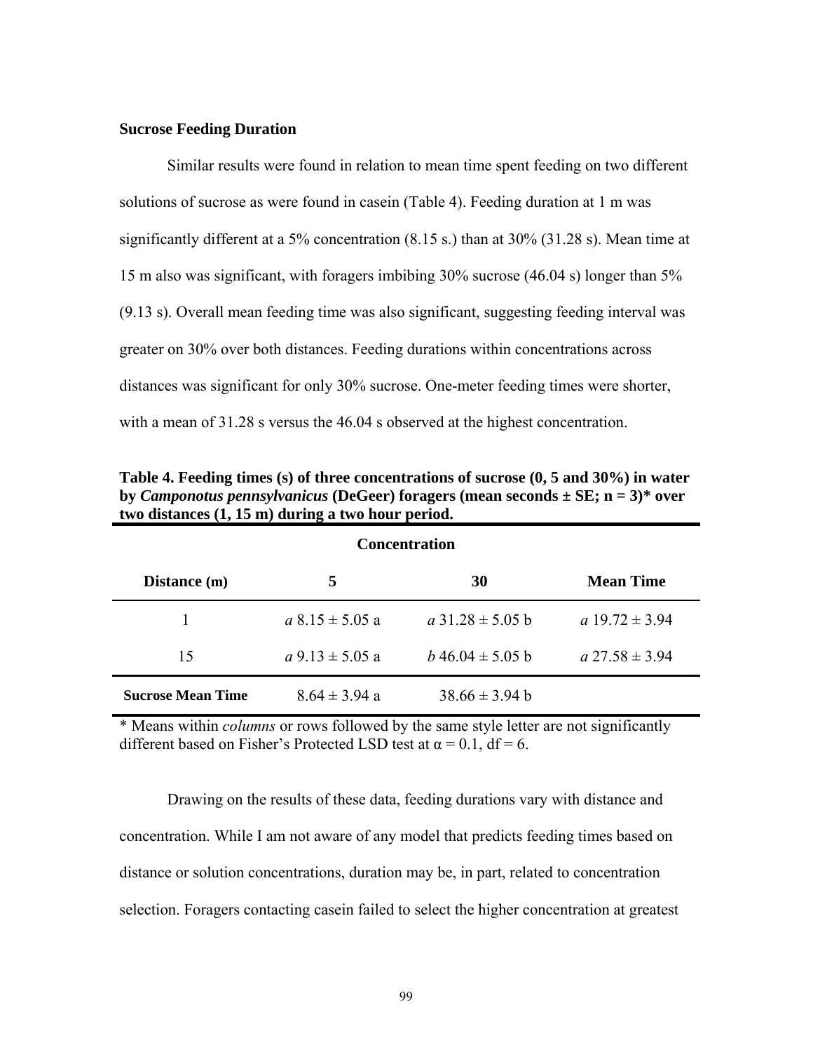**Sucrose Feeding Duration**

Similar results were found in relation to mean time spent feeding on two different solutions of sucrose as were found in casein (Table 4). Feeding duration at 1 m was significantly different at a 5% concentration (8.15 s.) than at 30% (31.28 s). Mean time at 15 m also was significant, with foragers imbibing 30% sucrose (46.04 s) longer than 5% (9.13 s). Overall mean feeding time was also significant, suggesting feeding interval was greater on 30% over both distances. Feeding durations within concentrations across distances was significant for only 30% sucrose. One-meter feeding times were shorter, with a mean of 31.28 s versus the 46.04 s observed at the highest concentration.

**Table 4. Feeding times (s) of three concentrations of sucrose (0, 5 and 30%) in water by *Camponotus pennsylvanicus* (DeGeer) foragers (mean seconds ± SE; n = 3)\* over two distances (1, 15 m) during a two hour period.**

| | Concentration | | |
|---|---|---|---|
| **Distance (m)** | **5** | **30** | **Mean Time** |
| 1 | *a* 8.15 ± 5.05 a | *a* 31.28 ± 5.05 b | *a* 19.72 ± 3.94 |
| 15 | *a* 9.13 ± 5.05 a | *b* 46.04 ± 5.05 b | *a* 27.58 ± 3.94 |
| **Sucrose Mean Time** | 8.64 ± 3.94 a | 38.66 ± 3.94 b | |

\* Means within *columns* or rows followed by the same style letter are not significantly different based on Fisher's Protected LSD test at $\alpha = 0.1$, df = 6.

Drawing on the results of these data, feeding durations vary with distance and concentration. While I am not aware of any model that predicts feeding times based on distance or solution concentrations, duration may be, in part, related to concentration selection. Foragers contacting casein failed to select the higher concentration at greatest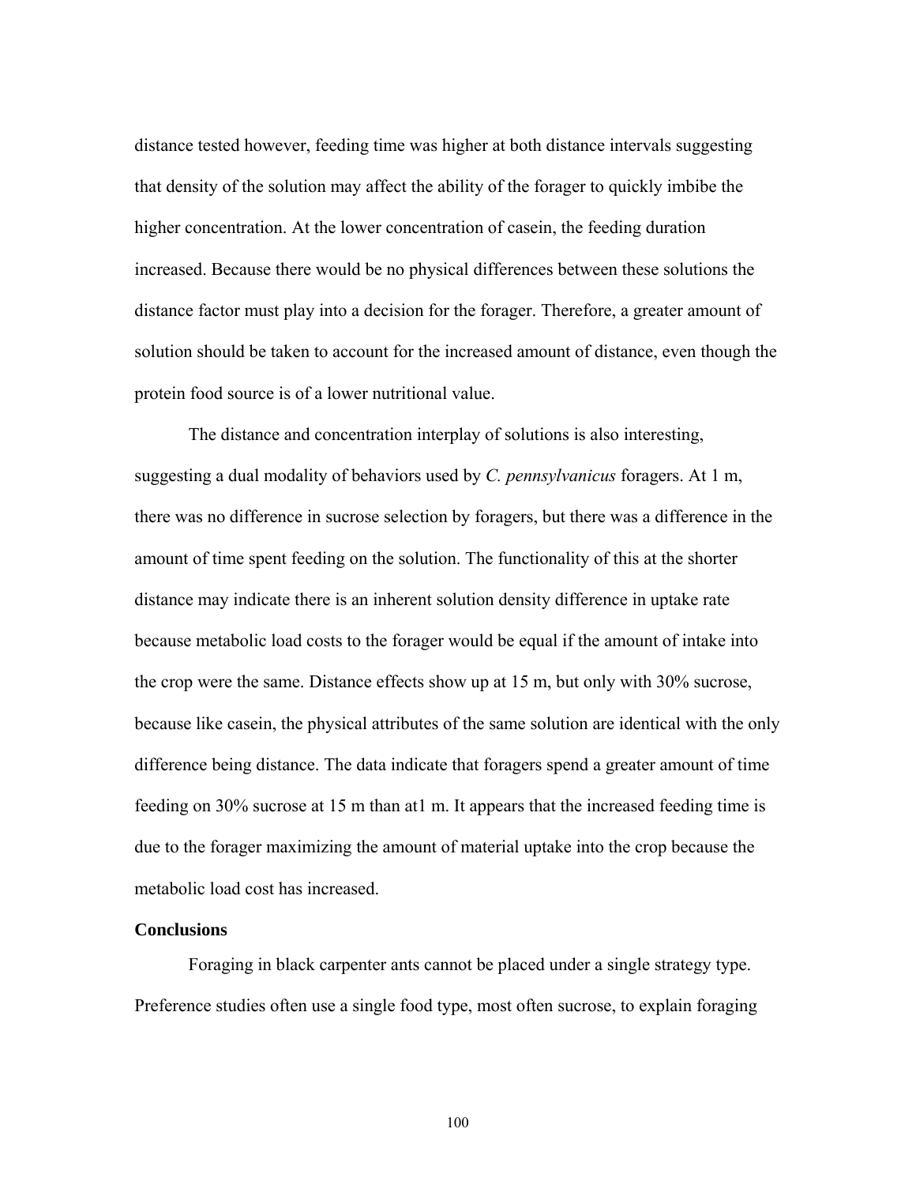distance tested however, feeding time was higher at both distance intervals suggesting that density of the solution may affect the ability of the forager to quickly imbibe the higher concentration. At the lower concentration of casein, the feeding duration increased. Because there would be no physical differences between these solutions the distance factor must play into a decision for the forager. Therefore, a greater amount of solution should be taken to account for the increased amount of distance, even though the protein food source is of a lower nutritional value.

The distance and concentration interplay of solutions is also interesting, suggesting a dual modality of behaviors used by *C. pennsylvanicus* foragers. At 1 m, there was no difference in sucrose selection by foragers, but there was a difference in the amount of time spent feeding on the solution. The functionality of this at the shorter distance may indicate there is an inherent solution density difference in uptake rate because metabolic load costs to the forager would be equal if the amount of intake into the crop were the same. Distance effects show up at 15 m, but only with 30% sucrose, because like casein, the physical attributes of the same solution are identical with the only difference being distance. The data indicate that foragers spend a greater amount of time feeding on 30% sucrose at 15 m than at1 m. It appears that the increased feeding time is due to the forager maximizing the amount of material uptake into the crop because the metabolic load cost has increased.

### Conclusions

Foraging in black carpenter ants cannot be placed under a single strategy type. Preference studies often use a single food type, most often sucrose, to explain foraging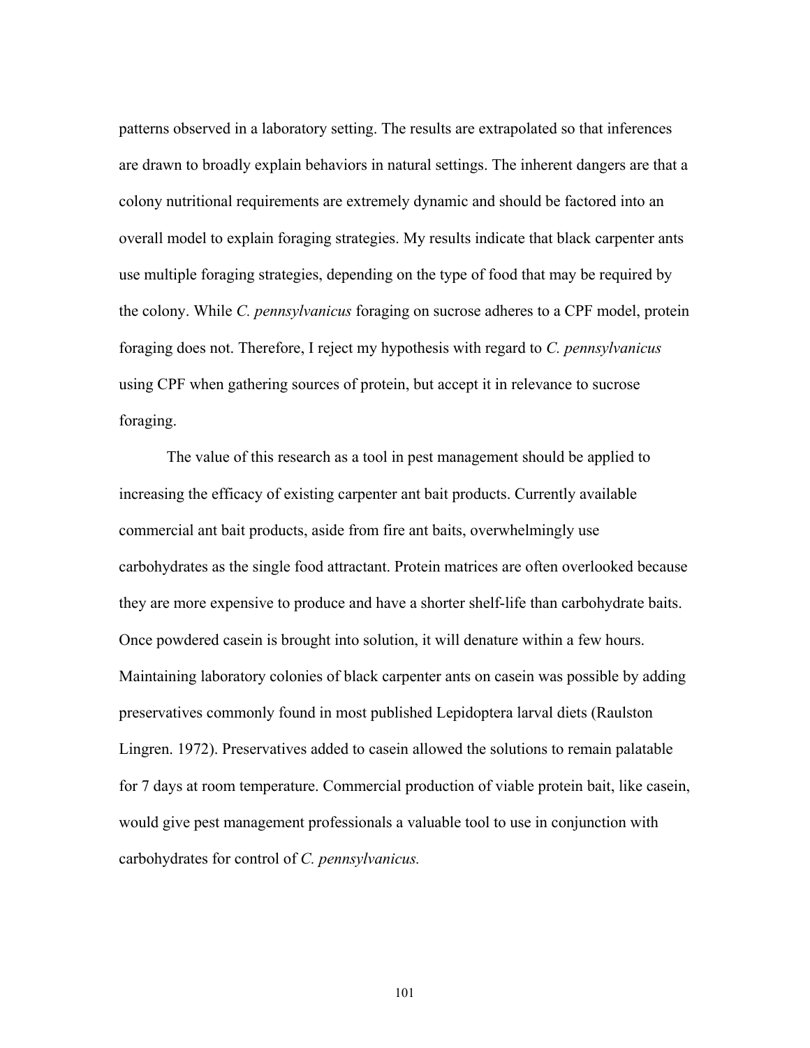patterns observed in a laboratory setting. The results are extrapolated so that inferences are drawn to broadly explain behaviors in natural settings. The inherent dangers are that a colony nutritional requirements are extremely dynamic and should be factored into an overall model to explain foraging strategies. My results indicate that black carpenter ants use multiple foraging strategies, depending on the type of food that may be required by the colony. While *C. pennsylvanicus* foraging on sucrose adheres to a CPF model, protein foraging does not. Therefore, I reject my hypothesis with regard to *C. pennsylvanicus* using CPF when gathering sources of protein, but accept it in relevance to sucrose foraging.

The value of this research as a tool in pest management should be applied to increasing the efficacy of existing carpenter ant bait products. Currently available commercial ant bait products, aside from fire ant baits, overwhelmingly use carbohydrates as the single food attractant. Protein matrices are often overlooked because they are more expensive to produce and have a shorter shelf-life than carbohydrate baits. Once powdered casein is brought into solution, it will denature within a few hours. Maintaining laboratory colonies of black carpenter ants on casein was possible by adding preservatives commonly found in most published Lepidoptera larval diets (Raulston Lingren. 1972). Preservatives added to casein allowed the solutions to remain palatable for 7 days at room temperature. Commercial production of viable protein bait, like casein, would give pest management professionals a valuable tool to use in conjunction with carbohydrates for control of *C. pennsylvanicus.*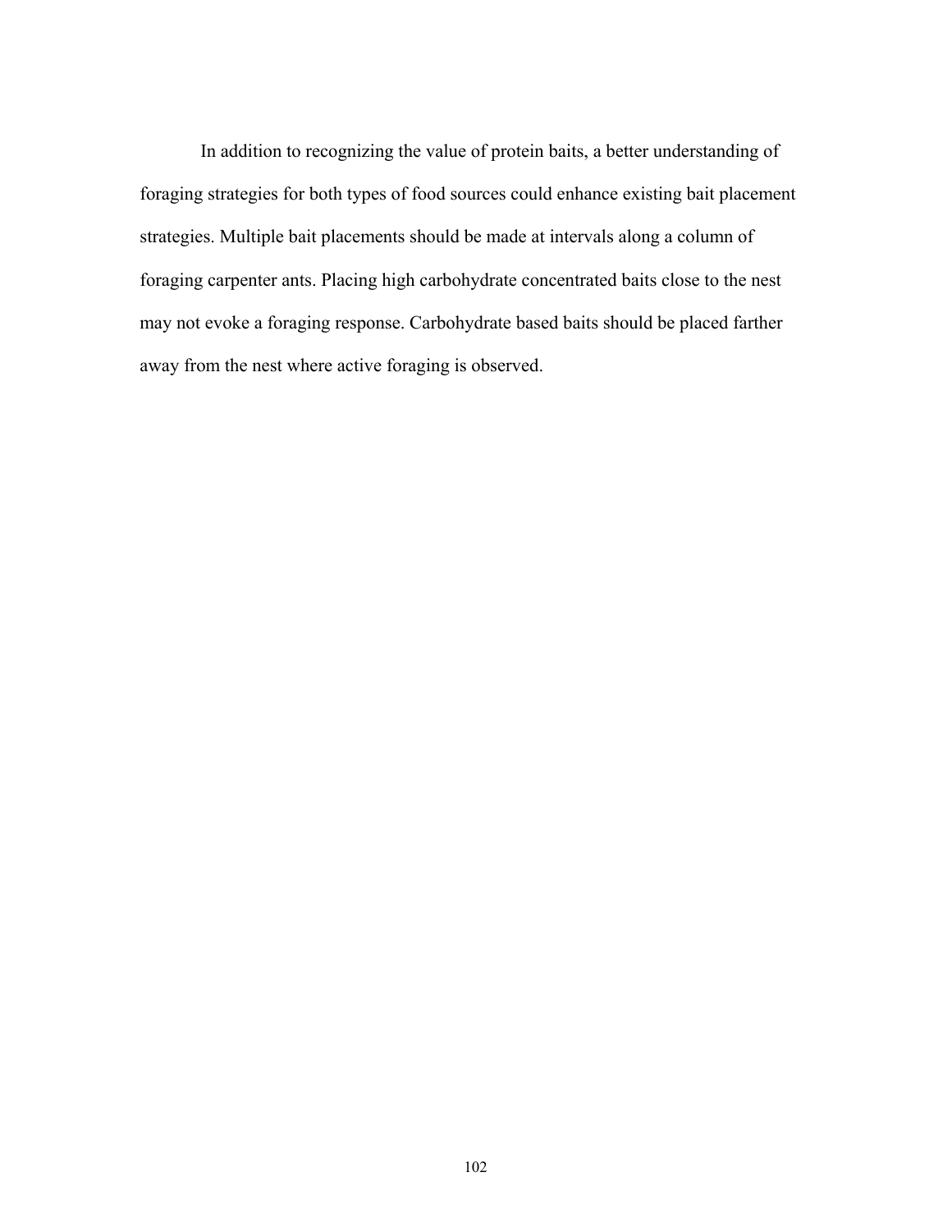In addition to recognizing the value of protein baits, a better understanding of foraging strategies for both types of food sources could enhance existing bait placement strategies. Multiple bait placements should be made at intervals along a column of foraging carpenter ants. Placing high carbohydrate concentrated baits close to the nest may not evoke a foraging response. Carbohydrate based baits should be placed farther away from the nest where active foraging is observed.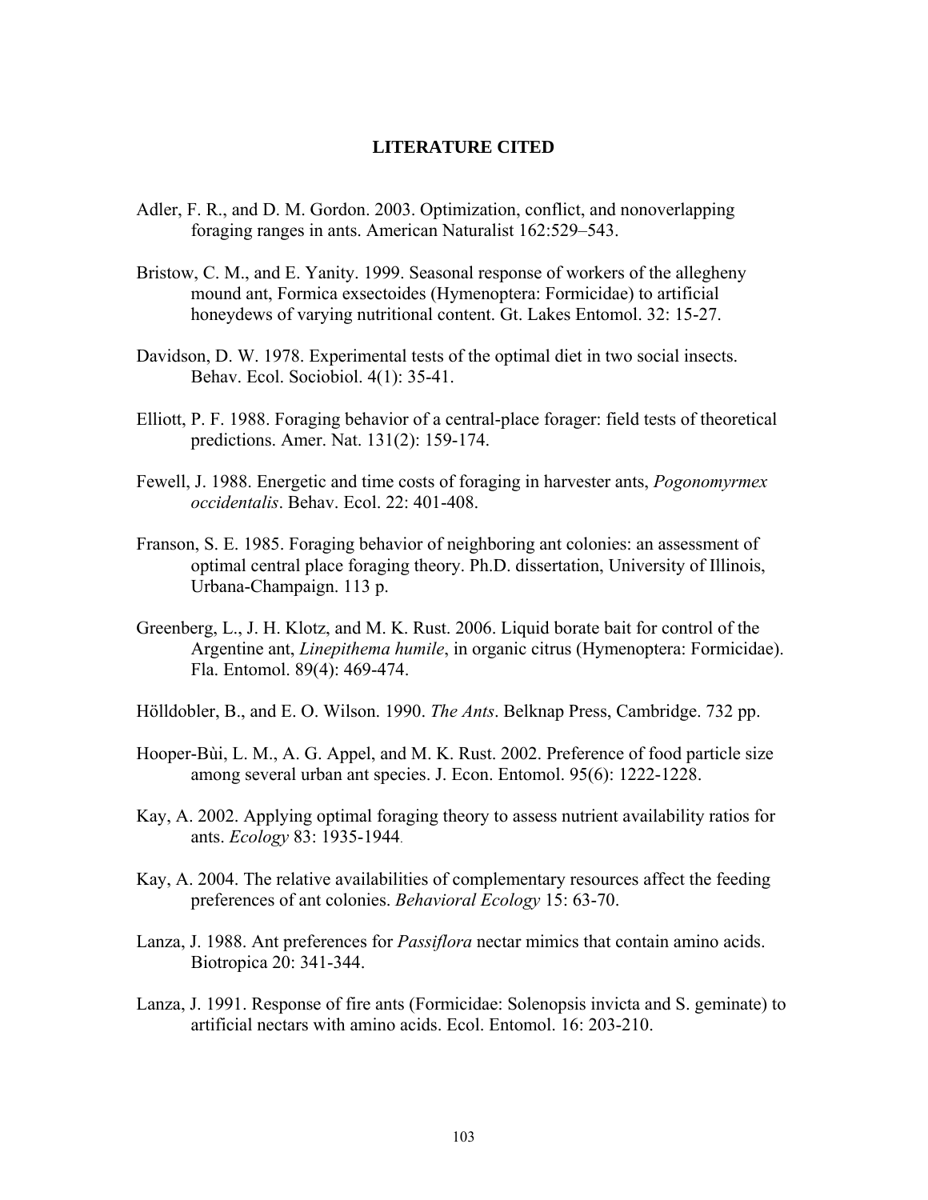## LITERATURE CITED

Adler, F. R., and D. M. Gordon. 2003. Optimization, conflict, and nonoverlapping foraging ranges in ants. American Naturalist 162:529–543.

Bristow, C. M., and E. Yanity. 1999. Seasonal response of workers of the allegheny mound ant, Formica exsectoides (Hymenoptera: Formicidae) to artificial honeydews of varying nutritional content. Gt. Lakes Entomol. 32: 15-27.

Davidson, D. W. 1978. Experimental tests of the optimal diet in two social insects. Behav. Ecol. Sociobiol. 4(1): 35-41.

Elliott, P. F. 1988. Foraging behavior of a central-place forager: field tests of theoretical predictions. Amer. Nat. 131(2): 159-174.

Fewell, J. 1988. Energetic and time costs of foraging in harvester ants, *Pogonomyrmex occidentalis*. Behav. Ecol. 22: 401-408.

Franson, S. E. 1985. Foraging behavior of neighboring ant colonies: an assessment of optimal central place foraging theory. Ph.D. dissertation, University of Illinois, Urbana-Champaign. 113 p.

Greenberg, L., J. H. Klotz, and M. K. Rust. 2006. Liquid borate bait for control of the Argentine ant, *Linepithema humile*, in organic citrus (Hymenoptera: Formicidae). Fla. Entomol. 89(4): 469-474.

Hölldobler, B., and E. O. Wilson. 1990. *The Ants*. Belknap Press, Cambridge. 732 pp.

Hooper-Bùi, L. M., A. G. Appel, and M. K. Rust. 2002. Preference of food particle size among several urban ant species. J. Econ. Entomol. 95(6): 1222-1228.

Kay, A. 2002. Applying optimal foraging theory to assess nutrient availability ratios for ants. *Ecology* 83: 1935-1944.

Kay, A. 2004. The relative availabilities of complementary resources affect the feeding preferences of ant colonies. *Behavioral Ecology* 15: 63-70.

Lanza, J. 1988. Ant preferences for *Passiflora* nectar mimics that contain amino acids. Biotropica 20: 341-344.

Lanza, J. 1991. Response of fire ants (Formicidae: Solenopsis invicta and S. geminate) to artificial nectars with amino acids. Ecol. Entomol. 16: 203-210.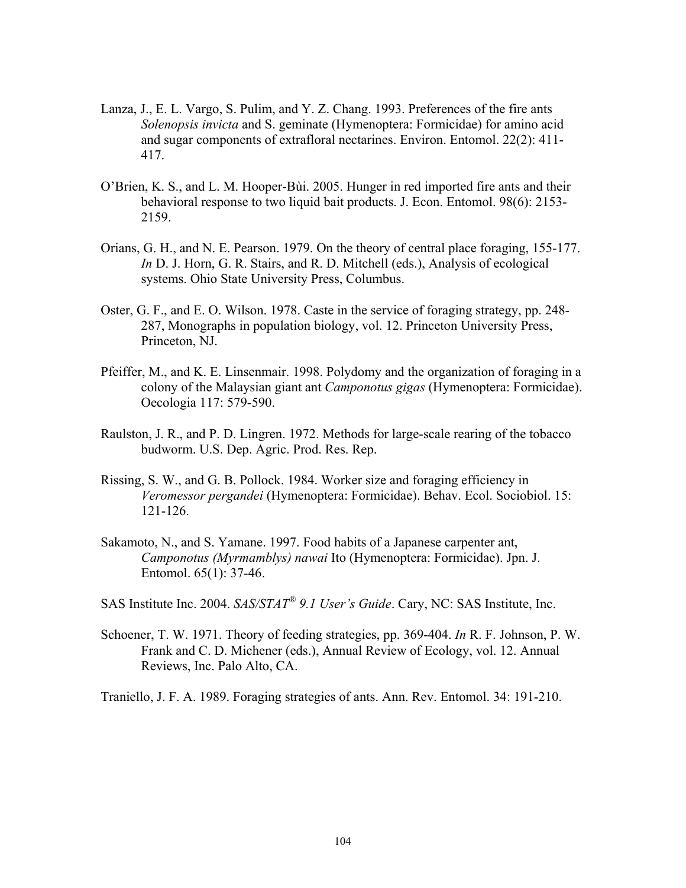Lanza, J., E. L. Vargo, S. Pulim, and Y. Z. Chang. 1993. Preferences of the fire ants *Solenopsis invicta* and S. geminate (Hymenoptera: Formicidae) for amino acid and sugar components of extrafloral nectarines. Environ. Entomol. 22(2): 411-417.

O'Brien, K. S., and L. M. Hooper-Bùi. 2005. Hunger in red imported fire ants and their behavioral response to two liquid bait products. J. Econ. Entomol. 98(6): 2153-2159.

Orians, G. H., and N. E. Pearson. 1979. On the theory of central place foraging, 155-177. *In* D. J. Horn, G. R. Stairs, and R. D. Mitchell (eds.), Analysis of ecological systems. Ohio State University Press, Columbus.

Oster, G. F., and E. O. Wilson. 1978. Caste in the service of foraging strategy, pp. 248-287, Monographs in population biology, vol. 12. Princeton University Press, Princeton, NJ.

Pfeiffer, M., and K. E. Linsenmair. 1998. Polydomy and the organization of foraging in a colony of the Malaysian giant ant *Camponotus gigas* (Hymenoptera: Formicidae). Oecologia 117: 579-590.

Raulston, J. R., and P. D. Lingren. 1972. Methods for large-scale rearing of the tobacco budworm. U.S. Dep. Agric. Prod. Res. Rep.

Rissing, S. W., and G. B. Pollock. 1984. Worker size and foraging efficiency in *Veromessor pergandei* (Hymenoptera: Formicidae). Behav. Ecol. Sociobiol. 15: 121-126.

Sakamoto, N., and S. Yamane. 1997. Food habits of a Japanese carpenter ant, *Camponotus (Myrmamblys) nawai* Ito (Hymenoptera: Formicidae). Jpn. J. Entomol. 65(1): 37-46.

SAS Institute Inc. 2004. *SAS/STAT® 9.1 User's Guide*. Cary, NC: SAS Institute, Inc.

Schoener, T. W. 1971. Theory of feeding strategies, pp. 369-404. *In* R. F. Johnson, P. W. Frank and C. D. Michener (eds.), Annual Review of Ecology, vol. 12. Annual Reviews, Inc. Palo Alto, CA.

Traniello, J. F. A. 1989. Foraging strategies of ants. Ann. Rev. Entomol. 34: 191-210.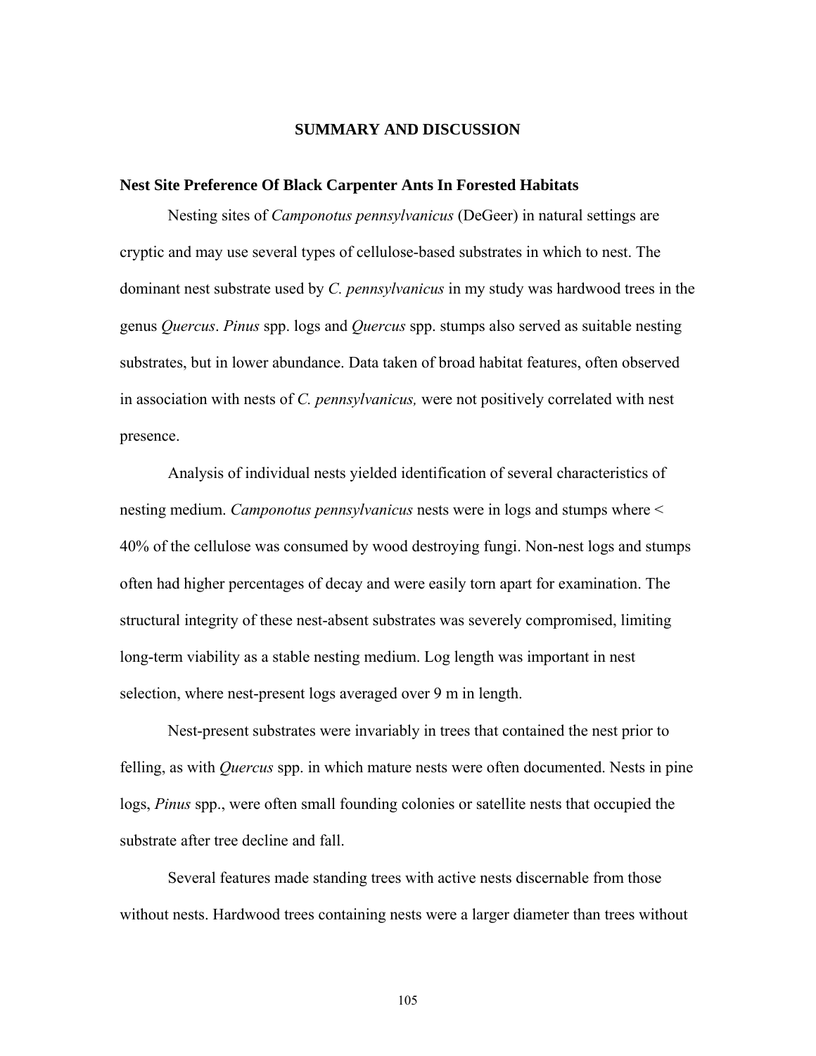# SUMMARY AND DISCUSSION

## Nest Site Preference Of Black Carpenter Ants In Forested Habitats

Nesting sites of *Camponotus pennsylvanicus* (DeGeer) in natural settings are cryptic and may use several types of cellulose-based substrates in which to nest. The dominant nest substrate used by *C. pennsylvanicus* in my study was hardwood trees in the genus *Quercus*. *Pinus* spp. logs and *Quercus* spp. stumps also served as suitable nesting substrates, but in lower abundance. Data taken of broad habitat features, often observed in association with nests of *C. pennsylvanicus,* were not positively correlated with nest presence.

Analysis of individual nests yielded identification of several characteristics of nesting medium. *Camponotus pennsylvanicus* nests were in logs and stumps where < 40% of the cellulose was consumed by wood destroying fungi. Non-nest logs and stumps often had higher percentages of decay and were easily torn apart for examination. The structural integrity of these nest-absent substrates was severely compromised, limiting long-term viability as a stable nesting medium. Log length was important in nest selection, where nest-present logs averaged over 9 m in length.

Nest-present substrates were invariably in trees that contained the nest prior to felling, as with *Quercus* spp. in which mature nests were often documented. Nests in pine logs, *Pinus* spp., were often small founding colonies or satellite nests that occupied the substrate after tree decline and fall.

Several features made standing trees with active nests discernable from those without nests. Hardwood trees containing nests were a larger diameter than trees without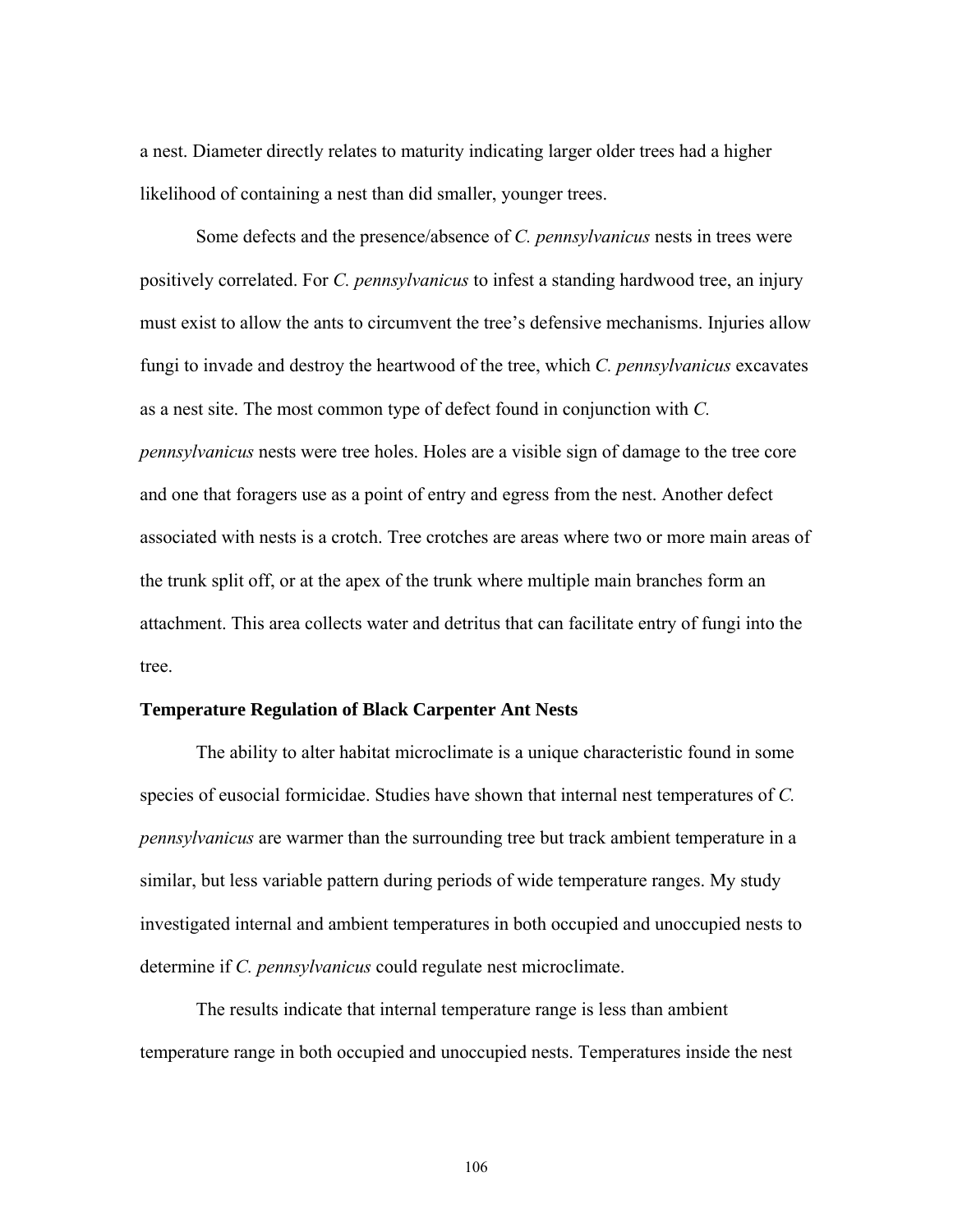a nest. Diameter directly relates to maturity indicating larger older trees had a higher likelihood of containing a nest than did smaller, younger trees.

Some defects and the presence/absence of *C. pennsylvanicus* nests in trees were positively correlated. For *C. pennsylvanicus* to infest a standing hardwood tree, an injury must exist to allow the ants to circumvent the tree's defensive mechanisms. Injuries allow fungi to invade and destroy the heartwood of the tree, which *C. pennsylvanicus* excavates as a nest site. The most common type of defect found in conjunction with *C. pennsylvanicus* nests were tree holes. Holes are a visible sign of damage to the tree core and one that foragers use as a point of entry and egress from the nest. Another defect associated with nests is a crotch. Tree crotches are areas where two or more main areas of the trunk split off, or at the apex of the trunk where multiple main branches form an attachment. This area collects water and detritus that can facilitate entry of fungi into the tree.

**Temperature Regulation of Black Carpenter Ant Nests**

The ability to alter habitat microclimate is a unique characteristic found in some species of eusocial formicidae. Studies have shown that internal nest temperatures of *C. pennsylvanicus* are warmer than the surrounding tree but track ambient temperature in a similar, but less variable pattern during periods of wide temperature ranges. My study investigated internal and ambient temperatures in both occupied and unoccupied nests to determine if *C. pennsylvanicus* could regulate nest microclimate.

The results indicate that internal temperature range is less than ambient temperature range in both occupied and unoccupied nests. Temperatures inside the nest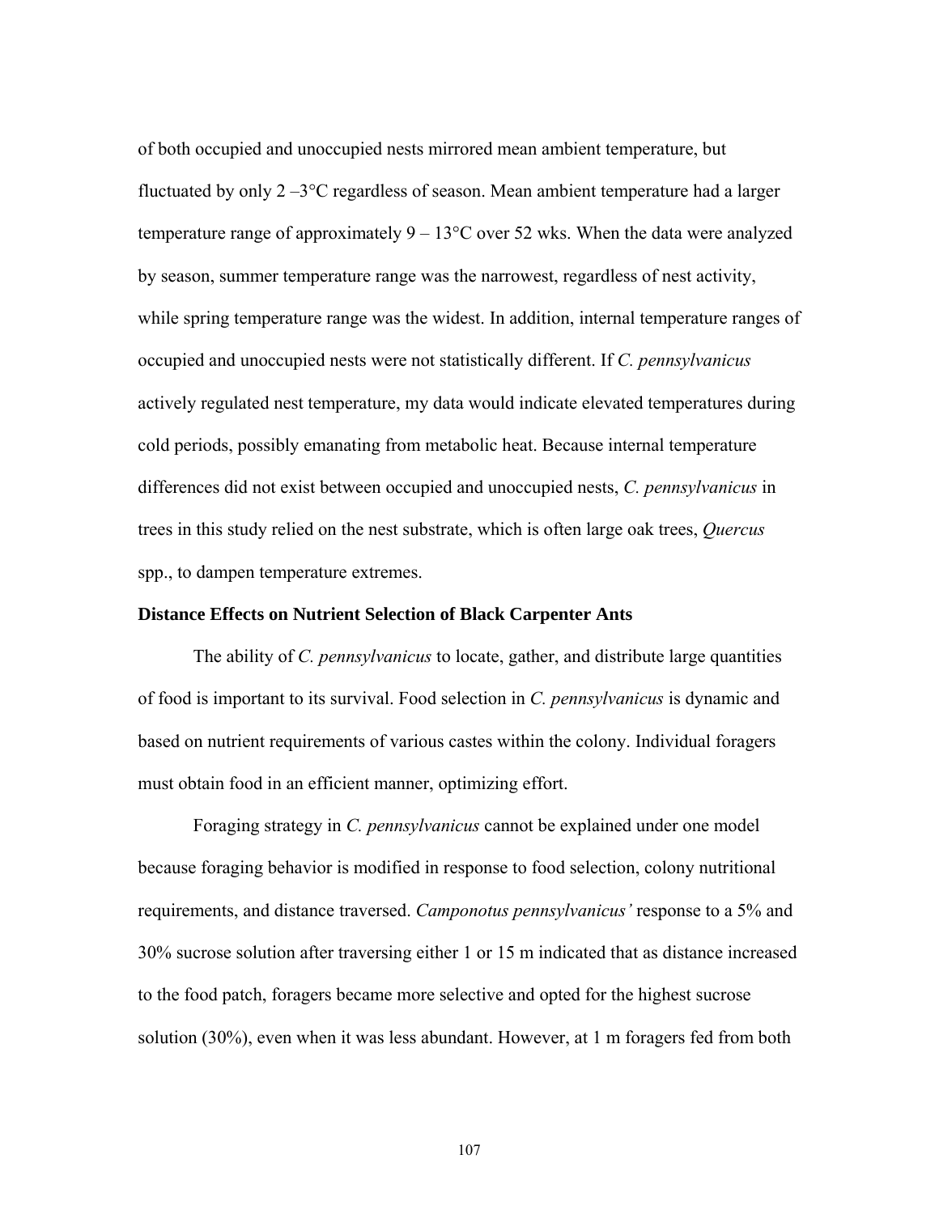of both occupied and unoccupied nests mirrored mean ambient temperature, but fluctuated by only 2 –3°C regardless of season. Mean ambient temperature had a larger temperature range of approximately 9 – 13°C over 52 wks. When the data were analyzed by season, summer temperature range was the narrowest, regardless of nest activity, while spring temperature range was the widest. In addition, internal temperature ranges of occupied and unoccupied nests were not statistically different. If *C. pennsylvanicus* actively regulated nest temperature, my data would indicate elevated temperatures during cold periods, possibly emanating from metabolic heat. Because internal temperature differences did not exist between occupied and unoccupied nests, *C. pennsylvanicus* in trees in this study relied on the nest substrate, which is often large oak trees, *Quercus* spp., to dampen temperature extremes.

**Distance Effects on Nutrient Selection of Black Carpenter Ants**

The ability of *C. pennsylvanicus* to locate, gather, and distribute large quantities of food is important to its survival. Food selection in *C. pennsylvanicus* is dynamic and based on nutrient requirements of various castes within the colony. Individual foragers must obtain food in an efficient manner, optimizing effort.

Foraging strategy in *C. pennsylvanicus* cannot be explained under one model because foraging behavior is modified in response to food selection, colony nutritional requirements, and distance traversed. *Camponotus pennsylvanicus'* response to a 5% and 30% sucrose solution after traversing either 1 or 15 m indicated that as distance increased to the food patch, foragers became more selective and opted for the highest sucrose solution (30%), even when it was less abundant. However, at 1 m foragers fed from both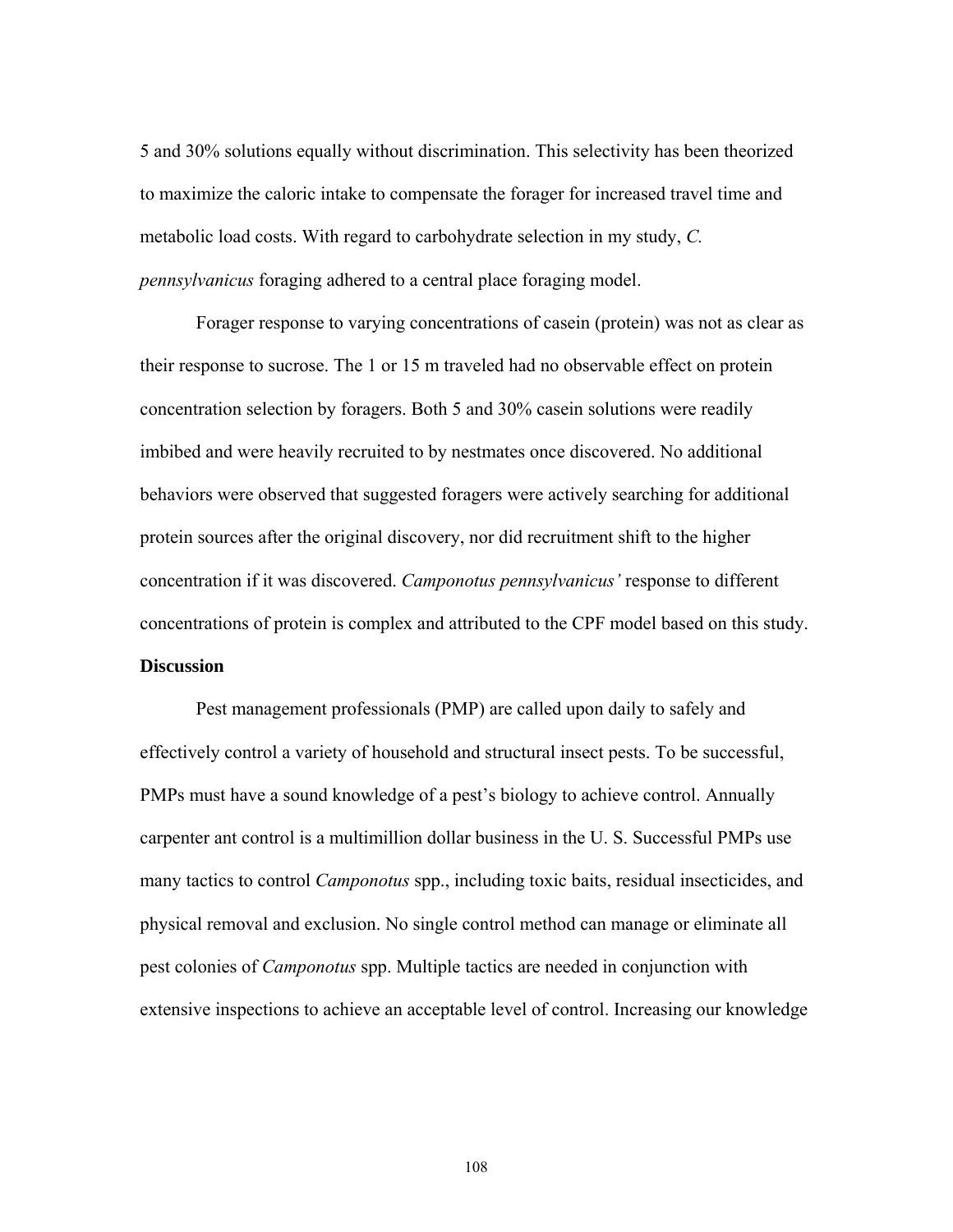5 and 30% solutions equally without discrimination. This selectivity has been theorized to maximize the caloric intake to compensate the forager for increased travel time and metabolic load costs. With regard to carbohydrate selection in my study, *C. pennsylvanicus* foraging adhered to a central place foraging model.

Forager response to varying concentrations of casein (protein) was not as clear as their response to sucrose. The 1 or 15 m traveled had no observable effect on protein concentration selection by foragers. Both 5 and 30% casein solutions were readily imbibed and were heavily recruited to by nestmates once discovered. No additional behaviors were observed that suggested foragers were actively searching for additional protein sources after the original discovery, nor did recruitment shift to the higher concentration if it was discovered. *Camponotus pennsylvanicus'* response to different concentrations of protein is complex and attributed to the CPF model based on this study.

**Discussion**

Pest management professionals (PMP) are called upon daily to safely and effectively control a variety of household and structural insect pests. To be successful, PMPs must have a sound knowledge of a pest's biology to achieve control. Annually carpenter ant control is a multimillion dollar business in the U. S. Successful PMPs use many tactics to control *Camponotus* spp., including toxic baits, residual insecticides, and physical removal and exclusion. No single control method can manage or eliminate all pest colonies of *Camponotus* spp. Multiple tactics are needed in conjunction with extensive inspections to achieve an acceptable level of control. Increasing our knowledge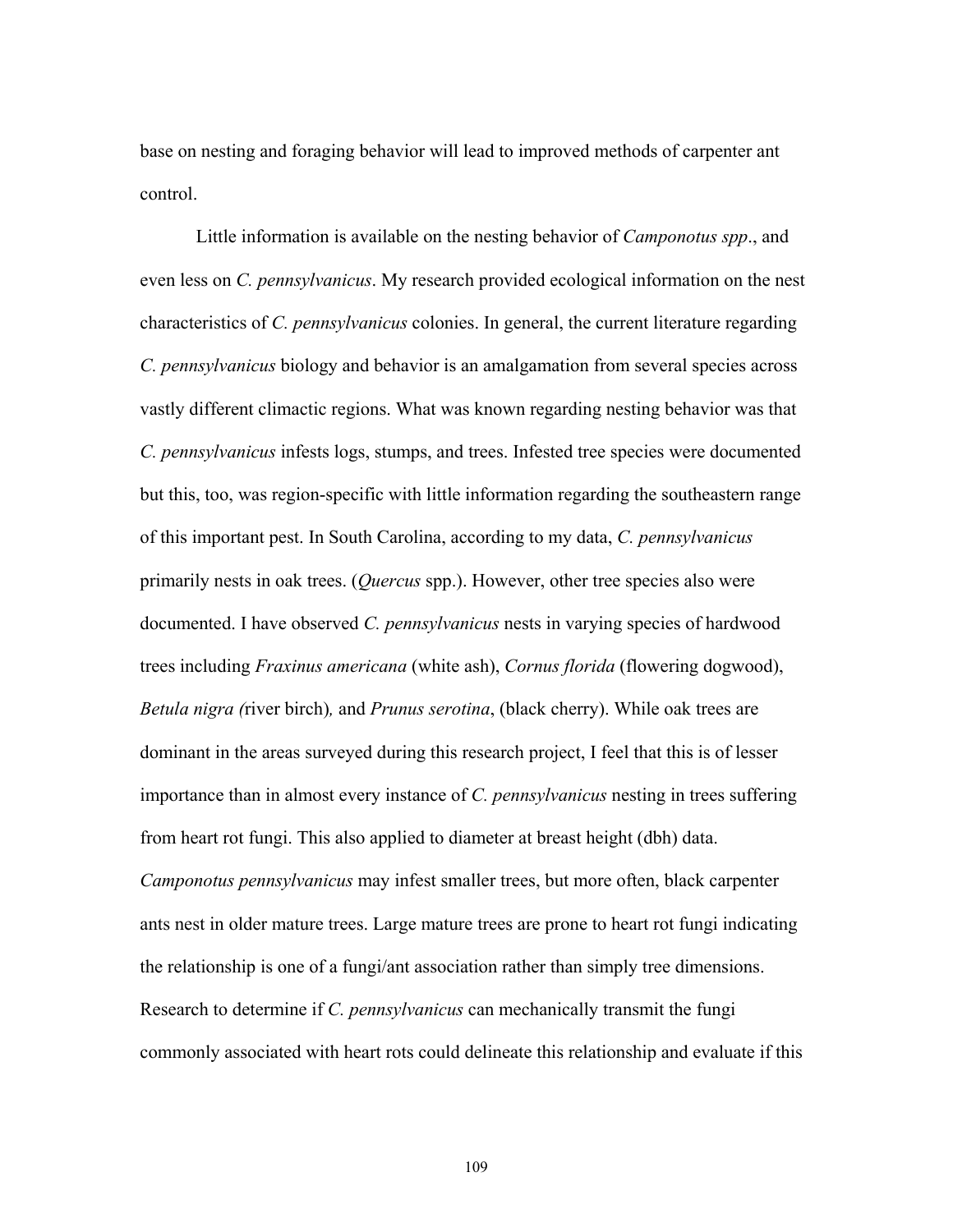base on nesting and foraging behavior will lead to improved methods of carpenter ant control.

Little information is available on the nesting behavior of *Camponotus spp*., and even less on *C. pennsylvanicus*. My research provided ecological information on the nest characteristics of *C. pennsylvanicus* colonies. In general, the current literature regarding *C. pennsylvanicus* biology and behavior is an amalgamation from several species across vastly different climactic regions. What was known regarding nesting behavior was that *C. pennsylvanicus* infests logs, stumps, and trees. Infested tree species were documented but this, too, was region-specific with little information regarding the southeastern range of this important pest. In South Carolina, according to my data, *C. pennsylvanicus* primarily nests in oak trees. (*Quercus* spp.). However, other tree species also were documented. I have observed *C. pennsylvanicus* nests in varying species of hardwood trees including *Fraxinus americana* (white ash), *Cornus florida* (flowering dogwood), *Betula nigra (*river birch*),* and *Prunus serotina*, (black cherry). While oak trees are dominant in the areas surveyed during this research project, I feel that this is of lesser importance than in almost every instance of *C. pennsylvanicus* nesting in trees suffering from heart rot fungi. This also applied to diameter at breast height (dbh) data. *Camponotus pennsylvanicus* may infest smaller trees, but more often, black carpenter ants nest in older mature trees. Large mature trees are prone to heart rot fungi indicating the relationship is one of a fungi/ant association rather than simply tree dimensions. Research to determine if *C. pennsylvanicus* can mechanically transmit the fungi commonly associated with heart rots could delineate this relationship and evaluate if this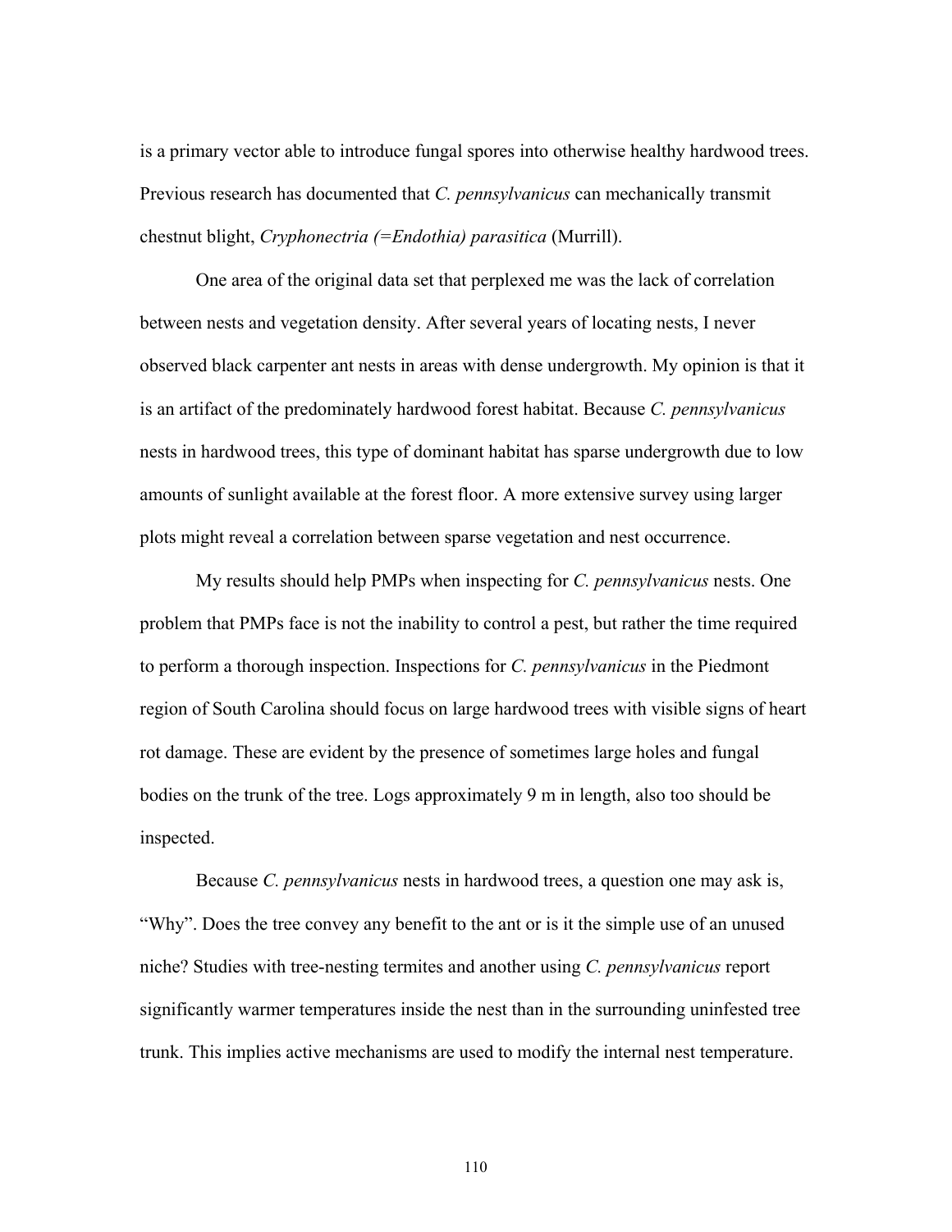is a primary vector able to introduce fungal spores into otherwise healthy hardwood trees. Previous research has documented that *C. pennsylvanicus* can mechanically transmit chestnut blight, *Cryphonectria (=Endothia) parasitica* (Murrill).

One area of the original data set that perplexed me was the lack of correlation between nests and vegetation density. After several years of locating nests, I never observed black carpenter ant nests in areas with dense undergrowth. My opinion is that it is an artifact of the predominately hardwood forest habitat. Because *C. pennsylvanicus* nests in hardwood trees, this type of dominant habitat has sparse undergrowth due to low amounts of sunlight available at the forest floor. A more extensive survey using larger plots might reveal a correlation between sparse vegetation and nest occurrence.

My results should help PMPs when inspecting for *C. pennsylvanicus* nests. One problem that PMPs face is not the inability to control a pest, but rather the time required to perform a thorough inspection. Inspections for *C. pennsylvanicus* in the Piedmont region of South Carolina should focus on large hardwood trees with visible signs of heart rot damage. These are evident by the presence of sometimes large holes and fungal bodies on the trunk of the tree. Logs approximately 9 m in length, also too should be inspected.

Because *C. pennsylvanicus* nests in hardwood trees, a question one may ask is, "Why". Does the tree convey any benefit to the ant or is it the simple use of an unused niche? Studies with tree-nesting termites and another using *C. pennsylvanicus* report significantly warmer temperatures inside the nest than in the surrounding uninfested tree trunk. This implies active mechanisms are used to modify the internal nest temperature.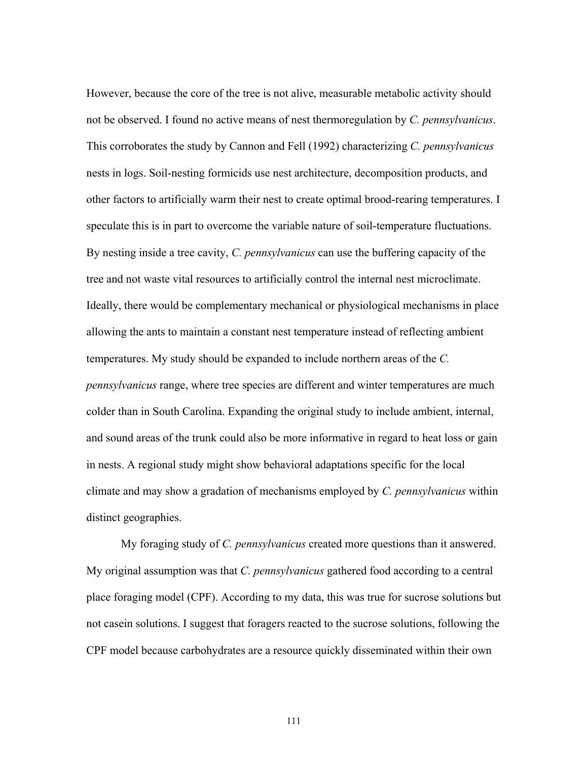However, because the core of the tree is not alive, measurable metabolic activity should not be observed. I found no active means of nest thermoregulation by *C. pennsylvanicus*. This corroborates the study by Cannon and Fell (1992) characterizing *C. pennsylvanicus* nests in logs. Soil-nesting formicids use nest architecture, decomposition products, and other factors to artificially warm their nest to create optimal brood-rearing temperatures. I speculate this is in part to overcome the variable nature of soil-temperature fluctuations. By nesting inside a tree cavity, *C. pennsylvanicus* can use the buffering capacity of the tree and not waste vital resources to artificially control the internal nest microclimate. Ideally, there would be complementary mechanical or physiological mechanisms in place allowing the ants to maintain a constant nest temperature instead of reflecting ambient temperatures. My study should be expanded to include northern areas of the *C. pennsylvanicus* range, where tree species are different and winter temperatures are much colder than in South Carolina. Expanding the original study to include ambient, internal, and sound areas of the trunk could also be more informative in regard to heat loss or gain in nests. A regional study might show behavioral adaptations specific for the local climate and may show a gradation of mechanisms employed by *C. pennsylvanicus* within distinct geographies.

My foraging study of *C. pennsylvanicus* created more questions than it answered. My original assumption was that *C. pennsylvanicus* gathered food according to a central place foraging model (CPF). According to my data, this was true for sucrose solutions but not casein solutions. I suggest that foragers reacted to the sucrose solutions, following the CPF model because carbohydrates are a resource quickly disseminated within their own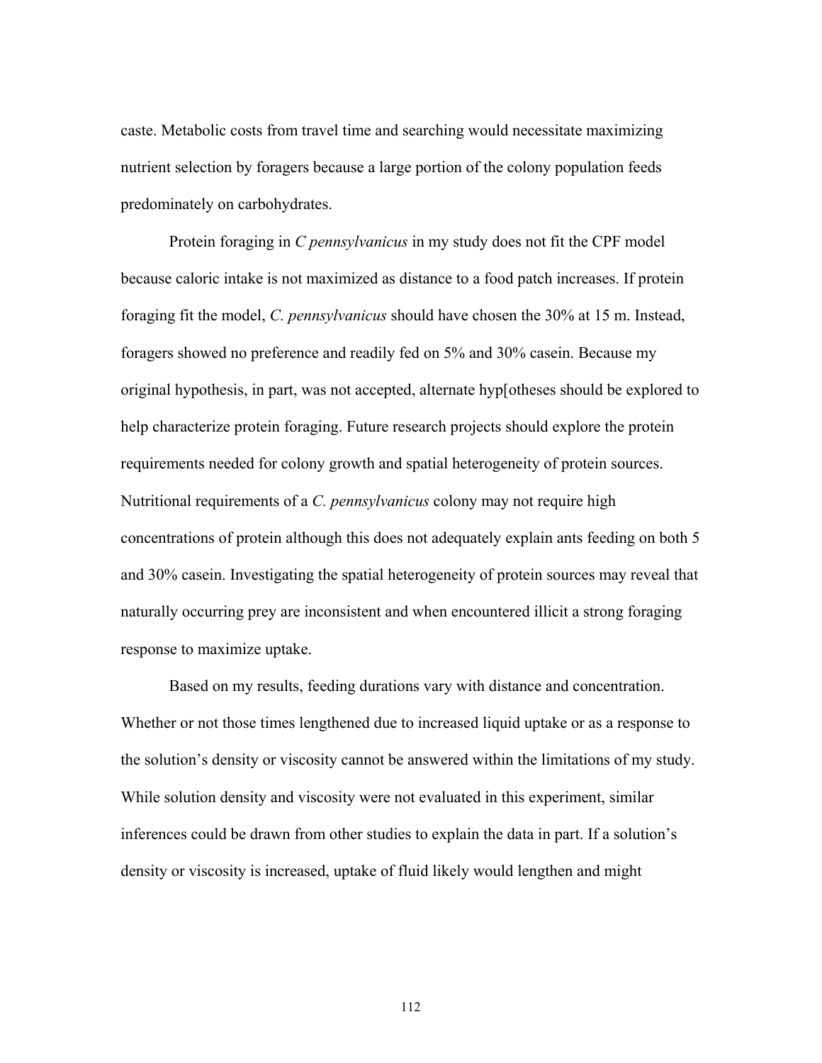caste. Metabolic costs from travel time and searching would necessitate maximizing nutrient selection by foragers because a large portion of the colony population feeds predominately on carbohydrates.

Protein foraging in *C pennsylvanicus* in my study does not fit the CPF model because caloric intake is not maximized as distance to a food patch increases. If protein foraging fit the model, *C. pennsylvanicus* should have chosen the 30% at 15 m. Instead, foragers showed no preference and readily fed on 5% and 30% casein. Because my original hypothesis, in part, was not accepted, alternate hyp[otheses should be explored to help characterize protein foraging. Future research projects should explore the protein requirements needed for colony growth and spatial heterogeneity of protein sources. Nutritional requirements of a *C. pennsylvanicus* colony may not require high concentrations of protein although this does not adequately explain ants feeding on both 5 and 30% casein. Investigating the spatial heterogeneity of protein sources may reveal that naturally occurring prey are inconsistent and when encountered illicit a strong foraging response to maximize uptake.

Based on my results, feeding durations vary with distance and concentration. Whether or not those times lengthened due to increased liquid uptake or as a response to the solution's density or viscosity cannot be answered within the limitations of my study. While solution density and viscosity were not evaluated in this experiment, similar inferences could be drawn from other studies to explain the data in part. If a solution's density or viscosity is increased, uptake of fluid likely would lengthen and might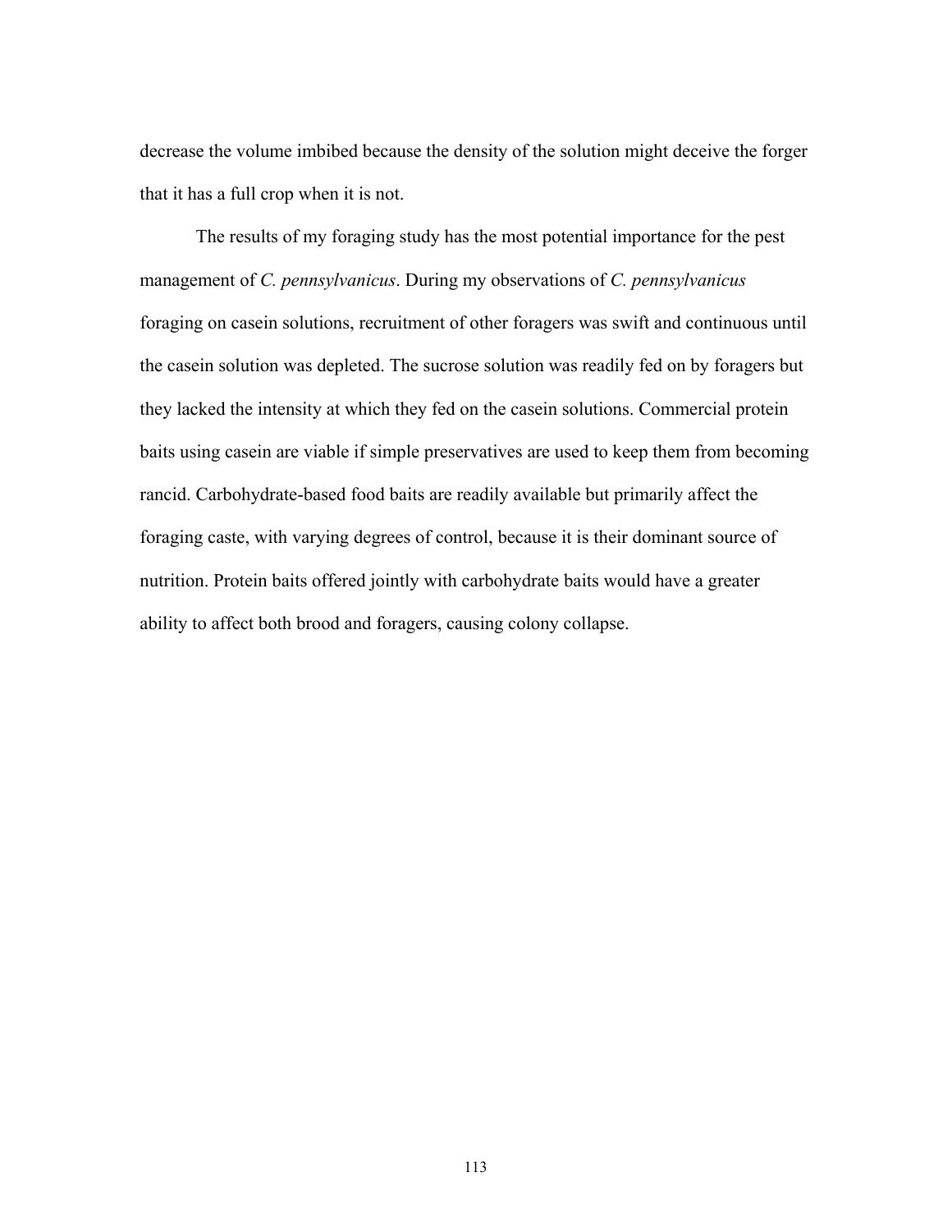decrease the volume imbibed because the density of the solution might deceive the forger that it has a full crop when it is not.

The results of my foraging study has the most potential importance for the pest management of *C. pennsylvanicus*. During my observations of *C. pennsylvanicus* foraging on casein solutions, recruitment of other foragers was swift and continuous until the casein solution was depleted. The sucrose solution was readily fed on by foragers but they lacked the intensity at which they fed on the casein solutions. Commercial protein baits using casein are viable if simple preservatives are used to keep them from becoming rancid. Carbohydrate-based food baits are readily available but primarily affect the foraging caste, with varying degrees of control, because it is their dominant source of nutrition. Protein baits offered jointly with carbohydrate baits would have a greater ability to affect both brood and foragers, causing colony collapse.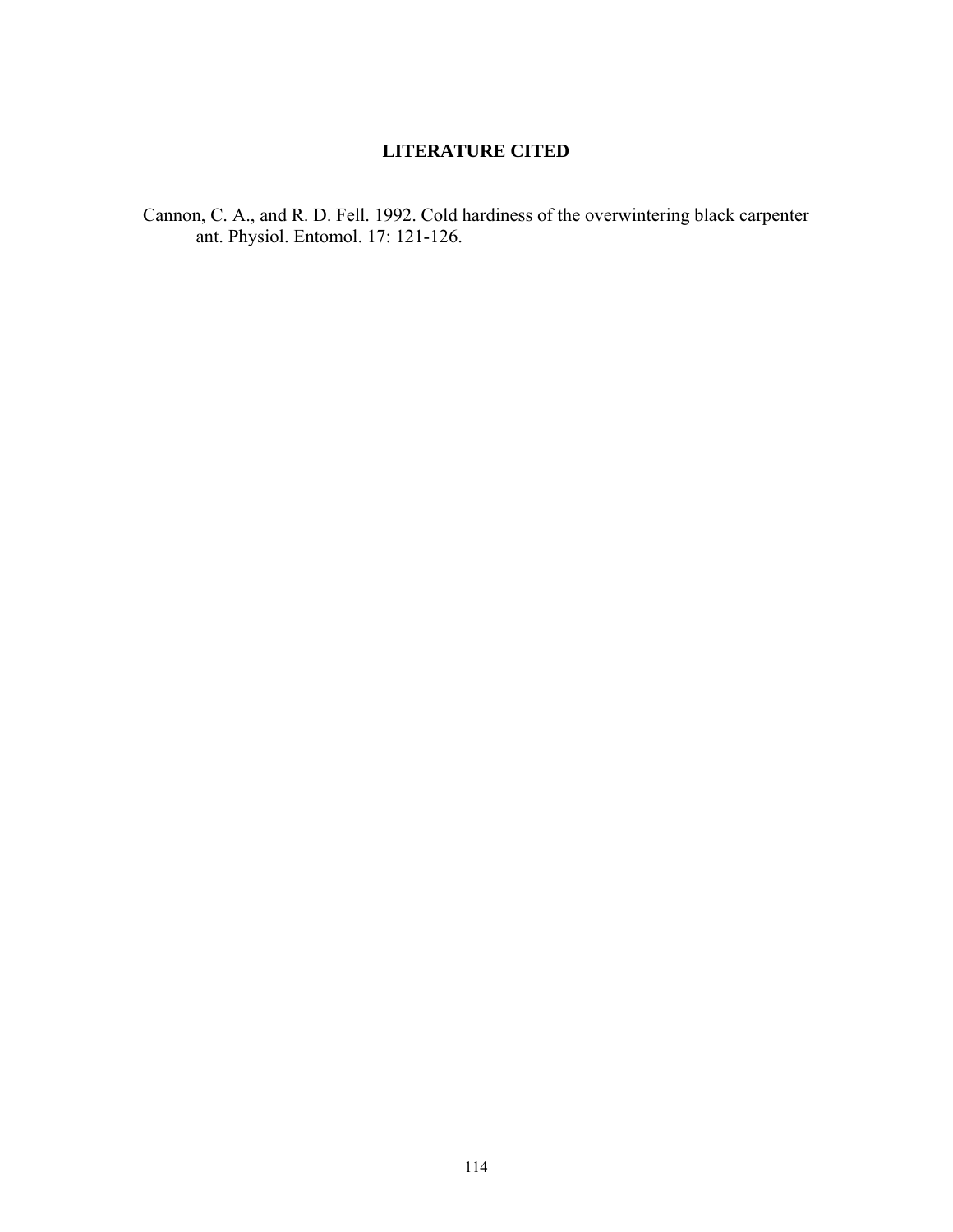## LITERATURE CITED

Cannon, C. A., and R. D. Fell. 1992. Cold hardiness of the overwintering black carpenter ant. Physiol. Entomol. 17: 121-126.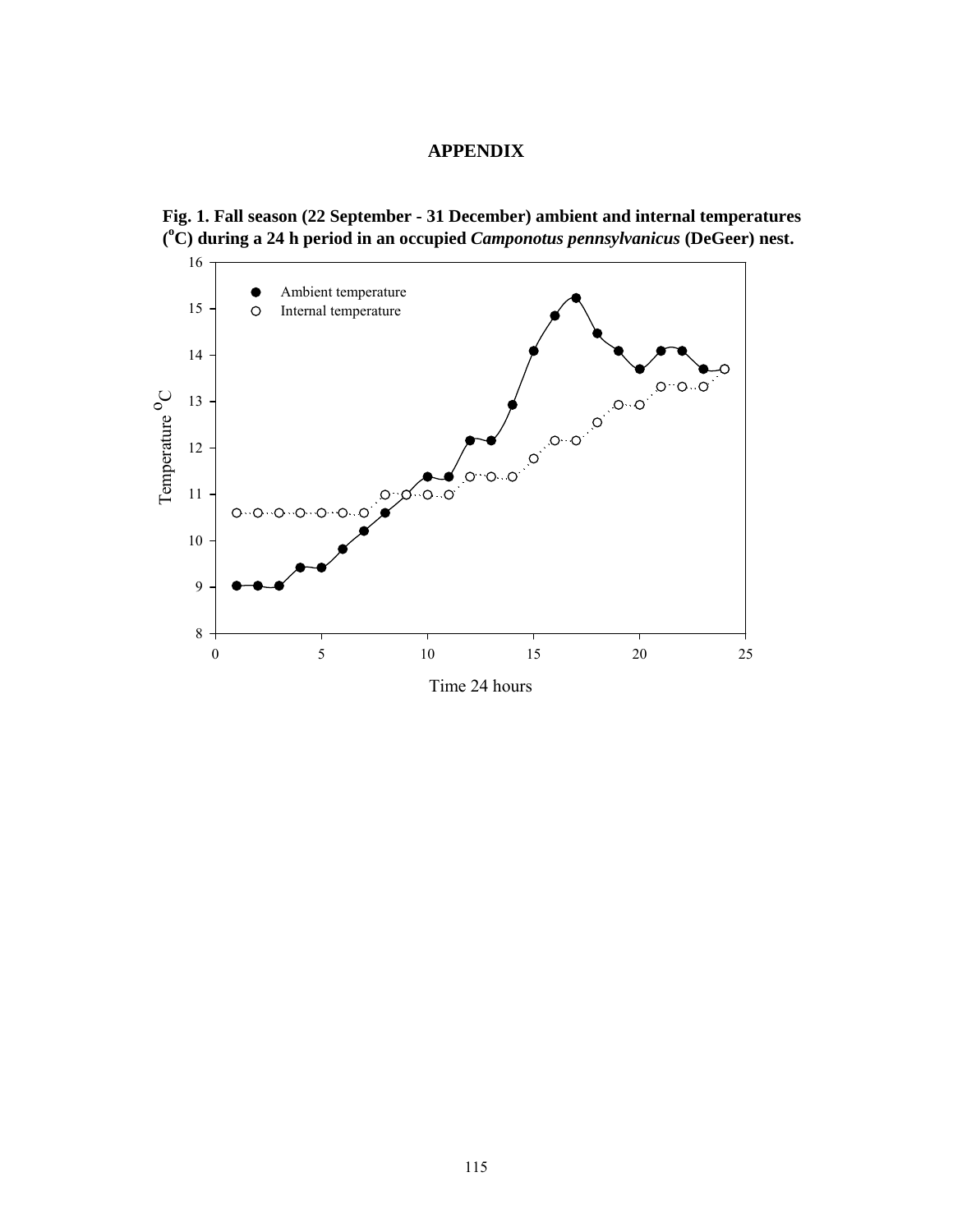# APPENDIX

**Fig. 1. Fall season (22 September - 31 December) ambient and internal temperatures (°C) during a 24 h period in an occupied *Camponotus pennsylvanicus* (DeGeer) nest.**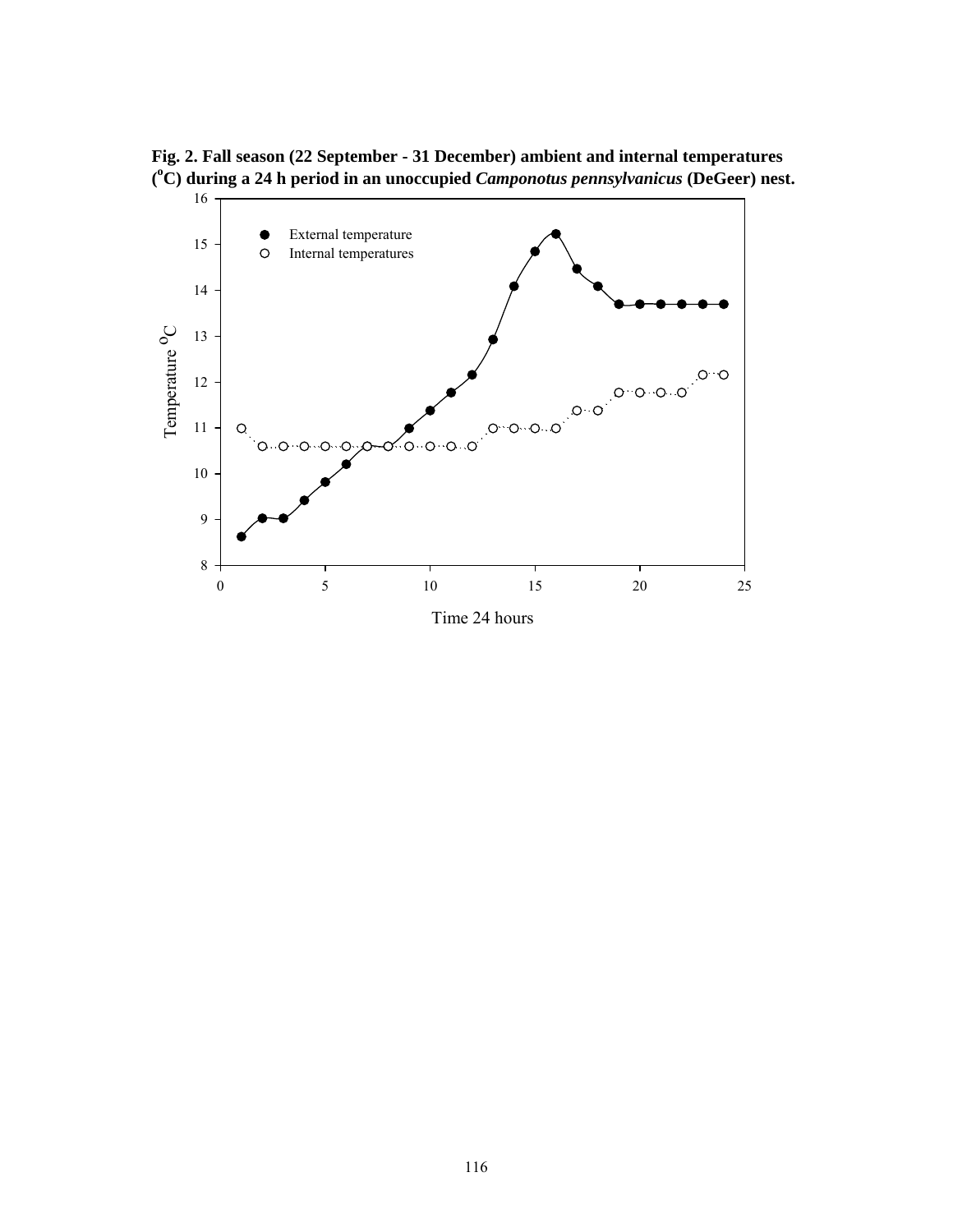**Fig. 2. Fall season (22 September - 31 December) ambient and internal temperatures ($^{o}$C) during a 24 h period in an unoccupied *Camponotus pennsylvanicus* (DeGeer) nest.**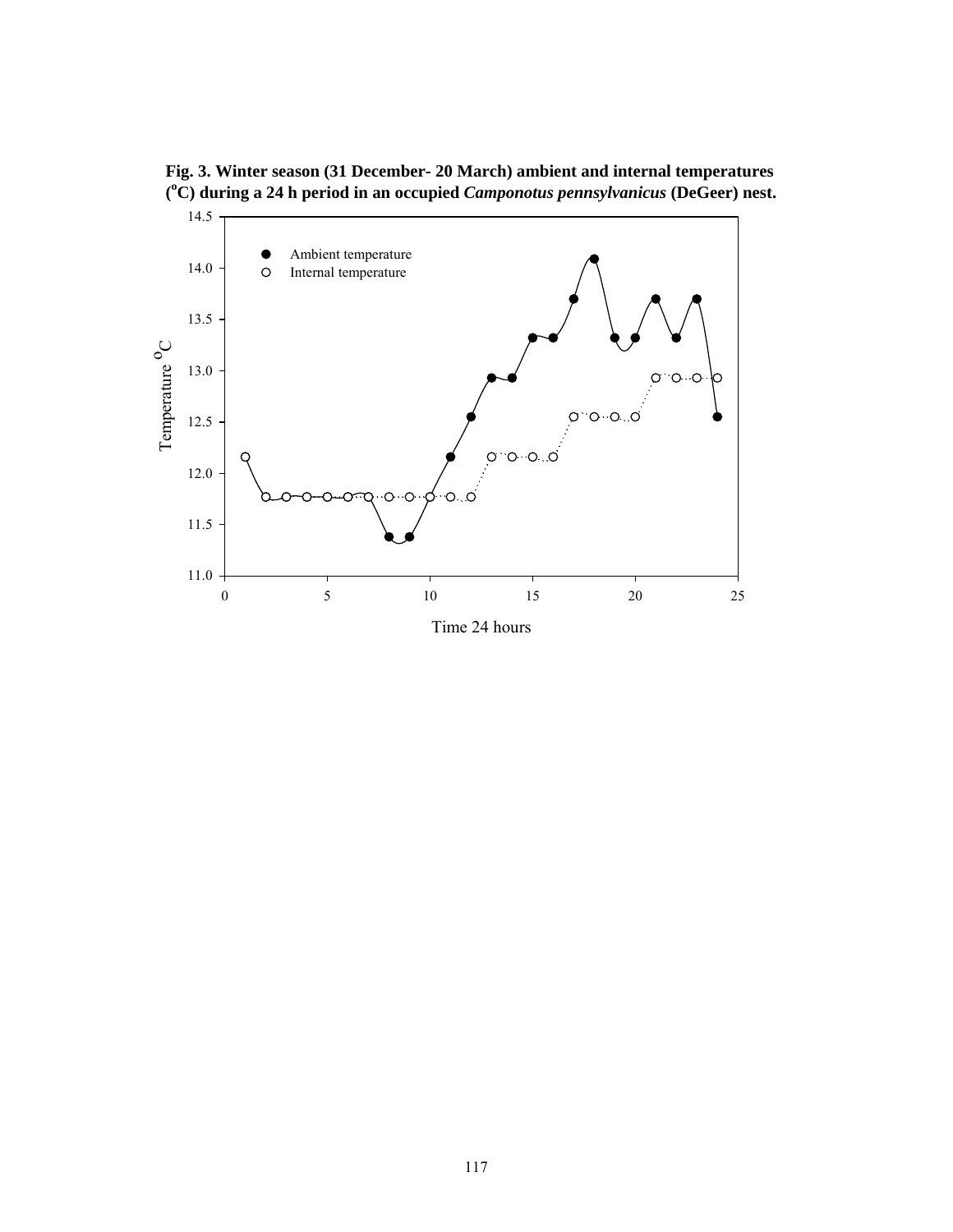**Fig. 3. Winter season (31 December- 20 March) ambient and internal temperatures (°C) during a 24 h period in an occupied *Camponotus pennsylvanicus* (DeGeer) nest.**

14.5

14.0

13.5

13.0

12.5

12.0

11.5

11.0

Temperature °C

0 5 10 15 20 25

Time 24 hours

● Ambient temperature
○ Internal temperature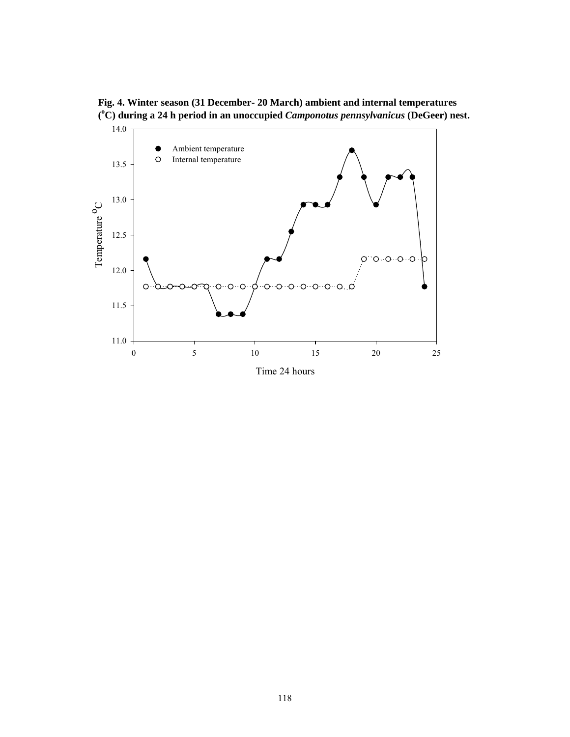**Fig. 4. Winter season (31 December- 20 March) ambient and internal temperatures ($^{o}$C) during a 24 h period in an unoccupied *Camponotus pennsylvanicus* (DeGeer) nest.**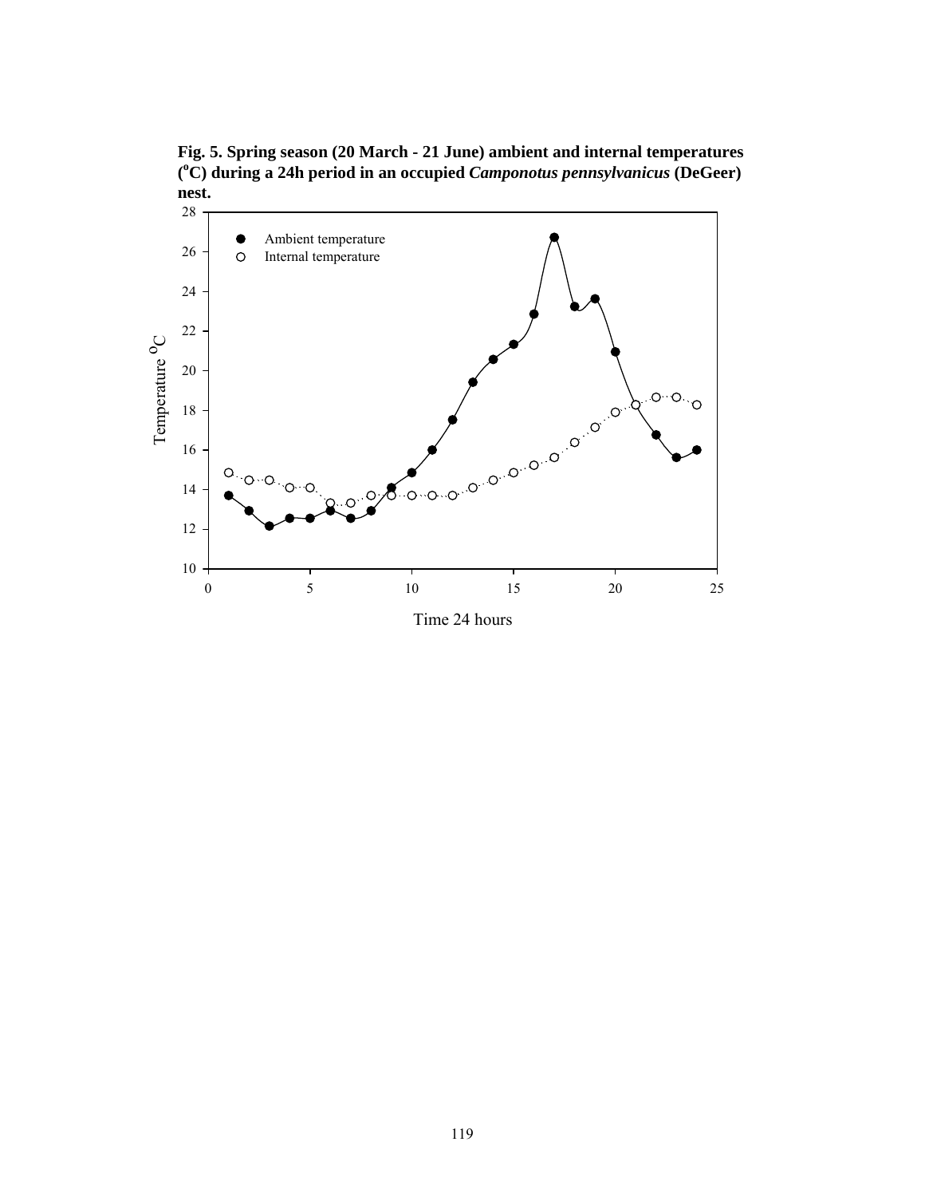**Fig. 5. Spring season (20 March - 21 June) ambient and internal temperatures ($^{o}$C) during a 24h period in an occupied *Camponotus pennsylvanicus* (DeGeer) nest.**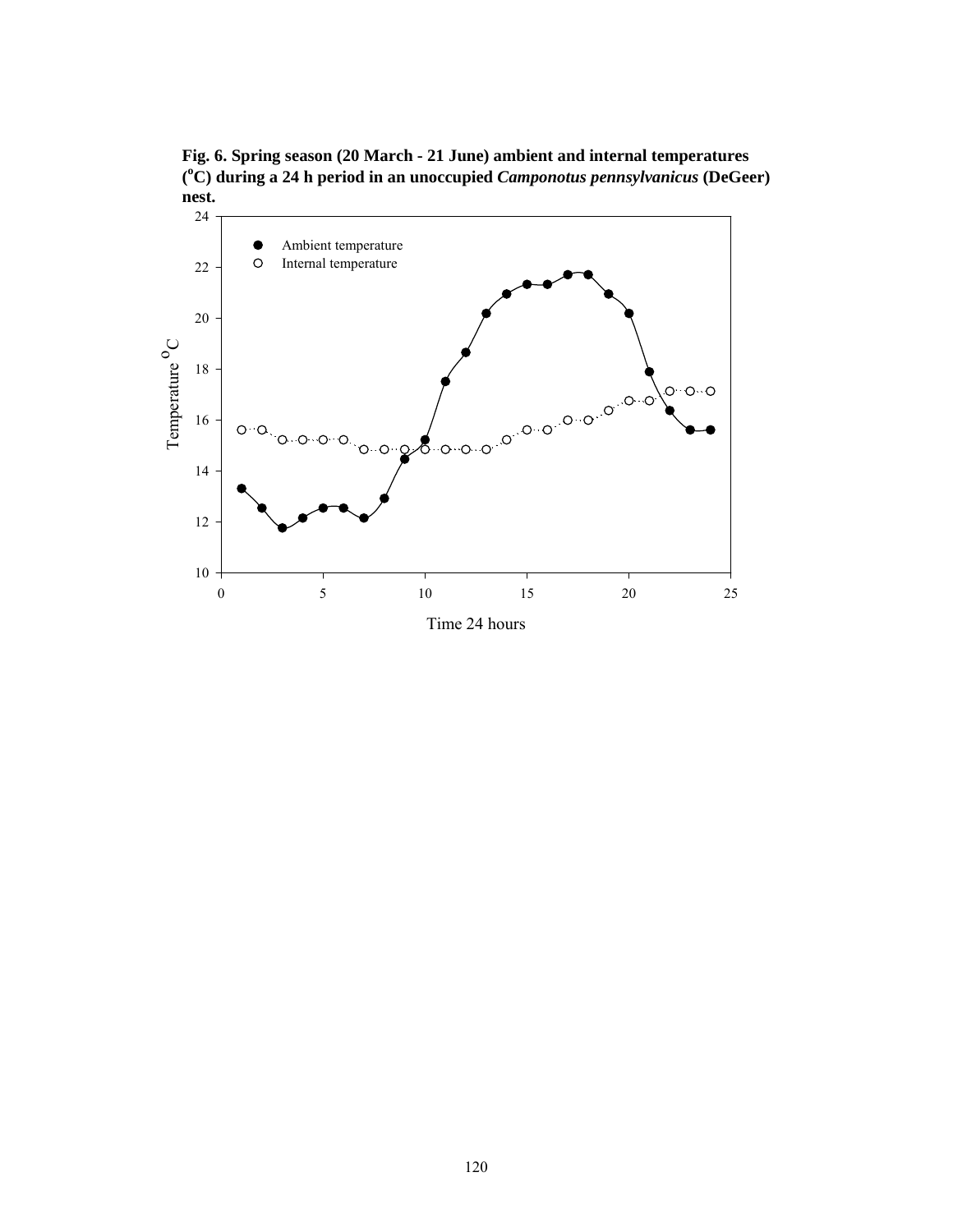**Fig. 6. Spring season (20 March - 21 June) ambient and internal temperatures ($^{o}$C) during a 24 h period in an unoccupied *Camponotus pennsylvanicus* (DeGeer) nest.**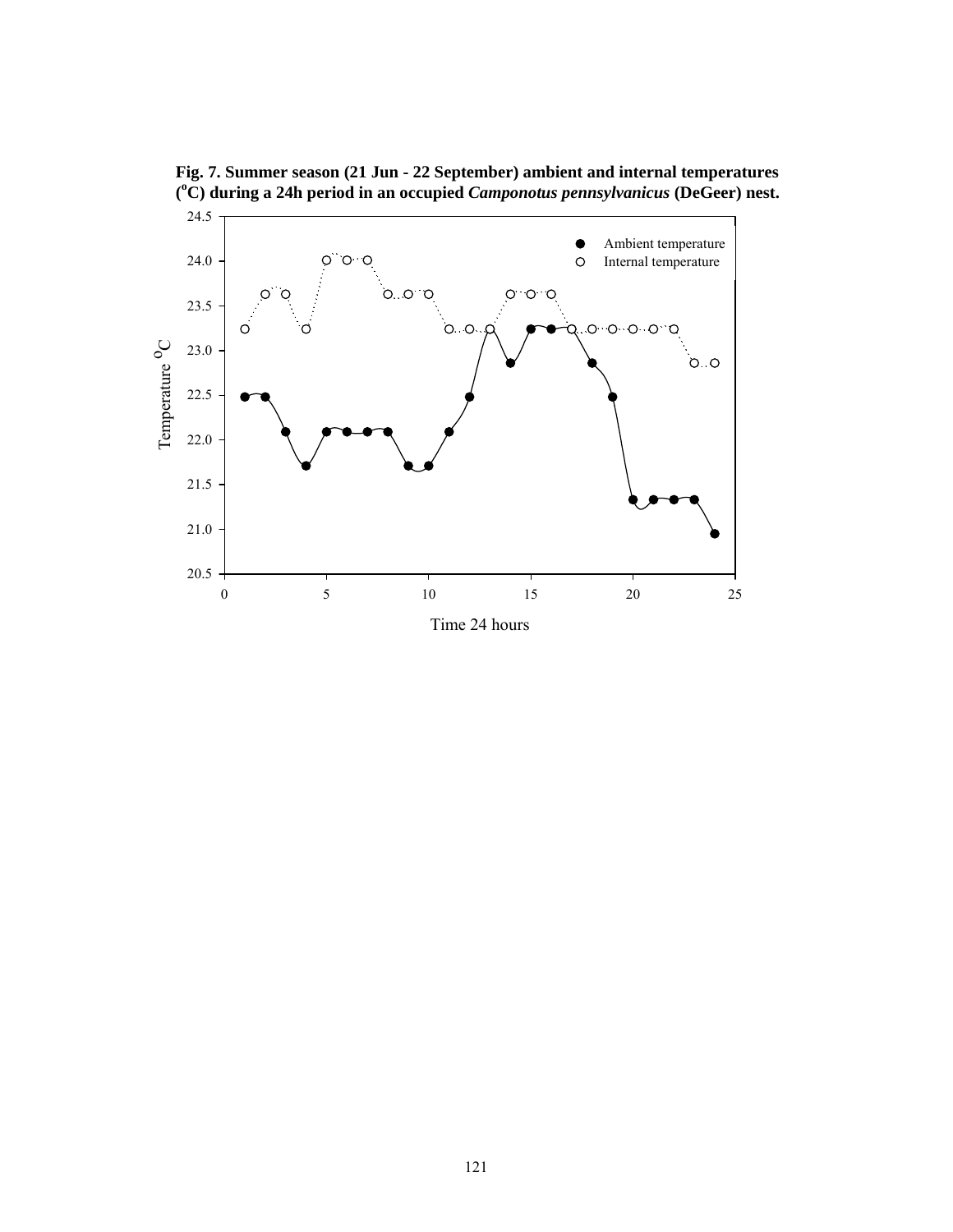**Fig. 7. Summer season (21 Jun - 22 September) ambient and internal temperatures ($^{o}$C) during a 24h period in an occupied *Camponotus pennsylvanicus* (DeGeer) nest.**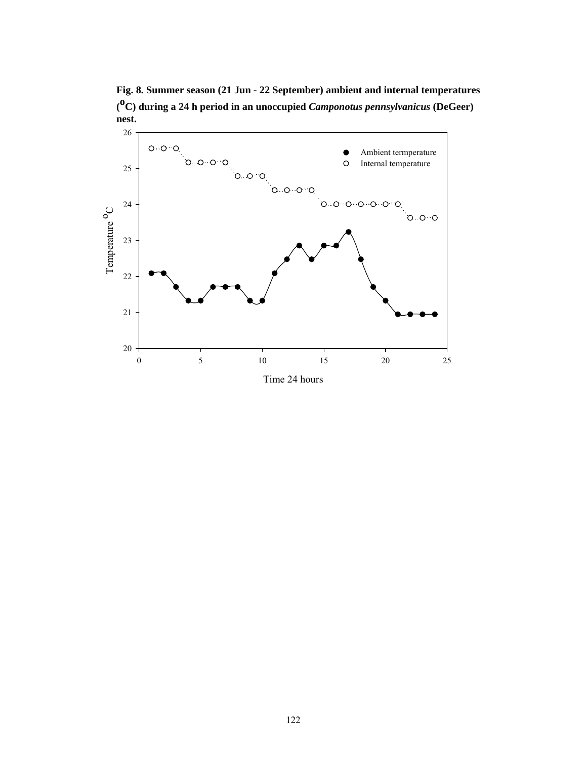**Fig. 8. Summer season (21 Jun - 22 September) ambient and internal temperatures ($^{o}$C) during a 24 h period in an unoccupied *Camponotus pennsylvanicus* (DeGeer) nest.**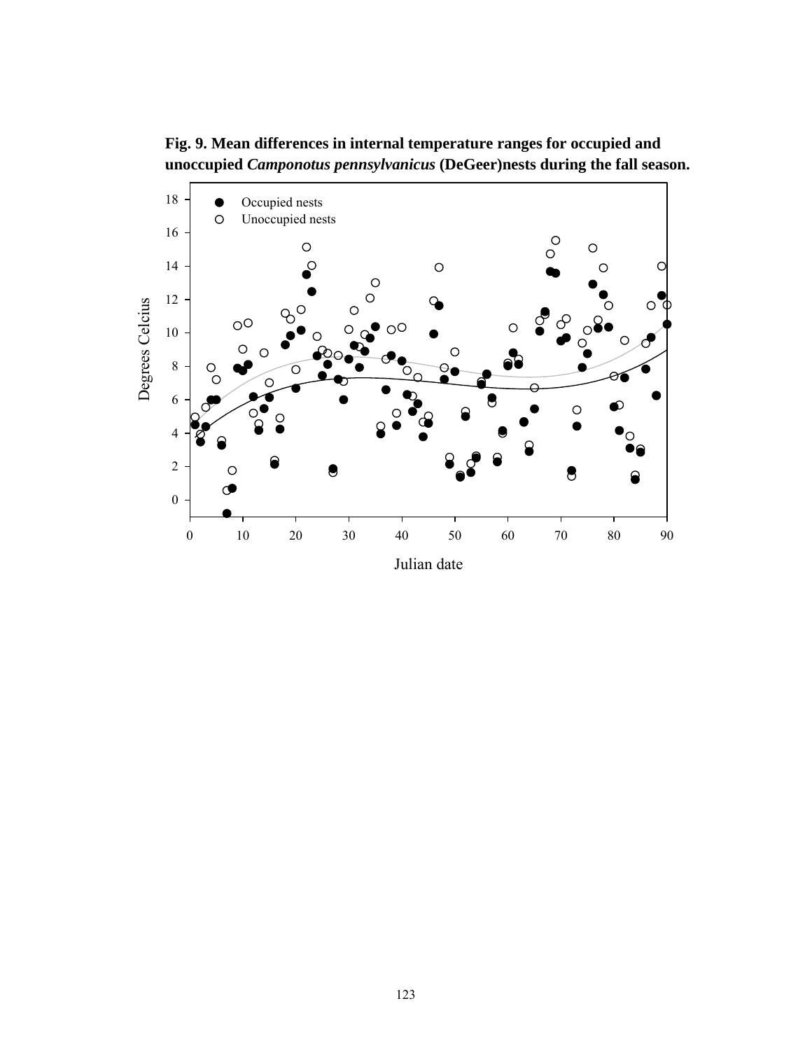**Fig. 9. Mean differences in internal temperature ranges for occupied and unoccupied *Camponotus pennsylvanicus* (DeGeer)nests during the fall season.**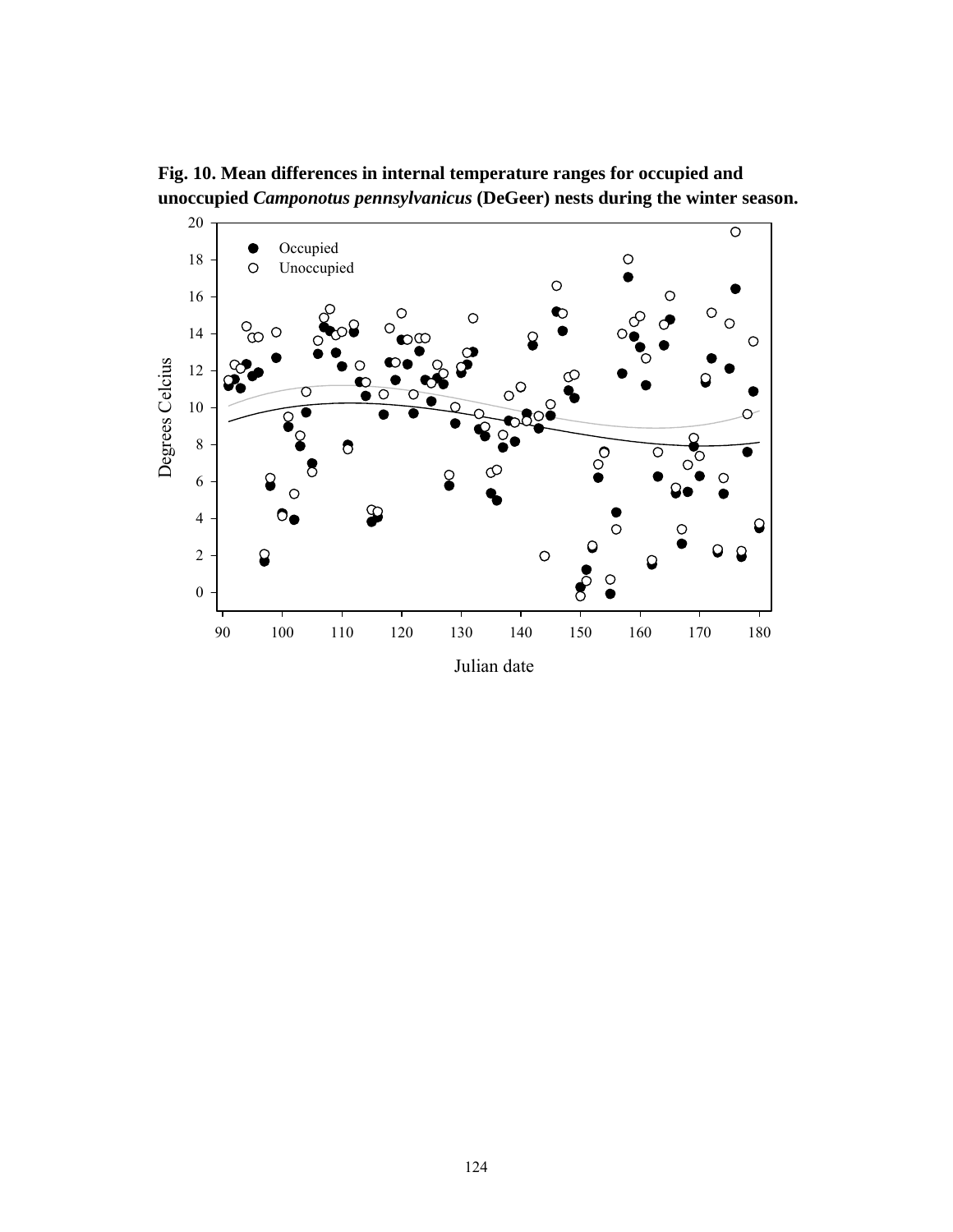**Fig. 10. Mean differences in internal temperature ranges for occupied and unoccupied *Camponotus pennsylvanicus* (DeGeer) nests during the winter season.**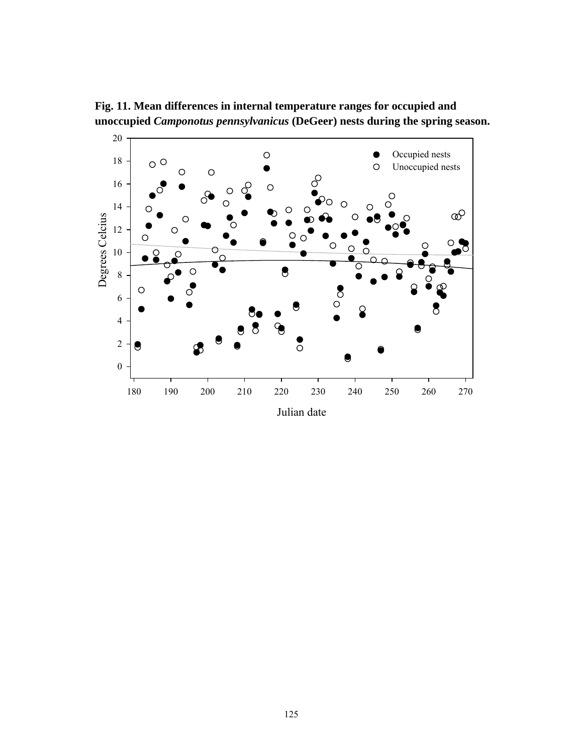**Fig. 11. Mean differences in internal temperature ranges for occupied and unoccupied *Camponotus pennsylvanicus* (DeGeer) nests during the spring season.**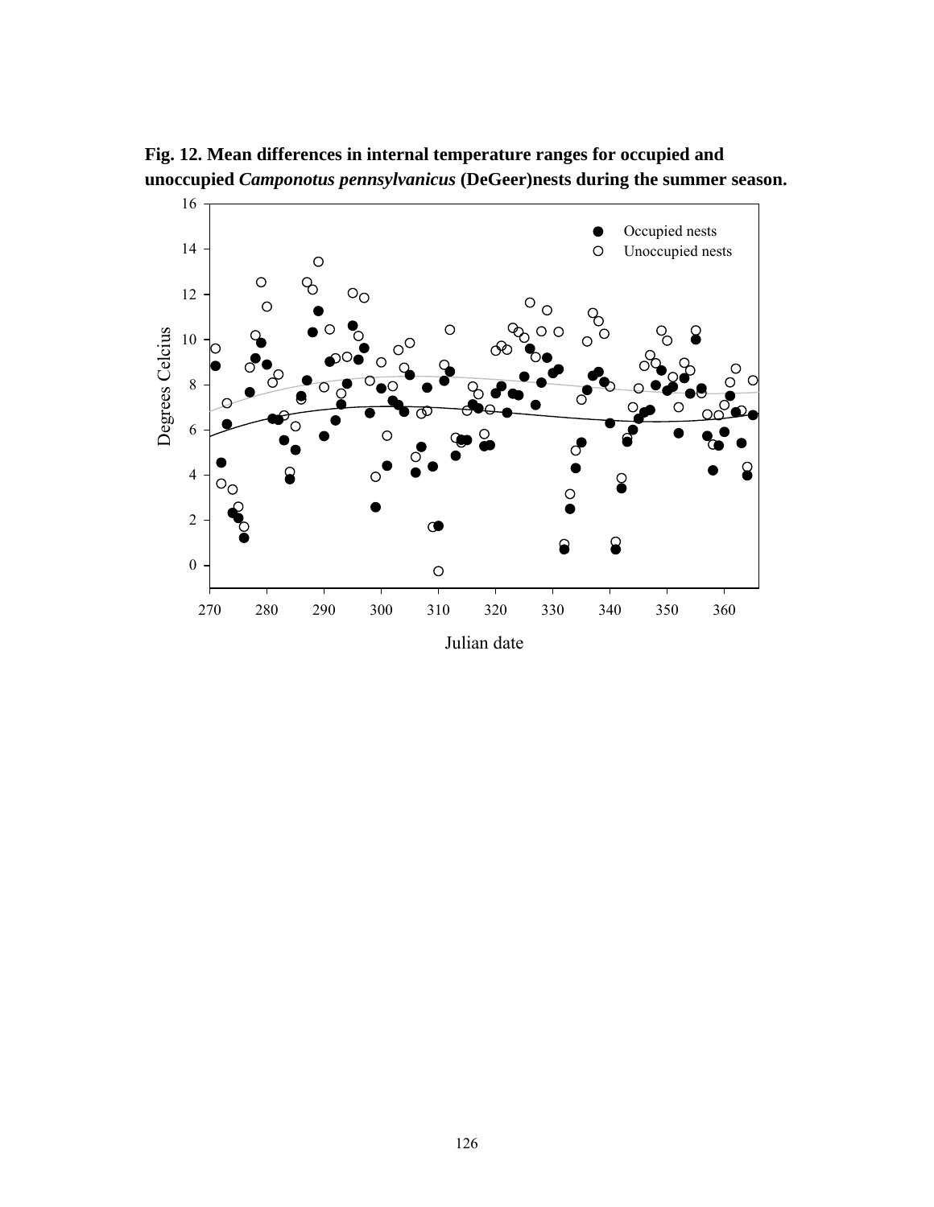**Fig. 12. Mean differences in internal temperature ranges for occupied and unoccupied *Camponotus pennsylvanicus* (DeGeer)nests during the summer season.**

Occupied nests
Unoccupied nests

Degrees Celcius

16
14
12
10
8
6
4
2
0

270 280 290 300 310 320 330 340 350 360

Julian date